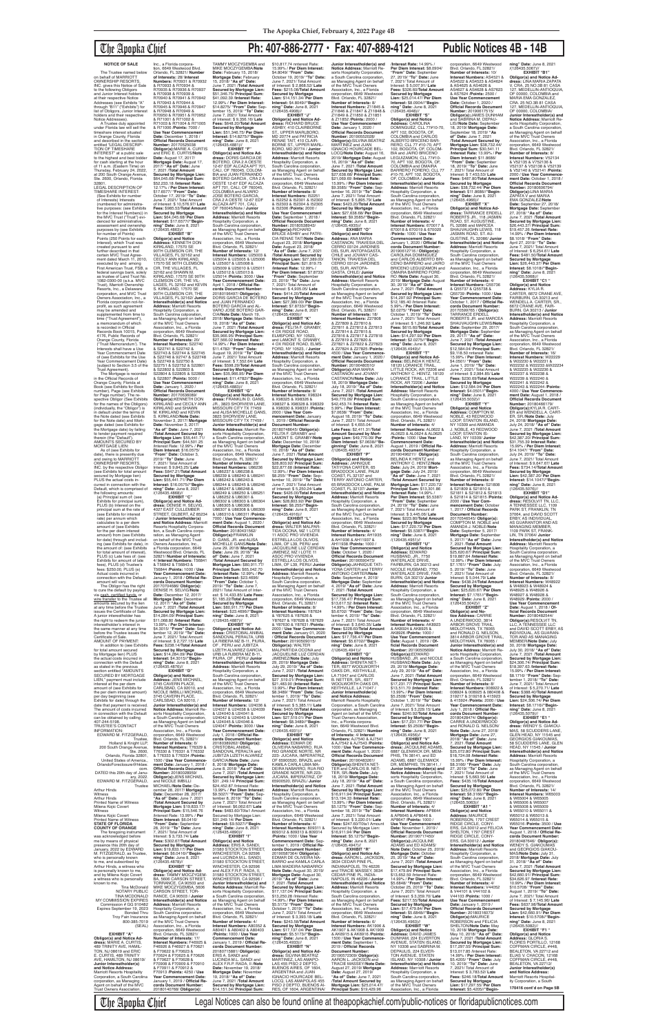**NOTICE OF SALE**

The Trustee named below on behalf of MARRIOTT OWNERSHIP RESORTS, INC. gives this Notice of Sale to the following Obligors and Junior Interest holders at their respective Notice Addresses (see Exhibits "A" through "EE1" ("Exhibits") for list of Obligors, Junior Interest holders and their respective Notice Addresses).

A Trustee duly appointed under Florida law will sell the timeshare interest situated in Orange County, Florida and described in the section entitled "LEGAL DESCRIPTION OF TIMESHARE INTEREST" at a public sale to the highest and best bidder for cash starting at the hour of 11 a.m. (Eastern Time) on Thursday, February 24, 2022, at 200 South Orange Avenue, Ste. 2600, Orlando, Florida 32801.

LEGAL DESCRIPTION OF TIMESHARE INTEREST: (See Exhibits for number of Interests) Interests (numbered for administrative purposes: (see Exhibits for the Interest Numbers)) in the MVC Trust ("Trust") evidenced for administrative, assessment and ownership purposes by (see Exhibits for number of Points) Points (250 Points for each Interest), which Trust was created pursuant to and further described in that certain MVC Trust Agreement dated March 11, 2010, executed by and among First American Trust, FSB, a federal savings bank, solely as trustee of Land Trust No. 1082-0300-00 (a.k.a. MVC Trust), Marriott Ownership Resorts, Inc., a Delaware corporation, and MVC Trust Owners Association, Inc., a Florida corporation not-for-profit, as such agreement may be amended and supplemented from time to time ("Trust Agreement"), a memorandum of which is recorded in Official Records Book 10015, Page 4176, Public Records of Orange County, Florida ("Trust Memorandum"). The Interests shall have a Use Year Commencement Date of (see Exhibits for the Use Year Commencement Date) (subject to Section 3.5 of the Trust Agreement).

The Mortgage is recorded in the Official Records of Orange County, Florida at Book (see Exhibits for Book number), Page (see Exhibits for Page number). The respective Obligor (See Exhibits for the names of the Obligors) (individually, the "Obligor") is in default under the terms of the Note dated (see Exhibits for the Note date) and Mortgage dated (see Exhibits for the Mortgage date) by failing to tender payment required therein (the "Default").

AMOUNT SECURED BY MORTGAGE LIEN:

As of (see Exhibits for date), there is presently due and owing to MARRIOTT OWNERSHIP RESORTS, INC. by the respective Obligor (see Exhibits for total amount secured by Mortgage lien) PLUS the actual costs incurred in connection with the Default, which is comprised of the following amounts:

(a) Principal sum of: (see Exhibits for principal sum), PLUS (b) Interest on the principal sum at the rate of (see Exhibits for interest rate) per annum which calculates to a per diem amount of (see Exhibits for the per diem interest amount) from (see Exhibits for date) through and including (see Exhibits for date), in the amount of: (see Exhibits for total amount of interest), PLUS (c) Late fees of: (see Exhibits for amount of late fees), PLUS (d) Trustee's fees: $250.00, PLUS (e) Actual costs incurred in connection with the Default: amount will vary.

The Obligor has the right to cure the default by paying via cash, certified funds, or wire transfer to the Trustee all AMOUNTS secured by the lien at any time before the Trustee issues the Certificate of Sale. A junior interestholder has the right to redeem the junior interestholder's interest in the same manner at any time before the Trustee issues the Certificate of Sale.

AMOUNT OF PAYMENT:

In addition to (see Exhibits for total amount secured by Mortgage lien) PLUS the actual costs incurred in connection with the Default as stated in the previous section entitled "AMOUNTS SECURED BY MORTGAGE LIEN," payment must include interest at the per diem amount of (see Exhibits for the per diem interest amount) per day beginning (see Exhibits for date) through the date that payment is received. The amount of costs incurred in connection with the Default can be obtained by calling 407-244-5198.

TRUSTEE'S CONTACT INFORMATION:

EDWARD M. FITZGERALD, Trustee,
Holland & Knight LLP,
200 South Orange Avenue, Ste. 2600,
Orlando, Florida 32801,
United States of America,
OrlandoForeclosure@hklaw.com.

DATED this 20th day of January, 2022.

EDWARD M. FITZGERALD
Trustee

Arthur Hinds
Witness
Arthur Hinds
Printed Name of Witness
Milena Kojic Covert
Witness
Milena Kojic Covert
Printed Name of Witness

**STATE OF FLORIDA**
**COUNTY OF ORANGE**

The foregoing instrument was acknowledged before me by means of physical presence this 20th day of January, 2022 by EDWARD M. FITZGERALD, as Trustee, who is personally known to me, and subscribed by Arthur Hinds, a witness who is personally known to me, and by Milena Kojic Covert a witness who is personally known to me.

Tina McDonald
NOTARY PUBLIC
TINA MCDONALD
MY COMMISSION EXPIRES
Commission # GG 910482
Expires September 19, 2023
Bonded Thru
Troy Fain Insurance
800-385-7019
(SEAL)

**EXHIBIT "A"**

**Obligor(s) and Notice Address:** MARIE A. CURTIS, 489 TRINITY AVE, HAMILTON, NJ 08619 and ERIC E. CURTIS, 489 TRINITY AVE, HAMILTON, NJ 08619/ **Junior Interestholder(s) and Notice Address:** Marriott Resorts Hospitality Corporation, a South Carolina corporation, as Managing Agent on behalf of the MVC Trust Owners Association, Inc., a Florida corporation, 6649 Westwood Blvd. Orlando, FL 32821/ **Number of Interests:** 28/ **Interest Numbers:** R70931 & R70932 & R70933 & R70934 & R70935 & R70936 & R70937 & R70938 & R70939 & R70940 & R70941 & R70942 & R70943 & R70944 & R70945 & R70946 & R70947 & R70948 & R70949 & R70950 & R70951 & R70952 & R71001 & R71002 & R71003 & R71004 & R71005 & R71006 /**Points:** 7000 / **Use Year Commencement Date:** December 1, 2018 / **Official Records Document Number:** 20170529208/ **Obligor(s):**MARIE A. CURTIS and ERIC E. CURTIS/**Note Date:** August 17, 2017/ **Mortgage Date:** August 17, 2017/ **"As of" Date:** June 7, 2021 /**Total Amount Secured by Mortgage Lien:** $64,045.08/ **Principal Sum:** $52,293.18 /**Interest Rate:** 12.17% / **Per Diem Interest:** $17.6777/ **"From" Date:** October 17, 2019/ **"To" Date:** June 7, 2021/ Total Amount of Interest: $ 10,576.97/ **Late Fees:** $985.93/**Total Amount Secured by Mortgage Lien:** $64,045.08/ **Per Diem Interest:** $17.6777/ **"Beginning" Date:** June 8, 2021 /(126435.4863)//

**EXHIBIT "B"**

**Obligor(s) and Notice Address:** KENNETH DON KIRKLAND, 17570 SE 90TH CLEMSON CIR, THE VILLAGES, FL 32162 and CECILY ANN KIRKLAND, 17570 SE 90TH CLEMSON CIR, THE VILLAGES, FL 32162 and SHAWN M. KIRKLAND, 17570 SE 90TH CLEMSON CIR, THE VILLAGES, FL 32162 and KEVIN S. KIRKLAND, 17570 SE 90TH CLEMSON CIR, THE VILLAGES, FL 32162/ **Junior Interestholder(s) and Notice Address:** Marriott Resorts Hospitality Corporation, a South Carolina corporation, as Managing Agent on behalf of the MVC Trust Owners Association, Inc., a Florida corporation, 6649 Westwood Blvd. Orlando, FL 32821/ **Number of Interests:** 20/ **Interest Numbers:** S22740 & S22741 & S22742 & S22743 & S22744 & S22745 & S22746 & S22747 & S22748 & S22749 & S22750 & S22751 & S22752 & S22801 & S22802 & S22803 & S22804 & S22805 & S22806 & S22807 /**Points:** 5000 / **Use Year Commencement Date:** January 1, 2020 / **Official Records Document Number:** 20170636069/ **Obligor(s):**KENNETH DON KIRKLAND and CECILY ANN KIRKLAND and SHAWN M. KIRKLAND and KEVIN S. KIRKLAND/**Note Date:** November 3, 2017/ **Mortgage Date:** November 3, 2017/ **"As of" Date:** June 7, 2021 /**Total Amount Secured by Mortgage Lien:** $55,441.71/ **Principal Sum:** $44,501.25 /**Interest Rate:** 12.99% / **Per Diem Interest:** $16.0575/ **"From" Date:** October 3, 2019/ **"To" Date:** June 7, 2021/ Total Amount of Interest: $ 9,843.25/ **Late Fees:** $847.21/**Total Amount Secured by Mortgage Lien:** $55,441.71/ **Per Diem Interest:** $16.0575/ **"Beginning" Date:** June 8, 2021 /(126435.4882)//

**EXHIBIT "C"**

**Obligor(s) and Notice Address:** DENISE H. SELVIG, 4027 EAST CULLUMBER STREET, GILBERT, AZ 85234 / **Junior Interestholder(s) and Notice Address:** Marriott Resorts Hospitality Corporation, a South Carolina corporation, as Managing Agent on behalf of the MVC Trust Owners Association, Inc., a Florida corporation, 6649 Westwood Blvd. Orlando, FL 32821/ **Number of Interests:** 4/ **Interest Numbers:** T56841 & T56842 & T56843 & T56844 /**Points:** 1000 / **Use Year Commencement Date:** January 1, 2018 / **Official Records Document Number:** 20170704686/ **Obligor(s):** DENISE H. SELVIG/**Note Date:** December 12, 2017/ **Mortgage Date:** December 12, 2017/ **"As of" Date:** June 7, 2021 /**Total Amount Secured by Mortgage Lien:** $14,284.09/ **Principal Sum:** $11,068.80 /**Interest Rate:** 13.99% / **Per Diem Interest:** $4.3015/ **"From" Date:** September 12, 2019/ **"To" Date:** June 7, 2021/ Total Amount of Interest: $ 2,727.15/ **Late Fees:** $238.14/**Total Amount Secured by Mortgage Lien:** $14,284.09/ **Per Diem Interest:** $4.3015//**"Beginning" Date:** June 8, 2021 /(126435.4876)//

**EXHIBIT "D"**

**Obligor(s) and Notice Address:** JENS MICHAEL, 3745 CAVERN PLACE, CARLSBAD, CA 92010, and NICOLE IMBILLI MICHAEL, 3745 CAVERN PLACE, CARLSBAD, CA 92010, / **Junior Interestholder(s) and Notice Address:** Marriott Resorts Hospitality Corporation, a South Carolina corporation, as Managing Agent on behalf of the MVC Trust Owners Association, Inc., a Florida corporation, 6649 Westwood Blvd. Orlando, FL 32821/ **Number of Interests:** 6/ **Interest Numbers:** T76329 & T76330 & T76331 & T76332 & T76333 & T76334 /**Points:** 1500 / **Use Year Commencement Date:** January 1, 2018 / **Official Records Document Number:** 20180028958/ **Obligor(s):**JENS MICHAEL and NICOLE IMBILLI MICHAEL/**Note Date:** December 28, 2017/ **Mortgage Date:** December 28, 2017/ **"As of" Date:** June 7, 2021 /**Total Amount Secured by Mortgage Lien:** $19,603.17/ **Principal Sum:** $15,546.70 /**Interest Rate:** 12.99% / **Per Diem Interest:** $5.6098/ **"From" Date:** September 28, 2019/ **"To" Date:** June 7, 2021/ Total Amount of Interest: $ 3,733.74/ **Late Fees:** $302.67/**Total Amount Secured by Mortgage Lien:** $19,603.17/ **Per Diem Interest:** $5.6098//**"Beginning" Date:** June 8, 2021 /(126435.4879)//

**EXHIBIT "E"**

**Obligor(s) and Notice Address:** TAMMY MOCZYGEMBA, 5606 CARSON STREET, TORRANCE, CA 90503 and MIKE MOCZYGEMBA, 5606 CARSON STREET, TORRANCE, CA 90503 / **Junior Interestholder(s) and Notice Address:** Marriott Resorts Hospitality Corporation, a South Carolina corporation, as Managing Agent on behalf of the MVC Trust Owners Association, Inc., a Florida corporation, 6649 Westwood Blvd. Orlando, FL 32821/ **Number of Interests:** 17/ **Interest Numbers:** F46925 & F46926 & F46927 & F70621 & F70622 & F70623 & F70624 & F70625 & F70626 & F70627 & F70628 & F70908 & F70909 & F70910 & F70911 & F70912 & F70913 /**Points:** 4250 / **Use Year Commencement Date:** January 1, 2019 / **Official Records Document Number:** 20180140768/ **Obligor(s):** TAMMY MOCZYGEMBA and MIKE MOCZYGEMBA/**Note Date:** February 15, 2018/ **Mortgage Date:** February 15, 2018/ **"As of" Date:** June 7, 2021 /**Total Amount Secured by Mortgage Lien:** $51,340.75/ **Principal Sum:** $41,092.39 /**Interest Rate:** 12.99% / **Per Diem Interest:** $14.8275/ **"From" Date:** September 15, 2019/ **"To" Date:** June 7, 2021/ Total Amount of Interest: $ 9,356.16/ **Late Fees:** $642.20/**Total Amount Secured by Mortgage Lien:** $51,340.75/ **Per Diem Interest:** $14.8275//**"Beginning" Date:** June 8, 2021 /(126435.4885)//

**EXHIBIT "F"**

**Obligor(s) and Notice Address:** DORIS GARCIA DE BOTERO, CRA 2 A OESTE 12-67 EDF ALCAZAR APT 701, CALI, OF 760045, COLOMBIA and JUAN FERNANDO BOTERO GARCIA, CRA 2 A OESTE 12-67 EDF ALCAZAR APT 701, CALI, OF 760045, COLOMBIA and ALVARO JOSE BOTERO GARCIA, CRA 2 A OESTE 12-67 EDF ALCAZAR APT 701, CALI, OF 760045/Note / **Junior Interestholder(s) and Notice Address:** Marriott Resorts Hospitality Corporation, a South Carolina corporation, as Managing Agent on behalf of the MVC Trust Owners Association, Inc., a Florida corporation, 6649 Westwood Blvd. Orlando, FL 32821/ **Number of Interests:** 12/ **Interest Numbers:** U25003 & U25004 & U25005 & U25006 & U25007 & U25008 & U25009 & U25010 & U25011 & U25012 & U25013 & U25014 /**Points:** 3000 / **Use Year Commencement Date:** April 1, 2018 / **Official Records Document Number:** 20180195467/ **Obligor(s):**DORIS GARCIA DE BOTERO and JUAN FERNANDO BOTERO GARCIA and ALVARO JOSE BOTERO GARCIA/**Note Date:** March 18, 2018/ **Mortgage Date:** March 18, 2018/ **"As of" Date:** June 7, 2021 /**Total Amount Secured by Mortgage Lien:** $36,966.55/ **Principal Sum:** $27,566.02 /**Interest Rate:** 14.99% / **Per Diem Interest:** $11.4782/ **"From" Date:** August 18, 2019/ **"To" Date:** June 7, 2021/ Total Amount of Interest: $ 7,552.64/ **Late Fees:** $1,597.89/**Total Amount Secured by Mortgage Lien:** $36,966.55/ **Per Diem Interest:** $11.4782//**"Beginning" Date:** June 8, 2021 /(126435.4883)//

**EXHIBIT "G"**

**Obligor(s) and Notice Address:** FRANKLIN D. GANS, JR., 3823 SHOREVIEW LANE, MISSOURI CITY TX 77459 and ALVA MICHELLE GANS, 3823 SHOREVIEW LANE, MISSOURI CITY TX 77459 / **Junior Interestholder(s) and Notice Address:** Marriott Resorts Hospitality Corporation, a South Carolina corporation, as Managing Agent on behalf of the MVC Trust Owners Association, Inc., a Florida corporation, 6649 Westwood Blvd. Orlando, FL 32821/ **Number of Interests:** 18/ **Interest Numbers:** U86238 & U86239 & U86240 & U86241 & U86242 & U86243 & U86244 & U86245 & U86246 & U86247 & U86248 & U86249 & U86250 & U86251 & U86252 & U86301 & U86302 & U86303 /**Points:** 4500 / **Use Year Commencement Date:** September 1, 2018 / **Official Records Document Number:** 20180327690/ **Obligor(s):** FRANKLIN D. GANS, JR. and ALVA MICHELLE GANS/**Note Date:** June 29, 2018/ **Mortgage Date:** June 29, 2018/ **"As of" Date:** June 7, 2021 /**Total Amount Secured by Mortgage Lien:** $31,871.37/ **Principal Sum:** $29,488.64 /**Interest Rate:** 12.99% / **Per Diem Interest:** $10.6408/ **"From" Date:** September 1, 2019/ **"To" Date:** June 7, 2021/ Total Amount of Interest: $ 6,703.36/ **Late Fees:** $1,185.37/**Total Amount Secured by Mortgage Lien:** $31,871.37/ **Per Diem Interest:** $10.6408//**"Beginning" Date:** June 8, 2021 /(126435.4871)//

**EXHIBIT "H"**

**Obligor(s) and Notice Address:** CRISTOBAL ANIBAL RIVAS LA HERRAN, URB LA RIBERA MZ B-11, PIURA, OF, PERU and JUDITHA LIZETH ALVAREZ GARCIA, URB LA RIBERA MZ B-11, PIURA, OF, PERU / **Junior Interestholder(s) and Notice Address:** Marriott Resorts Hospitality Corporation, a South Carolina corporation, as Managing Agent on behalf of the MVC Trust Owners Association, Inc., a Florida corporation, 6649 Westwood Blvd. Orlando, FL 32821/ **Number of Interests:** 12/ **Interest Numbers:** U24038 & U24039 & U24040 & U24041 & U24042 & U24043 & U24044 & U24045 & U24046 & U24047 /**Points:** 3000 / **Use Year Commencement Date:** July 1, 2018 / **Official Records Document Number:** 20180312806/ **Obligor(s):** CRISTOBAL ANIBAL RIVAS LA HERRAN and JUDITHA LIZETH ALVAREZ GARCIA/**Note Date:** June 8, 2018/ **Mortgage Date:** June 8, 2018/ **"As of" Date:** June 7, 2021 /**Total Amount Secured by Mortgage Lien:** $31,246.79/ **Principal Sum:** $24,452.87 /**Interest Rate:** 13.99% / **Per Diem Interest:** $9.5027/ **"From" Date:** September 8, 2019/ **"To" Date:** June 7, 2021/ Total Amount of Interest: $6,063.47/ **Late Fees:** $480.45/**Total Amount Secured by Mortgage Lien:** $31,246.79/ **Per Diem Interest:** $9.5027//**"Beginning" Date:** June 8, 2021 /(126435.4880)//

**EXHIBIT "I"**

**Obligor(s) and Notice Address:** ERIKA S. SANDI, 31580 STOCKTON STREET, WINCHESTER, CA 92596 and LUCINDA M.L. SANDI, 31580 STOCKTON STREET, WINCHESTER, CA 92596 and ALEX P.F. PAGIA, 31580 STOCKTON STREET, WINCHESTER, CA 92596 / **Junior Interestholder(s) and Notice Address:** Marriott Resorts Hospitality Corporation, a South Carolina corporation, as Managing Agent on behalf of the MVC Trust Owners Association, Inc., a Florida corporation, 6649 Westwood Blvd. Orlando, FL 32821/ **Number of Interests:** 4/ **Interest Numbers:** AB0352 & AB0401 & AB0402 & AB0403 /**Points:** 1000 / **Use Year Commencement Date:** January 1, 2020 / **Official Records Document Number:** 20180714863/ **Obligor(s):**ERIKA S. SANDI and LUCINDA M.L. SANDI and ALEX P.F. PAGIA, /**Note Date:** November 19, 2018/ **Mortgage Date:** November 19, 2018/ **"As of" Date:** June 7, 2021 /**Total Amount Secured by Mortgage Lien:** $10,817.74 /interest Rate: 15.99% / **Per Diem Interest:** $4.0640/ **"From" Date:** October 19, 2019/ **"To" Date:** June 7, 2021/ Total Amount of Interest: $ 2,868.52/ **Late Fees:** $215.00/**Total Amount Secured by Mortgage Lien:** $14,161.34/ **Per Diem Interest:** $4.0640//**"Beginning" Date:** June 8, 2021 /(126435.4869)//

**EXHIBIT "J"**

**Obligor(s) and Notice Address:** RICHARD BRUCE ASHBY, 410 CLAIRBORNE ST., UPPER MARLBORO, MD 20774 and PATRICIA RENAE TAIT, 410 CLAIRBORNE ST., UPPER MARLBORO, MD 20774 / **Junior Interestholder(s) and Notice Address:** Marriott Resorts Hospitality Corporation, a South Carolina corporation, as Managing Agent on behalf of the MVC Trust Owners Association, Inc., a Florida corporation, 6649 Westwood Blvd. Orlando, FL 32821/ **Number of Interests:** 8/ **Interest Numbers:** I52251 & I52252 & I52301 & I52302 & I52303 & I52304 & I52305 & I52306 /**Points:** 2000 / **Use Year Commencement Date:** September 1, 2018 / **Official Records Document Number:** 20180538943/ **Obligor(s):**RICHARD BRUCE ASHBY and PATRICIA RENAE TAIT/**Note Date:** August 23, 2018/ **Mortgage Date:** August 23, 2018/ **"As of" Date:** June 7, 2021 /**Total Amount Secured by Mortgage Lien:** $27,389.00/ **Principal Sum:** $21,876.73 /**Interest Rate:** 12.99% / **Per Diem Interest:** $7.8733/ **"From" Date:** September 23, 2019/ **"To" Date:** June 7, 2021/ Total Amount of Interest: $ 5,015.27/ **Late Fees:** $414.00/**Total Amount Secured by Mortgage Lien:** $27,389.00/ **Per Diem Interest:** $7.8733//**"Beginning" Date:** June 8, 2021 /(126435.4868)//

**EXHIBIT "K"**

**Obligor(s) and Notice Address:** FELIPE T.M. GRANBY, 4 OX RIDGE ROAD, ELMSFORD, NY 10523, and LAMONT S. GRANBY, 4 OX RIDGE ROAD, ELMSFORD, NY 10523, / **Junior Interestholder(s) and Notice Address:** Marriott Resorts Hospitality Corporation, a South Carolina corporation, as Managing Agent on behalf of the MVC Trust Owners Association, Inc., a Florida corporation, 6649 Westwood Blvd. Orlando, FL 32821/ **Number of Interests:** 8/ **Interest Numbers:** X98324 & X98325 & X98326 & X98327 & X98328 & X98329 & X98330 & X98331 /**Points:** 2000 / **Use Year Commencement Date:** January 1, 2019 / **Official Records Document Number:** 20180748645/ **Obligor(s):** FELIPE T.M. GRANBY and LAMONT S. GRANBY/**Note Date:** December 10, 2018/ **Mortgage Date:** December 10, 2018/ **"As of" Date:** June 7, 2021 /**Total Amount Secured by Mortgage Lien:** $28,957.68/ **Principal Sum:** $23,877.02 /**Interest Rate:** 13.99% / **Per Diem Interest:** $8.255/ **"From" Date:** September 10, 2019/ **"To" Date:** June 7, 2021/ Total Amount of Interest: $ 5,250.24/ **Late Fees:** $426.00/**Total Amount Secured by Mortgage Lien:** $28,957.68/ **Per Diem Interest:** $8.255//**"Beginning" Date:** June 8, 2021 /(126435.4916)//

**EXHIBIT "L"**

**Obligor(s) and Notice Address:** WALTER MALPARTIDA OCONA, MZ 1 LOTE 11 ASOC PRO VIVIENDA ESTRELLA LOS OLIVOS, LIMA, OF L39, PERU and JACQUELINE LUZ CERDAN JIMENEZ, MZ I LOTE 11 ASOC PRO VIVIENDA ESTRELLA LOS OLIVOS, LIMA, OF L39, PERU/ **Junior Interestholder(s) and Notice Address:** Marriott Resorts Hospitality Corporation, a South Carolina corporation, as Managing Agent on behalf of the MVC Trust Owners Association, Inc., a Florida corporation, 6649 Westwood Blvd. Orlando, FL 32821/ **Number of Interests:** 8/ **Interest Numbers:** Y87624 & Y87625 & Y87626 & Y87627 & Y87628 & Y87629 & Y87630 & Y87631 /**Points:** 2000 / **Use Year Commencement Date:** January 01, 2020 / **Official Records Document Number:** 20190509015/ **Obligor(s):** WALTER MALPARTIDA OCONA and JACQUELINE LUZ CERDAN JIMENEZ/**Note Date:** July 29, 2019/ **Mortgage Date:** July 29, 2019/ **"As of" Date:** June 7, 2021 /**Total Amount Secured by Mortgage Lien:** $27,519.01/ **Principal Sum:** $22,072.38 /**Interest Rate:** 13.99% / **Per Diem Interest:** $8.5448/ **"From" Date:** September 1, 2019/ **"To" Date:** June 7, 2021/ Total Amount of Interest: $ 5,383.15/ **Late Fees:** $400.00/**Total Amount Secured by Mortgage Lien:** $27,519.01/ **Per Diem Interest:** $8.5448//**"Beginning" Date:** June 8, 2021 /(126435.4910)//

**EXHIBIT "M"**

**Obligor(s) and Notice Address:** MARCIA DE OLIVEIRA NABARRO, RUA TIRADENTES NORTE, NR 223- JUCARA, IMPERATRIZ, OF 65900390, BRAZIL and KAMILA CARLA LIMA MACEDO NABARRO, RUA RIO GRANDE NORTE, NR 223- JUCARA, IMPERATRIZ, OF 65900390, BRAZIL / **Junior Interestholder(s) and Notice Address:** Marriott Resorts Hospitality Corporation, a South Carolina corporation, as Managing Agent on behalf of the MVC Trust Owners Association, Inc., a Florida corporation, 6649 Westwood Blvd. Orlando, FL 32821/ **Number of Interests:** 4/ **Interest Numbers:** B69311 & B69312 & B69313 & B69314 /**Points:** 1000 / **Use Year Commencement Date:** September 1, 2019 / **Official Records Document Number:** 20190538726/ **Obligor(s):** MARCIA DE OLIVEIRA NABARRO and KAMILA CARLA LIMA MACEDO NABARRO/**Note Date:** August 20, 2019/ **Mortgage Date:** August 20, 2019/ **"As of" Date:** June 7, 2021 /**Total Amount Secured by Mortgage Lien:** $17,137.06/ **Principal Sum:** $13,258.26 /**Interest Rate:** 14.99% / **Per Diem Interest:** $5.5173/ **"From" Date:** October 1, 2019/ **"To" Date:** June 7, 2021/ Total Amount of Interest: $ 3,393.11/ **Late Fees:** $245.59/**Total Amount Secured by Mortgage Lien:** $17,137.06/ **Per Diem Interest:** $5.5173//**"Beginning" Date:** June 8, 2021 /(126435.4900)//

**EXHIBIT "N"**

**Obligor(s) and Notice Address:** ALICIA BEATRIZ MARTINEZ, LAS AMAPOLAS 950 PISO 2 DEPTO. BUENOS AIRES, OF 1604, ARGENTINA and JUAN IGNACIO HORACEDE BELLOQUI, LAS AMAPOLAS 950 PISO 2 DEPTO, BUENOS AIRES, OF 1604, ARGENTINA/ **Junior Interestholder(s) and Notice Address:** Marriott Resorts Hospitality Corporation, a South Carolina corporation, as Managing Agent on behalf of the MVC Trust Owners Association, Inc., a Florida corporation, 6649 Westwood Blvd. Orlando, FL 32821/ **Number of Interests:** 8/ **Interest Numbers:** Z11845 & Z11846 & Z11847 & Z11848 & Z11849 & Z11850 & Z11851 & Z11852 /**Points:** 2000 / **Use Year Commencement Date:** January 1, 2020 / **Official Records Document Number:** 20190550226/ **Obligor(s):**ALICIA BEATRIZ MARTINEZ and JUAN IGNACIO HORACEDE BELLOQUI/**Note Date:** August 19, 2019/ **Mortgage Date:** August 19, 2019/ **"As of" Date:** June 7, 2021 /**Total Amount Secured by Mortgage Lien:** $27,636.08/ **Principal Sum:** $22,089.68 /**Interest Rate:** 15.99% / **Per Diem Interest:** $9.3585/ **"From" Date:** September 19, 2019/ **"To" Date:** June 7, 2021/ Total Amount of Interest: $ 5,895.76/ **Late Fees:** $423.23/**Total Amount Secured by Mortgage Lien:** $27,636.08/ **Per Diem Interest:** $9.3585//**"Beginning" Date:** June 8, 2021 /(126435.4935)//

**EXHIBIT "O"**

**Obligor(s) and Notice Address:** ANA MARIA CASTANON, TRAVESIA DEL CERRO 0310 #A JARDINES DEL SUR, ANTOFAGASTA, CHILE and JOVANY CASTANON, TRAVESIA DEL CERRO 0310 #A JARDINES DEL SUR, ANTOFAGASTA, CHILE/ **Junior Interestholder(s) and Notice Address:** Marriott Resorts Hospitality Corporation, a South Carolina corporation, as Managing Agent on behalf of the MVC Trust Owners Association, Inc., a Florida corporation, 6649 Westwood Blvd. Orlando, FL 32821/ **Number of Interests:** 18/ **Interest Numbers:** Z27808 & Z27809 & Z27810 & Z27811 & Z27812 & Z27813 & Z27814 & Z27815 & Z27816 & Z27817 & Z27818 & Z27819 & Z27820 & Z27821 & Z27822 & Z27823 & Z27824 & Z27825 /**Points:** 4500 / **Use Year Commencement Date:** January 1, 2020 / **Official Records Document Number:** 20190543964/ **Obligor(s):**ANA MARIA CASTANON and JOVANY CASTANON/**Note Date:** July 18, 2019/ **Mortgage Date:** July 18, 2019/ **"As of" Date:** June 7, 2021 /**Total Amount Secured by Mortgage Lien:** $49,770.09/ **Principal Sum:** $40,453.74 /**Interest Rate:** 5.99% / **Per Diem Interest:** $7.0039/ **"From" Date:** August 18, 2019/ **"To" Date:** June 7, 2021/ Total Amount of Interest: $ 4,461.72/ **Late Fees:** $2,411.31/**Total Amount Secured by Mortgage Lien:** $49,770.09/ **Per Diem Interest:** $7.0039//**"Beginning" Date:** June 8, 2021 /(126435.4923)//

**EXHIBIT "P"**

**Obligor(s) and Notice Address:** TERRY ANTONIO CARTER, 85 BRADDOCK LANE, PALM COAST, FL 32137 and TATYONA CARTER, 85 BRADDOCK LANE, PALM COAST, FL 32137 and TERRY ANTONIO CARTER, 85 BRADDOCK LANE, PALM COAST FL 32137 / **Junior Interestholder(s) and Notice Address:** Marriott Resorts Hospitality Corporation, a South Carolina corporation, as Managing Agent on behalf of the MVC Trust Owners Association, Inc., a Florida corporation, 6649 Westwood Blvd. Orlando, FL 32821/ **Number of Interests:** 4/ **Interest Numbers:** AH1935 & AH1936 & AH1937 & AH1938 /**Points:** 1000 / **Use Year Commencement Date:** October 1, 2020 / **Official Records Document Number:** 20190590470/ **Obligor(s):**TATYONE CARTER and TERRY ANTONIO CARTER/**Note Date:** September 4, 2019/ **Mortgage Date:** September 4, 2019/ **"As of" Date:** June 7, 2021 /**Total Amount Secured by Mortgage Lien:** $17,736.47/ **Principal Sum:** $13,817.52 /**Interest Rate:** 14.99% / **Per Diem Interest:** $5.6702/ **"From" Date:** September 4, 2019/ **"To" Date:** June 7, 2021/ Total Amount of Interest: $ 3,640.35/ **Late Fees:** $226.60/**Total Amount Secured by Mortgage Lien:** $17,736.47/ **Per Diem Interest:** $5.6702//**"Beginning" Date:** June 8, 2021 /(126435.4914)//

**EXHIBIT "Q"**

**Obligor(s) and Notice Address:** SHEMITA NETTER, 6977 WOOLWORTH OAKS CIR, KEITHVILLE, LA 71047 and DARRYL B. NETTER, SR., 6977 WOOLWORTH OAKS CIR, KEITHVILLE, LA 71047 / **Junior Interestholder(s) and Notice Address:** Marriott Resorts Hospitality Corporation, a South Carolina corporation, as Managing Agent on behalf of the MVC Trust Owners Association, Inc., a Florida corporation, 6649 Westwood Blvd. Orlando, FL 32821/ **Number of Interests:** 4/ **Interest Numbers:** AJ7540 & AJ7541 & AJ7542 & AJ7543 /**Points:** 1000 / **Use Year Commencement Date:** October 1, 2019 / **Official Records Document Number:** 20190583361/ **Obligor(s):**SHEMITA NETTER and DARRYL B. NETTER, SR./**Note Date:** September 19, 2019/ **Mortgage Date:** September 19, 2019/ **"As of" Date:** June 7, 2021 /**Total Amount Secured by Mortgage Lien:** $16,911.94/ **Principal Sum:** $13,184.36 /**Interest Rate:** 13.99% / **Per Diem Interest:** $5.1235/ **"From" Date:** September 19, 2019/ **"To" Date:** June 7, 2021/ Total Amount of Interest: $ 3,227.83/ **Late Fees:** $247.40/**Total Amount Secured by Mortgage Lien:** $16,911.94/ **Per Diem Interest:** $5.1235//**"Beginning" Date:** June 8, 2021 /(126435.4915)//

**EXHIBIT "R"**

**Obligor(s) and Notice Address:** AARON L. JACKSON, 3634 CEDAR PINE PL, INDIANAPOLIS, IN 46226 and TRACIE MASSEY, 3634 CEDAR PINE PL, INDIANAPOLIS, IN 46226 / **Junior Interestholder(s) and Notice Address:** Marriott Resorts Hospitality Corporation, a South Carolina corporation, as Managing Agent on behalf of the MVC Trust Owners Association, Inc., a Florida corporation, 6649 Westwood Blvd. Orlando, FL 32821/ **Number of Interests:** 6/ **Interest Numbers:** AK1906 & AK1907 & AK1908 & AK1909 & AK1910 & AK1911 /**Points:** 1500 / **Use Year Commencement Date:** January 1, 2020 / **Official Records Document Number:** 20190591920/ **Obligor(s):** AARON L. JACKSON and TRACIE MASSEY/**Note Date:** August 27, 2019/ **Mortgage Date:** August 27, 2019/ **"As of" Date:** June 7, 2021 /**Total Amount Secured by Mortgage Lien:** $25,014.47/ **Principal Sum:** $19,439.86 /**Interest Rate:** 14.99% / **Per Diem Interest:** $8.0904/ **"From" Date:** September 27, 2019/ **"To" Date:** June 7, 2021/ Total Amount of Interest: $ 5,097.91/ **Late Fees:** $326.60/**Total Amount Secured by Mortgage Lien:** $25,014.47/ **Per Diem Interest:** $8.0904//**"Beginning" Date:** June 8, 2021 /(126435.4949)//

**EXHIBIT "S"**

**Obligor(s) and Notice Address:** CAROLINA DOMINGUEZ, CLL 77#10-70, APT 102, BOGOTA, OF, COLOMBIA and CARLOS ALBERTO BRICENO BARBERO, CLL 77 #10-70, APT 102, BOGOTA, OF, COLOMBIA and JAIRO BRICENO LEGUIZAMON, CLL 77#10-70, APT 102, BOGOTA, OF, COLOMBIA / **Junior Interestholder(s) and Notice Address:** Marriott Resorts Hospitality Corporation, a South Carolina corporation, as Managing Agent on behalf of the MVC Trust Owners Association, Inc., a Florida corporation, 6649 Westwood Blvd. Orlando, FL 32821/ **Number of Interests:** 4/ **Interest Numbers:** 670017 & 670018 & 670019 & 670020 /**Points:** 1000 / **Use Year Commencement Date:** January 1, 2020 / **Official Records Document Number:** 20190612718/ **Obligor(s):** CAROLINA DOMINGUEZ and CARLOS ALBERTO BRICENO BARBERO and JAIRO BRICENO LEGUIZAMON/**Note Date:** September 30, 2019/ **Mortgage Date:** August 30, 2019/ **"As of" Date:** June 7, 2021 /**Total Amount Secured by Mortgage Lien:** $14,297.92/ **Principal Sum:** $12,185.40 /**Interest Rate:** 5.99% / **Per Diem Interest:** $2.0275/ **"From" Date:** October 1, 2019/ **"To" Date:** June 7, 2021/ Total Amount of Interest: $ 1,246.92/ **Late Fees:** $615.60/**Total Amount Secured by Mortgage Lien:** $14,297.92/ **Per Diem Interest:** $2.0275//**"Beginning" Date:** June 8, 2021 /(126435.4949)//

**EXHIBIT "T"**

**Obligor(s) and Notice Address:** BELINDA K HENTZ, 18120 LORANCE TRAIL, LITTLE ROCK, AR 72206 and ANTHONY C. HENTZ, 18120 LORANCE TRAIL, LITTLE ROCK, AR 72206 / **Junior Interestholder(s) and Notice Address:** Marriott Resorts Hospitality Corporation, a South Carolina corporation, as Managing Agent on behalf of the MVC Trust Owners Association, Inc., a Florida corporation, 6649 Westwood Blvd. Orlando, FL 32821/ **Number of Interests:** 4/ **Interest Numbers:** AL0622 & AL0623 & AL0624 & AL0625 /**Points:** 1000 / **Use Year Commencement Date:** January 1, 2020 / **Official Records Document Number:** 20190498011/ **Obligor(s):** BELINDA K HENTZ and ANTHONY C. HENTZ/**Note Date:** July 24, 2019/ **Mortgage Date:** July 24, 2019/ **"As of" Date:** June 7, 2021 /**Total Amount Secured by Mortgage Lien:** $17,220.72/ **Principal Sum:** $13,301.86 /**Interest Rate:** 14.99% / **Per Diem Interest:** $5.5387/ **"From" Date:** September 24, 2019/ **"To" Date:** June 7, 2021/ Total Amount of Interest: $ 3,445.06/ **Late Fees:** $223.80/**Total Amount Secured by Mortgage Lien:** $17,220.72/ **Per Diem Interest:** $5.5387//**"Beginning" Date:** June 8, 2021 /(126435.4951)//

**EXHIBIT "U"**

**Obligor(s) and Notice Address:** EDWARD HUSBAND, JR., 7750 WATERLACE DRIVE, FAIRBURN, GA 30213 and NICOLE HUSBAND, 7750 WATERLACE DRIVE, FAIRBURN, GA 30213/ **Junior Interestholder(s) and Notice Address:** Marriott Resorts Hospitality Corporation, a South Carolina corporation, as Managing Agent on behalf of the MVC Trust Owners Association, Inc., a Florida corporation, 6649 Westwood Blvd. Orlando, FL 32821/ **Number of Interests:** 4/ **Interest Numbers:** AK6923 & AK6924 & AK6925 & AK6926 /**Points:** 1000 / **Use Year Commencement Date:** August 1, 2019 / **Official Records Document Number:** 20190506699/ **Obligor(s):**EDWARD HUSBAND, JR. and NICOLE HUSBAND/**Note Date:** July 29, 2019/ **Mortgage Date:** July 29, 2019/ **"As of" Date:** June 7, 2021 /**Total Amount Secured by Mortgage Lien:** $17,231.77/ **Principal Sum:** $13,511.70 /**Interest Rate:** 13.99% / **Per Diem Interest:** $5.2508/ **"From" Date:** October 1, 2019/ **"To" Date:** June 7, 2021/ Total Amount of Interest: $ 3,229.15/ **Late Fees:** $240.92/**Total Amount Secured by Mortgage Lien:** $17,231.77/ **Per Diem Interest:** $5.2508//**"Beginning" Date:** June 8, 2021 /(126435.4956)//

**EXHIBIT "V"**

**Obligor(s) and Notice Address:** JACQUELINE ADAMS, 6887 GLENWICK DR, MEMPHIS, TN 38141, and ED ADAMS, 6887 GLENWICK DR, MEMPHIS, TN 38141, / **Junior Interestholder(s) and Notice Address:** Marriott Resorts Hospitality Corporation, a South Carolina corporation, as Managing Agent on behalf of the MVC Trust Owners Association, Inc., a Florida corporation, 6649 Westwood Blvd. Orlando, FL 32821/ **Number of Interests:** 4/ **Interest Numbers:** AP8644 & AP8645 & AP8646 & AP8647 /**Points:** 1000 / **Use Year Commencement Date:** November 1, 2019 / **Official Records Document Number:** 20190717450/ **Obligor(s):**JACQUELINE ADAMS and ED ADAMS/ **Note Date:** October 25, 2019/ **Mortgage Date:** October 25, 2019/ **"As of" Date:** June 7, 2021 /**Total Amount Secured by Mortgage Lien:** $17,479.84/ **Principal Sum:** $13,652.59 /**Interest Rate:** 14.99% / **Per Diem Interest:** $5.6848/ **"From" Date:** October 25, 2019/ **"To" Date:** June 7, 2021/ Total Amount of Interest: $ 3,359.70/ **Late Fees:** $217.55/**Total Amount Secured by Mortgage Lien:** $17,479.84/ **Per Diem Interest:** $5.6848//**"Beginning" Date:** June 8, 2021 /(126435.4950)//

**EXHIBIT "W"**

**Obligor(s) and Notice Address:** DAVID JAMES DUNHAM, 224 ELVERTON AVENUE, STATEN ISLAND, NY 10308 and SABRINA M. DEPAULIS, 224 ELVERTON AVENUE, STATEN ISLAND, NY 10308 / **Junior Interestholder(s) and Notice Address:** Marriott Resorts Hospitality Corporation, a South Carolina corporation, as Managing Agent on behalf of the MVC Trust Owners Association, Inc., a Florida corporation, 6649 Westwood Blvd. Orlando, FL 32821/ **Number of Interests:** 10/ **Interest Numbers:** AS4521 & AS4522 & AS4523 & AS4524 & AS4625 & AS4626 & AS4627 & AS4628 & AS7623 & AS7624 /**Points:** 2500 / **Use Year Commencement Date:** October 1, 2020 / **Official Records Document Number:** 20190615751/ **Obligor(s):**JAMES DUNHAM and SABRINA M. DEPAULIS/**Note Date:** September 18, 2019/ **Mortgage Date:** September 18, 2019/ **"As of" Date:** June 7, 2021 /**Total Amount Secured by Mortgage Lien:** $38,732.44/ **Principal Sum:** $30,541.11 /**Interest Rate:** 13.99% / **Per Diem Interest:** $11.8686/ **"From" Date:** September 18, 2019/ **"To" Date:** June 7, 2021/ Total Amount of Interest: $ 7,453.53/ **Late Fees:** $487.80/**Total Amount Secured by Mortgage Lien:** $38,732.44/ **Per Diem Interest:** $11.8686//**"Beginning" Date:** June 8, 2021 /(126435.4966)//

**EXHIBIT "X"**

**Obligor(s) and Notice Address:** TARRANCE EIDELL ROBERTS SR., 118 JASMIN ROAD, ST. AUGUSTINE, FL 32086 and MARCIA SHAUVAUGHN LEWIS, 118 JASMIN ROAD, ST. AUGUSTINE, FL 32086/ **Junior Interestholder(s) and Notice Address:** Marriott Resorts Hospitality Corporation, a South Carolina corporation, as Managing Agent on behalf of the MVC Trust Owners Association, Inc., a Florida corporation, 6649 Westwood Blvd. Orlando, FL 32821/ **Number of Interests:** 4/ **Interest Numbers:** C55736 & C55737 & C55738 & C55739 /**Points:** 1000 / **Use Year Commencement Date:** October 1, 2017 / **Official Records Document Number:** 20170590765 / **Obligor(s):** TARRANCE EIDELL ROBERTS JR. and MARCIA SHAUVAUGHN LEWIS/**Note Date:** September 29, 2017/ **Mortgage Date:** September 29, 2017/ **"As of" Date:** June 7, 2021 /**Total Amount Secured by Mortgage Lien:** $12,584.04/ **Principal Sum:** $9,118.50 /**Interest Rate:** 15.99% / **Per Diem Interest:** $4.0501/ **"From" Date:** September 1, 2019/ **"To" Date:** June 7, 2021/ Total Amount of Interest: $ 2,984.85/ **Late Fees:** $230.69/**Total Amount Secured by Mortgage Lien:** $12,584.04/ **Per Diem Interest:** $4.0501//**"Beginning" Date:** June 8, 2021 /(126435.5032)//

**EXHIBIT "Y"**

**Obligor(s) and Notice Address:** COMPTON M. NOBLE, 43 REDWOOD LOOP, STATEN ISLAND, NY 10309 and AMANDA J. NOBLE, 43 REDWOOD LOOP, STATEN ISLAND, NY 10309/ **Junior Interestholder(s) and Notice Address:** Marriott Resorts Hospitality Corporation, a South Carolina corporation, as Managing Agent on behalf of the MVC Trust Owners Association, Inc., a Florida corporation, 6649 Westwood Blvd. Orlando, FL 32821/ **Number of Interests:** 8/ **Interest Numbers:** S21808 & S21809 & S21810 & S21811 & S21812 & S21813 & S21814 & S21815 /**Points:** 2000 / **Use Year Commencement Date:** October 1, 2017 / **Official Records Document Number:** 20170546545/ **Obligor(s):** COMPTON M. NOBLE and AMANDA J. NOBLE/**Note Date:** September 5, 2017/ **Mortgage Date:** September 5, 2017/ **"As of" Date:** June 7, 2021 /**Total Amount Secured by Mortgage Lien:** $25,620.67/ **Principal Sum:** $19,887.64 /**Interest Rate:** 12.99% / **Per Diem Interest:** $7.1761/ **"From" Date:** July 5, 2019/ **"To" Date:** June 7, 2021/ Total Amount of Interest: $ 5,044.79/ **Late Fees:** $438.24/**Total Amount Secured by Mortgage Lien:** $25,620.67/ **Per Diem Interest:** $7.1761//**"Beginning" Date:** June 8, 2021 /(126435.5062)//

**EXHIBIT "Z"**

**Obligor(s) and Notice Address:** CARRIE A.UNDERWOOD, 3814 ARBOR GROVE TRAIL, MIDLOTHIAN, TX 76065 and RONALD G. NELSON, 3814 ARBOR GROVE TRAIL, MIDLOTHIAN, TX 76065 / **Junior Interestholder(s) and Notice Address:** Marriott Resorts Hospitality Corporation, a South Carolina corporation, as Managing Agent on behalf of the MVC Trust Owners Association, Inc., a Florida corporation, 6649 Westwood Blvd. Orlando, FL 32821/ **Number of Interests:** 8/ **Interest Numbers:** 008922 & 008924 & 008925 & 008436 & 319217 & 319218 & 415923 & 415924 /**Points:** 2000 / **Use Year Commencement Date:** January 1, 2019 / **Official Records Document Number:** 20180428474/ **Obligor(s):** CARRIE A.UNDERWOOD and RONALD G. NELSON/ **Note Date:** June 27, 2018/ **Mortgage Date:** June 27, 2018/ **"As of" Date:** June 7, 2021 /**Total Amount Secured by Mortgage Lien:** $25,072.80/ **Principal Sum:** $18,724.08 /**Interest Rate:** 15.99% / **Per Diem Interest:** $8.3166/ **"From" Date:** July 27, 2019/ **"To" Date:** June 7, 2021/ Total Amount of Interest: $ 5,663.58/ **Late Fees:** $435.14/**Total Amount Secured by Mortgage Lien:** $25,072.80/ **Per Diem Interest:** $8.3166//**"Beginning" Date:** June 8, 2021 /(126435.5063)//

**EXHIBIT "A1"**

**Obligor(s) and Notice Address:** MAURICE ROBERSON, 1797 CREST RIDGE CIRCLE, CONYERS, GA 30012 and FELICIA SHELTON, 1797 CREST RIDGE CIRCLE, CONYERS, GA 30012 / **Junior Interestholder(s) and Notice Address:** Marriott Resorts Hospitality Corporation, a South Carolina corporation, as Managing Agent on behalf of the MVC Trust Owners Association, Inc., a Florida corporation, 6649 Westwood Blvd. Orlando, FL 32821/ **Number of Interests:** 4/ **Interest Numbers:** V44052 & V44101 & V44102 & V44103 /**Points:** 1000 / **Use Year Commencement Date:** January 1, 2019 / **Official Records Document Number:** 20180318072/ **Obligor(s):**MAURICE ROBERSON and FELICIA SHELTON/**Note Date:** May 10, 2018/ **Mortgage Date:** May 10, 2018/ **"As of" Date:** June 7, 2021 /**Total Amount Secured by Mortgage Lien:** $17,297.55/ **Principal Sum:** $13,070.03 /**Interest Rate:** 14.99% / **Per Diem Interest:** $5.4205/ **"From" Date:** July 10, 2019/ **"To" Date:** June 7, 2021/ Total Amount of Interest: $ 3,783.52/ **Late Fees:** $246.18/**Total Amount Secured by Mortgage Lien:** $17,297.55/ **Per Diem Interest:** $5.4205//**"Beginning" Date:** June 8, 2021 /(126435.5067)//

**EXHIBIT "B1"**

**Obligor(s) and Notice Address:** LINA MARIA ZAPATA V, CRA. 25 NO.38 B1 CASA 127, MEDELLIN-ANTIOQUIA, OF 00000, COLOMBIA and MARIA EMA GONZALEZ, CRA. 25 NO.38 B1 CASA 127, MEDELLIN-ANTIOQUIA, OF 00000, COLOMBIA/ **Junior Interestholder(s) and Notice Address:** Marriott Resorts Hospitality Corporation, a South Carolina corporation, as Managing Agent on behalf of the MVC Trust Owners Association, Inc., a Florida corporation, 6649 Westwood Blvd. Orlando, FL 32821/ **Number of Interests:** 8/ **Interest Numbers:** V52134 & V52135 & V52136 & V52137 & V52138 & V52139 & V52140 & V52141 /**Points:** 2000 / **Use Year Commencement Date:** October 1, 2018 / **Official Records Document Number:** 20180606794/ **Obligor(s):**LINA MARIA ZAPATA V and MARIA EMA GONZALEZ/**Note Date:** September 27, 2018/ **Mortgage Date:** September 27, 2018/ **"As of" Date:** June 7, 2021 /**Total Amount Secured by Mortgage Lien:** $26,443.37/ **Principal Sum:** $19,457.26 /**Interest Rate:** 14.99% / **Per Diem Interest:** $8.1018/ **"From" Date:** April 27, 2019/ **"To" Date:** June 7, 2021/ Total Amount of Interest: $ 6,270.53/ **Late Fees:** $481.50/**Total Amount Secured by Mortgage Lien:** $26,443.37/ **Per Diem Interest:** $8.1018//**"Beginning" Date:** June 8, 2021 /(126435.5061)//

**EXHIBIT "C1"**

**Obligor(s) and Notice Address:** KYLIA R. CARTER, 8672 CRANE AVE, FAIRBURN, GA 30213 and WENDELL L. CARTER, SR., 8672 CRANE AVE, FAIRBURN, GA 30213 / **Junior Interestholder(s) and Notice Address:** Marriott Resorts Hospitality Corporation, a South Carolina corporation, as Managing Agent on behalf of the MVC Trust Owners Association, Inc., a Florida corporation, 6649 Westwood Blvd. Orlando, FL 32821/ **Number of Interests:** 16/ **Interest Numbers:** W22230 & W22231 & W22232 & W22233 & W22234 & W22235 & W22236 & W22239 & W22240 & W22241 & W22242 & W22243 & W22244 /**Points:** 4000 / **Use Year Commencement Date:** January 1, 2019 / **Official Records Document Number:** 20180495176/ **Obligor(s):**KYLIA R. CARTER, SR and WENDELL L. CARTER, SR./**Note Date:** July 29, 2018/ **Mortgage Date:** July 29, 2018/ **"As of" Date:** June 7, 2021 /**Total Amount Secured by Mortgage Lien:** $34,587.30/ **Principal Sum:** $42,387.20 /**Principal Sum:** $31,755.39 /**Interest Rate:** 15.99% / **Per Diem Interest:** $14.1047/ **"From" Date:** July 29, 2019/ **"To" Date:** June 7, 2021/ Total Amount of Interest: $ 9,594.72/ **Late Fees:** $734.14/**Total Amount Secured by Mortgage Lien:** $34,587.30/ **Per Diem Interest:** $14.1047//**"Beginning" Date:** June 8, 2021 /(126435.5070)//

**EXHIBIT "D1"**

**Obligor(s) and Notice Address:** RESOLUTE TN, LLC, A TENNESSEE LLC, 1109 HWY. 51, DRIVE, HENNING, TN 37064, and DAVID SCOTT ERBY, AS INDIVIDUAL, AS GUARANTOR AND AS MANAGING MEMBER, 1109 HWY. 51, DRIVE, HENNING, TN 37064/ **Junior Interestholder(s) and Notice Address:** Marriott Resorts Hospitality Corporation, a South Carolina corporation, as Managing Agent on behalf of the MVC Trust Owners Association, Inc., a Florida corporation, 6649 Westwood Blvd. Orlando, FL 32821/ **Number of Interests:** 8/ **Interest Numbers:** W48922 & W48923 & W48924 & W48925 & W48926 & W48927 & W48928 & W48929 /**Points:** 2000 / **Use Year Commencement Date:** January 1, 2019 / **Official Records Document Number:** 20180482544/ **Obligor(s):**RESOLUTE TN, LLC, A TENNESSEE LLC and DAVID SCOTT ERBY, AS INDIVIDUAL, AS GUARANTOR AND AS MANAGING MEMBER/**Note Date:** July 30, 2018/ **Mortgage Date:** July 30, 2018/ **"As of" Date:** June 7, 2021 /**Total Amount Secured by Mortgage Lien:** $24,306.74/ **Principal Sum:** $18,397.33 /**Interest Rate:** 10.99% / **Per Diem Interest:** $5.1716/ **"From" Date:** September 1, 2018/ **"To" Date:** June 7, 2021/ Total Amount of Interest: $ 5,270.71/ **Late Fees:** $388.49/**Total Amount Secured by Mortgage Lien:** $24,306.74/ **Per Diem Interest:** $5.1716//**"Beginning" Date:** June 8, 2021 /(126435.5058)//

**EXHIBIT "E1"**

**Obligor(s) and Notice Address:** WENDY S. CIAKOUSIAN, 58 SCUDDERS LANE, GLEN HEAD, NY 11545 and GEORGIOS CIAKOUSIAS, 58 SCUDDERS LANE, GLEN HEAD, NY 11545 / **Junior Interestholder(s) and Notice Address:** Marriott Resorts Hospitality Corporation, a South Carolina corporation, as Managing Agent on behalf of the MVC Trust Owners Association, Inc., a Florida corporation, 6649 Westwood Blvd. Orlando, FL 32821/ **Number of Interests:** 14/ **Interest Numbers:** W65003 & W65004 & W65005 & W65006 & W65007 & W65008 & W65009 & W65010 & W65012 & W65013 & W65014 & W65015 & W65016 & W65016 /**Points:** 3500 / **Use Year Commencement Date:** August 1, 2018 / **Official Records Document Number:** 20180467646/ **Obligor(s):**WENDY S. CIAKOUSIAN and GEORGIOS CIAKOUSIAS/**Note Date:** July 31, 2018/ **Mortgage Date:** July 31, 2018/ **"As of" Date:** June 7, 2021 /**Total Amount Secured by Mortgage Lien:** $42,660.31/ **Principal Sum:** $34,626.57 /**Interest Rate:** 13.99% / **Per Diem Interest:** $10.5708/ **"From" Date:** July 1, 2019/ **"To" Date:** June 7, 2021/ Total Amount of Interest: $ 7,145.96/ **Late Fees:** $637.08/**Total Amount Secured by Mortgage Lien:** $42,660.31/ **Per Diem Interest:** $10.5708//**"Beginning" Date:** June 8, 2021 /(126435.5069)//

**EXHIBIT "F1"**

**Obligor(s) and Notice Address:** GLORIA S. FLORES FONTELL, 12168 COFFMAN CIRCLE, #448, BEALETON, VA 22712 and ELIAS C. FONTELL, 12168 COFFMAN CIRCLE, #448, BEALETON, VA 22712 / **Junior Interestholder(s) and Notice Address:** Marriott Resorts Hospitality Corporation, a South

**170416 conf'd on Page 5B**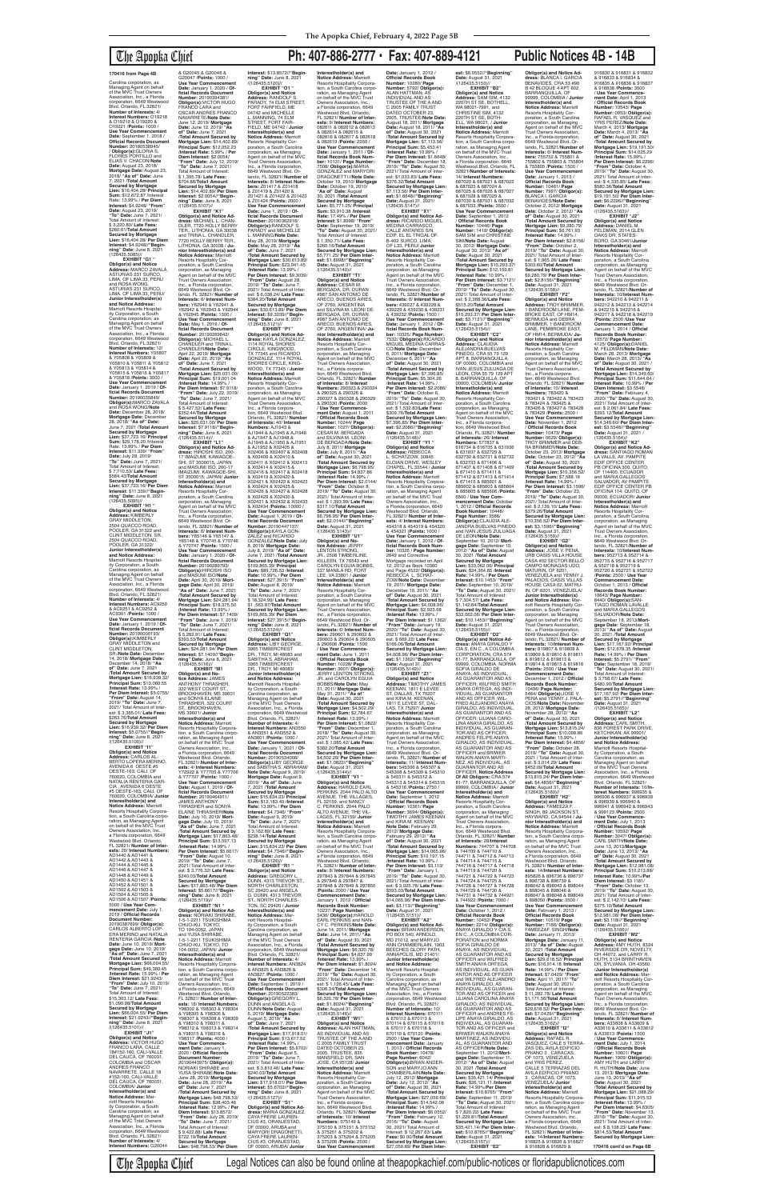170416 from Page 4B

Carolina corporation, as Managing Agent on behalf of the MVC Trust Owners Association, Inc., a Florida corporation, 6649 Westwood Blvd. Orlando, FL 32821/ **Number of Interests:** 4/ **Interest Numbers:** O19218 & O19219 & O19220 & O19221 /**Points:** 1000 / **Use Year Commencement Date:** September 1, 2018 / **Official Records Document Number:** 20190338949/ **Obligor(s):**GLORIA S. FLORES PORTILLO and ELIAS V. CHACON/**Note Date:** August 23, 2018/ **Mortgage Date:** August 23, 2018/ **"As of" Date:** June 7, 2021 /**Total Amount Secured by Mortgage Lien:** $16,404.28/ **Principal Sum:** $12,672.87 /**Interest Rate:** 13.99% / **Per Diem Interest:** $4.9248/ **"From" Date:** August 23, 2019/ **"To" Date:** June 7, 2021/ Total Amount of Interest: $ 3,220.60/ **Late Fees:** $260.81/**Total Amount Secured by Mortgage Lien:** $16,404.28/ **Per Diem Interest:** $4.9248//**"Beginning" Date:** June 8, 2021 /(126435.5083)//

**EXHIBIT "G1"**
**Obligor(s) and Notice Address:** MARCO ZAVALA, ASTURIAS 231 SURCO, LIMA, OF LIMA 33, PERU and ROSA WONG, ASTURIAS 231 SURCO, LIMA, OF LIMA 33, PERU/ **Junior Interestholder(s) and Notice Address:** Marriott Resorts Hospitality Corporation, a South Carolina corporation, as Managing Agent on behalf of the MVC Trust Owners Association, Inc., a Florida corporation, 6649 Westwood Blvd. Orlando, FL 32821/ **Number of Interests:** 12/ **Interest Numbers:** Y05807 & Y05808 & Y05809 & Y05810 & Y05811 & Y05812 & Y05813 & Y05814 & Y05815 & Y05816 & Y05817 & Y05818 /**Points:** 3000 / **Use Year Commencement Date:** January 1, 2019 / **Official Records Document Number:** 20190026649/ **Obligor(s):**MARCO ZAVALA and ROSA WONG/**Note Date:** December 28, 2018/ **Mortgage Date:** December 28, 2018/ **"As of" Date:** June 7, 2021 /**Total Amount Secured by Mortgage Lien:** $37,723.16/ **Principal Sum:** $29,178.20 /**Interest Rate:** 13.99% / **Per Diem Interest:** $11.339/ **"From" Date:** July 28, 2019/ **"To" Date:** June 7, 2021/ Total Amount of Interest: $ 7,710.53/ **Late Fees:** $584.43/**Total Amount Secured by Mortgage Lien:** $37,723.16/ **Per Diem Interest:** $11.339//**"Beginning" Date:** June 8, 2021 /(126435.5089)//

**EXHIBIT "H1"**
**Obligor(s) and Notice Address:** KIMBERLY GRAY MIDDLETON, 2504 QUACCO ROAD, POOLER, GA 31322 and CLINT MIDDLETON, SR., 2504 QUACCO ROAD, POOLER, GA 31322/ **Junior Interestholder(s) and Notice Address:** Marriott Resorts Hospitality Corporation, a South Carolina corporation, as Managing Agent on behalf of the MVC Trust Owners Association, Inc., a Florida corporation, 6649 Westwood Blvd. Orlando, FL 32821/ **Number of Interests:** 4/ **Interest Numbers:** AC9250 & AC9251 & AC9252 & AC9301 /**Points:** 1000 / **Use Year Commencement Date:** January 1, 2019 / **Official Records Document Number:** 20190001793/ **Obligor(s):**KIMBERLY GRAY MIDDLETON and CLINT MIDDLETON, SR./**Note Date:** December 14, 2018/ **Mortgage Date:** December 14, 2018/ **"As of" Date:** June 7, 2021 /**Total Amount Secured by Mortgage Lien:** $15,699.32/ **Principal Sum:** $13,060.55 /**Interest Rate:** 13.99% / **Per Diem Interest:** $5.0755/ **"From" Date:** August 14, 2019/ **"To" Date:** June 7, 2021/ Total Amount of Interest: $ 3,365.01/ **Late Fees:** $263.76/**Total Amount Secured by Mortgage Lien:** $15,699.32/ **Per Diem Interest:** $5.0755//**"Beginning" Date:** June 8, 2021 /(126435.5100)//

**EXHIBIT "I1"**
**Obligor(s) and Notice Address:** CARLOS ALBERTO LOPERA MERINO, AVENIDA 6 OESTE #5 OESTE-163, CALI, OF 760020, COLOMBIA and NATALIA RENTERIA GARCIA, AVENIDA 6 OESTE #5 OESTE-163, CALI, OF 760020, COLOMBIA/ **Junior Interestholder(s) and Notice Address:** Marriott Resorts Hospitality Corporation, a South Carolina corporation, as Managing Agent on behalf of the MVC Trust Owners Association, Inc., a Florida corporation, 6649 Westwood Blvd. Orlando, FL 32821/ **Number of Interests:** 16/ **Interest Numbers:** AD1440 & AD1441 & AD1442 & AD1443 & AD1444 & AD1445 & AD1446 & AD1447 & AD1448 & AD1449 & AD1450 & AD1451 & AD1452 & AD1501 & AD1502 & AD1503 & AD1504 & AD1505 & AD1506 & AD1507 /**Points:** 5000 / **Use Year Commencement Date:** July 1, 2019 / **Official Records Document Number:** 20190390069/ **Obligor(s):**CARLOS ALBERTO LOPERA MERINO and NATALIA RENTERIA GARCIA/**Note Date:** June 10, 2019/ **Mortgage Date:** June 10, 2019/ **"As of" Date:** June 7, 2021 /**Total Amount Secured by Mortgage Lien:** $65,004.55/ **Principal Sum:** $49,360.40 /**Interest Rate:** 15.99% / **Per Diem Interest:** $21.9243/ **"From" Date:** July 10, 2019/ **"To" Date:** June 7, 2021/ Total Amount of Interest: $15,303.12/ **Late Fees:** $1,090.98/**Total Amount Secured by Mortgage Lien:** $65,004.55/ **Per Diem Interest:** $21.9243//**"Beginning" Date:** June 8, 2021 /(126435.5101)//

**EXHIBIT "J1"**
**Obligor(s) and Notice Address:** VICTOR HUGO FRANCO LARA, CALLE 18#152-160, CALI-VALLE DEL CAUCA, OF 760031, COLOMBIA and OSCAR ANDRES FRANCO NAVARRETE, CALLE 18 #152-160, CALI-VALLE DEL CAUCA, OF 760031, COLOMBIA/ **Junior Interestholder(s) and Notice Address:** Marriott Resorts Hospitality Corporation, a South Carolina corporation, as Managing Agent on behalf of the MVC Trust Owners Association, Inc., a Florida corporation, 6649 Westwood Blvd. Orlando, FL 32821/ **Number of Interests:** 4/ **Interest Numbers:** G20044 & G20045 & G20046 & G20047 /**Points:** 1000 / **Use Year Commencement Date:** January 1, 2020 / **Official Records Document Number:** 20190334381/ **Obligor(s):**VICTOR HUGO FRANCO LARA and OSCAR ANDRES FRANCO NAVARRETE/**Note Date:** June 12, 2019/ **Mortgage Date:** June 12, 2019/ **"As of" Date:** June 7, 2021 /**Total Amount Secured by Mortgage Lien:** $14,402.89/ **Principal Sum:** $12,052.23 /**Interest Rate:** 5.99% / **Per Diem Interest:** $2.0054/ **"From" Date:** July 12, 2019/ **"To" Date:** June 7, 2021/ Total Amount of Interest: $ 1,395.78/ **Late Fees:** $704.88/**Total Amount Secured by Mortgage Lien:** $14,402.89/ **Per Diem Interest:** $2.0054//**"Beginning" Date:** June 8, 2021 /(126435.5107)//

**EXHIBIT "K1"**
**Obligor(s) and Notice Address:** MICHAEL L. CHANDLER, 7720 HOLLY BERRY TER., LITHONIA, GA 30038 and TRINA L. CHANDLER, 7720 HOLLY BERRY TER., LITHONIA, GA 30038 / **Junior Interestholder(s) and Notice Address:** Marriott Resorts Hospitality Corporation, a South Carolina corporation, as Managing Agent on behalf of the MVC Trust Owners Association, Inc., a Florida corporation, 6649 Westwood Blvd. Orlando, FL 32821/ **Number of Interests:** 6/ **Interest Numbers:** Y62940 & Y62941 & Y62942 & Y62943 & Y62944 & Y62945 /**Points:** 1500 / **Use Year Commencement Date:** May 1, 2019 / **Official Records Document Number:** 20190269642/ **Obligor(s):**MICHAEL L. CHANDLER and TRINA L. CHANDLER/**Note Date:** April 22, 2019/ **Mortgage Date:** April 22, 2019/ **"As of" Date:** June 7, 2021 /**Total Amount Secured by Mortgage Lien:** $25,031.00/ **Principal Sum:** $19,001.04 /**Interest Rate:** 14.99% / **Per Diem Interest:** $7.9118/ **"From" Date:** July 22, 2019/ **"To" Date:** June 7, 2021/ Total Amount of Interest: $ 5,427.52/ **Late Fees:** $352.44/**Total Amount Secured by Mortgage Lien:** $25,031.00/ **Per Diem Interest:** $7.9118//**"Beginning" Date:** June 8, 2021 /(126435.5114)//

**EXHIBIT "L1"**
**Obligor(s) and Notice Address:** HIROSHI ISO, 200-17 IMAIZUMI, KAWAGOE-SHI, ST 3500015, JAPAN and MASUMI ISO, 200-17 IMAIZUMI, KAWAGOE-SHI, ST 3500015, JAPAN/ **Junior Interestholder(s) and Notice Address:** Marriott Resorts Hospitality Corporation, a South Carolina corporation, as Managing Agent on behalf of the MVC Trust Owners Association, Inc., a Florida corporation, 6649 Westwood Blvd. Orlando, FL 32821/ **Number of Interests:** 6/ **Interest Numbers:** Y65146 & Y65147 & Y65148 & Y70745 & Y70746 & Y70747 /**Points:** 1500 / **Use Year Commencement Date:** January 1, 2020 / **Official Records Document Number:** 20190263763/ **Obligor(s):**HIROSHI ISO and MASUMI ISO/**Note Date:** April 30, 2019/ **Mortgage Date:** April 30, 2019/ **"As of" Date:** June 7, 2021 /**Total Amount Secured by Mortgage Lien:** $24,281.94/ **Principal Sum:** $18,275.50 /**Interest Rate:** 13.99% / **Per Diem Interest:** $7.1409/ **"From" Date:** June 1, 2019/ **"To" Date:** June 7, 2021/ Total Amount of Interest: $ 5,262.91/ **Late Fees:** $303.53/**Total Amount Secured by Mortgage Lien:** $24,281.94/ **Per Diem Interest:** $7.1409//**"Beginning" Date:** June 8, 2021 /(126435.5116)//

**EXHIBIT "M1"**
**Obligor(s) and Notice Address:** JAMES ANTHONY THRASHER, 322 COURT ST., BROOKHAVEN, MS 39601 and SONYA ELAINE THRASHER, 322 COURT ST., BROOKHAVEN, MS 39601/ **Junior Interestholder(s) and Notice Address:** Marriott Resorts Hospitality Corporation, a South Carolina corporation, as Managing Agent on behalf of the MVC Trust Owners Association, Inc., a Florida corporation, 6649 Westwood Blvd. Orlando, FL 32821/ **Number of Interests:** 4/ **Interest Numbers:** Y77702 & Y77705 & Y77706 & Y77707 /**Points:** 1000 / **Use Year Commencement Date:** August 1, 2019 / **Official Records Document Number:** 20190464011/ **Obligor(s):**JAMES ANTHONY THRASHER and SONYA ELAINE THRASHER/**Note Date:** July 10, 2019/ **Mortgage Date:** July 10, 2019/ **"As of" Date:** June 7, 2021 /**Total Amount Secured by Mortgage Lien:** $17,863.48/ **Principal Sum:** $13,597.13 /**Interest Rate:** 14.99% / **Per Diem Interest:** $5.6617/ **"From" Date:** August 10, 2019/ **"To" Date:** June 7, 2021/ Total Amount of Interest: $ 3,776.32/ **Late Fees:** $240.03/**Total Amount Secured by Mortgage Lien:** $17,863.48/ **Per Diem Interest:** $5.6617//**"Beginning" Date:** June 8, 2021 /(126435.5119)//

**EXHIBIT "N1"**
**Obligor(s) and Notice Address:** NORIAKI SHIRABE, 1-5-1-2211 TSUKISHIMA CHUO-KU, TOKYO, TO 104-0052, JAPAN and YUSA SHIRABE, 1-5-1-2211 TSUKISHIMA CHUO-KU, TOKYO, TO 104-0052, JAPAN/ **Junior Interestholder(s) and Notice Address:** Marriott Resorts Hospitality Corporation, a South Carolina corporation, as Managing Agent on behalf of the MVC Trust Owners Association, Inc., a Florida corporation, 6649 Westwood Blvd. Orlando, FL 32821/ **Number of Interests:** 16/ **Interest Numbers:** Y98302 & Y98303 & Y98304 & Y98305 & Y98306 & Y98307 & Y98308 & Y98309 & Y98310 & Y98311 & Y98312 & Y98313 & Y98314 & Y98315 & Y98316 & Y98317 /**Points:** 4000 / **Use Year Commencement Date:** January 1, 2020 / **Official Records Document Number:** 20190443975/ **Obligor(s):**NORIAKI SHIRABE and YUSA SHIRABE/**Note Date:** June 28, 2019/ **Mortgage Date:** June 28, 2019/ **"As of" Date:** June 7, 2021 /**Total Amount Secured by Mortgage Lien:** $48,798.59/ **Principal Sum:** $38,403.46 /**Interest Rate:** 12.99% / **Per Diem Interest:** $13.8572/ **"From" Date:** July 28, 2019/ **"To" Date:** June 7, 2021/ Total Amount of Interest: $ 9,422.88/ **Late Fees:** $722.13/**Total Amount Secured by Mortgage Lien:** $48,798.59/ **Per Diem Interest:** $13.8572//**"Beginning" Date:** June 8, 2021 /(126435.5120)//

**EXHIBIT "O1"**
**Obligor(s) and Notice Address:** RANDOLF S. PARADY, 74 ELM STREET FORT FAIRFIELD, ME 04742 and MICHELLE L. PARADY, 74 ELM STREET, FORT FAIRFIELD, ME 04742 / **Junior Interestholder(s) and Notice Address:** Marriott Resorts Hospitality Corporation, a South Carolina corporation, as Managing Agent on behalf of the MVC Trust Owners Association, Inc., a Florida corporation, 6649 Westwood Blvd. Orlando, FL 32821/ **Number of Interests:** 8/ **Interest Numbers:** Z01417 & Z01418 & Z01419 & Z01420 & Z01421 & Z01422 & Z01423 & Z01424 /**Points:** 2000 / **Use Year Commencement Date:** June 1, 2019 / **Official Records Document Number:** 20190362678/ **Obligor(s):**RANDOLF S. PARADY and MICHELLE L. PARADY/**Note Date:** May 28, 2019/ **Mortgage Date:** May 28, 2019/ **"As of" Date:** June 7, 2021 /**Total Amount Secured by Mortgage Lien:** $30,613.89/ **Principal Sum:** $23,941.45 /**Interest Rate:** 13.99% / **Per Diem Interest:** $9.3039/ **"From" Date:** August 28, 2019/ **"To" Date:** June 7, 2021/ Total Amount of Interest: $ 6,038.24/ **Late Fees:** $384.20/**Total Amount Secured by Mortgage Lien:** $30,613.89/ **Per Diem Interest:** $9.3039//**"Beginning" Date:** June 8, 2021 /(126435.5121)//

**EXHIBIT "P1"**
**Obligor(s) and Notice Address:** KAYLA GONZALEZ, 1114 ROYAL SHORES CIRCLE, KINGWOOD, TX 77345 and RICARDO GONZALEZ, 1114 ROYAL SHORES CIRCLE, KINGWOOD, TX 77345/ **Junior Interestholder(s) and Notice Address:** Marriott Resorts Hospitality Corporation, a South Carolina corporation, as Managing Agent on behalf of the MVC Trust Owners Association, Inc., a Florida corporation, 6649 Westwood Blvd. Orlando, FL 32821/ **Number of Interests:** 40/ **Interest Numbers:** AJ1943 & AJ1944 & AJ1945 & AJ1946 & AJ1947 & AJ1948 & AJ1949 & AJ1950 & AJ1951 & AJ1952 & X02407 & X02408 & X02409 & X02410 & X02411 & X02412 & X02413 & X02414 & X02415 & X02416 & X02417 & X02418 & X02419 & X02420 & X02421 & X02422 & X02423 & X02424 & X02425 & X02426 & X02427 & X02428 & X02429 & X02430 & X02431 & X02432 & X02433 & X02434 /**Points:** 10000 / **Use Year Commencement Date:** January 1, 2020 / **Official Records Document Number:** 20190537893/ **Obligor(s):**KAYLA GONZALEZ and RICARDO GONZALEZ/**Note Date:** July 8, 2019/ **Mortgage Date:** July 8, 2019/ **"As of" Date:** June 7, 2021 /**Total Amount Secured by Mortgage Lien:** $109,626.08/ **Principal Sum:** $83,861.03 /**Interest Rate:** 10.99% / **Per Diem Interest:** $27.3915/ **"From" Date:** August 8, 2019/ **"To" Date:** June 7, 2021/ Total Amount of Interest: $18,324.98/ **Late Fees:** $7,190.07/**Total Amount Secured by Mortgage Lien:** $109,626.08/ **Per Diem Interest:** $27.3915//**"Beginning" Date:** June 8, 2021 /(126435.5124)//

**EXHIBIT "Q1"**
**Obligor(s) and Notice Address:** LIBY GEORGE, 3965 TIMBERCREST DR., TROY, MI 48083 and SABITHA S. ABRAHAM, 3965 TIMBERCREST DR., TROY, MI 48083/ **Junior Interestholder(s) and Notice Address:** Marriott Resorts Hospitality Corporation, a South Carolina corporation, as Managing Agent on behalf of the MVC Trust Owners Association, Inc., a Florida corporation, 6649 Westwood Blvd. Orlando, FL 32821/ **Number of Interests:** 4/ **Interest Numbers:** AN0548 & AN0549 & AN0550 & AN0551 /**Points:** 1000 / **Use Year Commencement Date:** January 1, 2020 / **Official Records Document Number:** 20190534498/ **Obligor(s):**LIBY GEORGE and SABITHA S. ABRAHAM/**Note Date:** August 9, 2019/ **Mortgage Date:** August 9, 2019/ **"As of" Date:** June 7, 2021 /**Total Amount Secured by Mortgage Lien:** $15,834.23/ **Principal Sum:** $12,183.45 /**Interest Rate:** 12.99% / **Per Diem Interest:** $4.3962/ **"From" Date:** August 9, 2019/ **"To" Date:** June 7, 2021/ Total Amount of Interest: $ 3,162.69/ **Late Fees:** $238.09/**Total Amount Secured by Mortgage Lien:** $15,834.23/ **Per Diem Interest:** $4.3962//**"Beginning" Date:** June 8, 2021 /(126435.5126)//

**EXHIBIT "R1"**
**Obligor(s) and Notice Address:** GREGORY L. DUNN, 4315 TREVOR ST., NORTH CHARLESTON, SC 29420 and ANGELA G. DUNN, 4315 TREVOR ST., NORTH CHARLESTON, SC 29420 / **Junior Interestholder(s) and Notice Address:** Marriott Resorts Hospitality Corporation, a South Carolina corporation, as Managing Agent on behalf of the MVC Trust Owners Association, Inc., a Florida corporation, 6649 Westwood Blvd. Orlando, FL 32821/ **Number of Interests:** 4/ **Interest Numbers:** AN3824 & AN3825 & AN3826 & AN3827 /**Points:** 1000 / **Use Year Commencement Date:** January 1, 2020 / **Official Records Document Number:** 20190523383/ **Obligor(s):**GREGORY L. DUNN and ANGELA G. DUNN/**Note Date:** August 8, 2019/ **Mortgage Date:** August 8, 2019/ **"As of" Date:** June 7, 2021 /**Total Amount Secured by Mortgage Lien:** $17,818.01/ **Principal Sum:** $13,917.12 /**Interest Rate:** 14.99% / **Per Diem Interest:** $5.6792/ **"From" Date:** August 8, 2019/ **"To" Date:** June 7, 2021/ Total Amount of Interest: $ 3,810.46/ **Late Fees:** $240.03/**Total Amount Secured by Mortgage Lien:** $17,818.01/ **Per Diem Interest:** $5.6792//**"Beginning" Date:** June 8, 2021 /(126435.5128)//

**EXHIBIT "S1"**
**Obligor(s) and Notice Address:** MARIA GONZALEZ, CAYA FRERE LAURENCIUS #3, ORANJESTAD, OF 00000, ARUBA and MARYORI DRAGONETTI, CAYA FRERE LAURENCIUS #3, ORANJESTAD, OF 00000, ARUBA/ **Junior Interestholder(s) and Notice Address:** Marriott Resorts Hospitality Corporation, a South Carolina corporation, as Managing Agent on behalf of the MVC Trust Owners Association, Inc., a Florida corporation, 6649 Westwood Blvd. Orlando, FL 32821/ **Number of Interests:** 8/ **Interest Numbers:** 082611 & 082612 & 082613 & 082614 & 082615 & 082616 & 082617 & 082618 /**Points:** 2000 / **Use Year Commencement Date:** January 1, 2011 / **Official Records Book Number:** 10129/ **Page Number:** 2029/ **Obligor(s):**MARIA GONZALEZ and MARYORI DRAGONETTI/**Note Date:** October 19, 2010/ **Mortgage Date:** October 19, 2010/ **"As of" Date:** August 30, 2021 /**Total Amount Secured by Mortgage Lien:** $5,771.25/ **Principal Sum:** $3,910.28 /**Interest Rate:** 17.49% / **Per Diem Interest:** $1.8998/ **"From" Date:** September 19, 2019/ **"To" Date:** August 30, 2021/ Total Amount of Interest: $ 1,350.71/ **Late Fees:** $260.16/**Total Amount Secured by Mortgage Lien:** $5,771.25/ **Per Diem Interest:** $1.8998//**"Beginning" Date:** August 31, 2021 /(126435.5140)//

**EXHIBIT "T1"**
**Obligor(s) and Notice Address:** CESAR M. BERGAGNA, DR. DURAN #687 SAN ANTONIO DE ARECO, BUENOS AIRES, OF 2760, ARGENTINA and SILVINA M. LEONI DE BERGAGNA, DR. DURAN #687 SAN ANTONIO DE ARECO, BUENOS AIRES, OF 2760, ARGENTINA/ **Junior Interestholder(s) and Notice Address:** Marriott Resorts Hospitality Corporation, a South Carolina corporation, as Managing Agent on behalf of the MVC Trust Owners Association, Inc., a Florida corporation, 6649 Westwood Blvd. Orlando, FL 32821/ **Number of Interests:** 8/ **Interest Numbers:** 290523 & 290524 & 290525 & 290526 & 290527 & 290528 & 290529 & 290530 /**Points:** 2000 / **Use Year Commencement Date:** January 1, 2011 / **Official Records Book Number:** 10244/ **Page Number:** 1027/ **Obligor(s):**CESAR M. BERGAGNA and SILVINA M. LEONI DE BERGAGNA/**Note Date:** July 8, 2011/ **Mortgage Date:** July 8, 2011/ **"As of" Date:** August 30, 2021 /**Total Amount Secured by Mortgage Lien:** $6,798.95/ **Principal Sum:** $4,837.86 /**Interest Rate:** 14.99% / **Per Diem Interest:** $2.0144/ **"From" Date:** October 8, 2019/ **"To" Date:** August 30, 2021/ Total Amount of Interest: $ 1,393.95/ **Late Fees:** $317.10/**Total Amount Secured by Mortgage Lien:** $6,798.95/ **Per Diem Interest:** $2.0144//**"Beginning" Date:** August 31, 2021 /(126435.5143)//

**EXHIBIT "U1"**
**Obligor(s) and Notice Address:** JERRY LENTON STRONG, JR., 2938 TIMBERLINE, KILLEEN, TX 76543 and CAROLYN EGUIA BOBBS, 337 MANILA RD, FORT LEE, VA 23801 / **Junior Interestholder(s) and Notice Address:** Marriott Resorts Hospitality Corporation, a South Carolina corporation, as Managing Agent on behalf of the MVC Trust Owners Association, Inc., a Florida corporation, 6649 Westwood Blvd. Orlando, FL 32821/ **Number of Interests:** 6/ **Interest Numbers:** 299602 & 299603 & 299604 & 299605 & 299606 & 299607 /**Points:** 1500 / **Use Year Commencement Date:** January 1, 2011 / **Official Records Book Number:** 10226/ **Page Number:** 3607/ **Obligor(s):**JERRY LENTON STRONG, JR. and CAROLYN EGUIA BOBBS/**Note Date:** May 31, 2011/ **Mortgage Date:** May 31, 2011/ **"As of" Date:** August 30, 2021 /**Total Amount Secured by Mortgage Lien:** $4,502.29/ **Principal Sum:** $2,784.67 /**Interest Rate:** 13.99% / **Per Diem Interest:** $1.0822/ **"From" Date:** November 1, 2019/ **"To" Date:** August 30, 2021/ Total Amount of Interest: $ 1,085.42/ **Late Fees:** $382.20/**Total Amount Secured by Mortgage Lien:** $4,502.29/ **Per Diem Interest:** $1.0822//**"Beginning" Date:** August 31, 2021 /(126435.5145)//

**EXHIBIT "V1"**
**Obligor(s) and Notice Address:** HAROLD EARL PERKINS, 2644 PALO ALTO AVENUE, THE VILLAGES, FL 32159; and NANCY C. PERKINS, 2644 PALO ALTO AVENUE, THE VILLAGES, FL 32159/ **Junior Interestholder(s) and Notice Address:** Marriott Resorts Hospitality Corporation, a South Carolina corporation, as Managing Agent on behalf of the MVC Trust Owners Association, Inc., a Florida corporation, 6649 Westwood Blvd. Orlando, FL 32821/ **Number of Interests:** 8/ **Interest Numbers:** 297843 & 297844 & 297845 & 297846 & 297847 & 297848 & 297849 & 297850 /**Points:** 2000 / **Use Year Commencement Date:** January 1, 2012 / **Official Records Book Number:** 10237/ **Page Number:** 3436/ **Obligor(s):**HAROLD EARL PERKINS and NANCY C. PERKINS/**Note Date:** June 14, 2011/ **Mortgage Date:** June 14, 2011/ **"As of" Date:** August 30, 2021 /**Total Amount Secured by Mortgage Lien:** $6,320.78/ **Principal Sum:** $4,637.10 /**Interest Rate:** 13.99% / **Per Diem Interest:** $1.8024/ **"From" Date:** December 1, 2019/ **"To" Date:** August 30, 2021/ Total Amount of Interest: $ 1,160.76/ **Late Fees:** $306.34/**Total Amount Secured by Mortgage Lien:** $6,320.78/ **Per Diem Interest:** $1.8024//**"Beginning" Date:** August 31, 2021 /(126435.5146)//

**EXHIBIT "W1"**
**Obligor(s) and Notice Address:** ALAN HATTMAN, AS INDIVIDUAL AND AS TRUSTEE OF THE A AND C 2005 FAMILY TRUST DATED OCTOBER 25, 2005, TRUSTEE, 855 MANSFIELD DR, SAN JOSE, CA 95128/ **Junior Interestholder(s) and Notice Address:** Marriott Resorts Hospitality Corporation, a South Carolina corporation, as Managing Agent on behalf of the MVC Trust Owners Association, Inc., a Florida corporation, 6649 Westwood Blvd. Orlando, FL 32821/ **Number of Interests:** 8/ **Interest Numbers:** 375149 & 375150 & 375151 & 375152 & 375201 & 375202 & 375203 & 375204 /**Points:** 2000 / **Use Year Commencement Date:** January 1, 2012 / **Official Records Book Number:** 10280/ **Page Number:** 5702/ **Obligor(s):**ALAN HATTMAN, AS INDIVIDUAL AND AS TRUSTEE OF THE A AND C 2005 FAMILY TRUST DATED OCTOBER 25, 2005, TRUSTEE/**Note Date:** August 18, 2011/ **Mortgage Date:** August 18, 2011/ **"As of" Date:** August 30, 2021 /**Total Amount Secured by Mortgage Lien:** $7,113.56/ **Principal Sum:** $5,403.41 /**Interest Rate:** 10.99% / **Per Diem Interest:** $1.6496/ **"From" Date:** December 18, 2019/ **"To" Date:** August 30, 2021/ Total Amount of Interest: $1,033.65/ **Late Fees:** $276.32/**Total Amount Secured by Mortgage Lien:** $7,113.56/ **Per Diem Interest:** $1.6496//**"Beginning" Date:** August 31, 2021 /(126435.5147)//

**EXHIBIT "X1"**
**Obligor(s) and Notice Address:** RICARDO MIGUEL MEDINA CARRASCO, CALLE ANTARES 351 DEP. 801 EL TRIGAL OF. B-402 SURCO, LIMA, OF L33, PERU/ **Junior Interestholder(s) and Notice Address:** Marriott Resorts Hospitality Corporation, a South Carolina corporation, as Managing Agent on behalf of the MVC Trust Owners Association, Inc., a Florida corporation, 6649 Westwood Blvd. Orlando, FL 32821/ **Number of Interests:** 6/ **Interest Numbers:** 439227 & 439228 & 439229 & 439230 & 439231 & 439232 /**Points:** 1500 / **Use Year Commencement Date:** January 1, 2012 / **Official Records Book Number:** 10291/ **Page Number:** 7532/ **Obligor(s):**RICARDO MIGUEL MEDINA CARRASCO/**Note Date:** December 20, 2011/ **Mortgage Date:** December 20, 2011/ **"As of" Date:** August 30, 2021 /**Total Amount Secured by Mortgage Lien:** $7,398.85/ **Principal Sum:** $5,304.28 /**Interest Rate:** 14.99% / **Per Diem Interest:** $2.2086/ **"From" Date:** October 20, 2019/ **"To" Date:** August 30, 2021/ Total Amount of Interest: $ 1,502.43/ **Late Fees:** $342.14/**Total Amount Secured by Mortgage Lien:** $7,398.85/ **Per Diem Interest:** $2.2086//**"Beginning" Date:** August 31, 2021 /(126435.5148)//

**EXHIBIT "Y1"**
**Obligor(s) and Notice Address:** REBECCA L. SCHWARTZOW, 30845 ELOIAN DRIVE, WESLEY CHAPEL, FL 33544 / **Junior Interestholder(s) and Notice Address:** Marriott Resorts Hospitality Corporation, a South Carolina corporation, as Managing Agent on behalf of the MVC Trust Owners Association, Inc., a Florida corporation, 6649 Westwood Blvd. Orlando, FL 32821/ **Number of Interests:** 4/ **Interest Numbers:** 454317 & 454318 & 454319 & 454320 /**Points:** 1000 / **Use Year Commencement Date:** January 1, 2012 / **Official Records Book Number:** 10288/ **Page Number:** 3649/ and Consolidated Mortgage recorded on April 12, 2012 as Book 10360 and Page 2045/ **Obligor(s):**REBECCA L. SCHWARTZOW/**Note Date:** December 19, 2011/ **Mortgage Date:** December 19, 2011/ **"As of" Date:** August 30, 2021 /**Total Amount Secured by Mortgage Lien:** $4,006.56/ **Principal Sum:** $2,633.88 /**Interest Rate:** 13.99% / **Per Diem Interest:** $1.1362/ **"From" Date:** January 19, 2020/ **"To" Date:** August 30, 2021/ Total Amount of Interest: $ 669.22/ **Late Fees:** $165.06/**Total Amount Secured by Mortgage Lien:** $4,006.56/ **Per Diem Interest:** $1.1362//**"Beginning" Date:** August 31, 2021 /(126435.5149)//

**EXHIBIT "Z1"**
**Obligor(s) and Notice Address:** TIMOTHY JAMES KEENAN, 1811 LEVESE STREET, DALLAS, TX 75227 and KIRA M. KEENAN, 1811 LEVESE ST, DALLAS, TX 75227/ **Junior Interestholder(s) and Notice Address:** Marriott Resorts Hospitality Corporation, a South Carolina corporation, as Managing Agent on behalf of the MVC Trust Owners Association, Inc., a Florida corporation, 6649 Westwood Blvd. Orlando, FL 32821/ **Number of Interests:** 11/ **Interest Numbers:** 545330 & 545331 & 545332 & 545333 & 545334 & 545335 & 545336 & 545337 & 545338 & 545339 & 545340 /**Points:** 2750 / **Use Year Commencement Date:** September 1, 2012 / **Official Records Book Number:** 10443/ **Page Number:** 3694/ **Obligor(s):**TIMOTHY JAMES KEENAN and KIRA M. KEENAN/**Note Date:** February 29, 2012/ **Mortgage Date:** February 29, 2012/ **"As of" Date:** August 30, 2021 /**Total Amount Secured by Mortgage Lien:** $14,065.90/ **Principal Sum:** $10,797.15 /**Interest Rate:** 10.99% / **Per Diem Interest:** $3.113/ **"From" Date:** January 1, 2019/ **"To" Date:** August 30, 2021/ Total Amount of Interest: $ 3,026.73/ **Late Fees:** $503.02/**Total Amount Secured by Mortgage Lien:** $14,065.90/ **Per Diem Interest:** $3.113//**"Beginning" Date:** August 31, 2021 /(126435.5151)//

**EXHIBIT "A2"**
**Obligor(s) and Notice Address:** BRIAN ANDERSON, PO BOX 540, ARNOLD, MD 21012 and MARYJO ANN CHAMBERLAIN, 1903 BEECHES GLORY PATH, ANNAPOLIS, MD 21401/ **Junior Interestholder(s) and Notice Address:** Marriott Resorts Hospitality Corporation, a South Carolina corporation, as Managing Agent on behalf of the MVC Trust Owners Association, Inc., a Florida corporation, 6649 Westwood Blvd. Orlando, FL 32821/ **Number of Interests:** 10/ **Interest Numbers:** 670111 & 670112 & 670113 & 670114 & 670115 & 670116 & 670117 & 670118 & 670119 & 670120 /**Points:** 2500 / **Use Year Commencement Date:** January 1, 2013 / **Official Records Book Number:** 10478/ **Page Number:** 6042/ **Obligor(s):**BRIAN ANDERSON and MARYJO ANN CHAMBERLAIN/**Note Date:** July 12, 2012/ **Mortgage Date:** July 12, 2012/ **"As of" Date:** August 30, 2021 /**Total Amount Secured by Mortgage Lien:** $27,059.69/ **Principal Sum:** $14,542.06 /**Interest Rate:** 14.99% / **Per Diem Interest:** $6.0552/ **"From" Date:** February 12, 2016/ **"To" Date:** August 30, 2021/ Total Amount of Interest: $ 12,267.61/ **Late Fees:** $0.00/**Total Amount Secured by Mortgage Lien:** $27,059.69/ **Per Diem Interest:** $6.0552//**"Beginning" Date:** August 31, 2021 /(126435.5153)//

**EXHIBIT "B2"**
**Obligor(s) and Notice Address:** SAM SIM, 4132 220TH ST SE, BOTHELL, WA 98021-7991, and CHRISTINE SIM, 4132 220TH ST SE, BOTHELL, WA 98021 / **Junior Interestholder(s) and Notice Address:** Marriott Resorts Hospitality Corporation, a South Carolina corporation, as Managing Agent on behalf of the MVC Trust Owners Association, Inc., a Florida corporation, 6649 Westwood Blvd. Orlando, FL 32821/ **Number of Interests:** 14/ **Interest Numbers:** 687020 & 687021 & 687022 & 687023 & 687024 & 687025 & 687026 & 687027 & 687028 & 687029 & 687030 & 687031 & 687032 & 687033 /**Points:** 3500 / **Use Year Commencement Date:** September 1, 2012 / **Official Records Book Number:** 10446/ **Page Number:** 1419/ **Obligor(s):**SAM SIM and CHRISTINE SIM/**Note Date:** August 30, 2012/ **Mortgage Date:** August 30, 2012/ **"As of" Date:** August 30, 2021 /**Total Amount Secured by Mortgage Lien:** $15,293.37/ **Principal Sum:** $12,159.81 /**Interest Rate:** 10.99% / **Per Diem Interest:** $3.7121/ **"From" Date:** December 1, 2019/ **"To" Date:** August 30, 2021/ Total Amount of Interest: $ 2,368.36/ **Late Fees:** $515.20/**Total Amount Secured by Mortgage Lien:** $15,293.37/ **Per Diem Interest:** $3.7121//**"Beginning" Date:** August 31, 2021 /(126435.5154)//

**EXHIBIT "C2"**
**Obligor(s) and Notice Address:** CLAUDIA ALEJANDRA BUELVAS PINEDO, CRA 55 79 129 APT 4, BARRANQUILLA, OF 00000, COLOMBIA and IVAN JESUS ZULUAGA DE LEON, CRA 55 79 129 APT 4, BARRANQUILLA, OF 00000, COLOMBIA/ **Junior Interestholder(s) and Notice Address:** Marriott Resorts Hospitality Corporation, a South Carolina corporation, as Managing Agent on behalf of the MVC Trust Owners Association, Inc., a Florida corporation, 6649 Westwood Blvd. Orlando, FL 32821/ **Number of Interests:** 26/ **Interest Numbers:** 577837 & 616734 & 616735 & 631936 & 631937 & 632729 & 632730 & 632731 & 632732 & 632733 & 671406 & 671407 & 671408 & 671409 & 671410 & 671411 & 671412 & 671413 & 685600 & 685601 & 685602 & 685603 & 685604 & 685605 & 685606 /**Points:** 6500 / **Use Year Commencement Date:** October 1, 2012 / **Official Records Book Number:** 10448/ **Page Number:** 3586/ **Obligor(s):**CLAUDIA ALEJANDRA BUELVAS PINEDO and IVAN JESUS ZULUAGA DE LEON/**Note Date:** September 10, 2012/ **Mortgage Date:** September 10, 2012/ **"As of" Date:** August 30, 2021 /**Total Amount Secured by Mortgage Lien:** $33,062.05/ **Principal Sum:** $24,304.85 /**Interest Rate:** 14.99% / **Per Diem Interest:** $10.1453/ **"From" Date:** September 10, 2019/ **"To" Date:** August 30, 2021/ Total Amount of Interest: $ 7,204.57/ **Late Fees:** $1,142.64/**Total Amount Secured by Mortgage Lien:** $33,062.05/ **Per Diem Interest:** $10.1453//**"Beginning" Date:** August 31, 2021 /(126435.5160)//

**EXHIBIT "D2"**
**Obligor(s) and Notice Address:** ANAYA GIRALDO Y CIA S. EN C., A COLOMBIA CORPORATION, CRA 57# 81-77, BARRANQUILLA, OF 99999, COLOMBIA; NORMA SOFIA GIRALDO DE ANAYA, AS INDIVIDUAL, AS GUARANTOR AND AS OFFICER; WILFRED SMITH ANAYA ORTEGA, AS INDIVIDUAL, AS GUARANTOR AND AS OFFICER; WILFRED ALEJANDRO ANAYA GIRALDO, AS INDIVIDUAL, AS GUARANTOR AND AS OFFICER; LILIANA CAROLINA ANAYA GIRALDO, AS INDIVIDUAL, AS GUARANTOR AND AS OFFICER and BREWER WALKIN ANAYA MARTINEZ, AS INDIVIDUAL, AS GUARANTOR AND AS OFFICER, Notice Address Of All Obligors: CRA 57# 81-77, BARRANQUILLA, OF 99999, COLOMBIA / **Junior Interestholder(s) and Notice Address:** Marriott Resorts Hospitality Corporation, a South Carolina corporation, as Managing Agent on behalf of the MVC Trust Owners Association, Inc., a Florida corporation, 6649 Westwood Blvd. Orlando, FL 32821/ **Number of Interests:** 28/ **Interest Numbers:** 744707 & 744708 & 744709 & 744710 & 744711 & 744712 & 744713 & 744714 & 744715 & 744716 & 744717 & 744718 & 744719 & 744720 & 744721 & 744722 & 744723 & 744724 & 744725 & 744726 & 744727 & 744728 & 744729 & 744730 & 744731 & 744732 & 744921 & 744922 /**Points:** 7000 / **Use Year Commencement Date:** October 1, 2012 / **Official Records Book Number:** 10452/ **Page Number:** 2274/ **Obligor(s):**ANAYA GIRALDO Y CIA S. EN C., A COLOMBIA CORPORATION, and NORMA SOFIA GIRALDO DE ANAYA, AS INDIVIDUAL, AS GUARANTOR AND AS OFFICER and WILFRED SMITH ANAYA ORTEGA, AS INDIVIDUAL, AS GUARANTOR AND AS OFFICER and WILFRED ALEJANDRO ANAYA GIRALDO, AS INDIVIDUAL, AS GUARANTOR AND AS OFFICER and LILIANA CAROLINA ANAYA GIRALDO, AS INDIVIDUAL, AS GUARANTOR AND AS OFFICER and BREWER WALKIN ANAYA MARTINEZ, AS INDIVIDUAL, AS GUARANTOR AND AS OFFICER/**Note Date:** September 11, 2012/ **Mortgage Date:** September 11, 2012/ **"As of" Date:** August 30, 2021 /**Total Amount Secured by Mortgage Lien:** $35,421.14/ **Principal Sum:** $26,121.11 /**Interest Rate:** 14.99% / **Per Diem Interest:** $10.8765/ **"From" Date:** November 11, 2019/ **"To" Date:** August 30, 2021/ Total Amount of Interest: $ 7,820.22/ **Late Fees:** $1,229.81/**Total Amount Secured by Mortgage Lien:** $35,421.14/ **Per Diem Interest:** $10.8765//**"Beginning" Date:** August 31, 2021 /(126435.5161)//

**EXHIBIT "E2"**
**Obligor(s) and Notice Address:** BLANCA I. GARCIA BENAVIDES, CRA 53 #90 B 42 BLOQUE 4 APT 602, BARRANQUILLA, OF 99999, COLOMBIA / **Junior Interestholder(s) and Notice Address:** Marriott Resorts Hospitality Corporation, a South Carolina corporation, as Managing Agent on behalf of the MVC Trust Owners Association, Inc., a Florida corporation, 6649 Westwood Blvd. Orlando, FL 32821/ **Number of Interests:** 6/ **Interest Numbers:** 755752 & 755801 & 755802 & 755803 & 755804 & 755805 /**Points:** 1500 / **Use Year Commencement Date:** January 1, 2013 / **Official Records Book Number:** 10461/ **Page Number:** 7097/ **Obligor(s):**BLANCA I. GARCIA BENAVIDES/**Note Date:** October 2, 2012/ **Mortgage Date:** October 2, 2012/ **"As of" Date:** August 30, 2021 /**Total Amount Secured by Mortgage Lien:** $9,280.79/ **Principal Sum:** $6,761.93 /**Interest Rate:** 14.99% / **Per Diem Interest:** $2.8156/ **"From" Date:** October 2, 2019/ **"To" Date:** August 30, 2021/ Total Amount of Interest: $ 1,965.26/ **Late Fees:** $303.60/**Total Amount Secured by Mortgage Lien:** $9,280.79/ **Per Diem Interest:** $2.8156//**"Beginning" Date:** August 31, 2021 /(126435.5162)//

**EXHIBIT "F2"**
**Obligor(s) and Notice Address:** TROY BRIMMER, 1 BANDROOM LANE, PEMBROKE EAST, OF HM14, BERMUDA and DEBRA BRIMMER, 1 BANDROOM LANE, PEMBROKE EAST, OF HM14, BERMUDA/ **Junior Interestholder(s) and Notice Address:** Marriott Resorts Hospitality Corporation, a South Carolina corporation, as Managing Agent on behalf of the MVC Trust Owners Association, Inc., a Florida corporation, 6649 Westwood Blvd. Orlando, FL 32821/ **Number of Interests:** 10/ **Interest Numbers:** 783420 & 783421 & 783422 & 783423 & 783424 & 783425 & 783426 & 783427 & 783428 & 783429 /**Points:** 2500 / **Use Year Commencement Date:** November 1, 2012 / **Official Records Book Number:** 10473/ **Page Number:** 0629/ **Obligor(s):**TROY BRIMMER and DEBRA BRIMMER/**Note Date:** October 23, 2012/ **Mortgage Date:** October 23, 2012/ **"As of" Date:** August 30, 2021 /**Total Amount Secured by Mortgage Lien:** $10,398.52/ **Principal Sum:** $7,588.16 /**Interest Rate:** 14.99% / **Per Diem Interest:** $3.1596/ **"From" Date:** October 23, 2019/ **"To" Date:** August 30, 2021/ Total Amount of Interest: $ 2,139.10/ **Late Fees:** $379.26/**Total Amount Secured by Mortgage Lien:** $10,398.52/ **Per Diem Interest:** $3.1596//**"Beginning" Date:** August 31, 2021 /(126435.5163)//

**EXHIBIT "G2"**
**Obligor(s) and Notice Address:** JOSE V. PENA, URB OASIS VILLA HOUSE CASA #12 SECTOR BELLO CAMPO MONAGAS UDO, MATURIN, OF 6201, VENEZUELA and YENNY J. PALACIOS, OASIS VILLAS HOUSE CASA 02, MATURIN, OF 6201, VENEZUELA/ **Junior Interestholder(s) and Notice Address:** Marriott Resorts Hospitality Corporation, a South Carolina corporation, as Managing Agent on behalf of the MVC Trust Owners Association, Inc., a Florida corporation, 6649 Westwood Blvd. Orlando, FL 32821/ **Number of Interests:** 10/ **Interest Numbers:** 819807 & 819808 & 819809 & 819810 & 819811 & 819812 & 819813 & 819814 & 819815 & 819816 /**Points:** 2500 / **Use Year Commencement Date:** December 1, 2012 / **Official Records Book Number:** 10490/ **Page Number:** 5464/ **Obligor(s):**JOSE V. PENA and YENNY J. PALACIOS/**Note Date:** November 28, 2012/ **Mortgage Date:** November 28, 2012/ **"As of" Date:** August 30, 2021 /**Total Amount Secured by Mortgage Lien:** $13,815.24/ **Principal Sum:** $10,098.86 /**Interest Rate:** 15.99% / **Per Diem Interest:** $4.4856/ **"From" Date:** October 28, 2019/ **"To" Date:** August 30, 2021/ Total Amount of Interest: $ 3,014.29/ **Late Fees:** $452.09/**Total Amount Secured by Mortgage Lien:** $13,815.24/ **Per Diem Interest:** $4.4856//**"Beginning" Date:** August 31, 2021 /(126435.5166)//

**EXHIBIT "H2"**
**Obligor(s) and Notice Address:** FAMEEZAT SINGH, 89 JACKSON ST, HAYWARD, CA 94544 / **Junior Interestholder(s) and Notice Address:** Marriott Resorts Hospitality Corporation, a South Carolina corporation, as Managing Agent on behalf of the MVC Trust Owners Association, Inc., a Florida corporation, 6649 Westwood Blvd. Orlando, FL 32821/ **Number of Interests:** 14/ **Interest Numbers:** 895826 & 896736 & 896737 & 896738 & 896739 & 898043 & 898044 & 898045 & 898046 & 898047 & 898048 & 898049 & 898050 & 898051 /**Points:** 3500 / **Use Year Commencement Date:** February 1, 2013 / **Official Records Book Number:** 10519/ **Page Number:** 1180/ **Obligor(s):**FAMEEZAT SINGH/**Note Date:** January 11, 2013/ **Mortgage Date:** January 11, 2013/ **"As of" Date:** August 30, 2021 /**Total Amount Secured by Mortgage Lien:** $29,618.52/ **Principal Sum:** $16,914.18 /**Interest Rate:** 14.99% / **Per Diem Interest:** $7.0429/ **"From" Date:** April 11, 2017/ **"To" Date:** August 30, 2021/ Total Amount of Interest: $11,282.78/ **Late Fees:** $1,171.56/**Total Amount Secured by Mortgage Lien:** $29,618.52/ **Per Diem Interest:** $7.0429//**"Beginning" Date:** August 31, 2021 /(126435.5182)//

**EXHIBIT "I2"**
**Obligor(s) and Notice Address:** RAFAEL R. VASQUEZ, CALLE 5 TERRAZAS DEL AVILA EDIFICIO PRIANO 3, CARACAS, OF 1073, VENEZUELA and YRIS PEREZ, CALLE 5 TERRAZAS DEL AVILA EDIFICIO PRIANO 3, CARACAS, OF 1073, VENEZUELA/ **Junior Interestholder(s) and Notice Address:** Marriott Resorts Hospitality Corporation, a South Carolina corporation, as Managing Agent on behalf of the MVC Trust Owners Association, Inc., a Florida corporation, 6649 Westwood Blvd. Orlando, FL 32821/ **Number of Interests:** 8/ **Interest Numbers:** 916831 & 916832 & 916833 & 916834 & 916835 & 916836 & 916837 & 916838 /**Points:** 2000 / **Use Year Commencement Date:** April 1, 2013 / **Official Records Book Number:** 10540/ **Page Number:** 3953/ **Obligor(s):**RAFAEL R. VASQUEZ and YRIS PEREZ/**Note Date:** March 4, 2013/ **Mortgage Date:** March 4, 2013/ **"As of" Date:** August 30, 2021 /**Total Amount Secured by Mortgage Lien:** $19,191.50/ **Principal Sum:** $14,025.29 /**Interest Rate:** 15.99% / **Per Diem Interest:** $6.2296/ **"From" Date:** October 4, 2019/ **"To" Date:** August 30, 2021/ Total Amount of Interest: $ 4,335.85/ **Late Fees:** $580.36/**Total Amount Secured by Mortgage Lien:** $19,191.50/ **Per Diem Interest:** $6.2296//**"Beginning" Date:** August 31, 2021 /(126435.5183)//

**EXHIBIT "J2"**
**Obligor(s) and Notice Address:** DANIEL M. FELDMANN, 20 STEEPLECHASE DRIVE, EAST BORO, GA 30461/ **Junior Interestholder(s) and Notice Address:** Marriott Resorts Hospitality Corporation, a South Carolina corporation, as Managing Agent on behalf of the MVC Trust Owners Association, Inc., a Florida corporation, 6649 Westwood Blvd. Orlando, FL 32821/ **Number of Interests:** 10/ **Interest Numbers:** 942213 & 942214 & 942215 & 942216 & 942217 & 942218 & 942219 & 942220 & 942221 & 942222 /**Points:** 2500 / **Use Year Commencement Date:** May 1, 2013 / **Official Records Book Number:** 10572/ **Page Number:** 4125/ **Obligor(s):**DANIEL M. FELDMANN/**Note Date:** March 28, 2013/ **Mortgage Date:** March 28, 2013/ **"As of" Date:** August 30, 2021 /**Total Amount Secured by Mortgage Lien:** $14,349.60/ **Principal Sum:** $11,644.64 /**Interest Rate:** 10.99% / **Per Diem Interest:** $3.5549/ **"From" Date:** February 4, 2020/ **"To" Date:** August 30, 2021/ Total Amount of Interest: $ 2,061.84/ **Late Fees:** $393.12/**Total Amount Secured by Mortgage Lien:** $14,349.60/ **Per Diem Interest:** $3.5549//**"Beginning" Date:** August 31, 2021 /(126435.5184)//

**EXHIBIT "K2"**
**Obligor(s) and Notice Address:** SANTIAGO ROMAN LA VALLE, AV. PAMPITE EDIF OFFICE CENTER PB OFICINA 104, QUITO, OF 17400, ECUADOR and MARIA GALLEGOS SALVADOR, AV. PAMPITE EDIF OFFICE CENTER PB OFICINA 104, QUITO, OF 00000, ECUADOR/ **Junior Interestholder(s) and Notice Address:** Marriott Resorts Hospitality Corporation, a South Carolina corporation, as Managing Agent on behalf of the MVC Trust Owners Association, Inc., a Florida corporation, 6649 Westwood Blvd. Orlando, FL 32821/ **Number of Interests:** 10/ **Interest Numbers:** 952713 & 952714 & 952715 & 952716 & 952717 & 952718 & 952719 & 952720 & 952721 & 952722 /**Points:** 2500 / **Use Year Commencement Date:** October 1, 2013 / **Official Records Book Number:** 10643/ **Page Number:** 6445/ **Obligor(s):**SANTIAGO ROMAN LA VALLE and MARIA GALLEGOS SALVADOR/**Note Date:** September 18, 2013/ **Mortgage Date:** September 18, 2013/ **"As of" Date:** August 30, 2021 /**Total Amount Secured by Mortgage Lien:** $17,360.92/ **Principal Sum:** $12,758.20 /**Interest Rate:** 14.99% / **Per Diem Interest:** $5.2791/ **"From" Date:** September 18, 2019/ **"To" Date:** August 30, 2021/ Total Amount of Interest: $ 3,756.67/ **Late Fees:** $480.05/**Total Amount Secured by Mortgage Lien:** $17,360.92/ **Per Diem Interest:** $5.2791//**"Beginning" Date:** August 31, 2021 /(126435.5185)//

**EXHIBIT "L2"**
**Obligor(s) and Notice Address:** CARL SMITH, 636 TYLER AVENUE, KETCHIKAN, AK 99901/ **Junior Interestholder(s) and Notice Address:** Marriott Resorts Hospitality Corporation, a South Carolina corporation, as Managing Agent on behalf of the MVC Trust Owners Association, Inc., a Florida corporation, 6649 Westwood Blvd. Orlando, FL 32821/ **Number of Interests:** 10/ **Interest Numbers:** 996935 & 996936 & 996937 & 996938 & 996939 & 996940 & 996941 & 996942 & 996943 & 996944 /**Points:** 2500 / **Use Year Commencement Date:** July 1, 2013 / **Official Records Book Number:** 10592/ **Page Number:** 0307/ **Obligor(s):**CARL SMITH/**Note Date:** June 13, 2013/ **Mortgage Date:** June 13, 2013/ **"As of" Date:** August 30, 2021 /**Total Amount Secured by Mortgage Lien:** $12,981.09/ **Principal Sum:** $10,213.89 /**Interest Rate:** 10.99% / **Per Diem Interest:** $3.1181/ **"From" Date:** October 13, 2019/ **"To" Date:** August 30, 2021/ Total Amount of Interest: $ 2,142.10/ **Late Fees:** $375.10/**Total Amount Secured by Mortgage Lien:** $12,981.09/ **Per Diem Interest:** $3.1181//**"Beginning" Date:** August 31, 2021 /(126435.5186)//

**EXHIBIT "M2"**
**Obligor(s) and Notice Address:** AMY HUTH, 8124 RIVERSIDE DR, NOVELTY, OH 44072, and LARRY R. HUTH, 5134 BRENTHAVEN DR, SYLVANIA, OH 43560/ **Junior Interestholder(s) and Notice Address:** Marriott Resorts Hospitality Corporation, a South Carolina corporation, as Managing Agent on behalf of the MVC Trust Owners Association, Inc., a Florida corporation, 6649 Westwood Blvd. Orlando, FL 32821/ **Number of Interests:** 6/ **Interest Numbers:** A33608 & A33609 & A33610 & A33611 & A33612 & A33613 /**Points:** 1500 / **Use Year Commencement Date:** July 1, 2014 / **Official Records Book Number:** 10601/ **Page Number:** 1909/ **Obligor(s):**AMY HUTH and LARRY R. HUTH/**Note Date:** June 13, 2013/ **Mortgage Date:** June 13, 2013/ **"As of" Date:** August 30, 2021 /**Total Amount Secured by Mortgage Lien:** $21,388.26/ **Principal Sum:** $16,145.33 /**Interest Rate:** 14.99% / **Per Diem Interest:** $6.7226/ **"From" Date:** November 13, 2019/ **"To" Date:** August 30, 2021/ Total Amount of Interest: $ 4,108.22/ **Late Fees:** $814.53/**Total Amount Secured by Mortgage Lien:** $21,388.26/ **Per Diem Interest:**

170416 cont'd on Page 6B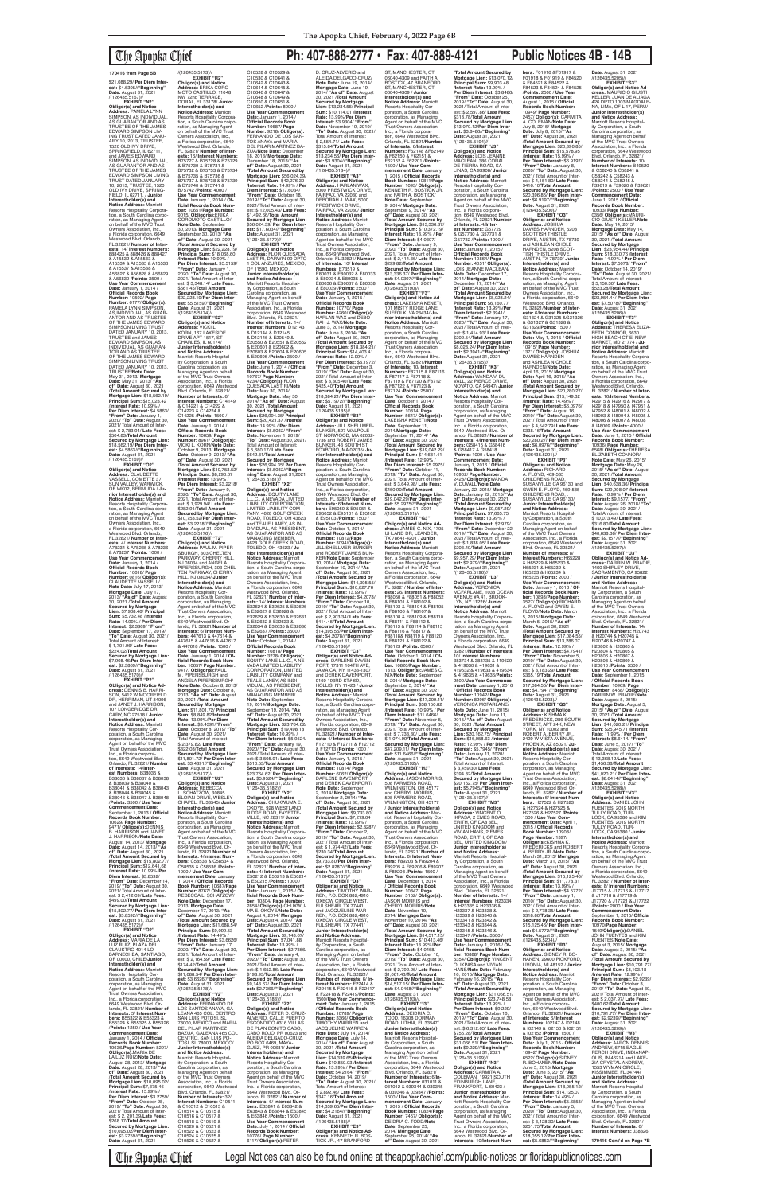170416 from Page 5B

$21,088.29/ **Per Diem Interest:** $4.6335//**"Beginning" Date:** August 31, 2021 /(126435.5167)//

**EXHIBIT "N2"**
**Obligor(s) and Notice Address:** PAMELA LYNN SIMPSON, AS INDIVIDUAL, AS GUARANTOR AND AS TRUSTEE OF THE JAMES EDWARD SIMPSON LIVING TRUST DATED JANUARY 10, 2013, TRUSTEE, 1520 OLD IVY DRIVE, SPRINGFIELD, IL 62711, and JAMES EDWARD SIMPSON, AS INDIVIDUAL, AS GUARANTOR AND AS TRUSTEE OF THE JAMES EDWARD SIMPSON LIVING TRUST DATED JANUARY 10, 2013, TRUSTEE, 1520 OLD IVY DRIVE, SPRINGFIELD, IL 62711, / **Junior Interestholder(s) and Notice Address:** Marriott Resorts Hospitality Corporation, a South Carolina corporation, as Managing Agent on behalf of the MVC Trust Owners Association, Inc., a Florida corporation, 6649 Westwood Blvd. Orlando, FL 32821/ **Number of Interests:** 14/ **Interest Numbers:** 888425 & 888426 & 888427 & A15532 & A15533 & A15534 & A15535 & A15536 & A15537 & A15538 & A56825 & A56826 & A56827 & A56828 /**Points:** 3500 / **Use Year Commencement Date:** January 1, 2014 / **Official Records Book Number:** 10592/ **Page Number:** 6177/ **Obligor(s):** PAMELA LYNN SIMPSON, AS INDIVIDUAL, AS GUARANTOR AND AS TRUSTEE OF THE JAMES EDWARD SIMPSON LIVING TRUST DATED JANUARY 10, 2013, TRUSTEE and JAMES EDWARD SIMPSON, AS INDIVIDUAL, AS GUARANTOR AND AS TRUSTEE OF THE JAMES EDWARD SIMPSON LIVING TRUST DATED JANUARY 10, 2013, TRUSTEE/**Note Date:** May 31, 2013/ **Mortgage Date:** May 31, 2013/ **"As of" Date:** August 30, 2021 /**Total Amount Secured by Mortgage Lien:** $18,562.19/ **Principal Sum:** $15,023.42 /**Interest Rate:** 10.99% / **Per Diem Interest:** $4.5863/ **"From" Date:** January 1, 2020/ **"To" Date:** August 30, 2021/ Total Amount of Interest: $ 2,793.04/ **Late Fees:** $504.83/**Total Amount Secured by Mortgage Lien:** $18,562.19/ **Per Diem Interest:** $4.5863//**"Beginning" Date:** August 31, 2021 /(126435.5169)//

**EXHIBIT "O2"**
**Obligor(s) and Notice Address:** CLAUDETTE VASSELL, 3 COMETTE 37 SUN VALLEY, WARWICK, OF WV06, BERMUDA / **Junior Interestholder(s) and Notice Address:** Marriott Resorts Hospitality Corporation, a South Carolina corporation, as Managing Agent on behalf of the MVC Trust Owners Association, Inc., a Florida corporation, 6649 Westwood Blvd. Orlando, FL 32821/ **Number of Interests:** 4/ **Interest Numbers:** A78234 & A78235 & A78236 & A78237 /**Points:** 1000 / **Use Year Commencement Date:** January 1, 2014 / **Official Records Book Number:** 10618/ **Page Number:** 0816/ **Obligor(s):** CLAUDETTE VASSELL/ **Note Date:** July 17, 2013/ **Mortgage Date:** July 17, 2013/ **"As of" Date:** August 30, 2021 /**Total Amount Secured by Mortgage Lien:** $7,908.46/ **Principal Sum:** $5,732.48 /**Interest Rate:** 14.99% / **Per Diem Interest:** $2.3869/ **"From" Date:** September 17, 2019/ **"To" Date:** August 30, 2021/ Total Amount of Interest: $1,651.74/ **Late Fees:** $224.22/**Total Amount Secured by Mortgage Lien:** $7,908.46/**Per Diem Interest:** $2.3869//**"Beginning" Date:** August 31, 2021 /(126435.5170)//

**EXHIBIT "P2"**
**Obligor(s) and Notice Address:** DENNIS B. HARRISON, 5412 W MOORFIELD DR, HERRIMAN, UT 84096 and JANET J. HARRISON, 107 LOCKBRIDGE DR, CARY, NC 27518 / **Junior Interestholder(s) and Notice Address:** Marriott Resorts Hospitality Corporation, a South Carolina corporation, as Managing Agent on behalf of the MVC Trust Owners Association, Inc., a Florida corporation, 6649 Westwood Blvd. Orlando, FL 32821/ **Number of Interests:** 14/**Interest Numbers:** B38035 & B38036 & B38037 & B38038 & B38039 & B38040 & B38041 & B38042 & B38043 & B38044 & B38045 & B38046 & B38047 & B38048 /**Points:** 3500 / **Use Year Commencement Date:** September 1, 2013 / **Official Records Book Number:** 10626/ **Page Number:** 9471/ **Obligor(s):**DENNIS B. HARRISON and JANET J. HARRISON/**Note Date:** August 14, 2013/ **Mortgage Date:** August 14, 2013/ **"As of" Date:** August 30, 2021 /**Total Amount Secured by Mortgage Lien:** $15,802.77/ **Principal Sum:** $12,641.68 /**Interest Rate:** 10.99%/**Per Diem Interest:** $3.8592/ **"From" Date:** December 14, 2019/ **"To" Date:** August 30, 2021/ Total Amount of Interest: $ 2,412.09/ **Late Fees:** $499.00/**Total Amount Secured by Mortgage Lien:** $15,802.77/ **Per Diem Interest:** $3.8592//**"Beginning" Date:** August 31, 2021 /(126435.5172)//

**EXHIBIT "Q2"**
**Obligor(s) and Notice Address:** MARIA DE LA LUZ RUIZ, PLAZA DEL CLAUSTRO 4014 LO BARNECHEA, SANTIAGO, OF 00000, CHILE/**Junior Interestholder(s) and Notice Address:** Marriott Resorts Hospitality Corporation, a South Carolina corporation, as Managing Agent on behalf of the MVC Trust Owners Association, Inc., a Florida corporation, 6649 Westwood Blvd. Orlando, FL 32821/ **Number of Interests:** 5/ **Interest Numbers:** B55322 & B55323 & B55324 & B55325 & B55326 /**Points:** 1250 / **Use Year Commencement Date:** January 1, 2014 / **Official Records Book Number:** 10636/ **Page Number:** 8297/ **Obligor(s):**MARIA DE LA LUZ RUIZ/**Note Date:** August 28, 2013/ **Mortgage Date:** August 28, 2013/ **"As of" Date:** August 30, 2021 /**Total Amount Secured by Mortgage Lien:** $10,095.02/ **Principal Sum:** $7,370.45 /**Interest Rate:** 15.99% / **Per Diem Interest:** $3.2759/ **"From" Date:** October 28, 2019/ **"To" Date:** August 30, 2021/ Total Amount of Interest: $ 2,201.39/**Late Fees:** $268.17/**Total Amount Secured by Mortgage Lien:** $10,095.02/**Per Diem Interest:** $3.2759//**"Beginning" Date:** August 31, 2021 /(126435.5173)//

**EXHIBIT "R2"**
**Obligor(s) and Notice Address:** ERIKA CORO-MOTO CASTILLO, 11048 NW 72nd TERRACE, DORAL, FL 33178/ **Junior Interestholder(s) and Notice Address:** Marriott Resorts Hospitality Corporation, a South Carolina corporation, as Managing Agent on behalf of the MVC Trust Owners Association, Inc., a Florida corporation, 6649 Westwood Blvd. Orlando, FL 32821/ **Number of Interests:** 16/ **Interest Numbers:** B75727 & B75728 & B75729 & B75730 & B75731 & B75732 & B75733 & B75734 & B75735 & B75736 & B75737 & B75738 & B75739 & B75740 & B75741 & B75742 /**Points:** 4000 / **Use Year Commencement Date:** January 1, 2014 / **Official Records Book Number:** 10651/**Page Number:** 9015/ **Obligor(s):**ERIKA COROMOTO CASTILLO/ **Note Date:** September 30, 2013/ **Mortgage Date:** September 30, 2013/ **"As of" Date:** August 30, 2021 /**Total Amount Secured by Mortgage Lien:** $22,228.19/ **Principal Sum:** $18,068.80 /**Interest Rate:** 10.99% / **Per Diem Interest:** $5.5159/ **"From" Date:** January 1, 2020/ **"To" Date:** August 30, 2021/ Total Amount of Interest: $ 3,348.14/ **Late Fees:** $561.45/**Total Amount Secured by Mortgage Lien:** $22,228.19/**Per Diem Interest:** $5.5159//**"Beginning" Date:** August 31, 2021 /(126435.5174)//

**EXHIBIT "S2"**
**Obligor(s) and Notice Address:** VICKI L. KORN, 167 LAKESIDE DRIVE APT 1517, ST. CHARLES, IL 60174/ **Junior Interestholder(s) and Notice Address:** Marriott Resorts Hospitality Corporation, a South Carolina corporation, as Managing Agent on behalf of the MVC Trust Owners Association, Inc., a Florida corporation, 6649 Westwood Blvd. Orlando, FL 32821/ **Number of Interests:** 6/ **Interest Numbers:** C14149 & C14221 & C14222 & C14223 & C14224 & C14225 /**Points:** 1500 / **Use Year Commencement Date:** January 1, 2014 / **Official Records Book Number:** 10659/ **Page Number:** 8061/ **Obligor(s):** VICKI L. KORN/**Note Date:** October 9, 2013/ **Mortgage Date:** October 9, 2013/ **"As of" Date:** August 30, 2021 /**Total Amount Secured by Mortgage Lien:** $10,753.52/ **Principal Sum:** $8,096.87 /**Interest Rate:** 13.99% / **Per Diem Interest:** $3.2218/ **"From" Date:** January 9, 2020/ **"To" Date:** August 30, 2021/ Total Amount of Interest: $ 1,929.94/ **Late Fees:** $282.91/**Total Amount Secured by Mortgage Lien:** $10,753.52/**Per Diem Interest:** $3.2218//**"Beginning" Date:** August 31, 2021 /(126435.5176)//

**EXHIBIT "T2"**
**Obligor(s) and Notice Address:** PAUL M. PIPERSBURGH, 303 CHELTEN PARKWAY, CHERRY HILL, NJ 08034 and ANGELA PIPERSBURGH, 303 CHELTEN PARKWAY, CHERRY HILL, NJ 08034/ **Junior Interestholder(s) and Notice Address:** Marriott Resorts Hospitality Corporation, a South Carolina corporation, as Managing Agent on behalf of the MVC Trust Owners Association, Inc., a Florida corporation, 6649 Westwood Blvd. Orlando, FL 32821/ **Number of Interests:** 6/ **Interest Numbers:** 447613 & 447614 & 447615 & 447616 & 447617 & 447618 /**Points:** 1500 / **Use Year Commencement Date:** January 1, 2014 / **Official Records Book Number:** 10657/ **Page Number:** 9417/ **Obligor(s):**PAUL M. PIPERSBURGH and ANGELA PIPERSBURGH/ **Note Date:** October 8, 2013/ **Mortgage Date:** October 8, 2013/ **"As of" Date:** August 30, 2021 /**Total Amount Secured by Mortgage Lien:** $11,801.72/ **Principal Sum:** $8,649.82/**Interest Rate:** 13.99%/**Per Diem Interest:** $3.4391/**"From" Date:** October 8, 2019/ **"To" Date:** August 30, 2021/ Total Amount of Interest: $ 2,379.82/ **Late Fees:** $322.08/**Total Amount Secured by Mortgage Lien:** $11,801.72/ **Per Diem Interest:** $3.4391//**"Beginning" Date:** August 31, 2021 /(126435.5177)//

**EXHIBIT "U2"**
**Obligor(s) and Notice Address:** REBECCA L. SCHATZOW, 30845 CLEVER DRIVE, WESLEY CHAPEL, FL 33545/ **Junior Interestholder(s) and Notice Address:** Marriott Resorts Hospitality Corporation, a South Carolina corporation, as Managing Agent on behalf of the MVC Trust Owners Association, Inc., a Florida corporation, 6649 Westwood Blvd. Orlando, FL 32821/ **Number of Interests:** 4/**Interest Numbers:** C58533 & C58534 & C58535 & C58536 /**Points:** 1000 / **Use Year Commencement Date:** January 1, 2014 / **Official Records Book Number:** 10676/ **Page Number:** 3767/ **Obligor(s):** REBECCA L. SCHATZOW/ **Note Date:** December 17, 2013/ **Mortgage Date:** December 17, 2013/ **"As of" Date:** August 30, 2021 /**Total Amount Secured by Mortgage Lien:** $11,688.54/ **Principal Sum:** $9,099.53 /**Interest Rate:** 14.49% / **Per Diem Interest:** $3.6626/ **"From" Date:** January 17, 2020/ **"To" Date:** August 30, 2021/ Total Amount of Interest: $ 2,164.59/ **Late Fees:** $174.42/**Total Amount Secured by Mortgage Lien:** $11,688.54/ **Per Diem Interest:** $3.6626//**"Beginning" Date:** August 31, 2021 /(126435.5178)//

**EXHIBIT "V2"**
**Obligor(s) and Notice Address:** FERNANDO DE LOS SANTOS ANAYA, GALEANA 485 COL. CENTRO, SAN LUIS POTOSI, SL 78000, MEXICO and MARIA DEL PILAR MARTINEZ BAZUA, GALEANA 485 COL. CENTRO, SAN LUIS POTOSI, SL 78000, MEXICO/ **Junior Interestholder(s) and Notice Address:** Marriott Resorts Hospitality Corporation, a South Carolina corporation, as Managing Agent on behalf of the MVC Trust Owners Association, Inc., a Florida corporation, 6649 Westwood Blvd. Orlando, FL 32821/ **Number of Interests:** 32/ **Interest Numbers:** C10514 & C10512 & C10513 & C10514 & C10515 & C10516 & C10517 & C10518 & C10519 & C10520 & C10521 & C10522 & C10523 & C10524 & C10525 & C10526 & C10527 & C10528 & C10529 & C10530 & C10641 & C10642 & C10643 & C10644 & C10645 & C10646 & C10647 & C10648 & C10649 & C10650 & C10651 & C10652 /**Points:** 8000 / **Use Year Commencement Date:** January 1, 2014 / **Official Records Book Number:** 10687/ **Page Number:** 9218/ **Obligor(s):**FERNANDO DE LOS SANTOS ANAYA and MARIA DEL PILAR MARTINEZ BAZUA/**Note Date:** December 18, 2013/ **Mortgage Date:** December 18, 2013/ **"As of" Date:** August 30, 2021 /**Total Amount Secured by Mortgage Lien:** $56,024.39/ **Principal Sum:** $42,876.30 /**Interest Rate:** 14.99% / **Per Diem Interest:** $17.6034/ **"From" Date:** October 18, 2019/ **"To" Date:** August 30, 2021/ Total Amount of Interest: $ 12,005.43/ **Late Fees:** $1,492.66/**Total Amount Secured by Mortgage Lien:** $56,024.39/ **Per Diem Interest:** $17.6034//**"Beginning" Date:** August 31, 2021 /(126435.5179)//

**EXHIBIT "W2"**
**Obligor(s) and Notice Address:** FLOR QUESADA LASTIRI, DARWIN 99 DPTO 1 COL ANZURES, MEXICO, DF 11590, MEXICO / **Junior Interestholder(s) and Notice Address:** Marriott Resorts Hospitality Corporation, a South Carolina corporation, as Managing Agent on behalf of the MVC Trust Owners Association, Inc., a Florida corporation, 6649 Westwood Blvd. Orlando, FL 32821/ **Number of Interests:** 14/ **Interest Numbers:** D12143 & D12144 & D12145 & D12146 & E20549 & E20550 & E20551 & E20552 & E20601 & E20602 & E20603 & E20604 & E20605 & E20606 /**Points:** 3500 / **Use Year Commencement Date:** June 1, 2014 / **Official Records Book Number:** 10730/ **Page Number:** 4234/ **Obligor(s):**FLOR QUESADA LASTIRI/**Note Date:** May 30, 2014/ **Mortgage Date:** May 30, 2014/ **"As of" Date:** August 30, 2021 /**Total Amount Secured by Mortgage Lien:** $26,264.35/ **Principal Sum:** $21,421.37 /**Interest Rate:** 14.99% / **Per Diem Interest:** $8.9202/ **"From" Date:** November 1, 2019/ **"To" Date:** August 30, 2021/ Total Amount of Interest: $ 5,680.17/ **Late Fees:** $662.81/**Total Amount Secured by Mortgage Lien:** $26,264.35/ **Per Diem Interest:** $8.9202//**"Beginning" Date:** August 31, 2021 /(126435.5180)//

**EXHIBIT "X2"**
**Obligor(s) and Notice Address:** EQUITY LANE L.L.C., A NEVADA LIMITED LIABILITY CORPORATION, AN OHIO LIABILITY COMPANY, 4626 GOLF CREEK ROAD, TOLEDO, OH 43623 and TEALE LANEY, AS INDIVIDUAL, AS PRESIDENT, AS GUARANTOR AND AS MANAGING MEMBER, 4626 GOLF CREEK ROAD, TOLEDO, OH 43623 / **Junior Interestholder(s) and Notice Address:** Marriott Resorts Hospitality Corporation, a South Carolina corporation, as Managing Agent on behalf of the MVC Trust Owners Association, Inc., a Florida corporation, 6649 Westwood Blvd. Orlando, FL 32821/ **Number of Interests:** 12/ **Interest Numbers:** E32624 & E32625 & E32626 & E32627 & E32628 & E32629 & E32630 & E32631 & E32632 & E32633 & E32634 & E32635 & E32636 & E32637 /**Points:** 3500 / **Use Year Commencement Date:** October 1, 2014 / **Official Records Book Number:** 10818/ **Page Number:** 3985/ **Obligor(s):** EQUITY LANE L.L.C., A NEVADA LIMITED LIABILITY CORPORATION, LIMITED LIABILITY COMPANY and TEALE LANEY, AS INDIVIDUAL, AS PRESIDENT, AS GUARANTOR AND AS MANAGING MEMBER/ **Note Date:** September 19, 2014/**Mortgage Date:** September 19, 2014/ **"As of" Date:** August 30, 2021 /**Total Amount Secured by Mortgage Lien:** $23,764.62/ **Principal Sum:** $19,495.18 /**Interest Rate:** 10.99% / **Per Diem Interest:** $5.9524/ **"From" Date:** January 19, 2020/ **"To" Date:** August 30, 2021/ Total Amount of Interest: $ 3,505.97/ **Late Fees:** $513.47/**Total Amount Secured by Mortgage Lien:** $23,764.62/ **Per Diem Interest:** $5.9524//**"Beginning" Date:** August 31, 2021 /(126435.5182)//

**EXHIBIT "Y2"**
**Obligor(s) and Notice Address:** CHUKWUMA E. OKOYE, 326 WESTLAND RIDGE ROAD, FAYETTEVILLE, NC 28311/ **Junior Interestholder(s) and Notice Address:** Marriott Resorts Hospitality Corporation, a South Carolina corporation, as Managing Agent on behalf of the MVC Trust Owners Association, Inc., a Florida corporation, 6649 Westwood Blvd. Orlando, FL 32821/ **Number of Interests:** 4/ **Interest Numbers:** E50212 & E50213 & E50214 & E50215 /**Points:** 1000 / **Use Year Commencement Date:** January 1, 2015 / **Official Records Book Number:** 10804/ **Page Number:** 2654/ **Obligor(s):**CHUKWUMA E. OKOYE/**Note Date:** August 4, 2014/ **Mortgage Date:** August 4, 2014/ **"As of" Date:** August 30, 2021 /**Total Amount Secured by Mortgage Lien:** $9,143.67/ **Principal Sum:** $7,041.94 /**Interest Rate:** 13.99% / **Per Diem Interest:** $2.7366/ **"From" Date:** January 4, 2020/ **"To" Date:** August 30, 2021/ Total Amount of Interest: $ 1,652.86/ **Late Fees:** $198.93/**Total Amount Secured by Mortgage Lien:** $9,143.67/ **Per Diem Interest:** $2.7366//**"Beginning" Date:** August 31, 2021 /(126435.5183)//

**EXHIBIT "Z2"**
**Obligor(s) and Notice Address:** D. CRUZ-ALVERIO, CALLE PUERTO ESCONDIDO #26 VILLAS DE PLAN BONITO CABO, CABO, RQ 0S 23625, MEXICO and ALEIDA DELGADO-CRUZ, PLACE 4449 ALVERIO, PR 00661/ **Junior Interestholder(s) and Notice Address:** Marriott Resorts Hospitality Corporation, a South Carolina corporation, as Managing Agent on behalf of the MVC Trust Owners Association, Inc., a Florida corporation, 6649 Westwood Blvd. Orlando, FL 32821/ **Number of Interests:** 6/ **Interest Numbers:** E63841 & E63842 & E63843 & E63844 & E63845 & E63846 /**Points:** 1500 / **Use Year Commencement Date:** July 1, 2014 / **Official Records Book Number:** 10770/ **Page Number:** 6117/ **Obligor(s):**PETER D. CRUZ-ALVERIO and ALEIDA DELGADO-CRUZ/ **Note Date:** June 19, 2014/ **Mortgage Date:** June 19, 2014/ **"As of" Date:** August 30, 2021 /**Total Amount Secured by Mortgage Lien:** $13,234.05/ **Principal Sum:** $10,114.01 /**Interest Rate:** 13.25%/**Per Diem Interest:** $3.9044/ **"From" Date:** November 19, 2019/ **"To" Date:** August 30, 2021/ Total Amount of Interest: $ 2,584.71/ **Late Fees:** $315.84/**Total Amount Secured by Mortgage Lien:** $13,234.05/ **Per Diem Interest:** $3.9044//**"Beginning" Date:** August 31, 2021 /(126435.5184)//

**EXHIBIT "A3"**
**Obligor(s) and Notice Address:** HARLAN WAX, 5000 PRESTWICK DRIVE, FAIRFAX, VA 22030 and CYNTHIA WAX, 5000 PRESTWICK DRIVE, FAIRFAX, VA 22030/ **Junior Interestholder(s) and Notice Address:** Marriott Resorts Hospitality Corporation, a South Carolina corporation, as Managing Agent on behalf of the MVC Trust Owners Association, Inc., a Florida corporation, 6649 Westwood Blvd. Orlando, FL 32821/**Number of Interests:** 8/ **Interest Numbers:** E73519 & E80031 & E80032 & E80033 & E80034 & E80035 & E80036 & E80037 & E80038 & E80039 /**Points:** 2500 / **Use Year Commencement Date:** January 1, 2015 / **Official Records Book Number:** 10770/ **Page Number:** 4292/ **Obligor(s):** HARLAN WAX and DEBORAH WAX/**Note Date:** June 3, 2014/ **Mortgage Date:** June 3, 2014/ **"As of" Date:** August 30, 2021 /**Total Amount Secured by Mortgage Lien:** $18,384.21/ **Principal Sum:** $14,403.41 /**Interest Rate:** 12.99% / **Per Diem Interest:** $5.1972/ **"From" Date:** November 3, 2019/ **"To" Date:** August 30, 2021/ Total Amount of Interest: $ 3,395.40/ **Late Fees:** $435.40/**Total Amount Secured by Mortgage Lien:** $18,384.21/ **Per Diem Interest:** $5.1972//**"Beginning" Date:** August 31, 2021 /(126435.5185)//

**EXHIBIT "B3"**
**Obligor(s) and Notice Address:** JILL SHELMER-BURGER, 527 WALPOLE ST, NORWOOD, MA 02062 and ROBERT JAMES BURGER, 15 MEYERS RD, FOXBORO, MA 02035/ **Junior Interestholder(s) and Notice Address:** Marriott Resorts Hospitality Corporation, a South Carolina corporation, as Managing Agent on behalf of the MVC Trust Owners Association, Inc., a Florida corporation, 6649 Westwood Blvd. Orlando, FL 32821/ **Number of Interests:** 4/**Interest Numbers:** E95050 & E95051 & E95052 & E95101 & E95102 & E95103 /**Points:** 1500 / **Use Year Commencement Date:** October 1, 2014 / **Official Records Book Number:** 10813/**Page Number:** 3094/**Obligor(s):** JILL SHELMER-BURGER and ROBERT JAMES BURGER/**Note Date:** September 10, 2014/**Mortgage Date:** September 10, 2014/ **"As of" Date:** August 30, 2021 /**Total Amount Secured by Mortgage Lien:** $14,305.55/ **Principal Sum:** $10,827.76 /**Interest Rate:** 13.99% / **Per Diem Interest:** $4.2078/ **"From" Date:** November 10, 2019/ **"To" Date:** August 30, 2021/ Total Amount of Interest: $ 2,993.34/ **Late Fees:** $234.45/**Total Amount Secured by Mortgage Lien:** $14,305.55/**Per Diem Interest:** $4.2078//**"Beginning" Date:** August 31, 2021 /(126435.5186)//

**EXHIBIT "C3"**
**Obligor(s) and Notice Address:** DARLENE DAVENPORT, 17311 SMITH AVE, JAMAICA, NY 11433-1307 and DEREK DAVENPORT, 9160 193RD ST# 6D HOLLIS, NY 11423 / **Junior Interestholder(s) and Notice Address:** Marriott Resorts Hospitality Corporation, a South Carolina corporation, as Managing Agent on behalf of the MVC Trust Owners Association, Inc., a Florida corporation, 6649 Westwood Blvd. Orlando, FL 32821/**Number of Interests:** 8/**Interest Numbers:** F12710 & F12711 & F12712 & F12713 /**Points:** 1000 / **Use Year Commencement Date:** January 1, 2015 / **Official Records Book Number:** 10809/ **Page Number:** 6062/ **Obligor(s):** DARLENE DAVENPORT and DEREK DAVENPORT/ **Note Date:** September 2, 2014/ **Mortgage Date:** September 2, 2014/ **"As of" Date:** August 30, 2021 /**Total Amount Secured by Mortgage Lien:** $9,759.90/ **Principal Sum:** $7,279.04 /**Interest Rate:** 13.99% / **Per Diem Interest:** $2.8287/ **"From" Date:** October 2, 2019/ **"To" Date:** August 30, 2021/ Total Amount of Interest: $ 1,961.61/ **Late Fees:** $269.45/**Total Amount Secured by Mortgage Lien:** $9,759.90/**Per Diem Interest:** $2.8287//**"Beginning" Date:** August 31, 2021 /(126435.5187)//

**EXHIBIT "D3"**
**Obligor(s) and Notice Address:** TIMOTHY WARREN, P.O. BOX 882,4910 QUACKY CIRCLE WEST, FULSHEAR, TX 77441 and JACQUELINE WARREN, P.O. BOX 882,4910 QUACKY CIRCLE WEST, FULSHEAR, TX 77441/ **Junior Interestholder(s) and Notice Address:** Marriott Resorts Hospitality Corporation, a South Carolina corporation, as Managing Agent on behalf of the MVC Trust Owners Association, Inc., a Florida corporation, 6649 Westwood Blvd. Orlando, FL 32821/ **Number of Interests:** 8/ **Interest Numbers:** F22414 & F22415 & F22416 & F22417 & F22418 & F22419/**Points:** 1500/**Use Year Commencement Date:** January 1, 2015 / **Official Records Book Number:** 10800/**Page Number:** 3380/ **Obligor(s):** TIMOTHY WARREN and JACQUELINE WARREN/ **Note Date:** July 14, 2014/ **Mortgage Date:** July 14, 2014/ **"As of" Date:** August 30, 2021 /**Total Amount Secured by Mortgage Lien:** $14,339.65/**Principal Sum:** $10,800.03 /**Interest Rate:** 13.99% / **Per Diem Interest:** $4.2104/ **"From" Date:** October 14, 2019/ **"To" Date:** August 30, 2021/ Total Amount of Interest: $ 2,841.53/ **Late Fees:** $347.16/**Total Amount Secured by Mortgage Lien:** $14,339.65/**Per Diem Interest:** $4.2104//**"Beginning" Date:** August 31, 2021 /(126435.5188)//

**EXHIBIT "E3"**
**Obligor(s) and Notice Address:** PATRICK JR., 47 BRANFORD ST, MANCHESTER, CT 06040-4309 and FAITH A. BOSTICK, 47 BRANFORD ST, MANCHESTER, CT 06040-4309 / **Junior Interestholder(s) and Notice Address:** Marriott Resorts Hospitality Corporation, a South Carolina corporation, as Managing Agent on behalf of the MVC Trust Owners Association, Inc., a Florida corporation, 6649 Westwood Blvd. Orlando, FL 32821/**Number of Interests:** 6/**Interest Numbers:** F62148 &F62149 & F62150 & F62151 & F62152 & F62201 /**Points:** 1500 / **Use Year Commencement Date:** January 1, 2015 / **Official Records Book Number:** 10811/**Page Number:** 1060/ **Obligor(s):** KENNETH R. BOSTICK JR. and FAITH A. BOSTICK/ **Note Date:** September 9, 2014/ **Mortgage Date:** September 9, 2014/ **"As of" Date:** August 30, 2021 /**Total Amount Secured by Mortgage Lien:** $13,336.37/ **Principal Sum:** $10,372.19/ **Interest Rate:** 13.99% / **Per Diem Interest:** $4.0307/ **"From" Date:** January 9, 2020/ **"To" Date:** August 30, 2021/ Total Amount of Interest: $ 2,414.36/ **Late Fees:** $299.82/**Total Amount Secured by Mortgage Lien:** $13,336.37/ **Per Diem Interest:** $4.0307//**"Beginning" Date:** August 31, 2021 /(126435.5189)//

**EXHIBIT "F3"**
**Obligor(s) and Notice Address:** LAKEISHA KENEY, 101 MISTY RIDGE LANE, SUFFOLK, VA 23434/ **Junior Interestholder(s) and Notice Address:** Marriott Resorts Hospitality Corporation, a South Carolina corporation, as Managing Agent on behalf of the MVC Trust Owners Association, Inc., a Florida corporation, 6649 Westwood Blvd. Orlando, FL 32821/**Number of Interests:** 8/**Interest Numbers:** F87115 & F87116 & F87117 & F87118 & F87119 & F87120 & F87121 & F87122 & F87123 & F87124 /**Points:** 2500/ **Use Year Commencement Date:** January 1, 2015 / **Official Records Book Number:** 10811/**Page Number:** 5647/ **Obligor(s):** LAKEISHA KENEY/**Note Date:** September 11, 2014/**Mortgage Date:** September 11, 2014/ **"As of" Date:** August 30, 2021 /**Total Amount Secured by Mortgage Lien:** $19,042.29/ **Principal Sum:** $14,661.41 /**Interest Rate:** 12.99% / **Per Diem Interest:** $5.2975/ **"From" Date:** October 11, 2019/ **"To" Date:** August 30, 2021/ Total Amount of Interest: $ 3,649.96/ **Late Fees:** $480.92/**Total Amount Secured by Mortgage Lien:** $19,042.29/**Per Diem Interest:** $5.2975//**"Beginning" Date:** August 31, 2021 /(126435.5191)//

**EXHIBIT "G3"**
**Obligor(s) and Notice Address:** JAMES C. NIX, 1705 CR 4210, KILGORE, TX 78641-4201 / **Junior Interestholder(s) and Notice Address:** Marriott Resorts Hospitality Corporation, a South Carolina corporation, as Managing Agent on behalf of the MVC Trust Owners Association, Inc., a Florida corporation, 6649 Westwood Blvd. Orlando, FL 32821/**Number of Interests:** 4/ **Interest Numbers:** G07733 & G07734 & G07735 & G07736 /**Points:** 1000 / **Use Year Commencement Date:** January 1, 2015 / **Official Records Book Number:** 10864/ **Page Number:** 4051/**Obligor(s):** JAMES C. NIX/**Note Date:** December 17, 2014/ **Mortgage Date:** December 17, 2014/ **"As of" Date:** August 30, 2021 /**Total Amount Secured by Mortgage Lien:** $10,073.13/**Principal Sum:** $7,610.96 /**Interest Rate:** 13.99% / **Per Diem Interest:** $2.9577/ **"From" Date:** November 17, 2019/ **"To" Date:** August 30, 2021/ Total Amount of Interest: $ 1,996.52/ **Late Fees:** $215.65/**Total Amount Secured by Mortgage Lien:** $10,073.13/**Per Diem Interest:** $2.9577//**"Beginning" Date:** August 31, 2021 /(126435.5192)//

**EXHIBIT "H3"**
**Obligor(s) and Notice Address:** MAURIE E. JOHNSON, 1805 ALBION PLACE, MANCHESTER, IN 48167/ **Junior Interestholder(s) and Notice Address:** Marriott Resorts Hospitality Corporation, a South Carolina corporation, as Managing Agent on behalf of the MVC Trust Owners Association, Inc., a Florida corporation, 6649 Westwood Blvd. Orlando, FL 32821/ **Number of Interests:** 8/ **Interest Numbers:** G70733 & G70734 & G70735 & G70736 & G70737 & G70738 & G70739 & G70740 /**Points:** 2000 / **Use Year Commencement Date:** January 1, 2015 / **Official Records Book Number:** 10864/ **Page Number:** 4051/ **Obligor(s):** LOIS JEANNE MACLEAN/ **Note Date:** December 17, 2014/ **Mortgage Date:** December 17, 2014/ **"As of" Date:** August 30, 2021 /**Total Amount Secured by Mortgage Lien:** $8,028.24/ **Principal Sum:** $6,160.77 /**Interest Rate:** 13.99%/**Per Diem Interest:** $2.3941/ **"From" Date:** January 17, 2020/ **"To" Date:** August 30, 2021/ Total Amount of Interest: $ 1,414.93/ **Late Fees:** $202.54/**Total Amount Secured by Mortgage Lien:** $8,028.24/ **Per Diem Interest:** $2.3941//**"Beginning" Date:** August 31, 2021 /(126435.5193)//

**EXHIBIT "I3"**
**Obligor(s) and Notice Address:** LOIS JEANNE MACLEAN, 386 CORAL DE TIERRA ROAD, SALINAS, CA 93908/ **Junior Interestholder(s) and Notice Address:** Marriott Resorts Hospitality Corporation, a South Carolina corporation, as Managing Agent on behalf of the MVC Trust Owners Association, Inc., a Florida corporation, 6649 Westwood Blvd. Orlando, FL 32821/ **Number of Interests:** 4/**Interest Numbers:** G57732 & G57733 & G57734 & G57735 /**Points:** 1000 / **Use Year Commencement Date:** January 1, 2015 /

**Total Amount Secured by Mortgage Lien:** $13,070.12/ **Principal Sum:** $9,903.48 /**Interest Rate:** 13.99%/ **Per Diem Interest:** $3.8486/ **"From" Date:** October 25, 2019/ **"To" Date:** August 30, 2021/ Total Amount of Interest: $ 2,597.86/ **Late Fees:** $318.78/**Total Amount Secured by Mortgage Lien:** $13,070.12/**Per Diem Interest:** $3.8486//**"Beginning" Date:** August 31, 2021 /(126435.5194)//

**EXHIBIT "J3"**
**Obligor(s) and Notice Address:** LOIS JEANNE MACLEAN, 386 CORAL DE TIERRA ROAD, SALINAS, CA 93908/ **Junior Interestholder(s) and Notice Address:** Marriott Resorts Hospitality Corporation, a South Carolina corporation, as Managing Agent on behalf of the MVC Trust Owners Association, Inc., a Florida corporation, 6649 Westwood Blvd. Orlando, FL 32821/**Number of Interests:** 4/**Interest Numbers:** G57732 & G57733 & G57734 & G57735 /**Points:** 1000 / **Use Year Commencement Date:** January 1, 2015 / **Official Records Book Number:** 10864/ **Page Number:** 4051/ **Obligor(s):** LOIS JEANNE MACLEAN/ **Note Date:** December 17, 2014/ **Mortgage Date:** December 17, 2014/ **"As of" Date:** August 30, 2021 /**Total Amount Secured by Mortgage Lien:** $8,028.24/ **Principal Sum:** $6,160.77 /**Interest Rate:** 13.99% / **Per Diem Interest:** $2.3941/ **"From" Date:** January 17, 2020/ **"To" Date:** August 30, 2021/ Total Amount of Interest: $ 1,414.93/ **Late Fees:** $202.54/**Total Amount Secured by Mortgage Lien:** $8,028.24/ **Per Diem Interest:** $2.3941//**"Beginning" Date:** August 31, 2021 /(126435.5195)//

**EXHIBIT "K3"**
**Obligor(s) and Notice Address:** WANDA V. DUVALL, 22 PIERCE DRIVE, NOVATO, CA 94947/ **Junior Interestholder(s) and Notice Address:** Marriott Resorts Hospitality Corporation, a South Carolina corporation, as Managing Agent on behalf of the MVC Trust Owners Association, Inc., a Florida corporation, 6649 Westwood Blvd. Orlando, FL 32821/ **Number of Interests:** 4/ **Interest Numbers:** G58415 & G58416 & G58417 & G58418 /**Points:** 1000 / **Use Year Commencement Date:** January 1, 2016 / **Official Records Book Number:** 10862/ **Page Number:** 2428/ **Obligor(s):**WANDA V. DUVALL/**Note Date:** January 22, 2015/ **Mortgage Date:** January 22, 2015/ **"As of" Date:** August 30, 2021 /**Total Amount Secured by Mortgage Lien:** $9,957.29/ **Principal Sum:** $7,685.75 /**Interest Rate:** 13.99% / **Per Diem Interest:** $2.9979/ **"From" Date:** December 22, 2019/ **"To" Date:** August 30, 2021/ Total Amount of Interest: $ 1,838.05/ **Late Fees:** $203.49/**Total Amount Secured by Mortgage Lien:** $9,957.29/ **Per Diem Interest:** $2.9979//**"Beginning" Date:** August 31, 2021 /(126435.5196)//

**EXHIBIT "L3"**
**Obligor(s) and Notice Address:** VERONICA MCFARLANE, 1036 OCEAN AVENUE Apt. 41, BROOKLYN, NY 11226/ **Junior Interestholder(s) and Notice Address:** Marriott Resorts Hospitality Corporation, a South Carolina corporation, as Managing Agent on behalf of the MVC Trust Owners Association, Inc., a Florida corporation, 6649 Westwood Blvd. Orlando, FL 32821/**Number of Interests:** 10/ **Interest Numbers:** 383734 & 383735 & 419629 & 419630 & 419631 & 419632 & 419633 & 419634 & 419635 & 419636/**Points:** 2500/**Use Year Commencement Date:** October 1, 2014 / **Official Records Book Number:** 10820/**Page Number:** 1313/ **Obligor(s):** VERONICA MCFARLANE/**Note Date:** September 5, 2014/ **Mortgage Date:** September 5, 2014/ **"As of" Date:** August 30, 2021 /**Total Amount Secured by Mortgage Lien:** $47,209.11/ **Principal Sum:** $38,150.82 /**Interest Rate:** 10.99% / **Per Diem Interest:** $11.6468/ **"From" Date:** November 5, 2019/ **"To" Date:** August 30, 2021/ Total Amount of Interest: $ 7,733.36/ **Late Fees:** $1,074.93/**Total Amount Secured by Mortgage Lien:** $47,209.11/ **Per Diem Interest:** $11.6468//**"Beginning" Date:** August 31, 2021 /(126435.5197)//

**EXHIBIT "M3"**
**Obligor(s) and Notice Address:** JASON MORRIS, 508 FARMERS ROAD, WILMINGTON, OH 45177 and CHERYL MORRIS, 508 FARMERS ROAD, WILMINGTON, OH 45177/ **Junior Interestholder(s) and Notice Address:** Marriott Resorts Hospitality Corporation, a South Carolina corporation, as Managing Agent on behalf of the MVC Trust Owners Association, Inc., a Florida corporation, 6649 Westwood Blvd. Orlando, FL 32821/**Number of Interests:** 6/ **Interest Numbers:** F89203 & F89204 & F89205 & F89206 & F89207 & F89208 /**Points:** 1500 / **Use Year Commencement Date:** December 1, 2014 / **Official Records Book Number:** 10842/ **Page Number:** 1152/ **Obligor(s):** JASON MORRIS and CHERYL MORRIS/**Note Date:** November 13, 2014/ **Mortgage Date:** November 13, 2014/ **"As of" Date:** August 30, 2021 /**Total Amount Secured by Mortgage Lien:** $14,517.15/ **Principal Sum:** $11,419.46 /**Interest Rate:** 13.99%/**Per Diem Interest:** $4.0468/ **"From" Date:** October 13, 2019/ **"To" Date:** August 30, 2021/ Total Amount of Interest: $ 3,013.36/ **Late Fees:** $1,061.43/**Total Amount Secured by Mortgage Lien:** $14,517.15/ **Per Diem Interest:** $4.0468//**"Beginning" Date:** August 31, 2021 /(126435.5198)//

**EXHIBIT "N3"**
**Obligor(s) and Notice Address:** DEBRA C. TODD, 16398 DORMAN ROAD, LITHIA, FL 33547/ **Junior Interestholder(s) and Notice Address:** Marriott Resorts Hospitality Corporation, a South Carolina corporation, as Managing Agent on behalf of the MVC Trust Owners Association, Inc., a Florida corporation, 6649 Westwood Blvd. Orlando, FL 32821/**Number of Interests:** 6/**Interest Numbers:** G03101 & G03102 & G03344 & G03345 & G03346 & G03347 /**Points:** 1500 / **Use Year Commencement Date:** January 1, 2015 / **Official Records Book Number:** 10824/**Page Number:** 7457/ **Obligor(s):** DEBRA C. TODD/**Note Date:** September 12, 2014/ **Mortgage Date:** September 12, 2014/ **"As of" Date:** August 30, 2021 /**Total Amount Secured by Mortgage Lien:** $12,943.45/ **Principal Sum:** $10,072.19 /**Interest Rate:** 13.99% / **Per Diem Interest:** $3.9140/ **"From" Date:** January 12, 2020/ **"To" Date:** August 30, 2021/ Total Amount of Interest: $ 2,336.80/ **Late Fees:** $284.46/**Total Amount Secured by Mortgage Lien:** $12,943.45/ **Per Diem Interest:** $3.9140//**"Beginning" Date:** August 31, 2021 /(126435.5199)//

**EXHIBIT "O3"**
**Obligor(s) and Notice Address:** VINCENT O. IKPASA, 2 EMES ROAD, ERITH, OF DA8 3EL, UNITED KINGDOM and VIVIAN HANS, 2 EMES ROAD, ERITH, OF DA8 3EL, UNITED KINGDOM/ **Junior Interestholder(s) and Notice Address:** Marriott Resorts Hospitality Corporation, a South Carolina corporation, as Managing Agent on behalf of the MVC Trust Owners Association, Inc., a Florida corporation, 6649 Westwood Blvd. Orlando, FL 32821/ **Number of Interests:** 14/ **Interest Numbers:** H23335 & H23336 & H23337 & H23338 & H23339 & H23340 & H23341 & H23342 & H23343 & H23344 & H23345 & H23346 & H23347 & H23348 /**Points:** 3500 / **Use Year Commencement Date:** January 1, 2016 / **Official Records Book Number:** 10889/ **Page Number:** 6354/ **Obligor(s):** VINCENT O. IKPASA and VIVIAN HANS/**Note Date:** February 16, 2015/ **Mortgage Date:** February 16, 2015/ **"As of" Date:** August 30, 2021 /**Total Amount Secured by Mortgage Lien:** $31,068.51/ **Principal Sum:** $23,748.58 /**Interest Rate:** 13.99% / **Per Diem Interest:** $9.229/ **"From" Date:** January 16, 2020/ **"To" Date:** August 30, 2021/ Total Amount of Interest: $ 6,312.65/ **Late Fees:** $755.26/**Total Amount Secured by Mortgage Lien:** $31,068.51/ **Per Diem Interest:** $9.229//**"Beginning" Date:** August 31, 2021 /(126435.5200)//

**EXHIBIT "P3"**
**Obligor(s) and Notice Address:** CARMITA A. COLEMAN, 19921 SOUTH EDINBURGH LANE, FRANKFORT, IL 60423 / **Junior Interestholder(s) and Notice Address:** Marriott Resorts Hospitality Corporation, a South Carolina corporation, as Managing Agent on behalf of the MVC Trust Owners Association, Inc., a Florida corporation, 6649 Westwood Blvd. Orlando, FL 32821/ **Number of Interests:** 8/**Interest Numbers:** F01918 & F01919 & F84520 & F84521 & F84522 & F84523 & F84524 & F84525 /**Points:** 2500 / **Use Year Commencement Date:** August 1, 2015 / **Official Records Book Number:** 10949/ **Page Number:** 2457/ **Obligor(s):**CARMITA A. COLEMAN/**Note Date:** July 8, 2015/ **Mortgage Date:** July 8, 2015/ **"As of" Date:** August 30, 2021 /**Total Amount Secured by Mortgage Lien:** $20,398.85/ **Principal Sum:** $15,578.55 /**Interest Rate:** 15.99% / **Per Diem Interest:** $6.9197/ **"From" Date:** January 8, 2020/ **"To" Date:** August 30, 2021/ Total Amount of Interest: $ 4,151.80/ **Late Fees:** $416.10/**Total Amount Secured by Mortgage Lien:** $20,398.85/ **Per Diem Interest:** $6.9197//**"Beginning" Date:** August 31, 2021 /(126435.5201)//

**EXHIBIT "Q3"**
**Obligor(s) and Notice Address:** JOSHUA DAMIEN HARNDEN, 5206 SCOTTISH THISTLE DRIVE, AUSTIN, TX 78739 and ASHLEA NICHOLE HARNDEN, 5206 SCOTTISH THISTLE DRIVE, AUSTIN, TX 78739/ **Junior Interestholder(s) and Notice Address:** Marriott Resorts Hospitality Corporation, a South Carolina corporation, as Managing Agent on behalf of the MVC Trust Owners Association, Inc., a Florida corporation, 6649 Westwood Blvd. Orlando, FL 32821/**Number of Interests:** 10/ **Interest Numbers:** G31324 & G31325 & G31326 & G31327 & G31328 & G31329/**Points:** 1500 / **Use Year Commencement Date:** May 1, 2015 / **Official Records Book Number:** 10915/ **Page Number:** 1371/ **Obligor(s):**JOSHUA DAMIEN HARNDEN and ASHLEA NICHOLE HARNDEN/**Note Date:** April 16, 2015/ **Mortgage Date:** April 16, 2015/ **"As of" Date:** August 30, 2021 /**Total Amount Secured by Mortgage Lien:** $20,280.27/ **Principal Sum:** $15,149.32 /**Interest Rate:** 14.49% / **Per Diem Interest:** $6.0976/ **"From" Date:** August 16, 2019/ **"To" Date:** August 30, 2021/ Total Amount of Interest: $ 4,542.79/ **Late Fees:** $338.16/**Total Amount Secured by Mortgage Lien:** $20,280.27/ **Per Diem Interest:** $6.0976//**"Beginning" Date:** August 31, 2021 /(126435.5202)//

**EXHIBIT "R3"**
**Obligor(s) and Notice Address:** RICHARD A. FLOYD, 469-585 CHILDRENS ROAD, SUSANVILLE CA 96130 and GWEN E. FLOYD, 469-585 CHILDRENS ROAD, SUSANVILLE CA 96130/ **Junior Interestholder(s) and Notice Address:** Marriott Resorts Hospitality Corporation, a South Carolina corporation, as Managing Agent on behalf of the MVC Trust Owners Association, Inc., a Florida corporation, 6649 Westwood Blvd. Orlando, FL 32821/ **Number of Interests:** 6/ **Interest Numbers:** H65228 & H65229 & H65230 & H65231 & H65232 & H65233 & H65234 & H65235 /**Points:** 2000 / **Use Year Commencement Date:** January 1, 2016 / **Official Records Book Number:** 10939/ **Page Number:** 3527/ **Obligor(s):**RICHARD A. FLOYD and GWEN E. FLOYD/**Note Date:** March 5, 2015/ **Mortgage Date:** March 5, 2015/ **"As of" Date:** August 30, 2021 /**Total Amount Secured by Mortgage Lien:** $17,084.55/ **Principal Sum:** $13,286.07 /**Interest Rate:** 12.99% / **Per Diem Interest:** $4.7941/ **"From" Date:** November 5, 2019/ **"To" Date:** August 30, 2021/ Total Amount of Interest: $ 3,183.29/ **Late Fees:** $365.19/**Total Amount Secured by Mortgage Lien:** $17,084.55/ **Per Diem Interest:** $4.7941//**"Beginning" Date:** August 31, 2021 /(126435.5203)//

**EXHIBIT "S3"**
**Obligor(s) and Notice Address:** KISHMA K. FREDERICKS, 888 SOUTH STREET APT 24K, NEW YORK, NY 10002 and ROBERT A. BERRY JR., 2429 W VISTA AVENUE, PHOENIX, AZ 85021/ **Junior Interestholder(s) and Notice Address:** Marriott Resorts Hospitality Corporation, a South Carolina corporation, as Managing Agent on behalf of the MVC Trust Owners Association, Inc., a Florida corporation, 6649 Westwood Blvd. Orlando, FL 32821/ **Number of Interests:** 6/ **Interest Numbers:** H27522 & H27523 & H27524 & H27525 & H27526 & H27527 /**Points:** 1500 / **Use Year Commencement Date:** April 1, 2015 / **Official Records Book Number:** 10906/ **Page Number:** 1396/ **Obligor(s):**KISHMA K. FREDERICKS and ROBERT A. BERRY JR./**Note Date:** March 31, 2015/ **Mortgage Date:** March 31, 2015/ **"As of" Date:** August 30, 2021 /**Total Amount Secured by Mortgage Lien:** $15,125.46/ **Principal Sum:** $11,778.31 /**Interest Rate:** 13.99% / **Per Diem Interest:** $4.5772/ **"From" Date:** January 1, 2020/ **"To" Date:** August 30, 2021/ Total Amount of Interest: $ 2,778.35/ **Late Fees:** $318.80/**Total Amount Secured by Mortgage Lien:** $15,125.46/ **Per Diem Interest:** $4.5772//**"Beginning" Date:** August 31, 2021 /(126435.5204)//

**EXHIBIT "T3"**
**Obligor(s) and Notice Address:** SIDNEY R. BOHANEN, 29600 ROCKFORD, LIVONIA, MI 48152 / **Junior Interestholder(s) and Notice Address:** Marriott Resorts Hospitality Corporation, a South Carolina corporation, as Managing Agent on behalf of the MVC Trust Owners Association, Inc., a Florida corporation, 6649 Westwood Blvd. Orlando, FL 32821/ **Number of Interests:** 6/ **Interest Numbers:** I02147 & I02148 & I02149 & I02150 & I02151 & I02152 /**Points:** 1500 / **Use Year Commencement Date:** July 1, 2015 / **Official Records Book Number:** 10942/ **Page Number:** 6322/ **Obligor(s):**SIDNEY R. BOHANEN/**Note Date:** June 5, 2015/ **Mortgage Date:** June 5, 2015/ **"As of" Date:** August 30, 2021 /**Total Amount Secured by Mortgage Lien:** $18,055.12/ **Principal Sum:** $14,125.00 /**Interest Rate:** 14.49% / **Per Diem Interest:** $5.6853/ **"From" Date:** January 5, 2020/ **"To" Date:** August 30, 2021/ Total Amount of Interest: $ 3,428.30/ **Late Fees:** $251.75/**Total Amount Secured by Mortgage Lien:** $18,055.12/**Per Diem Interest:** $5.6853//**"Beginning" Date:** August 31, 2021 /(126435.5205)//

**EXHIBIT "U3"**
**Obligor(s) and Notice Address:** MAURICIO GIUSTI KELLER, JUAN DE ALIAGA 426 DPTO 1003 MAGDALENA, LIMA, OF L 17, PERU/ **Junior Interestholder(s) and Notice Address:** Marriott Resorts Hospitality Corporation, a South Carolina corporation, as Managing Agent on behalf of the MVC Trust Owners Association, Inc., a Florida corporation, 6649 Westwood Blvd. Orlando, FL 32821/ **Number of Interests:** 10/ **Interest Numbers:** B49520 & C58240 & C58241 & C58242 & C58243 & C58244 & C58245 & F39619 & F39620 & F39621 /**Points:** 2500 / **Use Year Commencement Date:** June 1, 2015 / **Official Records Book Number:** 10933/ **Page Number:** 0350/ **Obligor(s):**MAURICIO GIUSTI KELLER/**Note Date:** May 14, 2015/ **Mortgage Date:** May 14, 2015/ **"As of" Date:** August 30, 2021 /**Total Amount Secured by Mortgage Lien:** $23,954.44/ **Principal Sum:** $18,630.86 /**Interest Rate:** 14.99% / **Per Diem Interest:** $7.5078/ **"From" Date:** October 14, 2019/ **"To" Date:** August 30, 2021/ Total Amount of Interest: $ 5,150.30/ **Late Fees:** $523.28/**Total Amount Secured by Mortgage Lien:** $23,954.44/ **Per Diem Interest:** $7.5078//**"Beginning" Date:** August 31, 2021 /(126435.5206)//

**EXHIBIT "V3"**
**Obligor(s) and Notice Address:** THERESA ELIZABETH CONBOY, 800 HIGH BEACH CT E, NEW MARKET, MD 21774 / **Junior Interestholder(s) and Notice Address:** Marriott Resorts Hospitality Corporation, a South Carolina corporation, as Managing Agent on behalf of the MVC Trust Owners Association, Inc., a Florida corporation, 6649 Westwood Blvd. Orlando, FL 32821/ **Number of Interests:** 16/**Interest Numbers:** H42917 & H42918 & H42919 & H42920 & H79550 & H79551 & H79552 & H80001 & H80002 & H80003 & H80004 & H80005 & H80006 & H80007 & H80008 & I48009 /**Points:** 4000 / **Use Year Commencement Date:** June 1, 2015 / **Official Records Book Number:** 10938/ **Page Number:** 8568/ **Obligor(s):**THERESA ELIZABETH CONBOY/ **Note Date:** May 26, 2015/ **Mortgage Date:** May 26, 2015/ **"As of" Date:** August 30, 2021 /**Total Amount Secured by Mortgage Lien:** $40,638.38/ **Principal Sum:** $32,056.57 /**Interest Rate:** 10.99% / **Per Diem Interest:** $9.1577/ **"From" Date:** August 26, 2019/ **"To" Date:** August 30, 2021/ Total Amount of Interest: $ 10,073.46/ **Late Fees:** $316.35/**Total Amount Secured by Mortgage Lien:** $40,638.38/ **Per Diem Interest:** $9.1577//**"Beginning" Date:** August 31, 2021 /(126435.5207)//

**EXHIBIT "W3"**
**Obligor(s) and Notice Address:** DARWIN W. PRADIE, 1480 WESTMORE WAY, SACRAMENTO, CA 95822 / **Junior Interestholder(s) and Notice Address:** Marriott Resorts Hospitality Corporation, a South Carolina corporation, as Managing Agent on behalf of the MVC Trust Owners Association, Inc., a Florida corporation, 6649 Westwood Blvd. Orlando, FL 32821/ **Number of Interests:** 12/ **Interest Numbers:** H20742 & H20743 & H20745 & H20746 & H20747 & H20801 & H20802 & H20804 & H20805 & H20806 & H20807 & H20808 & H20809 & H20810 /**Points:** 3000 / **Use Year Commencement Date:** September 1, 2015 / **Official Records Book Number:** 10980/ **Page Number:** 3629/ **Obligor(s):** DARWIN W. PRADIE/**Note Date:** August 5, 2015/ **Mortgage Date:** August 5, 2015/ **"As of" Date:** August 30, 2021 /**Total Amount Secured by Mortgage Lien:** $41,091.21/ **Principal Sum:** $25,945.77 /**Interest Rate:** 13.99% / **Per Diem Interest:** $8.6414/ **"From" Date:** June 5, 2017/ **"To" Date:** August 30, 2021/ Total Amount of Interest: $ 13,368.15/ **Late Fees:** $1,456.38/**Total Amount Secured by Mortgage Lien:** $41,091.21/ **Per Diem Interest:** $8.6414//**"Beginning" Date:** August 31, 2021 /(126435.5208)//

**EXHIBIT "X3"**
**Obligor(s) and Notice Address:** DANIEL JOHN FUENTES, 2019 NORTH TULLY ROAD, TURLOCK, CA 95380 and KIM FUENTES, 2019 NORTH TULLY ROAD, TURLOCK, CA 95380/ **Junior Interestholder(s) and Notice Address:** Marriott Resorts Hospitality Corporation, a South Carolina corporation, as Managing Agent on behalf of the MVC Trust Owners Association, Inc., a Florida corporation, 6649 Westwood Blvd. Orlando, FL 32821/ **Number of Interests:** 8/ **Interest Numbers:** J17717 & J17718 & J17719 & J17720 & J17721 & J17722 /**Points:** 2000 / **Use Year Commencement Date:** September 1, 2015 / **Official Records Book Number:** 10976/**Page Number:** 1549/**Obligor(s):**DANIEL JOHN FUENTES and KIM FUENTES/**Note Date:** August 3, 2015/ **Mortgage Date:** August 3, 2015/ **"As of" Date:** August 30, 2021 /**Total Amount Secured by Mortgage Lien:** $13,769.97/ **Principal Sum:** $10,503.18 /**Interest Rate:** 12.99% / **Per Diem Interest:** $3.7900/ **"From" Date:** October 3, 2019/ **"To" Date:** August 30, 2021/ Total Amount of Interest: $ 2,622.67/ **Late Fees:** $400.42/**Total Amount Secured by Mortgage Lien:** $13,769.97/ **Per Diem Interest:** $3.7900//**"Beginning" Date:** August 31, 2021 /(126435.5209)//

**EXHIBIT "Y3"**
**Obligor(s) and Notice Address:** AARON DENNIS ANDREW, 6715 EAGLE PERCH DRIVE, INDIANAPOLIS, IN 46214 and LAKEZIA CRYSTAL ANDREW, 1553 WYNN CIRCLE, KISSIMMEE, FL 34744/ **Junior Interestholder(s) and Notice Address:** Marriott Resorts Hospitality Corporation, a South Carolina corporation, as Managing Agent on behalf of the MVC Trust Owners Association, Inc., a Florida corporation, 6649 Westwood Blvd. Orlando, FL 32821/ **Number of Interests:** 6/ **Interest Numbers:** J36326

170416 Cont'd on Page 7B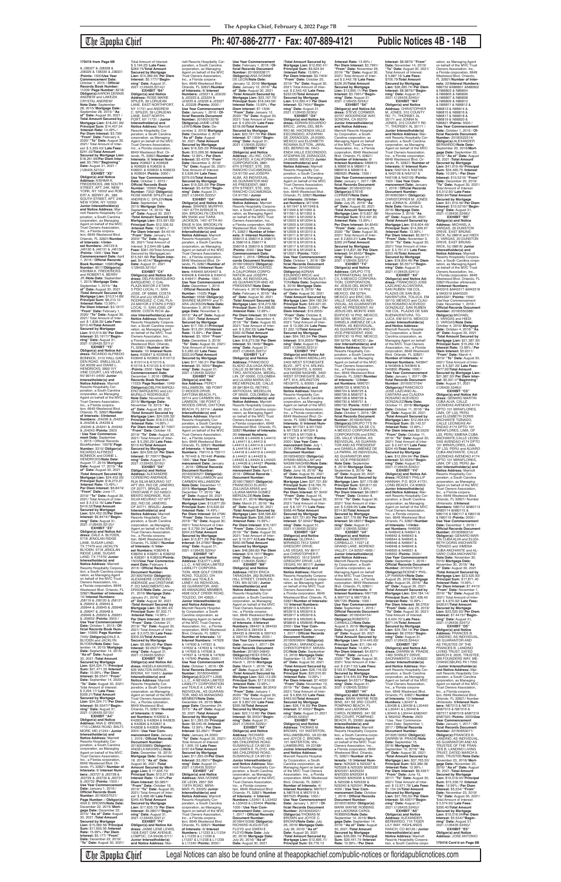**170416 from Page 6B**

& J36327 & J38328 & J38329 & J38330 & J38331 /**Points:** 1500/**Use Year Commencement Date:** October 1, 2015 / **Official Records Book Number:** 10959/ **Page Number:** 8218/ **Obligor(s):**AARON DENNIS ANDREWS and LAKEZIA CRYSTAL ANDREW/ **Note Date:** September 28, 2015/ **Mortgage Date:** September 28, 2015/ "**As of" Date:** August 30, 2021 / **Total Amount Secured by Mortgage Lien:** $18,261.99/ **Principal Sum:** $14,407.54 /**Interest Rate:** 14.49% / **Per Diem Interest:** $5.799/ "**From" Date:** February 4, 2020/ "**To" Date:** August 30, 2021/ Total Amount of Interest: $ 3,344.45/ **Late Fees:** $241.02/**Total Amount Secured by Mortgage Lien:** $18,261.99/**Per Diem Interest:** $5.799//"**Beginning" Date:** August 31, 2021 /(126435.5210)//

**EXHIBIT "X3"**
**Obligor(s) and Notice Address:** NISHAA K. FREDERICKS, 286 SOUTH STREET, APT. 24K, NEW YORK, NY 10002 and ROBERT A. BERRY JR., 286 SOUTH STREET, APT. 24K, NEW YORK, NY 10002/ **Junior Interestholder(s) and Notice Address:** Marriott Resorts Hospitality Corporation, a South Carolina corporation, as Managing Agent on behalf of the MVC Trust Owners Association, Inc., a Florida corporation, 6649 Westwood Blvd. Orlando, FL 32821/**Number of Interests:** 4/**Interest Numbers:** J46129 & J46130 & J46131 & J46132 /**Points:** 1000 / **Use Year Commencement Date:** April 1, 2016 / **Official Records Book Number:** 10980/**Page Number:** 8610/**Obligor(s):** NISHAA K. FREDERICKS and ROBERT A. BERRY JR./**Note Date:** September 1, 2015/ **Mortgage Date:** September 1, 2015/ "**As of" Date:** August 30, 2021 /**Total Amount Secured by Mortgage Lien:** $10,514.89/ **Principal Sum:** $8,213.10 /**Interest Rate:** 13.99% / **Per Diem Interest:** $3.1917/ "**From" Date:** February 1, 2020/ "**To" Date:** August 30, 2021/ Total Amount of Interest: $ 1,838.50/ **Late Fees:** $213.47/**Total Amount Secured by Mortgage Lien:** $10,514.89/ **Per Diem Interest:** $3.1917//"**Beginning" Date:** August 31, 2021 /(126435.5211)//

**EXHIBIT "Y3"**
**Obligor(s) and Notice Address:** RICARDO ALFREDO BONNICK, 3110 HALL GARDEN ROAD, SNELLVILLE, GA 30039 and DIANE L. HENDRICKS, 5892 IVY VINE COURT, LAS VEGAS, NV 89141-0405/ **Junior Interestholder(s) and Notice Address:** Marriott Resorts Hospitality Corporation, a South Carolina corporation, as Managing Agent on behalf of the MVC Trust Owners Association, Inc., a Florida corporation, 6649 Westwood Blvd. Orlando, FL 32821/**Number of Interests:** 8/**Interest Numbers:** J54236 & J54237 & J54238 & J54239 & J54240 & J54241 & J54242 & J54243 /**Points:** 2000 / **Use Year Commencement Date:** September 1, 2015 / **Official Records Book Number:** 10979/ **Page Number:** 6470/ **Obligor(s):**RICARDO ALFREDO BONNICK and DIANE L. HENDRICKS/**Note Date:** August 17, 2015/ **Mortgage Date:** August 17, 2015/ "**As of" Date:** August 30, 2021 /**Total Amount Secured by Mortgage Lien:** $24,452.05/ **Principal Sum:** $18,273.37 /**Interest Rate:** 13.49% / **Per Diem Interest:** $6.8474/ "**From" Date:** June 17, 2019/ "**To" Date:** August 30, 2021/ Total Amount of Interest: $ 5,512.16/ **Late Fees:** $416.52/**Total Amount Secured by Mortgage Lien:** $24,452.05/**Per Diem Interest:** $6.8474//"**Beginning" Date:** August 31, 2021 /(126435.5212)//

**EXHIBIT "Z3"**
**Obligor(s) and Notice Address:** DALE A. BLYDEN, 5718 JENOLAN RIDGE LANE, SUGAR LAND, TX 77479 and JACKLYN BLYDEN, 5718 JENOLAN RIDGE LANE, SUGAR LAND, TX 77479/ **Junior Interestholder(s) and Notice Address:** Marriott Resorts Hospitality Corporation, a South Carolina corporation, as Managing Agent on behalf of the MVC Trust Owners Association, Inc., a Florida corporation, 6649 Westwood Blvd. Orlando, FL 32821/**Number of Interests:** 14/**Interest Numbers:** J58119 & J58120 & J58121 & J59942 & J59943 & J59944 & J59945 & J59946 & J59947 & J59948 & J59949 & J59950 & J59951 & J59952 /**Points:** 3500 / **Use Year Commencement Date:** October 1, 2015 / **Official Records Book Number:** 10983/ **Page Number:** 7445/ **Obligor(s):**DALE A. BLYDEN and JACKLYN BLYDEN/**Note Date:** September 14, 2015/ **Mortgage Date:** September 14, 2015/ "**As of" Date:** August 30, 2021 /**Total Amount Secured by Mortgage Lien:** $24,324.71/ **Principal Sum:** $21,471.33 /**Interest Rate:** 10.99% / **Per Diem Interest:** $6.5547/ "**From" Date:** September 14, 2020/ "**To" Date:** August 30, 2021/ Total Amount of Interest: $ 2,294.14/ **Late Fees:** $309.24/**Total Amount Secured by Mortgage Lien:** $24,324.71/ **Per Diem Interest:** $6.5547//"**Beginning" Date:** August 31, 2021 /(126435.5213)//

**EXHIBIT "A4"**
**Obligor(s) and Notice Address:** ANA D. BROWN, 1710 LOMAX ROAD, BALTIMORE, MD 21244 / **Junior Interestholder(s) and Notice Address:** Marriott Resorts Hospitality Corporation, a South Carolina corporation, as Managing Agent on behalf of the MVC Trust Owners Association, Inc., a Florida corporation, 6649 Westwood Blvd. Orlando, FL 32821/ **Number of Interests:** 6/ **Interest Numbers:** J93727 & J93728 & J93729 & J93730 & J93731 & J93732 /**Points:** 1500 / **Use Year Commencement Date:** January 1, 2016 / **Official Records Book Number:** 20160037021/ **Page Number:** /**Obligor(s):** ANA D. BROWN/**Note Date:** December 22, 2015/ **Mortgage Date:** December 22, 2015/ "**As of" Date:** August 30, 2021 /**Total Amount Secured by Mortgage Lien:** $15,389.56/ **Principal Sum:** $11,655.56 /**Interest Rate:** 15.99% / **Per Diem Interest:** $5.1771/ "**From" Date:** November 22, 2019/ "**To" Date:** August 30, 2021/ Total Amount of Interest: $ 3,194.25/ **Late Fees:** $289.75/**Total Amount Secured by Mortgage Lien:** $15,389.56/ **Per Diem Interest:** $5.1771//"**Beginning" Date:** August 31, 2021 /(126435.5214)//

**EXHIBIT "B4"**
**Obligor(s) and Notice Address:** ROSE MARIE SPILER, 39 LORILEAN LANE, EAST NORTHPORT, NY 11731 and ANDREW C. SPILER, 39 LORILEAN LANE, EAST NORTHPORT, NY 11731 / **Junior Interestholder(s) and Notice Address:** Marriott Resorts Hospitality Corporation, a South Carolina corporation, as Managing Agent on behalf of the MVC Trust Owners Association, Inc., a Florida corporation, 6649 Westwood Blvd. Orlando, FL 32821/**Number of Interests:** 8/ **Interest Numbers:** K06627 & K06628 & K06629 & K06630 & K06631 & K06632 & K06633 & K06634 /**Points:** 2000 / **Use Year Commencement Date:** October 1, 2016 / **Official Records Book Number:** 10990/ **Page Number:** 7352/ **Obligor(s):** ROSE MARIE SPILER and ANDREW C. SPILER/**Note Date:** September 14, 2015/ **Mortgage Date:** September 14, 2015/ "**As of" Date:** August 30, 2021 /**Total Amount Secured by Mortgage Lien:** $15,591.60/ **Principal Sum:** $12,336.52 /**Interest Rate:** 12.99% / **Per Diem Interest:** $4.4514/ "**From" Date:** January 14, 2020/ "**To" Date:** August 30, 2021/ Total Amount of Interest: $ 2,644.08/ **Late Fees:** $361.00/**Total Amount Secured by Mortgage Lien:** $15,591.60/ **Per Diem Interest:** $4.4514//"**Beginning" Date:** August 31, 2021 /(126435.5215)//

**EXHIBIT "C4"**
**Obligor(s) and Notice Address:** DELFIN BARQUERO BARQUERO, C CIAL PLAZA MAYOR 2 ETAPA 3 PISO LOCAL 11, SAN JOSE, OF 99999, COSTA RICA and LILI MURILLO RODRIGUEZ, C CIAL PLAZA MAYOR 2 ETAPA 3 PISO LOCAL 11, SAN JOSE, OF 99999, COSTA RICA/ **Junior Interestholder(s) and Notice Address:** Marriott Resorts Hospitality Corporation, a South Carolina corporation, as Managing Agent on behalf of the MVC Trust Owners Association, Inc., a Florida corporation, 6649 Westwood Blvd. Orlando, FL 32821/ **Number of Interests:** 10/ **Interest Numbers:** K30647 & K30648 & K30649 & K30650 & K10113 & K10114 & K10115 & K10116 & K10123 & K10124 /**Points:** 2500 / **Use Year Commencement Date:** January 1, 2016 / **Official Records Book Number:** 11033/ **Page Number:** 1049/ **Obligor(s):**DELFIN BARQUERO BARQUERO and LILI MURILLO RODRIGUEZ/ **Note Date:** November 19, 2015/ **Mortgage Date:** November 19, 2015/ "**As of" Date:** August 30, 2021 /**Total Amount Secured by Mortgage Lien:** $24,526.32/ **Principal Sum:** $18,515.53 /**Interest Rate:** 14.99% / **Per Diem Interest:** $7.7097/ "**From" Date:** October 19, 2019/ "**To" Date:** August 30, 2021/ Total Amount of Interest: $ 5,250.29/ **Late Fees:** $510.40/**Total Amount Secured by Mortgage Lien:** $24,526.32/ **Per Diem Interest:** $7.7097//"**Beginning" Date:** August 31, 2021 /(126435.5216)//

**EXHIBIT "D4"**
**Obligor(s) and Notice Address:** ALEXANDRE CORDEIRO ANDRADE, RUA SILVA MOURAO 107 APT 202, RIO DE JANEIRO, OF 20771, BRAZIL and CRISTIANE P. DO NASCIMENTO ANDRADE, RUA SILVA MOURAO 107 APT 202, RIO DE JANEIRO, OF 20771, BRAZIL/ **Junior Interestholder(s) and Notice Address:** Marriott Resorts Hospitality Corporation, a South Carolina corporation, as Managing Agent on behalf of the MVC Trust Owners Association, Inc., a Florida corporation, 6649 Westwood Blvd. Orlando, FL 32821/ **Number of Interests:** 6/ **Interest Numbers:** K38249 & K38250 & K38251 & K38252 & K38301 & K38302/**Points:** 1500/**Use Year Commencement Date:** February 1, 2016 / **Official Records Book Number:** 20160076459/ **Obligor(s):** ALEXANDRE CORDEIRO ANDRADE and CRISTIANE P. DO NASCIMENTO ANDRADE/**Note Date:** January 21, 2016/ **Mortgage Date:** January 21, 2016/ "**As of" Date:** August 30, 2021 /**Total Amount Secured by Mortgage Lien:** $9,966.43/ **Principal Sum:** $7,333.71 /**Interest Rate:** 14.99% / **Per Diem Interest:** $3.0537/ "**From" Date:** October 21, 2019/ "**To" Date:** August 30, 2021/ Total Amount of Interest: $ 2,073.39/ **Late Fees:** $309.33/**Total Amount Secured by Mortgage Lien:** $9,966.43/ **Per Diem Interest:** $3.0537//"**Beginning" Date:** August 31, 2021 /(126435.5220)//

**EXHIBIT "E4"**
**Obligor(s) and Notice Address:** ANGELA MAXWELL, 629 WALTON AVENUE, BRONX, NY 10451/ **Junior Interestholder(s) and Notice Address:** Marriott Resorts Hospitality Corporation, a South Carolina corporation, as Managing Agent on behalf of the MVC Trust Owners Association, Inc., a Florida corporation, 6649 Westwood Blvd. Orlando, FL 32821/ **Number of Interests:** 8/ **Interest Numbers:** K42822 & K42823 & K42824 & K42835 & K42836 & K42837 & K42838 & K42839 /**Points:** 2000 / **Use Year Commencement Date:** January 1, 2016 / **Official Records Book Number:** 20160030851/ **Obligor(s):** ANGELA MAXWELL/**Note Date:** December 18, 2015/ **Mortgage Date:** December 18, 2015/ "**As of" Date:** August 30, 2021 /**Total Amount Secured by Mortgage Lien:** $ 17,635.73/ **Principal Sum:** $13,571.85/ **Interest Rate:** 13.49% /**Per Diem Interest:** $5.0857/ "**From" Date:** October 18, 2019/ "**To" Date:** August 30, 2021/ Total Amount of Interest: $ 3,468.48/ **Late Fees:** $345.40/**Total Amount Secured by Mortgage Lien:** $17,635.73/ **Per Diem Interest:** $5.0857//"**Beginning" Date:** August 31, 2021 /(126435.5221)//

**EXHIBIT "F4"**
**Obligor(s) and Notice Address:** JAMIE LENE LEWIS, 1508 EAST OAK AVENUE, LOMPOC, CA 93436-3717/ **Junior Interestholder(s) and Notice Address:** Marriott Resorts Hospitality Corporation, a South Carolina corporation, as Managing Agent on behalf of the MVC Trust Owners Association, Inc., a Florida corporation, 6649 Westwood Blvd. Orlando, FL 32821/**Number of Interests:** 8/ **Interest Numbers:** J23221 & J23222 & J23223 & J23224 & J23225 & J23226 & J23227 & J23228 /**Points:** 2000 / **Use Year Commencement Date:** January 1, 2016 / **Official Records Book Number:** 20160012678/ **Obligor(s):**JAMIE LENE LEWIS/**Note Date:** December 2, 2015/ **Mortgage Date:** December 2, 2015/ "**As of" Date:** August 30, 2021 /**Total Amount Secured by Mortgage Lien:** $19,325.55/ **Principal Sum:** $15,059.98 /**Interest Rate:** 12.99% / **Per Diem Interest:** $5.4342/ "**From" Date:** November 2, 2019/ "**To" Date:** August 30, 2021/ Total Amount of Interest: $ 3,626.94/ **Late Fees:** $389.63/**Total Amount Secured by Mortgage Lien:** $19,325.55/ **Per Diem Interest:** $5.4342//"**Beginning" Date:** August 31, 2021 /(126435.5222)//

**EXHIBIT "G4"**
**Obligor(s) and Notice Address:** SHAREE MURPHY, 1401 67TH AVENUE N. 304, BROOKLYN CENTER, MN 55430 and TIARA JACKSON, 1401 67TH AVENUE N 304, BROOKLYN CENTER, MN 55430/**Junior Interestholder(s) and Notice Address:** Marriott Resorts Hospitality Corporation, a South Carolina corporation, as Managing Agent on behalf of the MVC Trust Owners Association, Inc., a Florida corporation, 6649 Westwood Blvd. Orlando, FL 32821/**Number of Interests:** 4/**Interest Numbers:** K49407 & K49408 & K49409 & K49410 & K49411 /**Points:** 1250 / **Use Year Commencement Date:** December 1, 2015 / **Official Records Book Number:** 11025/ **Page Number:** 3258/ **Obligor(s):** SHAREE MURPHY and TIARA JACKSON/**Note Date:** November 3, 2015/ **Mortgage Date:** November 3, 2015/ "**As of" Date:** August 30, 2021 /**Total Amount Secured by Mortgage Lien:** $17,160.21/**Principal Sum:** $13,171.70 /**Interest Rate:** 13.99% / **Per Diem Interest:** $5.1186/ "**From" Date:** December 3, 2019/ "**To" Date:** August 30, 2021/ Total Amount of Interest: $ 3,265.72/ **Late Fees:** $473.00/**Total Amount Secured by Mortgage Lien:** $17,160.21/ **Per Diem Interest:** $5.1186//"**Beginning" Date:** August 31, 2021 /(126435.5223)//

**EXHIBIT "H4"**
**Obligor(s) and Notice Address:** PERCY WILLIAMSON, 180 POINT WOODS DRIVE, DAYTONA BEACH, FL 32114 and CARMEN WILLIAMSON, 180 POINT WOODS DRIVE, DAYTONA BEACH, FL 32114 / **Junior Interestholder(s) and Notice Address:** Marriott Resorts Hospitality Corporation, a South Carolina corporation, as Managing Agent on behalf of the MVC Trust Owners Association, Inc., a Florida corporation, 6649 Westwood Blvd. Orlando, FL 32821/**Number of Interests:** 4/ **Interest Numbers:** 761443 & 761444 & 761445 & 761446 /**Points:** 1000 / **Use Year Commencement Date:** January 1, 2016 / **Official Records Document Number:** 20160052567/ **Obligor(s):** PERCY WILLIAMSON and CARMEN WILLIAMSON/ **Note Date:** December 17, 2015/ **Mortgage Date:** December 17, 2015/ "**As of" Date:** August 30, 2021 /**Total Amount Secured by Mortgage Lien:** $13,877.29/ **Principal Sum:** $10,632.82 /**Interest Rate:** 13.99% / **Per Diem Interest:** $4.2799/ "**From" Date:** November 17, 2019/ "**To" Date:** August 30, 2021/ Total Amount of Interest: $ 2,700.54/ **Late Fees:** $293.93/**Total Amount Secured by Mortgage Lien:** $13,877.29/ **Per Diem Interest:** $4.2799//"**Beginning" Date:** August 31, 2021 /(126435.5224)//

**EXHIBIT "I4"**
**Obligor(s) and Notice Address:** EQUITY LANE L.L.C., A NEVADA LIMITED LIABILITY CORPORATION, 4628 GOLF CREEK ROAD, TOLEDO, OH 43623 and TEALE A. LANEY, AS INDIVIDUAL, AS GUARANTOR, AND AS MANAGING MEMBER, 4628 GOLF CREEK ROAD, TOLEDO, OH 43623 /**Junior Interestholder(s) and Notice Address:** Marriott Resorts Hospitality Corporation, a South Carolina corporation, as Managing Agent on behalf of the MVC Trust Owners Association, Inc., a Florida corporation, 6649 Westwood Blvd. Orlando, FL 32821/**Number of Interests:** 12/ **Interest Numbers:** 147629 & 147630 & 147631 & 147632 & 147633 & 147634 & 147635 & 147636 & 147637 & 147638 & 147639 & 147640 /**Points:** 3000 / **Use Year Commencement Date:** October 1, 2016 / **Official Records Document Number:** 20160044650/ **Obligor(s):**EQUITY LANE L.L.C., A NEVADA LIMITED LIABILITY CORPORATION and TEALE A. LANEY, AS INDIVIDUAL, AS GUARANTOR, AND AS MANAGING MEMBER/**Note Date:** December 24, 2015/ **Mortgage Date:** December 24, 2015/ "**As of" Date:** August 30, 2021 /**Total Amount Secured by Mortgage Lien:** $11,393.20/ **Principal Sum:** $8,727.77 /**Interest Rate:** 12.99% / **Per Diem Interest:** $3.2507/ "**From" Date:** January 24, 2020/ "**To" Date:** August 30, 2021/ Total Amount of Interest: $ 1,895.16/ **Late Fees:** $519.27/**Total Amount Secured by Mortgage Lien:** $11,393.20/**Per Diem Interest:** $3.2507//"**Beginning" Date:** August 31, 2021 /(126435.5225)//

**EXHIBIT "J4"**
**Obligor(s) and Notice Address:** ANA IVONNE DE LEON, 2657 SW 118TH ROAD, MIRAMAR, FL 33025/ **Junior Interestholder(s) and Notice Address:** Marriott Resorts Hospitality Corporation, a South Carolina corporation, as Managing Agent on behalf of the MVC Trust Owners Association, Inc., a Florida corporation, 6649 Westwood Blvd. Orlando, FL 32821/**Number of Interests:** 11/**Interest Numbers:** L11233 & L11234 & L11235 & L11236 & L11237 & L11238 & L11239 & L11240 /**Points:** 2000 / **Use Year Commencement Date:** February 1, 2016 / **Official Records Document Number:** 20160088317/ **Obligor(s):**ANA IVONNE DE LEON/**Note Date:** January 12, 2016/ **Mortgage Date:** January 12, 2016/ "**As of" Date:** August 30, 2021 /**Total Amount Secured by Mortgage Lien:** $23,167.70/ **Principal Sum:** $18,449.59/ **Interest Rate:** 13.99% / **Per Diem Interest:** $7.1309/ "**From" Date:** January 12, 2020/ "**To" Date:** August 30, 2021/ Total Amount of Interest: $ 4,249.95/ **Late Fees:** $318.06/**Total Amount Secured by Mortgage Lien:** $23,167.70/ **Per Diem Interest:** $7.1309//"**Beginning" Date:** August 31, 2021 /(126435.5226)//

**EXHIBIT "K4"**
**Obligor(s) and Notice Address:** JEJ INC. CORPORATION, A CALIFORNIA CORPORATION, 9881 6TH STREET, STE. 205, RANCHO CUCAMONGA, CA 91730 and JOSEPH ALBA, AS INDIVIDUAL, AS GUARANTOR AND AS PRESIDENT, 9881 6TH STREET, STE. 205, RANCHO CUCAMONGA, CA 91730 / **Junior Interestholder(s) and Notice Address:** Marriott Resorts Hospitality Corporation, a South Carolina corporation, as Managing Agent on behalf of the MVC Trust Owners Association, Inc., a Florida corporation, 6649 Westwood Blvd. Orlando, FL 32821/**Number of Interests:** 8/**Interest Numbers:** 358605 & 358606 & 358615 & 358616 & 358617 & 358618 & 358619 & 358620 /**Points:** 2000 / **Use Year Commencement Date:** March 1, 2016 / **Official Records Document Number:** 20160106523/ **Obligor(s):**JEJ INC. CORPORATION, A CALIFORNIA CORPORATION and JOSEPH ALBA, AS INDIVIDUAL, AS GUARANTOR AND AS PRESIDENT/**Note Date:** February 4, 2016/ **Mortgage Date:** February 4, 2016/ "**As of" Date:** August 30, 2021 /**Total Amount Secured by Mortgage Lien:** $18,273.58/ **Principal Sum:** $14,368.85 /**Interest Rate:** 12.99% / **Per Diem Interest:** $5.1848/ "**From" Date:** December 4, 2019/ "**To" Date:** August 30, 2021/ Total Amount of Interest: $ 3,295.95/ **Late Fees:** $362.40/**Total Amount Secured by Mortgage Lien:** $18,273.58/ **Per Diem Interest:** $5.1848//"**Beginning" Date:** August 31, 2021 /(126435.5227)//

**EXHIBIT "L4"**
**Obligor(s) and Notice Address:** FRANCISCO ELADIO ZULUAGA ARIAS, CALLE 29 BIS #41A 55, RETIRO, ANTIOQUIA, MEDELLIN, OF 00000, COLOMBIA and LILIANA MARIA GOMEZ MERIZALDE, CALLE 29 BIS #41A 55, RETIRO, ANTIOQUIA, MEDELLIN, OF 00000, COLOMBIA/ **Junior Interestholder(s) and Notice Address:** Marriott Resorts Hospitality Corporation, a South Carolina corporation, as Managing Agent on behalf of the MVC Trust Owners Association, Inc., a Florida corporation, 6649 Westwood Blvd. Orlando, FL 32821/**Number of Interests:** 20/**Interest Numbers:** L44408 & L44409 & L44410 & L44411 & L44412 & L44413 & L44414 & L44415 & L44416 & L44417 & L44418 & L44419 & L44420 & L44421 & L44422 & L44423 & L44424 & L44425 & L44426 & L44427 /**Points:** 5000 / **Use Year Commencement Date:** April 1, 2016 / **Official Records Document Number:** 20160176470/ **Obligor(s):**FRANCISCO ELADIO ZULUAGA ARIAS and LILIANA MARIA GOMEZ MERIZALDE/**Note Date:** March 21, 2016/ **Mortgage Date:** March 21, 2016/ "**As of" Date:** August 30, 2021 /**Total Amount Secured by Mortgage Lien:** $48,388.82/ **Principal Sum:** $36,368.41 /**Interest Rate:** 14.99% / **Per Diem Interest:** $15.1167/ "**From" Date:** October 21, 2019/ "**To" Date:** August 30, 2021/ Total Amount of Interest: $ 10,277.42/**Late Fees:** $993.49/**Total Amount Secured by Mortgage Lien:** $48,388.82/ **Per Diem Interest:** $15.1167//"**Beginning" Date:** August 31, 2021 /(126435.5228)//

**EXHIBIT "M4"**
**Obligor(s) and Notice Address:** HEIDI ERICA TARANGO, 12 WINTHROP HILL STREET, CHARLESTON, MA 02129 / **Junior Interestholder(s) and Notice Address:** Marriott Resorts Hospitality Corporation, a South Carolina corporation, as Managing Agent on behalf of the MVC Trust Owners Association, Inc., a Florida corporation, 6649 Westwood Blvd. Orlando, FL 32821/**Number of Interests:** 10/**Interest Numbers:** 284431 & 284432 & 284433 & 284434 & 284435 & 284436 & 284743 & 330744 /**Points:** 2000 / **Use Year Commencement Date:** January 1, 2017 / **Official Records Document Number:** 20160134845/ **Obligor(s):**HEIDI ERICA TARANGO/**Note Date:** March 1, 2016/ **Mortgage Date:** March 1, 2016/ "**As of" Date:** August 30, 2021 /**Total Amount Secured by Mortgage Lien:** $22,112.66/ **Principal Sum:** $17,610.06 /**Interest Rate:** 12.99% / **Per Diem Interest:** $6.3543/ "**From" Date:** June 1, 2019/ "**To" Date:** August 30, 2021/ Total Amount of Interest: $ 3,857.02/ **Late Fees:** $395.58/**Total Amount Secured by Mortgage Lien:** $22,112.66/ **Per Diem Interest:** $6.3543//"**Beginning" Date:** August 31, 2021 /(126435.5229)//

**EXHIBIT "N4"**
**Obligor(s) and Notice Address:** RICHARD AUGUSTUS FLOYD, 469-585 CHILDRENS ROAD, SUSANVILLE CA 96130 and GWEN E. FLOYD, 469-585 CHILDRENS ROAD, SUSANVILLE CA 96130/ **Junior Interestholder(s) and Notice Address:** Marriott Resorts Hospitality Corporation, a South Carolina corporation, as Managing Agent on behalf of the MVC Trust Owners Association, Inc., a Florida corporation, 6649 Westwood Blvd. Orlando, FL 32821/**Number of Interests:** 4/**Interest Numbers:** L53401 & L53402 & L53403 & L53404 /**Points:** 1000 / **Use Year Commencement Date:** January 1, 2017 / **Official Records Document Number:** 20160110280/ **Obligor(s):**RICHARD AUGUSTUS FLOYD and GWEN E. FLOYD/**Note Date:** July 20, 2016/ **Mortgage Date:** July 20, 2016/ "**As of" Date:** August 30, 2021 /**Total Amount Secured by Mortgage Lien:** $12,650.41/ **Principal Sum:** $9,624.94 /**Interest Rate:** 13.99% / **Per Diem Interest:** $3.7404/ "**From" Date:** October 20, 2019/ "**To" Date:** August 30, 2021/ Total Amount of Interest: $ 2,543.50/ **Late Fees:** $232.05/**Total Amount Secured by Mortgage Lien:** $12,650.41/ **Per Diem Interest:** $3.7404//"**Beginning" Date:** August 31, 2021 /(126435.5230)//

**EXHIBIT "O4"**
**Obligor(s) and Notice Address:** EDUARDO BRCIC, JALVAL DEL REY 162 66, HACIENDA VALLE ESCONDIDO, ATIZAPAN DE ZARAGOZA, JA 00000, MEXICO and ELIZABETH ROXANA SUTTON, JAVAL DEL REY 162 66, HACIENDA VALLE ESCONDIDO, ATIZAPAN DE ZARAGOZA, JA 00000, MEXICO/ **Junior Interestholder(s) and Notice Address:** Marriott Resorts Hospitality Corporation, a South Carolina corporation, as Managing Agent on behalf of the MVC Trust Owners Association, Inc., a Florida corporation, 6649 Westwood Blvd. Orlando, FL 32821/**Number of Interests:** 28/**Interest Numbers:** M11946 & M11947 & M11948 & M11949 & M11950 & M11951 & M11952 & M12001 & M12002 & M12003 & M12004 & M12005 & M12006 & M12007 & M12008 & M12009 & M12010 & M12011 & M12012 & M12013 & M12014 & M12015 & M12016 & M12017 & M12018 & M12019 & M12020 & M12021 /**Points:** 7000 / **Use Year Commencement Date:** October 1, 2016 / **Official Records Document Number:** 20160095029/ **Obligor(s):**EDUARDO BRCIC and ELIZABETH ROXANA SUTTON/**Note Date:** September 8, 2016/ **Mortgage Date:** September 8, 2016/ "**As of" Date:** August 30, 2021 /**Total Amount Secured by Mortgage Lien:** $64,183.49/ **Principal Sum:** $48,255.02 /**Interest Rate:** 13.99% / **Per Diem Interest:** $19.2055/ "**From" Date:** October 8, 2019/ "**To" Date:** August 30, 2021/ Total Amount of Interest: $ 13,290.24/ **Late Fees:** $2,388.23/**Total Amount Secured by Mortgage Lien:** $64,183.49/ **Per Diem Interest:** $19.2055//"**Beginning" Date:** August 31, 2021 /(126435.5231)//

**EXHIBIT "P4"**
**Obligor(s) and Notice Address:** KWAMI ABDALLAH, 3400 WEST STONEGATE BLVD., APT. 614, ARLINGTON HEIGHTS, IL 60005 and NASIM NAGHIBI, 3400 WEST STONEGATE BLVD., APT. 614, ARLINGTON HEIGHTS, IL 60005 / **Junior Interestholder(s) and Notice Address:** Marriott Resorts Hospitality Corporation, a South Carolina corporation, as Managing Agent on behalf of the MVC Trust Owners Association, Inc., a Florida corporation, 6649 Westwood Blvd. Orlando, FL 32821/**Number of Interests:** 6/ **Interest Numbers:** M17325 & M17326 & M17327 & M17328 & M17329 & M17330 /**Points:** 1500 / **Use Year Commencement Date:** July 1, 2016 / **Official Records Document Number:** 20160340022/ **Obligor(s):** KWAMI ABDALLAH and NASIM NAGHIBI/**Note Date:** June 16, 2016/ **Mortgage Date:** June 16, 2016/ "**As of" Date:** August 30, 2021 /**Total Amount Secured by Mortgage Lien:** $27,172.86/ **Principal Sum:** $20,817.03 /**Interest Rate:** 13.99% / **Per Diem Interest:** $7.3042/ "**From" Date:** August 16, 2019/ "**To" Date:** August 30, 2021/ Total Amount of Interest: $ 6,107.71/ **Late Fees:** $248.12/**Total Amount Secured by Mortgage Lien:** $27,172.86/ **Per Diem Interest:** $7.3042//"**Beginning" Date:** August 31, 2021 /(126435.5232)//

**EXHIBIT "Q4"**
**Obligor(s) and Notice Address:** CHRISTOPHER F. MIRANDO, 161 ST SAINT GREGORY DRIVE, LAS VEGAS, NV 89117 and CHRISTOPHER F. MIRANDO, 161 ST SAINT GREGORY DRIVE, LAS VEGAS, NV 89117 / **Junior Interestholder(s) and Notice Address:** Marriott Resorts Hospitality Corporation, a South Carolina corporation, as Managing Agent on behalf of the MVC Trust Owners Association, Inc., a Florida corporation, 6649 Westwood Blvd. Orlando, FL 32821/**Number of Interests:** 10/**Interest Numbers:** M59914 & M59915 & M59916 & M59917 & M59918 & M59919 & M59920 & M59921 & M59922 & M59923 /**Points:** 2500 / **Use Year Commencement Date:** January 1, 2017 / **Official Records Document Number:** 20160369264/ **Obligor(s):** GLORIA I. MIRANDO and CHRISTOPHER F. MIRANDO/**Note Date:** September 13, 2016/ **Mortgage Date:** September 13, 2016/ "**As of" Date:** August 30, 2021 /**Total Amount Secured by Mortgage Lien:** $26,116.93/ **Principal Sum:** $20,516.00 /**Interest Rate:** 12.99% / **Per Diem Interest:** $7.4030/ "**From" Date:** November 13, 2019/ "**To" Date:** August 30, 2021/ Total Amount of Interest: $ 4,856.53/ **Late Fees:** $494.40/**Total Amount Secured by Mortgage Lien:** $26,116.93/ **Per Diem Interest:** $7.4030//"**Beginning" Date:** August 31, 2021 /(126435.5233)//

**EXHIBIT "R4"**
**Obligor(s) and Notice Address:** THOMAS W. BROWN, 101 WINSTON, WILLIAMSBURG, VA 23188 and JOYCE C. BROWN, 101 WINSTON, WILLIAMSBURG, VA 23188/ **Junior Interestholder(s) and Notice Address:** Marriott Resorts Hospitality Corporation, a South Carolina corporation, as Managing Agent on behalf of the MVC Trust Owners Association, Inc., a Florida corporation, 6649 Westwood Blvd. Orlando, FL 32821/**Number of Interests:** 16/**Interest Numbers:** M67517 & M67518 & M67519 & M67520 /**Points:** 1000 / **Use Year Commencement Date:** January 1, 2017 / **Official Records Document Number:** 20160356937/ **Obligor(s):**THOMAS W. BROWN and JOYCE C. BROWN/**Note Date:** July 26, 2016/ **Mortgage Date:** July 26, 2016/ "**As of" Date:** August 30, 2021 /**Total Amount Secured by Mortgage Lien:** $12,695.11/ **Principal Sum:** $9,603.82 /**Interest Rate:** 13.99% / **Per Diem Interest:** $3.7991/ "**From" Date:** November 26, 2019/ "**To" Date:** August 30, 2021/ Total Amount of Interest: $ 2,442.78/ **Late Fees:** $226.20/**Total Amount Secured by Mortgage Lien:** $12,695.11/ **Per Diem Interest:** $3.7991//"**Beginning" Date:** August 31, 2021 /(126435.5234)//

**EXHIBIT "S4"**
**Obligor(s) and Notice Address:** STEVE CORMIER, 20727 WOODRIDGE WAY, SONORA, CA 95370/ **Junior Interestholder(s) and Notice Address:** Marriott Resorts Hospitality Corporation, a South Carolina corporation, as Managing Agent on behalf of the MVC Trust Owners Association, Inc., a Florida corporation, 6649 Westwood Blvd. Orlando, FL 32821/**Number of Interests:** 6/ **Interest Numbers:** M89615 & M89616 & M89617 & M89618 & M89619 & M89620 /**Points:** 1500 / **Use Year Commencement Date:** January 1, 2017 / **Official Records Document Number:** 20160425193/ **Obligor(s):**STEVE CORMIER/**Note Date:** July 25, 2016/ **Mortgage Date:** July 25, 2016/ "**As of" Date:** August 30, 2021 /**Total Amount Secured by Mortgage Lien:** $15,837.38/ **Principal Sum:** $12,491.93 /**Interest Rate:** 13.99% / **Per Diem Interest:** $4.8545/ "**From" Date:** January 25, 2020/ "**To" Date:** August 30, 2021/ Total Amount of Interest: $ 2,830.21/ **Late Fees:** $265.24/**Total Amount Secured by Mortgage Lien:** $15,837.38/ **Per Diem Interest:** $4.8545//"**Beginning" Date:** August 31, 2021 /(126435.5237)//

**EXHIBIT "T4"**
**Obligor(s) and Notice Address:** GRUPO TTS INTERNATIONAL SA DE CV, A MEXICO CORPORATION, AV. JESUS DEL MONTE #300 EDIFICIO 19 PH2, MEXICO, EM 52764, MEXICO and ERIC DEL VALLE VIDANA, AS INDIVIDUAL, AS GUARANTOR AND AS PRESIDENT, AV. JESUS DEL MONTE #300 EDIFICIO 19 PH2, MEXICO, EM 52764, MEXICO and DANIELA JIMENEZ DE LA PARRA, AS INDIVIDUAL, AS GUARANTOR AND AS VICE-PRESIDENT, #300 EDIFICIO 19 PH2, MEXICO, EM 52764, MEXICO / **Junior Interestholder(s) and Notice Address:** Marriott Resorts Hospitality Corporation, a South Carolina corporation, as Managing Agent on behalf of the MVC Trust Owners Association, Inc., a Florida corporation, 6649 Westwood Blvd. Orlando, FL 32821/**Number of Interests:** 12/**Interest Numbers:** M96721 &M96722 & M96723 & M96724 & M96725 & M96726 & M96727 & M96728 & M96729 & M96730 & M96731 & M96732 /**Points:** 3000 / **Use Year Commencement Date:** October 1, 2016 / **Official Records Document Number:** 20160407649/ **Obligor(s):**GRUPO TTS INTERNATIONAL SA DE CV, A MEXICO CORPORATION, and ERIC DEL VALLE VIDANA, AS INDIVIDUAL, AS GUARANTOR AND AS PRESIDENT and DANIELA JIMENEZ DE LA PARRA, AS INDIVIDUAL, AS GUARANTOR AND AS VICE-PRESIDENT/ **Note Date:** September 8, 2016/ **Mortgage Date:** September 8, 2016/ "**As of" Date:** August 30, 2021 /**Total Amount Secured by Mortgage Lien:** $27,779.88/ **Principal Sum:** $20,811.03 /**Interest Rate:** 13.99% / **Per Diem Interest:** $8.0897/ "**From" Date:** October 8, 2019/ "**To" Date:** August 30, 2021/ Total Amount of Interest: $ 5,598.05/ **Late Fees:** $914.80/**Total Amount Secured by Mortgage Lien:** $27,779.88/ **Per Diem Interest:** $8.0897//"**Beginning" Date:** August 31, 2021 /(126435.5238)//

**EXHIBIT "U4"**
**Obligor(s) and Notice Address:** ROBERTO CARBALLO, 11037 LE GRAND LANE, MORENO VALLEY, CA 92557-4959 / **Junior Interestholder(s) and Notice Address:** Marriott Resorts Hospitality Corporation, a South Carolina corporation, as Managing Agent on behalf of the MVC Trust Owners Association, Inc., a Florida corporation, 6649 Westwood Blvd. Orlando, FL 32821/**Number of Interests:** 4/ **Interest Numbers:** M97725 & M97726 & M97727 & M97728 /**Points:** 1000 / **Use Year Commencement Date:** September 1, 2016 / **Official Records Document Number:** 20160434154/ **Obligor(s):**ROBERTO CARBALLO/**Note Date:** August 9, 2016/ **Mortgage Date:** August 9, 2016/ "**As of" Date:** August 30, 2021 /**Total Amount Secured by Mortgage Lien:** $14,445.63/ **Principal Sum:** $11,474.18 /**Interest Rate:** 14.99% / **Per Diem Interest:** $4.6571/ "**From" Date:** January 9, 2020/ "**To" Date:** August 30, 2021/ Total Amount of Interest: $ 2,817.53/ **Late Fees:** $193.61/**Total Amount Secured by Mortgage Lien:** $14,445.63/ **Per Diem Interest:** $4.6571//"**Beginning" Date:** August 31, 2021 /(126435.5239)//

**EXHIBIT "V4"**
**Obligor(s) and Notice Address:** MARK WAYNE ROBBINS, 341 SE 3RD COURT, POMPANO BEACH, FL 33060 and LADONNA CAROL ROBBINS, 341 SE 3RD COURT, POMPANO BEACH, FL 33060/ **Junior Interestholder(s) and Notice Address:** Marriott Resorts Hospitality Corporation, a South Carolina corporation, as Managing Agent on behalf of the MVC Trust Owners Association, Inc., a Florida corporation, 6649 Westwood Blvd. Orlando, FL 32821/**Number of Interests:** 16/**Interest Numbers:** N25326 & N25327 & N25328 & N25329 &N25330 & N25331 &N25332 &N25333 &N25334 & N25335 &N25336 & N25337 & N25338 & N25339 & N25340 & N25341 /**Points:** 4000 / **Use Year Commencement Date:** January 1, 2017 / **Official Records Document Number:** 20160518560/ **Obligor(s):** MARK WAYNE ROBBINS and LADONNA CAROL ROBBINS/**Note Date:** September 14, 2016/ **Mortgage Date:** September 14, 2016/ "**As of" Date:** August 30, 2021 /**Total Amount Secured by Mortgage Lien:** $36,265.74/ **Principal Sum:** $29,441.79 /**Interest Rate:** 10.99% / **Per Diem Interest:** $8.9879/ "**From" Date:** November 14, 2019/ "**To" Date:** August 30, 2021/ Total Amount of Interest: $ 5,887.16/ **Late Fees:** $706.79/**Total Amount Secured by Mortgage Lien:** $36,265.74/ **Per Diem Interest:** $8.9879//"**Beginning" Date:** August 31, 2021 /(126435.5240)//

**EXHIBIT "W4"**
**Obligor(s) and Notice Address:** CHRISTOPHER M. JONES, 310 COUNTY RD. 71, THORSBY, AL 35171 and JONNA N. JONES, 310 COUNTY RD. 71, THORSBY, AL 35171 / **Junior Interestholder(s) and Notice Address:** Marriott Resorts Hospitality Corporation, a South Carolina corporation, as Managing Agent on behalf of the MVC Trust Owners Association, Inc., a Florida corporation, 6649 Westwood Blvd. Orlando, FL 32821/**Number of Interests:** 6/ **Interest Numbers:** N42104 & N42105 & N42106 & N42107 & N42108 & N42109 /**Points:** 1500 / **Use Year Commencement Date:** January 1, 2018 / **Official Records Document Number:** 20160603841/ **Obligor(s):** CHRISTOPHER M. JONES and JONNA N. JONES/ **Note Date:** November 3, 2016/ **Mortgage Date:** November 3, 2016/ "**As of" Date:** August 30, 2021 /**Total Amount Secured by Mortgage Lien:** $18,604.46/ **Principal Sum:** $14,293.97 /**Interest Rate:** 13.99% / **Per Diem Interest:** $5.5571/ "**From" Date:** November 3, 2019/ "**To" Date:** August 30, 2021/ Total Amount of Interest: $ 3,701.01/ **Late Fees:** $359.48/**Total Amount Secured by Mortgage Lien:** $18,604.46/ **Per Diem Interest:** $5.5571//"**Beginning" Date:** August 31, 2021 /(126435.5241)//

**EXHIBIT "X4"**
**Obligor(s) and Notice Address:** FRANCISCO JOSE LAZCANO ALCANTARA, SAN RUBEN 108 COL. PLAZAS DE SAN BUENAVENTURA, TOLUCA, EM 50110, MEXICO and CLAUDIA ROSARIO ACEVEDO GONZALEZ, SAN RUBEN 108 COL. PLAZAS DE SAN BUENAVENTURA, TOLUCA, EM 50110, MEXICO/ **Junior Interestholder(s) and Notice Address:** Marriott Resorts Hospitality Corporation, a South Carolina corporation, as Managing Agent on behalf of the MVC Trust Owners Association, Inc., a Florida corporation, 6649 Westwood Blvd. Orlando, FL 32821/ **Number of Interests:** 4/**Interest Numbers:** N43847 & N43848 & N43849 & N43850 /**Points:** 1000 / **Use Year Commencement Date:** January 1, 2017 / **Official Records Document Number:** 20160572164/ **Obligor(s):**FRANCISCO JOSE LAZCANO ALCANTARA and CLAUDIA ROSARIO ACEVEDO GONZALEZ/**Note Date:** October 11, 2016/ **Mortgage Date:** October 11, 2016/ "**As of" Date:** August 30, 2021 /**Total Amount Secured by Mortgage Lien:** $12,064.94/ **Principal Sum:** $9,142.57 /**Interest Rate:** 13.99% / **Per Diem Interest:** $3.5529/ "**From" Date:** October 11, 2019/ "**To" Date:** August 30, 2021/ Total Amount of Interest: $ 2,447.97/ **Late Fees:** $224.40/**Total Amount Secured by Mortgage Lien:** $12,064.94/ **Per Diem Interest:** $3.5529//"**Beginning" Date:** August 31, 2021 /(126435.5242)//

**EXHIBIT "Y4"**
**Obligor(s) and Notice Address:** RODNEY PHILLIP HANNAH, P.O. BOX 41731, LONG BEACH, CA 90853/ **Junior Interestholder(s) and Notice Address:** Marriott Resorts Hospitality Corporation, a South Carolina corporation, as Managing Agent on behalf of the MVC Trust Owners Association, Inc., a Florida corporation, 6649 Westwood Blvd. Orlando, FL 32821/**Number of Interests:** 14/**Interest Numbers:** N46639 & N46640 & N46641 & N46642 & N46643 & N46644 & N46645 & N46646 & N46647 & N46648 & N46649 & N46650 & N46651 & N46652 /**Points:** 3500 / **Use Year Commencement Date:** September 1, 2016 / **Official Records Document Number:** 20160475310/ **Obligor(s):**RODNEY PHILLIP HANNAH/**Note Date:** August 25, 2016/ **Mortgage Date:** August 25, 2016/ "**As of" Date:** August 30, 2021 /**Total Amount Secured by Mortgage Lien:** $34,784.14/ **Principal Sum:** $27,438.40 /**Interest Rate:** 13.99% / **Per Diem Interest:** $8.3763/ "**From" Date:** August 25, 2019/ "**To" Date:** August 30, 2021/ Total Amount of Interest: $ 6,424.70/ **Late Fees:** $671.04/**Total Amount Secured by Mortgage Lien:** $34,784.14/ **Per Diem Interest:** $8.3763//"**Beginning" Date:** August 31, 2021 /(126435.5243)//

**EXHIBIT "Z4"**
**Obligor(s) and Notice Address:** DARRIN W. PRADE, 1460 SHIRLEY DRIVE, SACRAMENTO, CA 95822/ **Junior Interestholder(s) and Notice Address:** Marriott Resorts Hospitality Corporation, a South Carolina corporation, as Managing Agent on behalf of the MVC Trust Owners Association, Inc., a Florida corporation, 6649 Westwood Blvd. Orlando, FL 32821/**Number of Interests:** 8/**Interest Numbers:** L30437 & L30438 & L30439 & L30440 & L30441 & L30442 & L30443 & L30444 &N62401 & N62402 /**Points:** 2500 / **Use Year Commencement Date:** September 1, 2017 / **Official Records Document Number:** 20160519262/ **Obligor(s):** DARRIN W. PRADE/**Note Date:** September 15, 2016/ **Mortgage Date:** September 15, 2016/ "**As of" Date:** August 30, 2021 /**Total Amount Secured by Mortgage Lien:** $37,765.50/ **Principal Sum:** $23,389.38 /**Interest Rate:** 12.99% / **Per Diem Interest:** $8.4397/ "**From" Date:** June 15, 2019/ "**To" Date:** August 30, 2021/ Total Amount of Interest: $ 12,971.78/ **Late Fees:** $1,154.34/**Total Amount Secured by Mortgage Lien:** $37,765.50/ **Per Diem Interest:** $8.4397//"**Beginning" Date:** August 31, 2021 /(126435.5244)//

**EXHIBIT "A5"**
**Obligor(s) and Notice Address:** ALEXANDER BERNARDO, 710 TIGER LILY WAY, HIGHLANDS RANCH, CO 80126 / **Junior Interestholder(s) and Notice Address:** Marriott Resorts Hospitality Corporation, a South Carolina corporation, as Managing Agent on behalf of the MVC Trust Owners Association, Inc., a Florida corporation, 6649 Westwood Blvd. Orlando, FL 32821/**Number of Interests:** 20/**Interest Numbers:** N86802 &N86803 &N86804 & N86805 & N86806 & N86807 & N86808 & N86809 & N86810 & N86811 & N86812 & N86813 & N86814 & N86815 & N86816 & N86817 & N86818 & N86819 & N86820 & N86821 /**Points:** 5000 / **Use Year Commencement Date:** October 1, 2016 / **Official Records Document Number:** 20160523314/ **Obligor(s):**ALEXANDER BERNARDO/**Note Date:** September 20, 2016/ **Mortgage Date:** September 20, 2016/ "**As of" Date:** August 30, 2021 /**Total Amount Secured by Mortgage Lien:** $41,919.49/ **Principal Sum:** $34,485.75 /**Interest Rate:** 10.99% / **Per Diem Interest:** $10.5278/ "**From" Date:** November 20, 2019/ "**To" Date:** August 30, 2021/ Total Amount of Interest: $ 6,832.59/ **Late Fees:** $350.15/**Total Amount Secured by Mortgage Lien:** $41,919.49/ **Per Diem Interest:** $10.5278//"**Beginning" Date:** August 31, 2021 /(126435.5245)//

**EXHIBIT "B5"**
**Obligor(s) and Notice Address:** MICHAEL A. VARGAS, 20 EVANSTON DRIVE, EAST BRUNSWICK, NJ 08816 and HEIDI D. VARGAS, 20 EVANSTON DRIVE, EAST BRUNSWICK, NJ 08816/ **Junior Interestholder(s) and Notice Address:** Marriott Resorts Hospitality Corporation, a South Carolina corporation, as Managing Agent on behalf of the MVC Trust Owners Association, Inc., a Florida corporation, 6649 Westwood Blvd. Orlando, FL 32821/**Number of Interests:** 6/**Interest Numbers:** M43319 &M43317 &M43318 & M43319 &M43320 &M43321 /**Points:** 1500/ **Use Year Commencement Date:** January 1, 2017 / **Official Records Document Number:** 20160593838/ **Obligor(s):**MICHAEL A. VARGAS and HEIDI D. VARGAS/**Note Date:** October 4, 2016/ **Mortgage Date:** October 4, 2016/ "**As of" Date:** August 30, 2021 /**Total Amount Secured by Mortgage Lien:** $21,387.30/ **Principal Sum:** $15,357.18/ **Interest Rate:** 13.99% / **Per Diem Interest:** $5.9311/ "**From" Date:** November 4, 2019/ "**To" Date:** August 30, 2021/ Total Amount of Interest: $ 3,937.20/ **Late Fees:** $477.92/**Total Amount Secured by Mortgage Lien:** $21,387.30/ **Per Diem Interest:** $5.9311//"**Beginning" Date:** August 31, 2021 /(126435.5246)//

**EXHIBIT "C5"**
**Obligor(s) and Notice Address:** GENARO MARTIN CUBA ALVA, CALLE LEONIDAS AVENDANO #174 DPTO 101 MIRAFLORES, LIMA, OF L33, PERU and ELIZABETH DORIS ANCHANTE CALLE, CALLE LEONIDAS AVENDANO #174 DPTO 101 MIRAFLORES, LIMA, OF L33, PERU and PAMELA CUBA ANCHANTE, CALLE LEONIDAS AVENDANO #174 DPTO 101 MIRAFLORES, LIMA, OF L33, PERU and ALVARO CUBA ANCHANTE, CALLE LEONIDAS AVENDANO #174 DPTO 101 MIRAFLORES, LIMA, OF L33, PERU/ **Junior Interestholder(s) and Notice Address:** Marriott Resorts Hospitality Corporation, a South Carolina corporation, as Managing Agent on behalf of the MVC Trust Owners Association, Inc., a Florida corporation, 6649 Westwood Blvd. Orlando, FL 32821/**Number of Interests:** 8/**Interest Numbers:** N80112 &N80113 &N80114 &N80115 & N80116 & N80117 & N80118 & N80119 /**Points:** 2000 / **Use Year Commencement Date:** December 1, 2016 / **Official Records Document Number:** 20160600312/ **Obligor(s):** GENARO MARTIN CUBA ALVA and ELIZABETH DORIS ANCHANTE TIZNADO and XIMENA CUBA ANCHANTE and ALVARO CUBA ANCHANTE/ **Note Date:** November 30, 2016/ **Mortgage Date:** November 30, 2016/ "**As of" Date:** August 30, 2021 /**Total Amount Secured by Mortgage Lien:** $24,520.93/ **Principal Sum:** $17,871.40 /**Interest Rate:** 14.99% / **Per Diem Interest:** $7.4415/ "**From" Date:** January 1, 2020/ "**To" Date:** August 30, 2021/ Total Amount of Interest: $ 4,293.83/ **Late Fees:** $428.61/**Total Amount Secured by Mortgage Lien:** $24,520.93/ **Per Diem Interest:** $7.4415//"**Beginning" Date:** August 31, 2021 /(126435.5247)//

**EXHIBIT "D5"**
**Obligor(s) and Notice Address:** FRANCES B. LANDINO, AS INDIVIDUAL AS GUARANTOR AND AS TRUSTEE OF THE FRANCES LANDINO LIVING TRUST DATED MARCH 3, 2005, TRUSTEE, 299 POLIFLY ROAD #1, CHANSBURG NJ 07650 / **Junior Interestholder(s) and Notice Address:** Marriott Resorts Hospitality Corporation, a South Carolina corporation, as Managing Agent on behalf of the MVC Trust Owners Association, Inc., a Florida corporation, 6649 Westwood Blvd. Orlando, FL 32821/**Number of Interests:** 8/**Interest Numbers:** N87313 & N87314 &N87315 & N87316 & N87317 &N87318 &N87319 &N87320 /**Points:** 2000/**Use Year Commencement Date:** November 1, 2016 / **Official Records Document Number:** 20160635577/ **Obligor(s):**FRANCES B. LANDINO, AS INDIVIDUAL AS GUARANTOR AND AS TRUSTEE OF THE FRANCES B. LANDINO LIVING TRUST DATED MARCH 3, 2005/**Note Date:** October 31, 2016/**Mortgage Date:** November 22, 2016/ **Mortgage Date:** November 22, 2016/ "**As of" Date:** August 30, 2021 /**Total Amount Secured by Mortgage Lien:** $19,613.40/ **Principal Sum:** $15,336.72 /**Interest Rate:** 12.99% / **Per Diem Interest:** $5.5340/ "**From" Date:** November 22, 2019/ "**To" Date:** August 30, 2021/ Total Amount of Interest: $ 3,574.60/ **Late Fees:** $356.45/**Total Amount Secured by Mortgage Lien:** $19,613.40/ **Per Diem Interest:** $5.5340//"**Beginning" Date:** August 31, 2021 /(126435.5249)//

**EXHIBIT "E5"**
**Obligor(s) and Notice Address:** JOSE ANTONIO

**170416 Cont'd on Page 8B**

Legal notices can also be found online at theapopkachief.com/public-notices or floridapublicnotices.com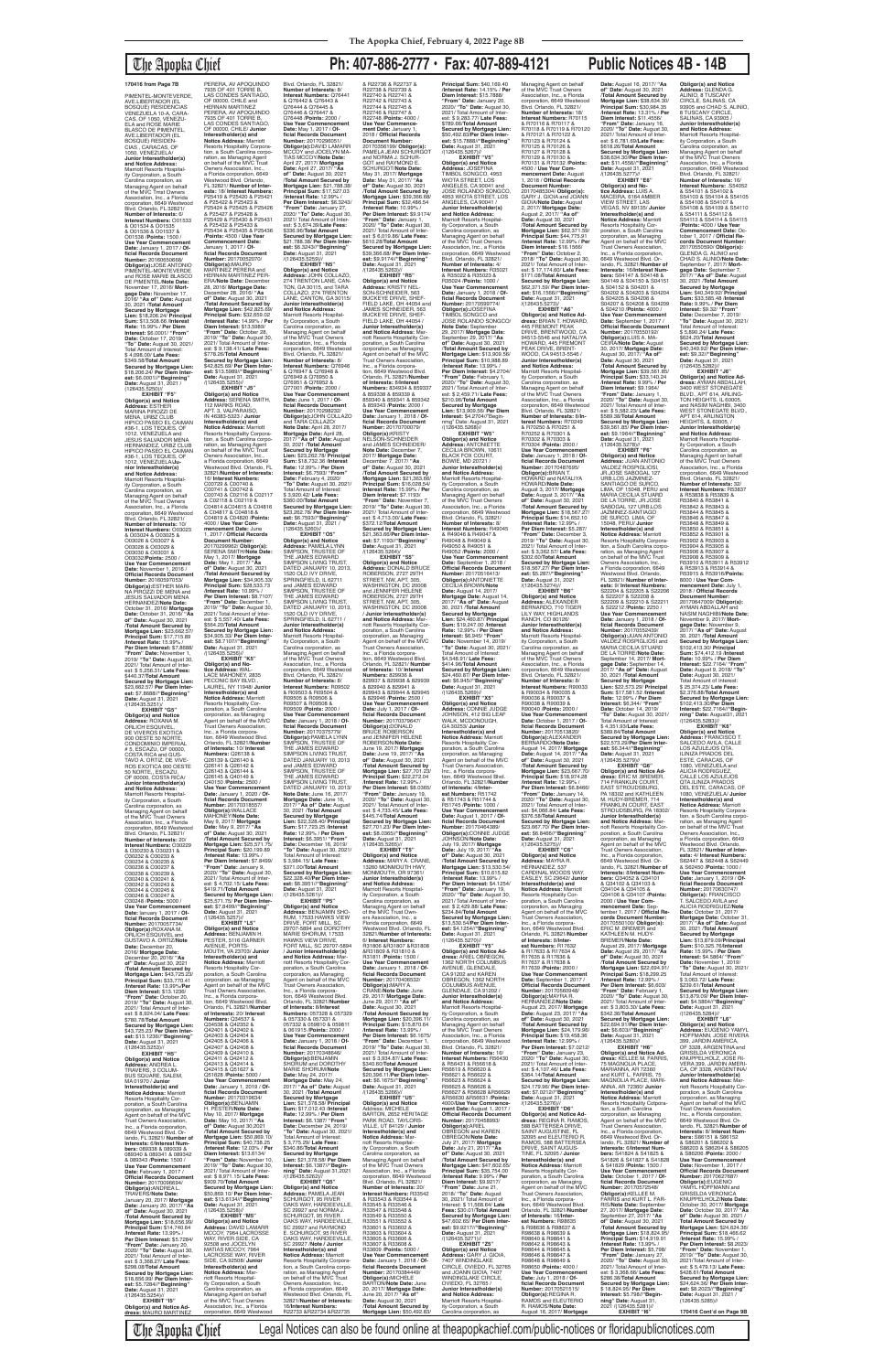**170416 from Page 7B**

PIMENTEL-MONTEVERDE, AVE.LIBERTADOR (EL BOSQUE) RESIDENCIAS VENEZUELA 10-A, CARACAS, DF 1050, VENEZUELA and ROSE MARIE BLASCO DE PIMENTEL, AVE.LIBERTADOR (EL BOSQUE) RESIDENCIAS, CARACAS, DF 1050, VENEZUELA/ **Junior Interestholder(s) and Notice Address:** Marriott Resorts Hospitality Corporation, a South Carolina corporation, as Managing Agent on behalf of the MVC Trust Owners Association, Inc., a Florida corporation, 6649 Westwood Blvd. Orlando, FL 32821/ **Number of Interests:** 6/ **Interest Numbers:** C01533 & C01534 & C01535 & C01536 & C01537 & C01538 /**Points:** 1500 / **Use Year Commencement Date:** January 1, 2017 / **Official Records Document Number:** 20160650868/ **Obligor(s):**JOSE ANTONIO PIMENTEL-MONTEVERDE and ROSE MARIE BLASCO DE PIMENTEL/**Note Date:** November 17, 2016/ **Mortgage Date:** November 17, 2016/ **"As of" Date:** August 30, 2021 /**Total Amount Secured by Mortgage Lien:** $18,206.24/ **Principal Sum:** $13,508.68 /**Interest Rate:** 10.99% / **Per Diem Interest:** $4.1239/ **"From" Date:** October 17, 2019/ **"To" Date:** August 30, 2021/ Total Amount of Interest: $ 4,036.00/ **Late Fees:** $349.56/**Total Amount Secured by Mortgage Lien:** $18,206.24/ **Per Diem Interest:** $4.1239//**"Beginning" Date:** August 31, 2021 /(126435.5250)//

**EXHIBIT "F5"**

**Obligor(s) and Notice Address:** ESTHER MARINA PIRIOZZI DE MENA, URBZ CLUB HIPICO PASEO EL CAIMAN #36-1, LOS TEQUES, OF 1012, VENEZUELA and JESUS SALVADOR MENA HERNANDEZ, URBZ CLUB HIPICO PASEO EL CAIMAN #36-1, LOS TEQUES, OF 1012, VENEZUELA/**Junior Interestholder(s) and Notice Address:** Marriott Resorts Hospitality Corporation, a South Carolina corporation, as Managing Agent on behalf of the MVC Trust Owners Association, Inc., a Florida corporation, 6649 Westwood Blvd. Orlando, FL 32821/ **Number of Interests:** 10/ **Interest Numbers:** O30023 & O30024 & O30025 & O30026 & O30027 & O30028 & O30029 & O30030 & O30031 & O30032/**Points:** 2500 / **Use Year Commencement Date:** November 1, 2016 / **Official Records Document Number:** 20160597053/ **Obligor(s):**ESTHER MARINA PIRIOZZI DE MENA and JESUS SALVADOR MENA HERNANDEZ/**Note Date:** October 31, 2016/ **Mortgage Date:** October 31, 2016/ **"As of" Date:** August 30, 2021 /**Total Amount Secured by Mortgage Lien:** $23,662.57/ **Principal Sum:** $17,715.89 /**Interest Rate:** 15.99% / **Per Diem Interest:** $7.8688/ **"From" Date:** November 1, 2019/ **"To" Date:** August 30, 2021/ Total Amount of Interest: $ 5,256.31/ **Late Fees:** $440.37/**Total Amount Secured by Mortgage Lien:** $23,662.57/ **Per Diem Interest:** $7.8688//**"Beginning" Date:** August 31, 2021 /(126435.5251)//

**EXHIBIT "G5"**

**Obligor(s) and Notice Address:** ROXANA M. ORLICH ESQUIVEL, DE VIVEROS EXOTICA 300 OESTE 50 NORTE, CONDOMINIO IMPERIAL #3, ESCAZU, OF 00000, COSTA RICA and GUSTAVO A. ORTIZ, DE VIVEROS EXOTICA 300 OESTE 50 NORTE., ESCAZU, OF 00000, COSTA RICA/ **Junior Interestholder(s) and Notice Address:** Marriott Resorts Hospitality Corporation, a South Carolina corporation, as Managing Agent on behalf of the MVC Trust Owners Association, Inc., a Florida corporation, 6649 Westwood Blvd. Orlando, FL 32821/ **Number of Interests:** 20/ **Interest Numbers:** O30229 & O30230 & O30231 & O30232 & O30233 & O30234 & O30235 & O30236 & O30237 & O30238 & O30239 & O30240 & O30241 & O30242 & O30243 & O30244 & O30245 & O30246 & O30247 & O30248 /**Points:** 5000 / **Use Year Commencement Date:** January 1, 2017 / **Official Records Document Number:** 20170057734/ **Obligor(s):**ROXANA M. ORLICH ESQUIVEL and GUSTAVO A. ORTIZ/**Note Date:** December 20, 2016/ **Mortgage Date:** December 20, 2016/ **"As of" Date:** August 30, 2021 /**Total Amount Secured by Mortgage Lien:** $43,725.23/ **Principal Sum:** $33,770.41 /**Interest Rate:** 12.99% / **Per Diem Interest:** $12.1856/ **"From" Date:** October 20, 2019/ **"To" Date:** August 30, 2021/ Total Amount of Interest: $ 8,924.04/ **Late Fees:** $780.78/**Total Amount Secured by Mortgage Lien:** $43,725.23/ **Per Diem Interest:** $12.1856//**"Beginning" Date:** August 31, 2021 /(126435.5253)//

**EXHIBIT "H5"**

**Obligor(s) and Notice Address:** ANDREA L. TRAVERS, 3 COLUMBUS SQUARE, SALEM, MA 01970 / **Junior Interestholder(s) and Notice Address:** Marriott Resorts Hospitality Corporation, a South Carolina corporation, as Managing Agent on behalf of the MVC Trust Owners Association, Inc., a Florida corporation, 6649 Westwood Blvd. Orlando, FL 32821/ **Number of Interests:** 6/**Interest Numbers:** 089338 & 089339 & 089340 & 089341 & 089342 & 089343 /**Points:** 1500 / **Use Year Commencement Date:** February 1, 2017 / **Official Records Document Number:** 20170066694/ **Obligor(s):**ANDREA L. TRAVERS/**Note Date:** January 20, 2017/ **Mortgage Date:** January 20, 2017/ **"As of" Date:** August 30, 2021 /**Total Amount Secured by Mortgage Lien:** $18,656.99/ **Principal Sum:** $14,740.64 /**Interest Rate:** 13.99% / **Per Diem Interest:** $5.7284/ **"From" Date:** January 20, 2020/ **"To" Date:** August 30, 2021/ Total Amount of Interest: $ 3,236.07/ **Late Fees:** $430.28/**Total Amount Secured by Mortgage Lien:** $18,656.99/ **Per Diem Interest:** $5.7284//**"Beginning" Date:** August 31, 2021 /(126435.5254)//

**EXHIBIT "I5"**

**Obligor(s) and Notice Address:** MAURO MARTINEZ PERERA, AV APOQUINDO 7935 OF 401 TORRE B, LAS CONDES SANTIAGO, OF 00000, CHILE and HERNAN MARTINEZ PERERA, AV APOQUINDO 7935 OF 401 TORRE B, LAS CONDES SANTIAGO, OF 00000, CHILE/ **Junior Interestholder(s) and Notice Address:** Marriott Resorts Hospitality Corporation, a South Carolina corporation, as Managing Agent on behalf of the MVC Trust Owners Association, Inc., a Florida corporation, 6649 Westwood Blvd. Orlando, FL 32821/ **Number of Interests:** 18/ **Interest Numbers:** P25419 & P25420 & P25421 & P25422 & P25423 & P25424 & P25425 & P25426 & P25427 & P25428 & P25429 & P25430 & P25431 & P25432 & P25433 & P25434 & P25435 & P25436 /**Points:** 4500 / **Use Year Commencement Date:** January 1, 2017 / **Official Records Document Number:** 20170052070/ **Obligor(s):**MAURO MARTINEZ PERERA and HERNAN MARTINEZ PERERA/**Note Date:** December 28, 2016/ **Mortgage Date:** December 28, 2016/ **"As of" Date:** August 30, 2021 /**Total Amount Secured by Mortgage Lien:** $42,825.69/ **Principal Sum:** $32,659.02 /**Interest Rate:** 14.99% / **Per Diem Interest:** $13.5988/ **"From" Date:** October 28, 2019/ **"To" Date:** August 30, 2021/ Total Amount of Interest: $ 9,138.41/ **Late Fees:** $778.26/**Total Amount Secured by Mortgage Lien:** $42,825.69/ **Per Diem Interest:** $13.5988//**"Beginning" Date:** August 31, 2021 /(126435.5255)//

**EXHIBIT "J5"**

**Obligor(s) and Notice Address:** SERENA SMITH, 112 MARKS ROAD, APT. 3, VALPARAISO, IN 46383-5253 / **Junior Interestholder(s) and Notice Address:** Marriott Resorts Hospitality Corporation, a South Carolina corporation, as Managing Agent on behalf of the MVC Trust Owners Association, Inc., a Florida corporation, 6649 Westwood Blvd. Orlando, FL 32821/**Number of Interests:** 16/ **Interest Numbers:** C00739 & C00740 & C00741 & C00742 & C00743 & C02116 & C02117 & C02118 & C02119 & C04814 & C04815 & C04816 & C04817 & C04818 & C04819 & C04820 /**Points:** 4000 / **Use Year Commencement Date:** June 1, 2017 / **Official Records Document Number:** 20170299962/ **Obligor(s):** SERENA SMITH/**Note Date:** May 1, 2017/ **Mortgage Date:** May 1, 2017/ **"As of" Date:** August 30, 2021 /**Total Amount Secured by Mortgage Lien:** $34,905.33/ **Principal Sum:** $28,533.79 /**Interest Rate:** 10.99% / **Per Diem Interest:** $8.7107/ **"From" Date:** December 1, 2019/ **"To" Date:** August 30, 2021/ Total Amount of Interest: $ 5,557.40/ **Late Fees:** $564.20/**Total Amount Secured by Mortgage Lien:** $34,905.33/ **Per Diem Interest:** $8.7107//**"Beginning" Date:** August 31, 2021 /(126435.5256)//

**EXHIBIT "K5"**

**Obligor(s) and Notice Address:** WALLACE MAHONEY, 2835 PECONIC BAY BLVD., LAUREL, NY 11948/ **Junior Interestholder(s) and Notice Address:** Marriott Resorts Hospitality Corporation, a South Carolina corporation, as Managing Agent on behalf of the MVC Trust Owners Association, Inc., a Florida corporation, 6649 Westwood Blvd. Orlando, FL 32821/**Number of Interests:** 10/ **Interest Numbers:** Q26138 & Q26139 & Q26140 & Q26141 & Q26142 & Q26143 & Q26144 & Q26145 & Q40149 & Q40150 /**Points:** 2500 / **Use Year Commencement Date:** January 1, 2020 / **Official Records Document Number:** 20170318557/ **Obligor(s):**WALLACE MAHONEY/**Note Date:** May 9, 2017/ **Mortgage Date:** May 9, 2017/ **"As of" Date:** August 30, 2021 /**Total Amount Secured by Mortgage Lien:** $25,571.75/ **Principal Sum:** $20,199.89 /**Interest Rate:** 13.99% / **Per Diem Interest:** $7.8499/ **"From" Date:** January 9, 2020/ **"To" Date:** August 30, 2021/ Total Amount of Interest: $ 4,702.15/ **Late Fees:** $419.71/**Total Amount Secured by Mortgage Lien:** $25,571.75/ **Per Diem Interest:** $7.8499//**"Beginning" Date:** August 31, 2021 /(126435.5257)//

**EXHIBIT "L5"**

**Obligor(s) and Notice Address:** BENJAMIN H. PESTER, 5116 GARNER AVENUE, PORTSMOUTH, VA 23703/ **Junior Interestholder(s) and Notice Address:** Marriott Resorts Hospitality Corporation, a South Carolina corporation, as Managing Agent on behalf of the MVC Trust Owners Association, Inc., a Florida corporation, 6649 Westwood Blvd. Orlando, FL 32821/**Number of Interests:** 20/ **Interest Numbers:** Q24001 & Q24002 & Q24403 & Q24404 & Q24405 & Q24406 & Q24407 & Q24408 & Q24409 & Q24410 & Q24411 & Q24412 & Q24413 & Q24414 & Q24415 & Q51627 & Q51628 /**Points:** 5000 / **Use Year Commencement Date:** January 1, 2019 / **Official Records Document Number:** 20170319634/ **Obligor(s):**BENJAMIN H. PESTER/**Note Date:** May 10, 2017/ **Mortgage Date:** May 10, 2017/ **"As of" Date:** August 30, 2021 /**Total Amount Secured by Mortgage Lien:** $50,869.10/ **Principal Sum:** $40,738.25 /**Interest Rate:** 12.03% / **Per Diem Interest:** $13.6134/ **"From" Date:** November 10, 2019/ **"To" Date:** August 30, 2021/ Total Amount of Interest: $ 8,971.15/ **Late Fees:** $909.70/**Total Amount Secured by Mortgage Lien:** $50,869.10/ **Per Diem Interest:** $13.6134//**"Beginning" Date:** August 31, 2021 /(126435.5258)//

**EXHIBIT "M5"**

**Obligor(s) and Notice Address:** DAVID LAMARR MCCOY, 7964 LACROSSE WAY, RIVERSIDE, CA 92508 and JOCELYN MATIAS MCCOY, 7964 LACROSSE WAY, RIVERSIDE, CA 92508/ **Junior Interestholder(s) and Notice Address:** Marriott Resorts Hospitality Corporation, a South Carolina corporation, as Managing Agent on behalf of the MVC Trust Owners Association, Inc., a Florida corporation, 6649 Westwood Blvd. Orlando, FL 32821/ **Number of Interests:** 8/ **Interest Numbers:** Q76441 & Q76442 & Q76443 & Q76444 & Q76445 & Q76446 & Q76447 & Q76448 /**Points:** 2000 / **Use Year Commencement Date:** May 1, 2017 / **Official Records Document Number:** 20170268427/ **Obligor(s):**DAVID LAMARR MCCOY and JOCELYN MATIAS MCCOY/**Note Date:** April 27, 2017/ **Mortgage Date:** April 27, 2017/ **"As of" Date:** August 30, 2021 /**Total Amount Secured by Mortgage Lien:** $21,768.38/ **Principal Sum:** $17,527.03 /**Interest Rate:** 12.99% / **Per Diem Interest:** $6.3243/ **"From" Date:** January 27, 2020/ **"To" Date:** August 30, 2021/ Total Amount of Interest: $ 3,674.38/**Late Fees:** $316.97/**Total Amount Secured by Mortgage Lien:** $21,768.38/ **Per Diem Interest:** $6.3243//**"Beginning" Date:** August 31, 2021 /(126435.5259)//

**EXHIBIT "N5"**

**Obligor(s) and Notice Address:** JOHN COLLAZO, 274 TRENTON LANE, CANTON, GA 30115 and TARA COLLAZO, 274 TRENTON LANE, CANTON, GA 30115/ **Junior Interestholder(s) and Notice Address:** Marriott Resorts Hospitality Corporation, a South Carolina corporation, as Managing Agent on behalf of the MVC Trust Owners Association, Inc., a Florida corporation, 6649 Westwood Blvd. Orlando, FL 32821/ **Number of Interests:** 8/ **Interest Numbers:** Q76946 & Q76947 & Q76948 & Q76949 & Q76950 & Q76951 & Q76952 & Q77001 /**Points:** 2000 / **Use Year Commencement Date:** June 1, 2017 / **Official Records Document Number:** 20170268292/ **Obligor(s):**JOHN COLLAZO and TARA COLLAZO/**Note Date:** April 28, 2017/ **Mortgage Date:** April 28, 2017/ **"As of" Date:** August 30, 2021 /**Total Amount Secured by Mortgage Lien:** $23,262.78/ **Principal Sum:** $18,744.18 /**Interest Rate:** 12.99% / **Per Diem Interest:** $6.7636/ **"From" Date:** February 4, 2020/ **"To" Date:** August 30, 2021/ Total Amount of Interest: $ 3,903.42/ **Late Fees:** $365.00/**Total Amount Secured by Mortgage Lien:** $23,262.78/ **Per Diem Interest:** $6.7636//**"Beginning" Date:** August 31, 2021 /(126435.5260)//

**EXHIBIT "O5"**

**Obligor(s) and Notice Address:** PAMELA LYNN SIMPSON, TRUSTEE OF THE JAMES EDWARD SIMPSON LIVING TRUST DATED JANUARY 10, 2013, 1520 OLD IVY DRIVE, SPRINGFIELD, IL 62711 and JAMES EDWARD SIMPSON, TRUSTEE OF THE JAMES EDWARD SIMPSON LIVING TRUST DATED JANUARY 10, 2013, 1520 OLD IVY DRIVE, SPRINGFIELD, IL 62711 / **Junior Interestholder(s) and Notice Address:** Marriott Resorts Hospitality Corporation, a South Carolina corporation, as Managing Agent on behalf of the MVC Trust Owners Association, Inc., a Florida corporation, 6649 Westwood Blvd. Orlando, FL 32821/ **Number of Interests:** 8/ **Interest Numbers:** R09502 & R09503 & R09504 & R09505 & R09506 & R09507 & R09508 & R09509 /**Points:** 2000 / **Use Year Commencement Date:** January 1, 2018 / **Official Records Document Number:** 20170375779/ **Obligor(s):**PAMELA LYNN SIMPSON, TRUSTEE OF THE JAMES EDWARD SIMPSON LIVING TRUST DATED JANUARY 10, 2013 and JAMES EDWARD SIMPSON, TRUSTEE OF THE JAMES EDWARD SIMPSON LIVING TRUST DATED JANUARY 10, 2013/ **Note Date:** June 15, 2017/ **Mortgage Date:** June 15, 2017/ **"As of" Date:** August 30, 2021 /**Total Amount Secured by Mortgage Lien:** $22,328.40/ **Principal Sum:** $17,723.25 /**Interest Rate:** 12.99% / **Per Diem Interest:** $6.3951/ **"From" Date:** December 15, 2019/ **"To" Date:** August 30, 2021/ Total Amount of Interest: $ 3,984.15/ **Late Fees:** $371.00/**Total Amount Secured by Mortgage Lien:** $22,328.40/**Per Diem Interest:** $6.3951//**"Beginning" Date:** August 31, 2021 /(126435.5261)//

**EXHIBIT "P5"**

**Obligor(s) and Notice Address:** BENJAMIN SHORUM, 17933 HAWKS VIEW DRIVE, PORT MILL, SC 29707-5894 and DOROTHY MARIE SHORUM, 17933 HAWKS VIEW DRIVE, FORT MILL, SC 29707-5894 / **Junior Interestholder(s) and Notice Address:** Marriott Resorts Hospitality Corporation, a South Carolina corporation, as Managing Agent on behalf of the MVC Trust Owners Association, Inc., a Florida corporation, 6649 Westwood Blvd. Orlando, FL 32821/**Number of Interests:** 8/**Interest Numbers:** 057328 & 057329 & 057330 & 057331 & 057332 & 057333 & 061414 & 061415 /**Points:** 2000 / **Use Year Commencement Date:** January 1, 2018 / **Official Records Document Number:** 20170348646/ **Obligor(s):**BENJAMIN SHORUM and DOROTHY MARIE SHORUM/**Note Date:** May 24, 2017/ **Mortgage Date:** May 24, 2017/ **"As of" Date:** August 30, 2021 /**Total Amount Secured by Mortgage Lien:** $21,578.58/ **Principal Sum:** $17,012.43 /**Interest Rate:** 12.99% / **Per Diem Interest:** $6.1387/ **"From" Date:** December 24, 2019/ **"To" Date:** August 30, 2021/ Total Amount of Interest: $ 3,775.29/ **Late Fees:** $540.86/**Total Amount Secured by Mortgage Lien:** $21,578.58/ **Per Diem Interest:** $6.1387//**"Beginning" Date:** August 31, 2021 /(126435.5262)//

**EXHIBIT "Q5"**

**Obligor(s) and Notice Address:** PAMELA JEAN SCHURGOT, 95 RIVER OAKS WAY, HARDEEVILLE, SC 29927 and NORMA J. SCHURGOT, 95 RIVER OAKS WAY, HARDEEVILLE, SC 29927 and RAYMOND E. SCHURGOT, 95 RIVER OAKS WAY, HARDEEVILLE, SC 29927 /**Notice Address:** Marriott Resorts Hospitality Corporation, a South Carolina corporation, as Managing Agent on behalf of the MVC Trust Owners Association, Inc., a Florida corporation, 6649 Westwood Blvd. Orlando, FL 32821/ **Number of Interests:** 16/**Interest Numbers:** R22735 & R22736 & R22737 & R22738 & R22739 & R22740 & R22741 & R22742 & R22743 & R22744 & R22745 & R22746 & R22747 & R22748 /**Points:** 4000 / **Use Year Commencement Date:** January 1, 2018 / **Official Records Document Number:** 20170356199/ **Obligor(s):** PAMELA JEAN SCHURGOT and NORMA J. SCHURGOT and RAYMOND E. SCHURGOT/**Note Date:** May 31, 2017/ **Mortgage Date:** May 31, 2017/ **"As of" Date:** August 30, 2021 /**Total Amount Secured by Mortgage Lien:** $39,686.68/ **Principal Sum:** $32,488.54 /**Interest Rate:** 10.99% / **Per Diem Interest:** $9.9174/ **"From" Date:** January 1, 2020/ **"To" Date:** August 30, 2021/ Total Amount of Interest: $ 6,019.86/ **Late Fees:** $619.28/**Total Amount Secured by Mortgage Lien:** $39,686.68/ **Per Diem Interest:** $9.9174//**"Beginning" Date:** August 31, 2021 /(126435.5263)//

**EXHIBIT "R5"**

**Obligor(s) and Notice Address:** KRISTY NELSON-SCHNEIDER, 563 BUCKEYE DRIVE, SHEFFIELD LAKE, OH 44054 and JAMES SCHNEIDER, 563 BUCKEYE DRIVE, SHEFFIELD LAKE, OH 44054 / **Junior Interestholder(s) and Notice Address:** Marriott Resorts Hospitality Corporation, a South Carolina corporation, as Managing Agent on behalf of the MVC Trust Owners Association, Inc., a Florida corporation, 6649 Westwood Blvd. Orlando, FL 32821/**Number of Interests:** 8/**Interest Numbers:** 859334 & 859337 & 859338 & 859339 & 859340 & 859341 & 859342 & 859343 /**Points:** 2000 / **Use Year Commencement Date:** January 1, 2018 / **Official Records Document Number:** 20170700079/ **Obligor(s):**KRISTY NELSON-SCHNEIDER and JAMES SCHNEIDER/ **Note Date:** December 7, 2017/ **Mortgage Date:** December 7, 2017/ **"As of" Date:** August 30, 2021 /**Total Amount Secured by Mortgage Lien:** $21,360.66/ **Principal Sum:** $16,828.54 /**Interest Rate:** 15.99% / **Per Diem Interest:** $7.1939/ **"From" Date:** November 7, 2019/ **"To" Date:** August 30, 2021/ Total Amount of Interest: $ 4,713.00/ **Late Fees:** $372.12/**Total Amount Secured by Mortgage Lien:** $21,360.66/ **Per Diem Interest:** $7.1939//**"Beginning" Date:** August 31, 2021 /(126435.5264)//

**EXHIBIT "S5"**

**Obligor(s) and Notice Address:** DONALD BRUCE ROBERSON, 2727 29TH STREET, NW, APT. 305, WASHINGTON, DC 20008 and JENNIFER HELENE ROBERSON, 2727 29TH STREET, NW, APT. 305, WASHINGTON, DC 20008 / **Junior Interestholder(s) and Notice Address:** Marriott Resorts Hospitality Corporation, a South Carolina corporation, as Managing Agent on behalf of the MVC Trust Owners Association, Inc., a Florida corporation, 6649 Westwood Blvd. Orlando, FL 32821/ **Number of Interests:** 10/ **Interest Numbers:** 829936 & 829937 & 829938 & 829939 & 829940 & 829941 & 829943 & 829944 & 829945 & 829946 /**Points:** 2500 / **Use Year Commencement Date:** July 1, 2017 / **Official Records Document Number:** 20170379647/ **Obligor(s):**DONALD BRUCE ROBERSON and JENNIFER HELENE ROBERSON/**Note Date:** June 19, 2017/ **Mortgage Date:** June 19, 2017/ **"As of" Date:** August 30, 2021 /**Total Amount Secured by Mortgage Lien:** $27,701.23/ **Principal Sum:** $22,272.04 /**Interest Rate:** 9.99% / **Per Diem Interest:** $6.0805/ **"From" Date:** December 19, 2019/ **"To" Date:** August 30, 2021/ Total Amount of Interest: $ 4,730.45/ **Late Fees:** $448.74/**Total Amount Secured by Mortgage Lien:** $27,701.23/ **Per Diem Interest:** $6.0805//**"Beginning" Date:** August 31, 2021 /(126435.5265)//

**EXHIBIT "T5"**

**Obligor(s) and Notice Address:** MARY A. CRANE, 13260 MONMOUTH HWY, MONMOUTH, OR 97361 / **Junior Interestholder(s) and Notice Address:** Marriott Resorts Hospitality Corporation, a South Carolina corporation, as Managing Agent on behalf of the MVC Trust Owners Association, Inc., a Florida corporation, 6649 Westwood Blvd. Orlando, FL 32821/ **Number of Interests:** 6/ **Interest Numbers:** AR1808 &AR1807 & AR1808 &R18109 & R18110 & R18111 /**Points:** 1500 / **Use Year Commencement Date:** January 1, 2018 / **Official Records Document Number:** 20170436032/ **Obligor(s):**MARY A. CRANE/**Note Date:** June 29, 2017/ **Mortgage Date:** June 29, 2017/ **"As of" Date:** August 30, 2021 /**Total Amount Secured by Mortgage Lien:** $20,396.11/ **Principal Sum:** $16,216.64 /**Interest Rate:** 13.99% / **Per Diem Interest:** $6.1575/ **"From" Date:** December 1, 2019/ **"To" Date:** August 30, 2021/ Total Amount of Interest: $ 3,934.67/ **Late Fees:** $340.60/**Total Amount Secured by Mortgage Lien:** $20,396.11/ **Per Diem Interest:** $6.1575//**"Beginning" Date:** August 31, 2021 /(126435.5266)//

**EXHIBIT "U5"**

**Obligor(s) and Notice Address:** MICHAEL A. DAVIS, 6 HERITAGE PARK ROAD, TAYLORSVILLE, NC 28681 / **Junior Interestholder(s) and Notice Address:** Marriott Resorts Hospitality Corporation, a South Carolina corporation, as Managing Agent on behalf of the MVC Trust Owners Association, Inc., a Florida corporation, 6649 Westwood Blvd. Orlando, FL 32821/ **Number of Interests:** 16/ **Interest Numbers:** R33542 & R33543 & R33544 & R33545 & R33546 & R33547 & R33548 & R33549 & R33550 & R33551 & R33552 & R33553 & R33602 & R33603 & R33604 & R33605 & R33606 & R33607 & R33608 & R33609 /**Points:** 5000 / **Use Year Commencement Date:** January 1, 2018 / **Official Records Document Number:** 20170384449/ **Obligor(s):**MICHAEL A. DAVIS/**Note Date:** June 20, 2017/ **Mortgage Date:** June 20, 2017/ **"As of" Date:** August 30, 2021 /**Total Amount Secured by Mortgage Lien:** $50,469.83/ **Principal Sum:** $40,169.40 /**Interest Rate:** 13.19% / **Per Diem Interest:** $15.7888/ **"From" Date:** January 20, 2020/ **"To" Date:** August 30, 2021/ Total Amount of Interest: $ 9,085.77/ **Late Fees:** $789.65/**Total Amount Secured by Mortgage Lien:** $50,469.83/**Per Diem Interest:** $15.7888//**"Beginning" Date:** August 31, 2021 /(126435.5267)//

**EXHIBIT "V5"**

**Obligor(s) and Notice Address:** JOSEFINA TIMBOL SONGCO, 4953 WICITA STREET, LOS ANGELES, CA 90041 and JOSE RICARDO SONGCO, 4953 WICITA STREET, LOS ANGELES, CA 90041 / **Junior Interestholder(s) and Notice Address:** Marriott Resorts Hospitality Corporation, a South Carolina corporation, as Managing Agent on behalf of the MVC Trust Owners Association, Inc., a Florida corporation, 6649 Westwood Blvd. Orlando, FL 32821/ **Number of Interests:** 4/ **Interest Numbers:** R35021 & R35022 & R35023 & R35024 /**Points:** 1000 / **Use Year Commencement Date:** January 1, 2018 / **Official Records Document Number:** 20170593774/ **Obligor(s):**JOSEFINA TIMBOL SONGCO and JOSE RICARDO SONGCO/ **Note Date:** September 29, 2017/ **Mortgage Date:** September 29, 2017/ **"As of" Date:** August 30, 2021 /**Total Amount Secured by Mortgage Lien:** $13,909.56/ **Principal Sum:** $10,988.89 /**Interest Rate:** 13.99% / **Per Diem Interest:** $4.2704/ **"From" Date:** January 1, 2020/ **"To" Date:** August 30, 2021/ Total Amount of Interest: $ 2,459.71/ **Late Fees:** $210.96/**Total Amount Secured by Mortgage Lien:** $13,909.56/ **Per Diem Interest:** $4.2704//**"Beginning" Date:** August 31, 2021 /(126435.5268)//

**EXHIBIT "W5"**

**Obligor(s) and Notice Address:** ANTOINETTE CECILIA BROWN, 10611 BLACK FOX COURT, BOWIE, MD 20721 / **Junior Interestholder(s) and Notice Address:** Marriott Resorts Hospitality Corporation, a South Carolina corporation, as Managing Agent on behalf of the MVC Trust Owners Association, Inc., a Florida corporation, 6649 Westwood Blvd. Orlando, FL 32821/ **Number of Interests:** 8/ **Interest Numbers:** R49045 & R49046 & R49047 & R49048 & R49049 & R49050 & R49051 & R49052 /**Points:** 2000 / **Use Year Commencement Date:** September 1, 2018 / **Official Records Document Number:** 20170519413/ **Obligor(s):**ANTOINETTE CECILIA BROWN/**Note Date:** August 14, 2017/ **Mortgage Date:** August 14, 2017/ **"As of" Date:** August 30, 2021 /**Total Amount Secured by Mortgage Lien:** $24,460.87/ **Principal Sum:** $19,247.30 /**Interest Rate:** 12.99% / **Per Diem Interest:** $6.9450/ **"From" Date:** November 14, 2019/ **"To" Date:** August 30, 2021/ Total Amount of Interest: $ 4,548.51/ **Late Fees:** $415.06/**Total Amount Secured by Mortgage Lien:** $24,460.87/ **Per Diem Interest:** $6.9450//**"Beginning" Date:** August 31, 2021 /(126435.5269)//

**EXHIBIT "X5"**

**Obligor(s) and Notice Address:** CONNIE JUDGE JOHNSON, 67 BIG LEAF WALK, MCDONOUGH, GA 30253/ **Junior Interestholder(s) and Notice Address:** Marriott Resorts Hospitality Corporation, a South Carolina corporation, as Managing Agent on behalf of the MVC Trust Owners Association, Inc., a Florida corporation, 6649 Westwood Blvd. Orlando, FL 32821/**Number of Interests:** 4/**Interest Numbers:** R51743 & R51744 & R51745 & R51746 /**Points:** 1000 / **Use Year Commencement Date:** August 1, 2017 / **Official Records Document Number:** 20170446309/ **Obligor(s):**CONNIE JUDGE JOHNSON/**Note Date:** July 10, 2017/ **Mortgage Date:** July 10, 2017/ **"As of" Date:** August 30, 2021 /**Total Amount Secured by Mortgage Lien:** $13,530.54/ **Principal Sum:** $10,615.82 /**Interest Rate:** 13.99% / **Per Diem Interest:** $4.1254/ **"From" Date:** January 10, 2020/ **"To" Date:** August 30, 2021/ Total Amount of Interest: $ 2,429.88/ **Late Fees:** $234.84/**Total Amount Secured by Mortgage Lien:** $13,530.54/**Per Diem Interest:** $4.1254//**"Beginning" Date:** August 31, 2021 /(126435.5270)//

**EXHIBIT "Y5"**

**Obligor(s) and Notice Address:** ARIEL OBREGON, 1362 NORTH COLUMBUS AVENUE, GLENDALE, CA 91202 and KAREN OBREGON, 1362 NORTH COLUMBUS AVENUE, GLENDALE, CA 91202 / **Junior Interestholder(s) and Notice Address:** Marriott Resorts Hospitality Corporation, a South Carolina corporation, as Managing Agent on behalf of the MVC Trust Owners Association, Inc., a Florida corporation, 6649 Westwood Blvd. Orlando, FL 32821/ **Number of Interests:** 10/ **Interest Numbers:** R56430 & R56431 & R56618 & R56619 & R56620 & R56621 & R56622 & R56623 & R56624 & R56625 & R56626 & R56627 & R56628 &R56629 &R56630 &R56631 /**Points:** 4000/**Use Year Commencement Date:** January 1, 2018 / **Official Records Document Number:** 20170448893/ **Obligor(s):**ARIEL OBREGON and KAREN OBREGON/**Note Date:** July 21, 2017/ **Mortgage Date:** July 21, 2017/ **"As of" Date:** August 30, 2021 /**Total Amount Secured by Mortgage Lien:** $35,754.00/ **Principal Sum:** $28,707.43 /**Interest Rate:** 9.99% / **Per Diem Interest:** $9.9217/ **"From" Date:** July 21, 2018/ **"To" Date:** August 30, 2021/ Total Amount of Interest: $ 11,588.04/ **Late Fees:** $398.53/**Total Amount Secured by Mortgage Lien:** $47,602.60/ **Per Diem Interest:** $9.9217//**"Beginning" Date:** August 31, 2021 /(126435.5271)//

**EXHIBIT "Z5"**

**Obligor(s) and Notice Address:** GARY J. GIOIA, 7407 WINDGLADE CIRCLE, OVIEDO, FL 32765 and JOANN GIOIA, 7407 WINDGLADE CIRCLE, OVIEDO, FL 32765 / **Junior Interestholder(s) and Notice Address:** Marriott Resorts Hospitality Corporation, a South Carolina corporation, as Managing Agent on behalf of the MVC Trust Owners Association, Inc., a Florida corporation, 6649 Westwood Blvd. Orlando, FL 32821/ **Number of Interests:** 18/ **Interest Numbers:** R70115 & R70116 & R70117 & R70118 & R70119 & R70120 & R70121 & R70122 & R70123 & R70124 & R70125 & R70126 & R70127 & R70128 & R70129 & R70130 & R70131 & R70132 /**Points:** 4500 / **Use Year Commencement Date:** August 1, 2018 / **Official Records Document Number:** 20170483224/ **Obligor(s):** GARY J. GIOIA and JOANN GIOIA/**Note Date:** August 2, 2017/ **Mortgage Date:** August 2, 2017/ **"As of" Date:** August 30, 2021 /**Total Amount Secured by Mortgage Lien:** $62,371.59/ **Principal Sum:** $44,775.91 /**Interest Rate:** 12.99% / **Per Diem Interest:** $16.1566/ **"From" Date:** October 2, 2018/ **"To" Date:** August 30, 2021/ Total Amount of Interest: $ 17,174.60/ **Late Fees:** $171.08/**Total Amount Secured by Mortgage Lien:** $62,371.59/ **Per Diem Interest:** $16.1566//**"Beginning" Date:** August 31, 2021 /(126435.5273)//

**EXHIBIT "A6"**

**Obligor(s) and Notice Address:** BRIAN T. HOWARD, 445 FREMONT PEAK DRIVE, BRENTWOOD, CA 94513-5546 and NATALIYA HOWARD, 445 FREMONT PEAK DRIVE, BRENTWOOD, CA 94513-5546 / **Junior Interestholder(s) and Notice Address:** Marriott Resorts Hospitality Corporation, a South Carolina corporation, as Managing Agent on behalf of the MVC Trust Owners Association, Inc., a Florida corporation, 6649 Westwood Blvd. Orlando, FL 32821/ **Number of Interests:** 8/ **Interest Numbers:** R70249 & R70250 & R70251 & R70252 & R70301 & R70302 & R70303 & R70304 /**Points:** 2000 / **Use Year Commencement Date:** January 1, 2018 / **Official Records Document Number:** 20170476595/ **Obligor(s):**BRIAN T. HOWARD and NATALIYA HOWARD/**Note Date:** August 3, 2017/ **Mortgage Date:** August 3, 2017/ **"As of" Date:** August 30, 2021 /**Total Amount Secured by Mortgage Lien:** $18,567.27/ **Principal Sum:** $14,652.10 /**Interest Rate:** 12.99% / **Per Diem Interest:** $5.2870/ **"From" Date:** January 3, 2020/ **"To" Date:** August 30, 2021/ Total Amount of Interest: $ 3,152.07/ **Late Fees:** $513.10/**Total Amount Secured by Mortgage Lien:** $18,567.27/ **Per Diem Interest:** $5.2870//**"Beginning" Date:** August 31, 2021 /(126435.5274)//

**EXHIBIT "B6"**

**Obligor(s) and Notice Address:** ALEXANDER BERNARDO, 710 TIGER LILY WAY, HIGHLANDS RANCH, CO 80126/ **Junior Interestholder(s) and Notice Address:** Marriott Resorts Hospitality Corporation, a South Carolina corporation, as Managing Agent on behalf of the MVC Trust Owners Association, Inc., a Florida corporation, 6649 Westwood Blvd. Orlando, FL 32821/ **Number of Interests:** 8/ **Interest Numbers:** R90033 & R90034 & R90035 & R90036 & R90037 & R90038 & R90039 & R90040 /**Points:** 2000 / **Use Year Commencement Date:** October 1, 2017 / **Official Records Document Number:** 20170513820/ **Obligor(s):**ALEXANDER BERNARDO/**Note Date:** August 14, 2017/ **Mortgage Date:** August 14, 2017/ **"As of" Date:** August 30, 2021 /**Total Amount Secured by Mortgage Lien:** $23,667.70/ **Principal Sum:** $18,974.28 /**Interest Rate:** 12.99% / **Per Diem Interest:** $6.8466/ **"From" Date:** January 14, 2020/ **"To" Date:** August 30, 2021/ Total Amount of Interest: $ 4,066.84/ **Late Fees:** $376.58/**Total Amount Secured by Mortgage Lien:** $23,667.70/ **Per Diem Interest:** $6.8466//**"Beginning" Date:** August 31, 2021 /(126435.5275)//

**EXHIBIT "C6"**

**Obligor(s) and Notice Address:** MAYRA R. HERNANDEZ, 337 CARDINAL WOODS WAY, EASLEY, SC 29642/ **Junior Interestholder(s) and Notice Address:** Marriott Resorts Hospitality Corporation, a South Carolina corporation, as Managing Agent on behalf of the MVC Trust Owners Association, Inc., a Florida corporation, 6649 Westwood Blvd. Orlando, FL 32821/**Number of Interests:** 8/**Interest Numbers:** R17632 & R17633 & R17634 & R17635 & R17636 & R17637 & R17638 & R17639 /**Points:** 2000 / **Use Year Commencement Date:** September 1, 2017 / **Official Records Document Number:** 20170560948/ **Obligor(s):**MAYRA R. HERNANDEZ/**Note Date:** August 23, 2017/ **Mortgage Date:** August 23, 2017/ **"As of" Date:** August 30, 2021 /**Total Amount Secured by Mortgage Lien:** $24,179.96/ **Principal Sum:** $19,458.36 /**Interest Rate:** 12.99% / **Per Diem Interest:** $7.0212/ **"From" Date:** January 23, 2020/ **"To" Date:** August 30, 2021/ Total Amount of Interest: $ 4,107.40/ **Late Fees:** $364.14/**Total Amount Secured by Mortgage Lien:** $24,179.96/ **Per Diem Interest:** $7.0212//**"Beginning" Date:** August 31, 2021 /(126435.5276)//

**EXHIBIT "D6"**

**Obligor(s) and Notice Address:** REGINA R. RAMOS, 588 BATTERSEA DRIVE, SAINT AUGUSTINE, FL 32095 and ELEUTERIO R. RAMOS, 588 BATTERSEA DRIVE, SAINT AUGUSTINE, FL 32095 / **Junior Interestholder(s) and Notice Address:** Marriott Resorts Hospitality Corporation, a South Carolina corporation, as Managing Agent on behalf of the MVC Trust Owners Association, Inc., a Florida corporation, 6649 Westwood Blvd. Orlando, FL 32821/ **Number of Interests:** 8/ **Interest Numbers:** R98635 & R98636 & R98637 & R98638 & R98639 & R98640 & R98641 & R98642 & R98643 & R98644 & R98645 & R98646 & R98647 & R98648 & R98649 & R98650 /**Points:** 4000 / **Use Year Commencement Date:** July 1, 2018 / **Official Records Document Number:** 20170575115/ **Obligor(s):**REGINA R. RAMOS and ELEUTERIO R. RAMOS/**Note Date:** August 16, 2017/ **Mortgage Date:** August 16, 2017/ **"As of" Date:** August 30, 2021 /**Total Amount Secured by Mortgage Lien:** $38,634.30/ **Principal Sum:** $30,984.35 /**Interest Rate:** 13.31% / **Per Diem Interest:** $11.4556/ **"From" Date:** January 16, 2020/ **"To" Date:** August 30, 2021/ Total Amount of Interest: $ 6,781.69/**Late Fees:** $618.26/**Total Amount Secured by Mortgage Lien:** $38,634.30/**Per Diem Interest:** $11.4556//**"Beginning" Date:** August 31, 2021 /(126435.5277)//

**EXHIBIT "E6"**

**Obligor(s) and Notice Address:** LUIS A. MACEIRA, 6164 AMBER VIEW STREET, LAS VEGAS, NV 89135/ **Junior Interestholder(s) and Notice Address:** Marriott Resorts Hospitality Corporation, a South Carolina corporation, as Managing Agent on behalf of the MVC Trust Owners Association, Inc., a Florida corporation, 6649 Westwood Blvd. Orlando, FL 32821/ **Number of Interests:** 16/**Interest Numbers:** S04147 & S04148 & S04149 & S04150 & S04151 & S04152 & S04201 & S04202 & S04203 & S04204 & S04205 & S04206 & S04207 & S04208 & S04209 & S04210 /**Points:** 4000 / **Use Year Commencement Date:** September 1, 2017 / **Official Records Document Number:** 20170550108/ **Obligor(s):**LUIS A. MACEIRA/**Note Date:** August 30, 2017/ **Mortgage Date:** August 30, 2017/ **"As of" Date:** August 30, 2021 /**Total Amount Secured by Mortgage Lien:** $39,561.85/ **Principal Sum:** $33,140.24 /**Interest Rate:** 9.99% / **Per Diem Interest:** $9.1964/ **"From" Date:** January 1, 2020/ **"To" Date:** August 30, 2021/ Total Amount of Interest: $ 5,582.23/ **Late Fees:** $589.38/**Total Amount Secured by Mortgage Lien:** $39,561.85/ **Per Diem Interest:** $9.1964//**"Beginning" Date:** August 31, 2021 /(126435.5278)//

**EXHIBIT "F6"**

**Obligor(s) and Notice Address:** JUAN ANTONIO VALDEZ ROSPIGLIOSI, JR JOSE SABOGAL 127 URB.LOS JAZMINEZ-SANTIAGO DE SURCO, LIMA, OF 15048, PERU and MARIA CECILIA STUARD DE LA TORRE, JR JOSE SABOGAL 127 URB.LOS JAZMINEZ-SANTIAGO DE SURCO, LIMA, OF 15048, PERU/ **Junior Interestholder(s) and Notice Address:** Marriott Resorts Hospitality Corporation, a South Carolina corporation, as Managing Agent on behalf of the MVC Trust Owners Association, Inc., a Florida corporation, 6649 Westwood Blvd. Orlando, FL 32821/**Number of Interests:** 8/ **Interest Numbers:** S22204 & S22205 & S22206 & S22207 & S22208 & S22209 & S22210 & S22211 & S22212 /**Points:** 2250 / **Use Year Commencement Date:** January 1, 2018 / **Official Records Document Number:** 20170552439/ **Obligor(s):**JUAN ANTONIO VALDEZ ROSPIGLIOSI and MARIA CECILIA STUARD DE LA TORRE/**Note Date:** September 14, 2017/ **Mortgage Date:** September 14, 2017/ **"As of" Date:** August 30, 2021 /**Total Amount Secured by Mortgage Lien:** $22,573.29/ **Principal Sum:** $17,581.52 /**Interest Rate:** 12.99% / **Per Diem Interest:** $6.3441/ **"From" Date:** October 14, 2019/ **"To" Date:** August 30, 2021/ Total Amount of Interest: $ 4,351.93/**Late Fees:** $389.84/**Total Amount Secured by Mortgage Lien:** $22,573.29/**Per Diem Interest:** $6.3441//**"Beginning" Date:** August 31, 2021 /(126435.5279)//

**EXHIBIT "G6"**

**Obligor(s) and Notice Address:** ERIC M. BREMER, 714 FRANKLIN COURT, EAST STROUDSBURG, PA 18302 and KATHLEEN M. HUDY-BREMER, 714 FRANKLIN COURT, EAST STROUDSBURG, PA 18302/ **Junior Interestholder(s) and Notice Address:** Marriott Resorts Hospitality Corporation, a South Carolina corporation, as Managing Agent on behalf of the MVC Trust Owners Association, Inc., a Florida corporation, 6649 Westwood Blvd. Orlando, FL 32821/**Number of Interests:** 8/**Interest Numbers:** Q34102 & Q34103 & Q34104 & Q34105 & Q34106 & Q34107/**Points:** 2000 / **Use Year Commencement Date:** September 1, 2017 / **Official Records Document Number:** 20170550150/ **Obligor(s):**ERIC M. BREMER and KATHLEEN M. HUDY-BREMER/**Note Date:** August 29, 2017/ **Mortgage Date:** August 29, 2017/ **"As of" Date:** August 30, 2021 /**Total Amount Secured by Mortgage Lien:** $22,604.91/ **Principal Sum:** $18,299.25 /**Interest Rate:** 11.99% / **Per Diem Interest:** $6.0947/ **"From" Date:** February 1, 2020/ **"To" Date:** August 30, 2021/ Total Amount of Interest: $ 3,803.30/ **Late Fees:** $342.36/**Total Amount Secured by Mortgage Lien:** $22,604.91/ **Per Diem Interest:** $6.6033//**"Beginning" Date:** August 31, 2021 /(126435.5280)//

**EXHIBIT "H6"**

**Obligor(s) and Notice Address:** KELLEE M. FARRIS, 75 MAGNOLIA PLACE, MARIANNA, AR 72360 and KURT L. FARRIS, 75 MAGNOLIA PLACE, MARIANNA, AR 72360/ **Junior Interestholder(s) and Notice Address:** Marriott Resorts Hospitality Corporation, a South Carolina corporation, as Managing Agent on behalf of the MVC Trust Owners Association, Inc., a Florida corporation, 6649 Westwood Blvd. Orlando, FL 32821/ **Number of Interests:** 8/**Interest Numbers:** S41824 & S41825 & S41826 & S41827 & S41828 & S41829 /**Points:** 1500 / **Use Year Commencement Date:** October 1, 2017 / **Official Records Document Number:** 20170572548/ **Obligor(s):**KELLEE M. FARRIS and KURT L. FARRIS/**Note Date:** September 27, 2017/ **Mortgage Date:** September 27, 2017/ **"As of" Date:** August 30, 2021 /**Total Amount Secured by Mortgage Lien:** $18,824.95/ **Principal Sum:** $14,919.91 /**Interest Rate:** 13.99% / **Per Diem Interest:** $5.7980/ **"From" Date:** January 27, 2020/ **"To" Date:** August 30, 2021/ Total Amount of Interest: $ 3,368.66/ **Late Fees:** $286.38/**Total Amount Secured by Mortgage Lien:** $18,824.95/ **Per Diem Interest:** $5.7980//**"Beginning" Date:** August 31, 2021 /(126435.5281)//

**EXHIBIT "I6"**

**Obligor(s) and Notice Address:** GLENDA G. ALINIO, 8 TUSCANY CIRCLE, SALINAS, CA 93905 and CHAD S. ALINIO, 8 TUSCANY CIRCLE, SALINAS, CA 93905 / **Junior Interestholder(s) and Notice Address:** Marriott Resorts Hospitality Corporation, a South Carolina corporation, as Managing Agent on behalf of the MVC Trust Owners Association, Inc., a Florida corporation, 6649 Westwood Blvd. Orlando, FL 32821/ **Number of Interests:** 10/ **Interest Numbers:** S54052 & S54103 & S54104 & S54105 & S54106 & S54107 & S54108 & S54109 & S54110 & S54111 & S54112 & S54113 & S54114 & S54115 /**Points:** 4000 /**Use Year Commencement Date:** June 1, 2017 / **Official Records Document Number:** 20170550390/ **Obligor(s):** GLENDA G. ALINIO and CHAD S. ALINIO/**Note Date:** September 7, 2017/ **Mortgage Date:** September 7, 2017/ **"As of" Date:** August 30, 2021 /**Total Amount Secured by Mortgage Lien:** $40,249.92/ **Principal Sum:** $33,585.48 /**Interest Rate:** 9.99% / **Per Diem Interest:** $9.32/ **"From" Date:** December 7, 2019/ **"To" Date:** August 30, 2021/ Total Amount of Interest: $ 5,880.22/ **Late Fees:** $624.20/**Total Amount Secured by Mortgage Lien:** $40,249.92/ **Per Diem Interest:** $9.32//**"Beginning" Date:** August 31, 2021 /(126435.5282)//

**EXHIBIT "J6"**

**Obligor(s) and Notice Address:** AYMAN ABDALLAH, 3400 WEST STONEGATE BLVD., APT 414, ARLINGTON HEIGHTS, IL 60005, and NASMA NADHEM, 3400 WEST STONEGATE BLVD, APT 414, ARLINGTON HEIGHTS, IL 60005/ **Junior Interestholder(s) and Notice Address:** Marriott Resorts Hospitality Corporation, a South Carolina corporation, as Managing Agent on behalf of the MVC Trust Owners Association, Inc., a Florida corporation, 6649 Westwood Blvd. Orlando, FL 32821/**Number of Interests:** 32/ **Interest Numbers:** R53837 & R53838 & R53839 & R53840 & R53841 & R53842 & R53843 & R53844 & R53845 & R53846 & R53847 & R53848 & R53849 & R53850 & R53851 & R53852 & R53901 & R53902 & R53903 & R53904 & R53905 & R53906 & R53907 & R53908 & R53909 & R53910 & R53911 & R53912 & R53913 & R53914 & R53915 & R53916/**Points:** 8000 / **Use Year Commencement Date:** July 1, 2018 / **Official Records Document Number:** 20170765701/ **Obligor(s):** AYMAN ABDALLAH and NASMA NADHEM/**Note Date:** November 9, 2017/ **Mortgage Date:** November 9, 2017/ **"As of" Date:** August 30, 2021 /**Total Amount Secured by Mortgage Lien:** $74,413.26/ **Principal Sum:** $62,838.47 /**Interest Rate:** 10.99% / **Per Diem Interest:** $22.7154/ **"From" Date:** August 9, 2019/ **"To" Date:** August 30, 2021/ Total Amount of Interest: $ 25,374.25/ **Late Fees:** $2,376.88/**Total Amount Secured by Mortgage Lien:** $74,413.26/ **Per Diem Interest:** $22.7154//**"Beginning" Date:** August 31, 2021 /(126435.5283)//

**EXHIBIT "K6"**

**Obligor(s) and Notice Address:** FRANCISCO T. SALCEDO AVILA, CALLE LOS AZULEJOS C/B, LLANO PEQUENO, ESTE, CARACAS, OF 1080, VENEZUELA and ALICIA RODRIGUEZ, CALLE LOS AZULEJOS QTA.LLANO PEQUENO, ESTE, CARACAS, OF 1080, VENEZUELA/ **Junior Interestholder(s) and Notice Address:** Marriott Resorts Hospitality Corporation, a South Carolina corporation, as Managing Agent on behalf of the MVC Trust Owners Association, Inc., a Florida corporation, 6649 Westwood Blvd. Orlando, FL 32821/ **Number of Interests:** 4/**Interest Numbers:** S62447 & S62448 & S62449 & S62450 /**Points:** 1000 / **Use Year Commencement Date:** January 1, 2018 / **Official Records Document Number:** 20170637477/ **Obligor(s):**FRANCISCO T. SALCEDO AVILA and ALICIA RODRIGUEZ/**Note Date:** October 31, 2017/ **Mortgage Date:** October 31, 2017/ **"As of" Date:** August 30, 2021 /**Total Amount Secured by Mortgage Lien:** $13,879.00/ **Principal Sum:** $10,326.78 /**Interest Rate:** 15.99% / **Per Diem Interest:** $4.5864/ **"From" Date:** January 1, 2019/ **"To" Date:** August 30, 2021/ Total Amount of Interest: $ 3,063.72/ **Late Fees:** $238.50/**Total Amount Secured by Mortgage Lien:** $13,879.00/ **Per Diem Interest:** $4.5864//**"Beginning" Date:** August 31, 2021 /(126435.5284)//

**EXHIBIT "L6"**

**Obligor(s) and Notice Address:** EUGENIO YAMYL HOFFMANN, JOSE RIVERA 399, JARDIN AMERICA, OF 3328, ARGENTINA and GRISELDA VERONICA KRUPPENFELZ, JOSE RIVERA 399, JARDIN AMERICA, OF 3328, ARGENTINA/ **Junior Interestholder(s) and Notice Address:** Marriott Resorts Hospitality Corporation, a South Carolina corporation, as Managing Agent on behalf of the MVC Trust Owners Association, Inc., a Florida corporation, 6649 Westwood Blvd. Orlando, FL 32821/ **Number of Interests:** 8/ **Interest Numbers:** S86151 & S86152 & S86201 & S86202 & S86203 & S86204 & S86205 & S86206 /**Points:** 2000 / **Use Year Commencement Date:** November 1, 2017 / **Official Records Document Number:** 20170627887/ **Obligor(s):**EUGENIO YAMYL HOFFMANN and GRISELDA VERONICA KRUPPENFELZ/**Note Date:** October 3, 2017/ **Mortgage Date:** October 3, 2017/ **"As of" Date:** August 30, 2021 /**Total Amount Secured by Mortgage Lien:** $24,624.36/ **Principal Sum:** $19,466.60 /**Interest Rate:** 14.99% / **Per Diem Interest:** $8.2023/ **"From" Date:** November 3, 2019/ **"To" Date:** August 30, 2021/ Total Amount of Interest: $ 4,773.72/ **Late Fees:** $428.01/**Total Amount Secured by Mortgage Lien:** $24,624.36/ **Per Diem Interest:** $8.2023//**"Beginning" Date:** August 31, 2021 /(126435.5285)//

**170416 Cont'd on Page 9B**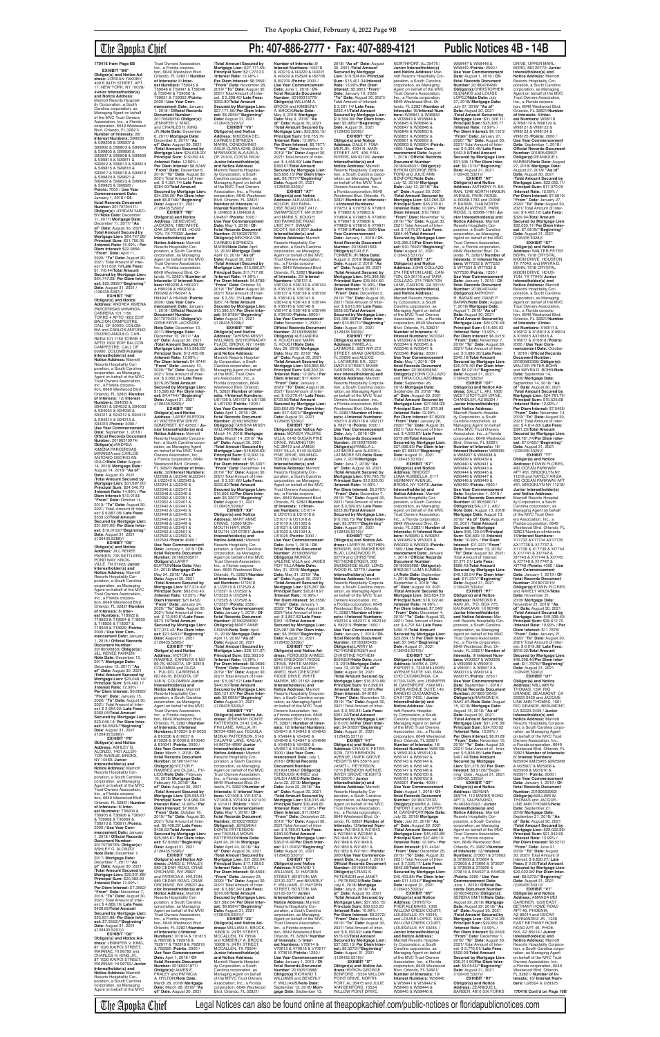**170416 from Page 8B**

**EXHIBIT "M6"**
**Obligor(s) and Notice Address:** JORDAN YAKOBY, 435 E 84TH STREET, APT. 17, NEW YORK, NY 10028/ **Junior Interestholder(s) and Notice Address:** Marriott Resorts Hospitality Corporation, a South Carolina corporation, as Managing Agent on behalf of the MVC Trust Owners Association, Inc., a Florida corporation, 6649 Westwood Blvd. Orlando, FL 32821/ **Number of Interests:** 28/ **Interest Numbers:** S99205 & S99206 & S99207 & S99208 & S99209 & S99210 & S99211 & S99212 & S99213 & S99214 & S99215 & S99216 & S99217 & S99218 & S99219 & S99220 & S99221 & S99222 & S99223 & S99224 & S99225 & S99226 & S99227 & S99228 & S99229 & S99230 & S99231 & S99232/ **Points:** 7000 / **Use Year Commencement Date:** January 1, 2018 / **Official Records Document Number:** 20170704411/ **Obligor(s):**JORDAN YAKOBY/**Note Date:** December 11, 2017/ **Mortgage Date:** December 11, 2017/ **"As of" Date:** August 30, 2021 / **Total Amount Secured by Mortgage Lien:** $64,747.28/ **Principal Sum:** $51,750.05 /**Interest Rate:** 15.99% / **Per Diem Interest:** $22.9856/ **"From" Date:** April 11, 2020/ **"To" Date:** August 30, 2021/ Total Amount of Interest: $11,835.75/**Late Fees:** $1,114.40/**Total Amount Secured by Mortgage Lien:** $64,747.28/ **Per Diem Interest:** $22.9856//**"Beginning" Date:** August 31, 2021 /(126435.5281)//

**EXHIBIT "N6"**
**Obligor(s) and Notice Address:** ANDREA XIMENA PARCERISAS MIRANDA, CARRERA 101 1150 TORRE 4 APTO 1602 EDIF BALCON CAMPESTRE, CALI, OF 00000, COLOMBIA and CARLOS ANTONIO OSORIO ANGULO, CARRERA 101 1150 TORRE 4 APTO 1602 EDIF BALCON CAMPESTRE, CALI, OF 00000, COLOMBIA/**Junior Interestholder(s) and Notice Address:** Marriott Resorts Hospitality Corporation, a South Carolina corporation, as Managing Agent on behalf of the MVC Trust Owners Association, Inc., a Florida corporation, 6649 Westwood Blvd. Orlando, FL 32821/**Number of Interests:** 12/**Interest Numbers:** S94030 & S94031 & S94032 & S94033 & S94034 & S94035 & S94311 & S94312 & S94313 & S94314 & S94315 & S94316 /**Points:** 3000 / **Use Year Commencement Date:** September 1, 2018 / **Official Records Document Number:** 20180316774/ **Obligor(s):**ANDREA XIMENA PARCERISAS MIRANDA and CARLOS ANTONIO OSORIO ANGULO/**Note Date:** August 14, 2018/ **Mortgage Date:** August 14, 2018/ **"As of" Date:** August 30, 2021 /**Total Amount Secured by Mortgage Lien:** $31,697.00/ **Principal Sum:** $24,040.70 /**Interest Rate:** 14.99% / **Per Diem Interest:** $10.0103/ **"From" Date:** October 14, 2019/ **"To" Date:** August 30, 2021/ Total Amount of Interest: $ 6,947.08/ **Late Fees:** $459.22/**Total Amount Secured by Mortgage Lien:** $31,697.00/ **Per Diem Interest:** $10.0103//**"Beginning" Date:** August 31, 2021 /(126435.5288)//

**EXHIBIT "O6"**
**Obligor(s) and Notice Address:** JILL RENEE PARKER, 728 SETTLERS POND WAY, KNOXVILLE, TN 37923/ **Junior Interestholder(s) and Notice Address:** Marriott Resorts Hospitality Corporation, a South Carolina corporation, as Managing Agent on behalf of the MVC Trust Owners Association, Inc., a Florida corporation, 6649 Westwood Blvd. Orlando, FL 32821/**Number of Interests:** 6/ **Interest Numbers:** T18924 & T18925 & T18926 & T18927 & T18928 & T18929 /**Points:** 2000 / **Use Year Commencement Date:** January 1, 2018 / **Official Records Document Number:** 20180000950/ **Obligor(s):** JILL RENEE PARKER/**Note Date:** December 15, 2017/ **Mortgage Date:** December 15, 2017/ **"As of" Date:** August 30, 2021 /**Total Amount Secured by Mortgage Lien:** $23,048.14/ **Principal Sum:** $18,463.17 /**Interest Rate:** 12.99% / **Per Diem Interest:** $6.6623/ **"From" Date:** January 15, 2020/ **"To" Date:** August 30, 2021/ Total Amount of Interest: $ 3,854.92/ **Late Fees:** $380.05/**Total Amount Secured by Mortgage Lien:** $23,048.14/ **Per Diem Interest:** $6.6623//**"Beginning" Date:** August 31, 2021 /(126435.5289)//

**EXHIBIT "P6"**
**Obligor(s) and Notice Address:** ASHLEY G. ALONZO, 1401 ALLERTON AVENUE, BRONX, NY 10469/ **Junior Interestholder(s) and Notice Address:** Marriott Resorts Hospitality Corporation, a South Carolina corporation, as Managing Agent on behalf of the MVC Trust Owners Association, Inc., a Florida corporation, 6649 Westwood Blvd. Orlando, FL 32821/**Number of Interests:** 6/ **Interest Numbers:** T36904 & T36905 & T36906 & T36907 & T36908 & T36909 & T36910 & T36911 /**Points:** 2000 / **Use Year Commencement Date:** January 1, 2018 / **Official Records Document Number:** 20170707065/ **Obligor(s):**ASHLEY G. ALONZO/**Note Date:** December 7, 2017/ **Mortgage Date:** December 7, 2017/ **"As of" Date:** August 30, 2021 /**Total Amount Secured by Mortgage Lien:** $25,931.88/ **Principal Sum:** $20,583.90 /**Interest Rate:** 12.99% / **Per Diem Interest:** $7.3552/ **"From" Date:** November 7, 2019/ **"To" Date:** August 30, 2021/ Total Amount of Interest: $ 4,869.16/ **Late Fees:** $428.82/**Total Amount Secured by Mortgage Lien:** $25,931.88/ **Per Diem Interest:** $7.3552//**"Beginning" Date:** August 31, 2021 /(126435.5291)//

**EXHIBIT "Q6"**
**Obligor(s) and Notice Address:** JENNIFER V. KING, 87 1020 KAIPOI STREET, WAIANAE, HI 96792 and CHARLES H. KING JR., 87 1020 KAIPOI STREET, WAIANAE, HI 96792/ **Junior Interestholder(s) and Notice Address:** Marriott Resorts Hospitality Corporation, a South Carolina corporation, as Managing Agent on behalf of the MVC Trust Owners Association, Inc., a Florida corporation, 6649 Westwood Blvd. Orlando, FL 32821/ **Number of Interests:** 8/ **Interest Numbers:** T59045 & T59046 & T59047 & T59048 & T59049 & T59050 & T59051 & T59052 /**Points:** 2000 / **Use Year Commencement Date:** January 1, 2018 / **Official Records Document Number:** 20170699356/ **Obligor(s):** JENNIFER V. KING and CHARLES H. KING JR./**Note Date:** December 6, 2017/ **Mortgage Date:** December 6, 2017/ **"As of" Date:** August 30, 2021 /**Total Amount Secured by Mortgage Lien:** $24,038.20/ **Principal Sum:** $19,052.46 /**Interest Rate:** 12.99% / **Per Diem Interest:** $6.8748/ **"From" Date:** December 6, 2019/ **"To" Date:** August 30, 2021/ Total Amount of Interest: $ 4,351.74/ **Late Fees:** $384.00/**Total Amount Secured by Mortgage Lien:** $24,038.20/ **Per Diem Interest:** $6.8748//**"Beginning" Date:** August 31, 2021 /(126435.5292)//

**EXHIBIT "R6"**
**Obligor(s) and Notice Address:** GENEVIEVE JACKSON, 1880 WHITE OAK DRIVE #183, HOUSTON, TX 77009/ **Junior Interestholder(s) and Notice Address:** Marriott Resorts Hospitality Corporation, a South Carolina corporation, as Managing Agent on behalf of the MVC Trust Owners Association, Inc., a Florida corporation, 6649 Westwood Blvd. Orlando, FL 32821/ **Number of Interests:** 8/ **Interest Numbers:** H90236 & H90237 & H90238 & H90239 & H90240 & H90241 & H94947 & H94948 /**Points:** 2000 / **Use Year Commencement Date:** January 1, 2018 / **Official Records Document Number:** 20170704531/ **Obligor(s):** GENEVIEVE JACKSON/ **Note Date:** December 13, 2017/ **Mortgage Date:** December 13, 2017/ **"As of" Date:** August 30, 2021 /**Total Amount Secured by Mortgage Lien:** $15,588.63/ **Principal Sum:** $12,400.08 /**Interest Rate:** 12.99% / **Per Diem Interest:** $4.4744/ **"From" Date:** January 13, 2020/ **"To" Date:** August 30, 2021/ Total Amount of Interest: $ 2,662.29/ **Late Fees:** $276.26/**Total Amount Secured by Mortgage Lien:** $15,588.63/ **Per Diem Interest:** $4.4744//**"Beginning" Date:** August 31, 2021 /(126435.5293)//

**EXHIBIT "S6"**
**Obligor(s) and Notice Address:** LARRY BURTON, 47 WESTVIEW DRIVE, SOMERSET, KY 42503 / **Junior Interestholder(s) and Notice Address:** Marriott Resorts Hospitality Corporation, a South Carolina corporation, as Managing Agent on behalf of the MVC Trust Owners Association, Inc., a Florida corporation, 6649 Westwood Blvd. Orlando, FL 32821/ **Number of Interests:** 32/**Interest Numbers:** U22339 & U22340 & U22341 & U22342 & U22343 & U22344 & U22345 & U22346 & U22347 & U22348 & U22349 & U22350 & U22351 & U22352 & U22401 & U22440 & U22441 & U22442 & U22443 & U22444 & U22445 & U22446 & U22447 & U22448 & U22449 & U22450 & U22451 & U22452 & U22501 & U22502 & U22503 & U22504 /**Points:** 8000 / **Use Year Commencement Date:** January 1, 2019 / **Official Records Document Number:** 20180309007/ **Obligor(s):**LARRY BURTON/**Note Date:** May 24, 2018/ **Mortgage Date:** May 24, 2018/ **"As of" Date:** August 30, 2021 /**Total Amount Secured by Mortgage Lien:** $77,374.42/ **Principal Sum:** $63,610.43 /**Interest Rate:** 12.99% / **Per Diem Interest:** $21.8454/ **"From" Date:** January 24, 2020/ **"To" Date:** August 30, 2021/ Total Amount of Interest: $ 12,640.81/ **Late Fees:** $873.18/**Total Amount Secured by Mortgage Lien:** $77,374.42/ **Per Diem Interest:** $21.8454//**"Beginning" Date:** August 31, 2021 /(126435.5295)//

**EXHIBIT "T6"**
**Obligor(s) and Notice Address:** VICTOR F. RAMIREZ, CARRERA 8 NO 69-76, BOGOTA, OF 32819, COLOMBIA and OLGA L. PULIDO, CARRERA 8 NO 69-76, BOGOTA, OF 32819, COLOMBIA/ **Junior Interestholder(s) and Notice Address:** Marriott Resorts Hospitality Corporation, a South Carolina corporation, as Managing Agent on behalf of the MVC Trust Owners Association, Inc., a Florida corporation, 6649 Westwood Blvd. Orlando, FL 32821/ **Number of Interests:** 8/**Interest Numbers:** 810034 & 810035 & 810036 & 810037 & 810038 & 810039 & 810040 & 810041 /**Points:** 2000 / **Use Year Commencement Date:** March 1, 2018 / **Official Records Document Number:** 20180134774/ **Obligor(s):**VICTOR F. RAMIREZ and OLGA L. PULIDO/**Note Date:** February 16, 2018/ **Mortgage Date:** February 16, 2018/ **"As of" Date:** August 30, 2021 /**Total Amount Secured by Mortgage Lien:** $25,085.61/ **Principal Sum:** $18,985.39 /**Interest Rate:** 14.99% / **Per Diem Interest:** $7.9054/ **"From" Date:** October 16, 2019/ **"To" Date:** August 30, 2021/ Total Amount of Interest: $ 5,408.29/ **Late Fees:** $436.92/**Total Amount Secured by Mortgage Lien:** $25,085.61/ **Per Diem Interest:** $7.9054//**"Beginning" Date:** August 31, 2021 /(126435.5299)//

**EXHIBIT "U6"**
**Obligor(s) and Notice Address:** JAMES E. FRALEY, 580 CEDAR ROAD, CRAB ORCHARD, WV 25827 and PATRICIA A. HYLTON, 580 CEDAR ROAD, CRAB ORCHARD, WV 25827/ **Junior Interestholder(s) and Notice Address:** Marriott Resorts Hospitality Corporation, a South Carolina corporation, as Managing Agent on behalf of the MVC Trust Owners Association, Inc., a Florida corporation, 6649 Westwood Blvd. Orlando, FL 32821/ **Number of Interests:** 10/**Interest Numbers:** 792814 & 792815 & 792738 & 792916 & 792917 & 792918 & 792919 & 792920 /**Points:** 2500 / **Use Year Commencement Date:** April 1, 2018 / **Official Records Document Number:** 20180221877/ **Obligor(s):**JAMES E. FRALEY and PATRICIA A. HYLTON/**Note Date:** March 28, 2018/ **Mortgage Date:** March 28, 2018/ **"As of" Date:** August 30, 2021 /**Total Amount Secured by Mortgage Lien:** $27,171.55/ **Principal Sum:** $21,270.33 /**Interest Rate:** 13.99% / **Per Diem Interest:** $8.2659/ **"From" Date:** November 28, 2019/ **"To" Date:** August 30, 2021/ Total Amount of Interest: $ 5,299.42/ **Late Fees:** $352.80/**Total Amount Secured by Mortgage Lien:** $27,171.55/ **Per Diem Interest:** $8.2659//**"Beginning" Date:** August 31, 2021 /(126435.5301)//

**EXHIBIT "V6"**
**Obligor(s) and Notice Address:** NINOSKA DEL CARMEN ESPINOZA MARIN, CONDOMINIO AGUA CLARA #24B, DESAMPARADOS ALAJUELA, OF 20100, COSTA RICA/ **Junior Interestholder(s) and Notice Address:** Marriott Resorts Hospitality Corporation, a South Carolina corporation, as Managing Agent on behalf of the MVC Trust Owners Association, Inc., a Florida corporation, 6649 Westwood Blvd. Orlando, FL 32821/ **Number of Interests:** 4/ **Interest Numbers:** U04834 & U04835 & U04836 & U04837 /**Points:** 1000 / **Use Year Commencement Date:** May 1, 2018 / **Official Records Document Number:** 20180267679/ **Obligor(s):**NINOSKA DEL CARMEN ESPINOZA MARIN/**Note Date:** April 13, 2018/ **Mortgage Date:** April 13, 2018/ **"As of" Date:** August 30, 2021 /**Total Amount Secured by Mortgage Lien:** $15,586.57/ **Principal Sum:** $11,717.08 /**Interest Rate:** 14.99% / **Per Diem Interest:** $4.8789/ **"From" Date:** October 13, 2019/ **"To" Date:** August 30, 2021/ Total Amount of Interest: $ 3,391.75/ **Late Fees:** $267.74/**Total Amount Secured by Mortgage Lien:** $15,586.57/ **Per Diem Interest:** $4.8789//**"Beginning" Date:** August 31, 2021 /(126435.5298)//

**EXHIBIT "W6"**
**Obligor(s) and Notice Address:** TAHESHA MISSY WILLIAMS, 870 HORNADAY PLACE, BRONX, NY 10460/ **Junior Interestholder(s) and Notice Address:** Marriott Resorts Hospitality Corporation, a South Carolina corporation, as Managing Agent on behalf of the MVC Trust Owners Association, Inc., a Florida corporation, 6649 Westwood Blvd. Orlando, FL 32821/ **Number of Interests:** 4/**Interest Numbers:** U61136 & U61137 & U61138 & U61139 /**Points:** 1000 / **Use Year Commencement Date:** April 1, 2018 / **Official Records Document Number:** 20180188300/ **Obligor(s):**TAHESHA MISSY WILLIAMS/**Note Date:** March 14, 2018/ **Mortgage Date:** March 14, 2018/ **"As of" Date:** August 30, 2021 /**Total Amount Secured by Mortgage Lien:** $16,606.62/ **Principal Sum:** $12,816.78 /**Interest Rate:** 14.99% / **Per Diem Interest:** $5.3307/ **"From" Date:** December 14, 2019/ **"To" Date:** August 30, 2021/ Total Amount of Interest: $ 3,331.66/ **Late Fees:** $208.18/**Total Amount Secured by Mortgage Lien:** $16,606.62/ **Per Diem Interest:** $5.3307//**"Beginning" Date:** August 31, 2021 /(126435.5299)//

**EXHIBIT "X6"**
**Obligor(s) and Notice Address:** MARY ANNE CRANE, 1320 MONMOUTH HWY, MONMOUTH, ME 04259-7061/ **Junior Interestholder(s) and Notice Address:** Marriott Resorts Hospitality Corporation, a South Carolina corporation, as Managing Agent on behalf of the MVC Trust Owners Association, Inc., a Florida corporation, 6649 Westwood Blvd. Orlando, FL 32821/**Number of Interests:** 10/**Interest Numbers:** U72518 & U72519 & U72520 & U72521 & U72522 & U72523 & U72524 & U72525 & U72526 & U72527 /**Points:** 2500 / **Use Year Commencement Date:** January 1, 2019 / **Official Records Document Number:** 20180250639/ **Obligor(s):**MARY ANNE CRANE/**Note Date:** April 11, 2018/ **Mortgage Date:** April 11, 2018/ **"As of" Date:** August 30, 2021 /**Total Amount Secured by Mortgage Lien:** $28,121.67/ **Principal Sum:** $22,363.50 /**Interest Rate:** 12.99% / **Per Diem Interest:** $8.0695/ **"From" Date:** December 11, 2019/ **"To" Date:** August 30, 2021/ Total Amount of Interest: $ 5,067.71/ **Late Fees:** $440.46/**Total Amount Secured by Mortgage Lien:** $28,121.67/ **Per Diem Interest:** $8.0695//**"Beginning" Date:** August 31, 2021 /(126435.5305)//

**EXHIBIT "Y6"**
**Obligor(s) and Notice Address:** JEREMIAH DONTE PATTERSON, 91-643 CALAPINI LANE, KAILUA, HI 96734-4995 and TEQUILA MONAI PATTERSON, 5143 CALAPINI LANE, KAILUA, HI 96734/ **Junior Interestholder(s) and Notice Address:** Marriott Resorts Hospitality Corporation, a South Carolina corporation, as Managing Agent on behalf of the MVC Trust Owners Association, Inc., a Florida corporation, 6649 Westwood Blvd. Orlando, FL 32821/**Number of Interests:** 6/ **Interest Numbers:** V21406 & V21407 & V21408 & V21409 & V21410 & V21411 /**Points:** 1500 / **Use Year Commencement Date:** January 1, 2019 / **Official Records Document Number:** 20180276063/ **Obligor(s):**JEREMIAH DONTE PATTERSON and TEQUILA MONAI PATTERSON/**Note Date:** April 24, 2018/ **Mortgage Date:** April 24, 2018/ **"As of" Date:** August 30, 2021 /**Total Amount Secured by Mortgage Lien:** $21,582.04/ **Principal Sum:** $17,128.62 /**Interest Rate:** 13.99% / **Per Diem Interest:** $6.6564/ **"From" Date:** January 24, 2020/ **"To" Date:** August 30, 2021/ Total Amount of Interest: $ 3,851.59/ **Late Fees:** $316.08/**Total Amount Secured by Mortgage Lien:** $21,582.04/ **Per Diem Interest:** $6.6564//**"Beginning" Date:** August 31, 2021 /(126435.5306)//

**EXHIBIT "Z6"**
**Obligor(s) and Notice Address:** WILLIAM A. BROCK, 10608 N. 24TH STREET, MCCALLEN, TX 78504 and KIMBERLY A. BROCK, 10608 N. 24TH STREET, MCCALLEN, TX 78504/ **Junior Interestholder(s) and Notice Address:** Marriott Resorts Hospitality Corporation, a South Carolina corporation, as Managing Agent on behalf of the MVC Trust Owners Association, Inc., a Florida corporation, 6649 Westwood Blvd. Orlando, FL 32821/ **Number of Interests:** 8/ **Interest Numbers:** I43218 & I43219 & I43220 & I43221 & I43222 & I43224 & I62708 & I62709 /**Points:** 2000 / **Use Year Commencement Date:** June 1, 2018 / **Official Records Document Number:** 20180315779/ **Obligor(s):**WILLIAM A. BROCK and KIMBERLY A. BROCK/**Note Date:** May 9, 2018/ **Mortgage Date:** May 9, 2018/ **"As of" Date:** August 30, 2021 /**Total Amount Secured by Mortgage Lien:** $23,856.15/ **Principal Sum:** $18,735.79 /**Interest Rate:** 12.99% / **Per Diem Interest:** $6.7607/ **"From" Date:** November 9, 2019/ **"To" Date:** August 30, 2021/ Total Amount of Interest: $ 4,468.66/ **Late Fees:** $380.67/**Total Amount Secured by Mortgage Lien:** $23,856.15/ **Per Diem Interest:** $6.7607//**"Beginning" Date:** August 31, 2021 /(126435.5309)//

**EXHIBIT "A7"**
**Obligor(s) and Notice Address:** ALEJANDRA A. KOUGH, 320 PARADISE ROAD UNIT 2417, SWAMPSCOTT, MA 01907 and MARK S. KOUGH, 320 PARADISE ROAD UNIT 2417, SWAMPSCOTT, MA 01907/ **Junior Interestholder(s) and Notice Address:** Marriott Resorts Hospitality Corporation, a South Carolina corporation, as Managing Agent on behalf of the MVC Trust Owners Association, Inc., a Florida corporation, 6649 Westwood Blvd. Orlando, FL 32821/ **Number of Interests:** 16/**Interest Numbers:** V36132 & V36133 & V36134 & V36135 & V36136 & V36137 & V36138 & V36139 & V36140 & V36141 & V36142 & V36143 & V36144 & V36145 & V36146 & V36147 /**Points:** 4000 / **Use Year Commencement Date:** June 1, 2018 / **Official Records Document Number:** 20180338838/ **Obligor(s):**ALEJANDRA A. KOUGH and MARK S. KOUGH/**Note Date:** May 29, 2018/ **Mortgage Date:** May 29, 2018/ **"As of" Date:** August 30, 2021 /**Total Amount Secured by Mortgage Lien:** $59,855.65/ **Principal Sum:** $48,302.34 /**Interest Rate:** 12.99% / **Per Diem Interest:** $17.4291/ **"From" Date:** January 1, 2020/ **"To" Date:** August 30, 2021/ Total Amount of Interest: $ 10,439.99/ **Late Fees:** $723.90/**Total Amount Secured by Mortgage Lien:** $59,855.65/ **Per Diem Interest:** $17.4291//**"Beginning" Date:** August 31, 2021 /(126435.5304)//

**EXHIBIT "B7"**
**Obligor(s) and Notice Address:** MONICA VALERIE VILLA, 6140 SUGAR PINE DRIVE, WILMINGTON, NC 28412 and JAMES ROY VILLA, 6140 SUGAR PINE DRIVE, WILMINGTON NC 28412/ **Junior Interestholder(s) and Notice Address:** Marriott Resorts Hospitality Corporation, a South Carolina corporation, as Managing Agent on behalf of the MVC Trust Owners Association, Inc., a Florida corporation, 6649 Westwood Blvd. Orlando, FL 32821/ **Number of Interests:** 12/**Interest Numbers:** U51014 & U51015 & U51016 & U51017 & U51018 & U51019 & U51020 & U51021 & U51022 & U51023 & U51024 & U51025 /**Points:** 3000 / **Use Year Commencement Date:** June 1, 2018 / **Official Records Document Number:** 20180366762/ **Obligor(s):**MONICA VALERIE VILLA and JAMES ROY VILLA/**Note Date:** May 21, 2018/ **Mortgage Date:** May 21, 2018/ **"As of" Date:** August 30, 2021 /**Total Amount Secured by Mortgage Lien:** $25,287.98/ **Principal Sum:** $20,618.97 /**Interest Rate:** 10.99% / **Per Diem Interest:** $6.2956/ **"From" Date:** January 21, 2020/ **"To" Date:** August 30, 2021/ Total Amount of Interest: $ 3,657.82/ **Late Fees:** $561.19/**Total Amount Secured by Mortgage Lien:** $25,287.98/ **Per Diem Interest:** $6.2956//**"Beginning" Date:** August 31, 2021 /(126435.5306)//

**EXHIBIT "C7"**
**Obligor(s) and Notice Address:** FERDOUS AHMED, 5845 CRESCENT RIDGE DRIVE, WHITE MARSH, MD 21162 and SALEH AMED, 5845 CRESCENT RIDGE DRIVE, WHITE MARSH, MD 21162/ **Junior Interestholder(s) and Notice Address:** Marriott Resorts Hospitality Corporation, a South Carolina corporation, as Managing Agent on behalf of the MVC Trust Owners Association, Inc., a Florida corporation, 6649 Westwood Blvd. Orlando, FL 32821/ **Number of Interests:** 12/ **Interest Numbers:** V54641 & V54642 & V54643 & V54644 & V54645 & V54646 & V54647 & V54648 & V54649 & V54650 & V54651 & V54652 /**Points:** 3000 / **Use Year Commencement Date:** July 1, 2018 / **Official Records Document Number:** 20180413842/ **Obligor(s):** FERDOUS AHMED and SALEH AMED/**Note Date:** June 22, 2018/ **Mortgage Date:** June 22, 2018/ **"As of" Date:** August 30, 2021 /**Total Amount Secured by Mortgage Lien:** $36,219.45/ **Principal Sum:** $28,516.49 /**Interest Rate:** 13.99% / **Per Diem Interest:** $11.0043/ **"From" Date:** December 22, 2019/ **"To" Date:** August 30, 2021/ Total Amount of Interest: $ 6,789.61/ **Late Fees:** $488.00/**Total Amount Secured by Mortgage Lien:** $36,219.45/ **Per Diem Interest:** $11.0043//**"Beginning" Date:** August 31, 2021 /(126435.5307)//

**EXHIBIT "D7"**
**Obligor(s) and Notice Address:** RICHARD T. WILLIAMS, 31 HAYDEN STREET, BOSTON, MA 02120-3377 and BEVERLY F. WILLIAMS, 31 HAYDEN STREET, BOSTON, MA 02120-3377/ **Junior Interestholder(s) and Notice Address:** Marriott Resorts Hospitality Corporation, a South Carolina corporation, as Managing Agent on behalf of the MVC Trust Owners Association, Inc., a Florida corporation, 6649 Westwood Blvd. Orlando, FL 32821/ **Number of Interests:** 6/ **Interest Numbers:** V76614 & V76615 & V76616 & V76617 & V76618 & V76619 /**Points:** 1500 / **Use Year Commencement Date:** January 1, 2019 / **Official Records Document Number:** 20180570689/ **Obligor(s):**RICHARD T. WILLIAMS and BEVERLY F. WILLIAMS/**Note Date:** September 19, 2018/ **Mortgage Date:** September 19, 2018/ **"As of" Date:** August 30, 2021 /**Total Amount Secured by Mortgage Lien:** $19,504.80/ **Principal Sum:** $15,401.34/**Interest Rate:** 13.99% /**Per Diem Interest:** $5.9851/**"From" Date:** January 19, 2020/ **"To" Date:** August 30, 2021/ Total Amount of Interest: $ 3,501.31/**Late Fees:** $352.41/**Total Amount Secured by Mortgage Lien:** $19,504.80/ **Per Diem Interest:** $5.9851//**"Beginning" Date:** August 31, 2021 /(126435.5308)//

**EXHIBIT "E7"**
**Obligor(s) and Notice Address:** TOMMER JR., 4254 N. MAIN STREET, APT. 408, FALL RIVERS, MA 02720/ **Junior Interestholder(s) and Notice Address:** Marriott Resorts Hospitality Corporation, a South Carolina corporation, as Managing Agent on behalf of the MVC Trust Owners Association, Inc., a Florida corporation, 6649 Westwood Blvd. Orlando, FL 32821/**Number of Interests:** 14/**Interest Numbers:** V79751 & V79752 & V79801 & V79802 & V79803 & V79804 & V79805 & V79806 & V79807 & V79808 & V79809 & V79810 & V79811 & V79812/**Points:** 3500/**Use Year Commencement Date:** January 1, 2019 / **Official Records Document Number:** 20180491803/ **Obligor(s):**TOMMER JR./**Note Date:** August 2, 2018/ **Mortgage Date:** August 2, 2018/ **"As of" Date:** August 30, 2021 /**Total Amount Secured by Mortgage Lien:** $30,426.03/ **Principal Sum:** $22,920.60 /**Interest Rate:** 10.99% / **Per Diem Interest:** $10.8071/ **"From" Date:** December 2, 2019/ **"To" Date:** August 30, 2021/ Total Amount of Interest: $ 6,915.56/ **Late Fees:** $638.00/**Total Amount Secured by Mortgage Lien:** $30,426.03/ **Per Diem Interest:** $10.8071//**"Beginning" Date:** August 31, 2021 /(126435.5309)//

**EXHIBIT "F7"**
**Obligor(s) and Notice Address:** PAMELA L. LATIMORE, 9540 212 STREET MIAMI GARDENS, FL 33056 and ALEXIS L. LATIMORE SR., 3321 NW212 STREET, MIAMI GARDENS, FL 33056/ **Junior Interestholder(s) and Notice Address:** Marriott Resorts Hospitality Corporation, a South Carolina corporation, as Managing Agent on behalf of the MVC Trust Owners Association, Inc., a Florida corporation, 6649 Westwood Blvd. Orlando, FL 32821/**Number of Interests:** 4/**Interest Numbers:** V82115 & V82116 & V82117 & V82118 /**Points:** 1000 / **Use Year Commencement Date:** July 1, 2018 / **Official Records Document Number:** 20180379340/ **Obligor(s):**PAMELA L. LATIMORE and ALEXIS L. LATIMORE SR./**Note Date:** June 7, 2018/**Mortgage Date:** June 7, 2018/**"As of" Date:** August 30, 2021 /**Total Amount Secured by Mortgage Lien:** $16,793.75/ **Principal Sum:** $12,920.00 /**Interest Rate:** 14.99% / **Per Diem Interest:** $5.3797/ **"From" Date:** December 7, 2019/ **"To" Date:** August 30, 2021/ Total Amount of Interest: $ 3,399.95/ **Late Fees:** $223.80/**Total Amount Secured by Mortgage Lien:** $16,793.75/ **Per Diem Interest:** $5.3797//**"Beginning" Date:** August 31, 2021 /(126435.5310)//

**EXHIBIT "G7"**
**Obligor(s) and Notice Address:** LARRY M. ROTHENBERGER, 300 SMOKERISE BLVD, LONGWOOD FL 32779 and CHRISTINE ROTHENBERGER, 300 SMOKERISE BLVD, LONGWOOD FL 32779 /**Junior Interestholder(s) and Notice Address:** Marriott Resorts Hospitality Corporation, a South Carolina corporation, as Managing Agent on behalf of the MVC Trust Owners Association, Inc., a Florida corporation, 6649 Westwood Blvd. Orlando, FL 32821/**Number of Interests:** 4/**Interest Numbers:** V82316 & V82317 & V82318 & V82319 /**Points:** 1000 / **Use Year Commencement Date:** January 1, 2019 / **Official Records Document Number:** 20180395435/ **Obligor(s):**LARRY M. ROTHENBERGER and CHRISTINE ROTHENBERGER/**Note Date:** June 13, 2018/**Mortgage Date:** June 13, 2018/ **"As of" Date:** August 30, 2021 /**Total Amount Secured by Mortgage Lien:** $16,070.89/ **Principal Sum:** $12,338.61 /**Interest Rate:** 13.99% / **Per Diem Interest:** $4.8193/ **"From" Date:** November 13, 2019/ **"To" Date:** August 30, 2021/ Total Amount of Interest: $ 3,160.84/ **Late Fees:** $321.24/**Total Amount Secured by Mortgage Lien:** $16,070.89/ **Per Diem Interest:** $4.8193//**"Beginning" Date:** August 31, 2021 /(126435.5311)//

**EXHIBIT "H7"**
**Obligor(s) and Notice Address:** CRAIG S. PETERSON, 7270 BRENDON AVENUE, INVER GROVE HEIGHTS MN 55076 and JANET L. PETERSON, 7270 BRENDON AVENUE, INVER GROVE HEIGHTS MN 55076/ **Junior Interestholder(s) and Notice Address:** Marriott Resorts Hospitality Corporation, a South Carolina corporation, as Managing Agent on behalf of the MVC Trust Owners Association, Inc., a Florida corporation, 6649 Westwood Blvd. Orlando, FL 32821/**Number of Interests:** 10/**Interest Numbers:** V021642 & V021643 & V021844 & V021845 & V021846 & V021847 & V021848 & V021849 & V021850 & V021851 /**Points:** 2500 / **Use Year Commencement Date:** January 1, 2019 / **Official Records Document Number:** 20180440489/ **Obligor(s):**CRAIG S. PETERSON and JANET L. PETERSON/**Note Date:** July 6, 2018/ **Mortgage Date:** July 6, 2018/ **"As of" Date:** August 30, 2021 /**Total Amount Secured by Mortgage Lien:** $37,563.15/ **Principal Sum:** $30,553.20 /**Interest Rate:** 10.99% / **Per Diem Interest:** $9.3272/ **"From" Date:** November 6, 2019/ **"To" Date:** August 30, 2021/ Total Amount of Interest: $ 6,183.93/ **Late Fees:** $576.02/**Total Amount Secured by Mortgage Lien:** $37,563.15/ **Per Diem Interest:** $9.3272//**"Beginning" Date:** August 31, 2021 /(126435.5312)//

**EXHIBIT "I7"**
**Obligor(s) and Notice Address:** BYRON GEORGE BENFORD, 15534 WILLOW POINT DRIVE, NORTHPORT, AL 35475 and JULIE ANN BENFORD, 15534 WILLOW POINT DRIVE, NORTHPORT, AL 35475 / **Junior Interestholder(s) and Notice Address:** Marriott Resorts Hospitality Corporation, a South Carolina corporation, as Managing Agent on behalf of the MVC Trust Owners Association, Inc., a Florida corporation, 6649 Westwood Blvd. Orlando, FL 32821/**Number of Interests:** 16/**Interest Numbers:** W36841 & W36842 & W36843 & W36844 & W36845 & W36846 & W36847 & W36848 & W36849 & W36850 & W36851 & W36852 & W90601 & W90602 & W90603 & W90604 /**Points:** 4000 / **Use Year Commencement Date:** August 1, 2018 / **Official Records Document Number:** 20180440031/ **Obligor(s):** BYRON GEORGE BENFORD and JULIE ANN BENFORD/**Note Date:** July 12, 2018/ **Mortgage Date:** July 12, 2018/ **"As of" Date:** August 30, 2021 /**Total Amount Secured by Mortgage Lien:** $43,266.32/ **Principal Sum:** $35,276.61 /**Interest Rate:** 10.99% / **Per Diem Interest:** $10.7692/ **"From" Date:** November 12, 2019/ **"To" Date:** August 30, 2021/ Total Amount of Interest: $ 7,075.27/ **Late Fees:** $664.44/**Total Amount Secured by Mortgage Lien:** $43,266.32/ **Per Diem Interest:** $10.7692//**"Beginning" Date:** August 31, 2021 /(126435.5317)//

**EXHIBIT "J7"**
**Obligor(s) and Notice Address:** JOHN COLLAZO, 274 TRENTON LANE, CANTON, GA 30115 and TARA COLLAZO, 274 TRENTON LANE, CANTON, GA 30115/ **Junior Interestholder(s) and Notice Address:** Marriott Resorts Hospitality Corporation, a South Carolina corporation, as Managing Agent on behalf of the MVC Trust Owners Association, Inc., a Florida corporation, 6649 Westwood Blvd. Orlando, FL 32821/ **Number of Interests:** 8/ **Interest Numbers:** W33341 & W33342 & W33343 & W33344 & W33345 & W33346 & W33347 & W33348 /**Points:** 2000 / **Use Year Commencement Date:** May 1, 2019 / **Official Records Document Number:** 20180625856/ **Obligor(s):**JOHN COLLAZO and TARA COLLAZO/**Note Date:** September 26, 2018/ **Mortgage Date:** September 26, 2018/ **"As of" Date:** August 30, 2021 /**Total Amount Secured by Mortgage Lien:** $27,098.93/ **Principal Sum:** $21,875.08 /**Interest Rate:** 12.99% / **Per Diem Interest:** $7.8933/ **"From" Date:** January 26, 2020/ **"To" Date:** August 30, 2021/ Total Amount of Interest: $ 4,593.87/ **Late Fees:** $379.98/**Total Amount Secured by Mortgage Lien:** $27,098.93/ **Per Diem Interest:** $7.8933//**"Beginning" Date:** August 31, 2021 /(126435.5318)//

**EXHIBIT "K7"**
**Obligor(s) and Notice Address:** BRIDGET LUMA KUMBELLA, 2117 HERMANY AVENUE, BRONX, NY 10473/ **Junior Interestholder(s) and Notice Address:** Marriott Resorts Hospitality Corporation, a South Carolina corporation, as Managing Agent on behalf of the MVC Trust Owners Association, Inc., a Florida corporation, 6649 Westwood Blvd. Orlando, FL 32821/ **Number of Interests:** 4/ **Interest Numbers:** W49950 & W49951 & W49952 & W50001 & W50002 & W50003 /**Points:** 1500 / **Use Year Commencement Date:** January 1, 2019 / **Official Records Document Number:** 20180555968/ **Obligor(s):** BRIDGET LUMA KUMBELLA/**Note Date:** September 4, 2018/ **Mortgage Date:** September 4, 2018/ **"As of" Date:** August 30, 2021 /**Total Amount Secured by Mortgage Lien:** $23,654.15/ **Principal Sum:** $18,122.40 /**Interest Rate:** 14.99% / **Per Diem Interest:** $7.546/ **"From" Date:** December 4, 2019/ **"To" Date:** August 30, 2021/ Total Amount of Interest: $ 4,791.64/ **Late Fees:** $490.11/**Total Amount Secured by Mortgage Lien:** $23,654.15/ **Per Diem Interest:** $7.546//**"Beginning" Date:** August 31, 2021 /(126435.5319)//

**EXHIBIT "L7"**
**Obligor(s) and Notice Address:** MARK A. DAVENPORT II, 7349 MILLIKEN AVENUE SUITE 140, RANCHO CUCAMONGA, CA 91730-7435, and JENNIFER M. DAVENPORT, 7349 MILLIKEN AVENUE SUITE 140, RANCHO CUCAMONGA, CA 91730-7435, / **Junior Interestholder(s) and Notice Address:** Marriott Resorts Hospitality Corporation, a South Carolina corporation, as Managing Agent on behalf of the MVC Trust Owners Association, Inc., a Florida corporation, 6649 Westwood Blvd. Orlando, FL 32821/**Number of Interests:** 16/**Interest Numbers:** W56138 & W56139 & W56140 & W56141 & W56142 & W56143 & W56144 & W56145 & W56146 & W56147 & W56148 & W56149 & W56150 & W56151 & W56152 & W56201 /**Points:** 4000 / **Use Year Commencement Date:** August 1, 2018 / **Official Records Document Number:** 20180472532/ **Obligor(s):**MARK A. DAVENPORT II and JENNIFER M. DAVENPORT/**Note Date:** July 25, 2018/ **Mortgage Date:** July 25, 2018/ **"As of" Date:** August 30, 2021 /**Total Amount Secured by Mortgage Lien:** $45,403.85/ **Principal Sum:** $37,485.10 /**Interest Rate:** 10.99% / **Per Diem Interest:** $11.4434/ **"From" Date:** January 25, 2020/ **"To" Date:** August 30, 2021/ Total Amount of Interest: $ 7,026.17/ **Late Fees:** $642.58/**Total Amount Secured by Mortgage Lien:** $45,403.85/ **Per Diem Interest:** $11.4434//**"Beginning" Date:** August 31, 2021 /(126435.5320)//

**EXHIBIT "M7"**
**Obligor(s) and Notice Address:** CHRISTOPHER KLENAKIS, 1002 WILLOW CREEK COURT, LOUISVILLE, KY 40245, and LOUISE LOPEZ, 1002 WILLOW CREEK COURT, LOUISVILLE, KY 40245, / **Junior Interestholder(s) and Notice Address:** Marriott Resorts Hospitality Corporation, a South Carolina corporation, as Managing Agent on behalf of the MVC Trust Owners Association, Inc., a Florida corporation, 6649 Westwood Blvd. Orlando, FL 32821/**Number of Interests:** 8/**Interest Numbers:** W58447 & W58448 & W58449 & W58450 & W58451 & W58452 & W58501 & W58502 /**Points:** 2000 / **Use Year Commencement Date:** August 1, 2018 / **Official Records Document Number:** 20180476406/ **Obligor(s):**CHRISTOPHER KLENAKIS and LOUISE LOPEZ/**Note Date:** July 27, 2018/ **Mortgage Date:** July 27, 2018/ **"As of" Date:** August 30, 2021 /**Total Amount Secured by Mortgage Lien:** $31,306.11/ **Principal Sum:** $25,306.77 /**Interest Rate:** 12.99% / **Per Diem Interest:** $9.1315/ **"From" Date:** January 27, 2020/ **"To" Date:** August 30, 2021/ Total Amount of Interest: $ 5,305.46/ **Late Fees:** $443.88/**Total Amount Secured by Mortgage Lien:** $31,306.11/**Per Diem Interest:** $9.1315//**"Beginning" Date:** August 31, 2021 /(126435.5321)//

**EXHIBIT "N7"**
**Obligor(s) and Notice Address:** ANTHONY R. BARAN, 1248 NORTH HAMLIN AVENUE, PARK RIDGE, IL 60068-1783 and DIANE P. BARAN, 1248 NORTH HAMLIN AVENUE, PARK RIDGE, IL 60068-1783/ **Junior Interestholder(s) and Notice Address:** Marriott Resorts Hospitality Corporation, a South Carolina corporation, as Managing Agent on behalf of the MVC Trust Owners Association, Inc., a Florida corporation, 6649 Westwood Blvd. Orlando, FL 32821/**Number of Interests:** 5/ **Interest Numbers:** W77532 & W77533 & W77534 & W77535 & W77536 /**Points:** 1250 / **Use Year Commencement Date:** January 1, 2019 / **Official Records Document Number:** 20180497446/ **Obligor(s):**ANTHONY R. BARAN and DIANE P. BARAN/**Note Date:** August 7, 2018/ **Mortgage Date:** August 7, 2018/ **"As of" Date:** August 30, 2021 /**Total Amount Secured by Mortgage Lien:** $20,076.49/ **Principal Sum:** $15,495.03 /**Interest Rate:** 13.99% / **Per Diem Interest:** $6.0215/ **"From" Date:** November 7, 2019/ **"To" Date:** August 30, 2021/ Total Amount of Interest: $ 3,986.30/ **Late Fees:** $345.16/**Total Amount Secured by Mortgage Lien:** $20,076.49/ **Per Diem Interest:** $6.0215//**"Beginning" Date:** August 31, 2021 /(126435.5322)//

**EXHIBIT "O7"**
**Obligor(s) and Notice Address:** SALLY L. AKI, 1800 WEST STOTTLER DRIVE, CHANDLER, AZ 85224 / **Junior Interestholder(s) and Notice Address:** Marriott Resorts Hospitality Corporation, a South Carolina corporation, as Managing Agent on behalf of the MVC Trust Owners Association, Inc., a Florida corporation, 6649 Westwood Blvd. Orlando, FL 32821/ **Number of Interests:** 16/ **Interest Numbers:** W89936 & W89937 & W89938 & W89939 & W80439 & W80440 & W80441 & W80442 & W80443 & W80444 & W80445 & W80446 & W80447 & W80448 & W80449 & W80450 /**Points:** 4000 / **Use Year Commencement Date:** September 1, 2018 / **Official Records Document Number:** 20180508611/ **Obligor(s):**SALLY L. AKI/ **Note Date:** August 13, 2018/ **Mortgage Date:** August 13, 2018/ **"As of" Date:** August 30, 2021 /**Total Amount Secured by Mortgage Lien:** $45,120.04/**Principal Sum:** $36,809.10 /**Interest Rate:** 10.99% / **Per Diem Interest:** $11.237/ **"From" Date:** November 13, 2019/ **"To" Date:** August 30, 2021/ Total Amount of Interest: $7,371.51/ **Late Fees:** $689.43/**Total Amount Secured by Mortgage Lien:** $45,120.04/ **Per Diem Interest:** $11.237//**"Beginning" Date:** August 31, 2021 /(126435.5324)//

**EXHIBIT "P7"**
**Obligor(s) and Notice Address:** RAYMOND K. NAKI JR., P.O. BOX 775, KAUNAKAKAI, HI 96748/ **Junior Interestholder(s) and Notice Address:** Marriott Resorts Hospitality Corporation, a South Carolina corporation, as Managing Agent on behalf of the MVC Trust Owners Association, Inc., a Florida corporation, 6649 Westwood Blvd. Orlando, FL 32821/ **Number of Interests:** 8/ **Interest Numbers:** W90007 & W90008 & W90009 & W90010 & W90011 & W90012 & W90013 & W90014 & W90015 /**Points:** 2250 / **Use Year Commencement Date:** September 1, 2018 / **Official Records Document Number:** 20180513646/ **Obligor(s):**RAYMOND K. NAKI JR./**Note Date:** August 15, 2018/ **Mortgage Date:** August 15, 2018/ **"As of" Date:** August 30, 2021 /**Total Amount Secured by Mortgage Lien:** $31,278.36/ **Principal Sum:** $24,700.92 /**Interest Rate:** 12.99% / **Per Diem Interest:** $8.9129/ **"From" Date:** November 15, 2019/ **"To" Date:** August 30, 2021/ Total Amount of Interest: $ 5,828.85/ **Late Fees:** $497.49/**Total Amount Secured by Mortgage Lien:** $31,278.36/ **Per Diem Interest:** $8.9129//**"Beginning" Date:** August 31, 2021 /(126435.5325)//

**EXHIBIT "Q7"**
**Obligor(s) and Notice Address:** SERENA SMITH, 112 MARKS ROAD APT 3, VALPARAISO, IN 46383-5323 / **Junior Interestholder(s) and Notice Address:** Marriott Resorts Hospitality Corporation, a South Carolina corporation, as Managing Agent on behalf of the MVC Trust Owners Association, Inc., a Florida corporation, 6649 Westwood Blvd. Orlando, FL 32821/**Number of Interests:** 12/**Interest Numbers:** 373601 & 373602 & 373603 & 373604 & 373605 & 373606 & 373607 & 373608 & 373609 & 373610 & E54527 & E54528 /**Points:** 3000 / **Use Year Commencement Date:** June 1, 2019 / **Official Records Document Number:** 20180546220/ **Obligor(s):** SERENA SMITH/**Note Date:** August 29, 2018/ **Mortgage Date:** August 29, 2018/ **"As of" Date:** August 30, 2021 /**Total Amount Secured by Mortgage Lien:** $36,214.90/ **Principal Sum:** $29,659.29 /**Interest Rate:** 10.99% / **Per Diem Interest:** $9.0543/ **"From" Date:** December 1, 2019/ **"To" Date:** August 30, 2021/ Total Amount of Interest: $ 5,776.61/ **Late Fees:** $529.00/**Total Amount Secured by Mortgage Lien:** $36,214.90/**Per Diem Interest:** $9.0543//**"Beginning" Date:** August 31, 2021 /(126435.5326)//

**EXHIBIT "R7"**
**Obligor(s) and Notice Address:** ZEANIQUE L. BARBER, 4810 SIX FORKS DRIVE, UPPER MARLBORO, MD 20772/ **Junior Interestholder(s) and Notice Address:** Marriott Resorts Hospitality Corporation, a South Carolina corporation, as Managing Agent on behalf of the MVC Trust Owners Association, Inc., a Florida corporation, 6649 Westwood Blvd. Orlando, FL 32821/**Number of Interests:** 8/**Interest Numbers:** W98118 & W98119 & W98120 & W98121 & W98122 & W98123 & W98124 & W98125 /**Points:** 2000 / **Use Year Commencement Date:** January 1, 2019 / **Official Records Document Number:** 20180545987/ **Obligor(s):**ZEANIQUE L. BARBER/**Note Date:** August 27, 2018/ **Mortgage Date:** August 27, 2018/ **"As of" Date:** August 30, 2021 /**Total Amount Secured by Mortgage Lien:** $22,055.11/ **Principal Sum:** $17,070.05 /**Interest Rate:** 15.99% / **Per Diem Interest:** $7.5819/ **"From" Date:** January 27, 2020/ **"To" Date:** August 30, 2021/ Total Amount of Interest: $ 4,405.12/ **Late Fees:** $329.94/**Total Amount Secured by Mortgage Lien:** $22,055.11/ **Per Diem Interest:** $7.5819//**"Beginning" Date:** August 31, 2021 /(126435.5329)//

**EXHIBIT "S7"**
**Obligor(s) and Notice Address:** WALTER PETER BOHN, 7918 CRYSTAL MOON DRIVE, HOUSTON, TX 77040, and MAYRA D. BOHN, 7918 CRYSTAL MOON DRIVE, HOUSTON, TX 77040 / **Junior Interestholder(s) and Notice Address:** Marriott Resorts Hospitality Corporation, a South Carolina corporation, as Managing Agent on behalf of the MVC Trust Owners Association, Inc., a Florida corporation, 6649 Westwood Blvd. Orlando, FL 32821/ **Number of Interests:** 8/**Interest Numbers:** X16811 & X16812 & X16813 & X16814 & X16815 & X16816 & X16817 & X16818 /**Points:** 2000 / **Use Year Commencement Date:** October 1, 2018 / **Official Records Document Number:** 20180563398/ **Obligor(s):** WALTER PETER BOHN and MAYRA D. BOHN/**Note Date:** September 14, 2018/ **Mortgage Date:** September 14, 2018/ **"As of" Date:** August 30, 2021 /**Total Amount Secured by Mortgage Lien:** $24,781.74/ **Principal Sum:** $19,525.68 /**Interest Rate:** 12.99% / **Per Diem Interest:** $7.0455/ **"From" Date:** November 14, 2019/ **"To" Date:** August 30, 2021/ Total Amount of Interest: $ 4,614.83/ **Late Fees:** $391.23/**Total Amount Secured by Mortgage Lien:** $24,781.74/ **Per Diem Interest:** $7.0455//**"Beginning" Date:** August 31, 2021 /(126435.5330)//

**EXHIBIT "T7"**
**Obligor(s) and Notice Address:** EDWIN FLORES, 490 OCEAN PARKWAY APT #61, BROOKLYN NY 11218 and NAYELY ARIZA, 490 OCEAN PARKWAY APT #61, BROOKLYN NY 11218/ **Junior Interestholder(s) and Notice Address:** Marriott Resorts Hospitality Corporation, a South Carolina corporation, as Managing Agent on behalf of the MVC Trust Owners Association, Inc., a Florida corporation, 6649 Westwood Blvd. Orlando, FL 32821/**Number of Interests:** 16/**Interest Numbers:** X17733 & X17734 & X17735 & X17736 & X17737 & X17738 & X17739 & X17740 & X17741 & X17742 & X17743 & X17744 & X17745 & X17746 & X17747 & X17748 /**Points:** 4000 / **Use Year Commencement Date:** January 1, 2019 / **Official Records Document Number:** 20180720515/ **Obligor(s):**EDWIN FLORES and NAYELY ARIZA/**Note Date:** November 21, 2018/ **Mortgage Date:** November 21, 2018/ **"As of" Date:** August 30, 2021 /**Total Amount Secured by Mortgage Lien:** $46,396.40/ **Principal Sum:** $38,612.70 /**Interest Rate:** 10.99% / **Per Diem Interest:** $11.7876/ **"From" Date:** February 21, 2020/ **"To" Date:** August 30, 2021/ Total Amount of Interest: $ 6,919.38/ **Late Fees:** $616.32/**Total Amount Secured by Mortgage Lien:** $46,396.40/**Per Diem Interest:** $11.7876//**"Beginning" Date:** August 31, 2021 /(126435.5331)//

**EXHIBIT "U7"**
**Obligor(s) and Notice Address:** WILLIAM W. THOMAS, 1591 RIO GRANDE, BEAUMONT, CA 92223-3439 and JACQUELINE ANN THOMAS, 1591 RIO GRANDE, BEAUMONT, CA 92223-3439 / **Junior Interestholder(s) and Notice Address:** Marriott Resorts Hospitality Corporation, a South Carolina corporation, as Managing Agent on behalf of the MVC Trust Owners Association, Inc., a Florida corporation, 6649 Westwood Blvd. Orlando, FL 32821/ **Number of Interests:** 12/ **Interest Numbers:** M25904 & M25905 & M25906 & M25907 & M25908 & M25909 & M25910 & M25911 /**Points:** 2000 / **Use Year Commencement Date:** January 1, 2019 / **Official Records Document Number:** 20180593982/ **Obligor(s):**WILLIAM W. THOMAS and JACQUELINE ANN THOMAS/**Note Date:** September 21, 2018/ **Mortgage Date:** September 21, 2018/ **"As of" Date:** August 30, 2021 /**Total Amount Secured by Mortgage Lien:** $29,022.96/ **Principal Sum:** $21,942.69 /**Interest Rate:** 15.99% / **Per Diem Interest:** $9.5272/ **"From" Date:** October 21, 2019/ **"To" Date:** August 30, 2021/ Total Amount of Interest: $ 6,630.97/ **Late Fees:** $ 0.00/**Total Amount Secured by Mortgage Lien:** $29,022.96/ **Per Diem Interest:** $9.5272//**"Beginning" Date:** August 31, 2021 /(126435.5332)//

**EXHIBIT "V7"**
**Obligor(s) and Notice Address:** AMANDA MEI GARDNER, 1228 EAST BETHANY HOME ROAD APT 40, PHOENIX, AZ 85014 and OSCAR HERNANDEZ JR., 1228 EAST BETHANY HOME ROAD APT 40, PHOENIX, AZ 85014 / **Junior Interestholder(s) and Notice Address:** Marriott Resorts Hospitality Corporation, a South Carolina corporation, as Managing Agent on behalf of the MVC Trust Owners Association, Inc., a Florida corporation, 6649 Westwood Blvd. Orlando, FL 32821/ **Number of Interests:** 8/ **Interest Numbers:** U08324 & U08325

**170416 Cont'd on Page 10B**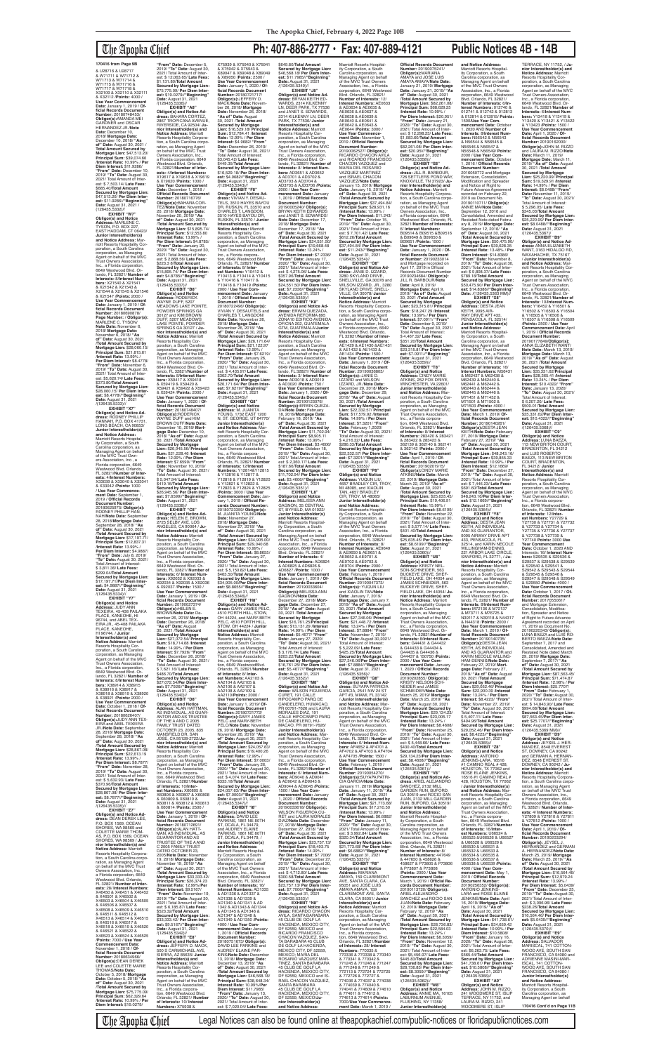170416 from Page 9B

& U28716 & U28717 & W71711 & W71712 & W71713 & W71714 & W71715 & W71716 & W71717 & W71718 & X32109 & X32110 & X32111 & X32112 /**Points:** 4000 / **Use Year Commencement Date:** January 1, 2019 / **Official Records Document Number:** 20180748543/ **Obligor(s):**AMANDA MEI GARDNER and OSCAR HIPOLITO DIAZ JR./**Note Date:** December 10, 2018/ **Mortgage Date:** December 10, 2018/ **"As of" Date:** August 30, 2021 /**Total Amount Secured by Mortgage Lien:** $47,513.20/ **Principal Sum:** $39,074.66 /**Interest Rate:** 10.99% / **Per Diem Interest:** $11.9286/ **"From" Date:** December 10, 2019/ **"To" Date:** August 30, 2021/ Total Amount of Interest: $ 7,503.14/ **Late Fees:** $685.40/**Total Amount Secured by Mortgage Lien:** $47,513.20/ **Per Diem Interest:** $11.9286//**"Beginning" Date:** August 31, 2021 /(126435.5332)//

**EXHIBIT "W7"**
**Obligor(s) and Notice Address:** MARLENE C. TYSON, P.O. BOX 227, EAST HADDAM, CT 06423/ **Junior Interestholder(s) and Notice Address:** Marriott Resorts Hospitality Corporation, a South Carolina corporation, as Managing Agent on behalf of the MVC Trust Owners Association, Inc., a Florida corporation, 6649 Westwood Blvd. Orlando, FL 32821/ **Number of Interests:** 8/ **Interest Numbers:** X21540 & X21541 & X21542 & X21543 & X21544 & X21545 & X21546 & X21547 /**Points:** 2000 / **Use Year Commencement Date:** January 1, 2019 / **Official Records Document Number:** 20180690878/ **Page Number:** / **Obligor(s):** MARLENE C. TYSON/ **Note Date:** November 6, 2018/ **Mortgage Date:** November 6, 2018/ **"As of" Date:** August 30, 2021 /**Total Amount Secured by Mortgage Lien:** $28,060.15/ **Principal Sum:** $21,815.61 /**Interest Rate:** 13.99% / **Per Diem Interest:** $8.4778/ **"From" Date:** November 6, 2019/ **"To" Date:** August 30, 2021/ Total Amount of Interest: $ 5,620.74/ **Late Fees:** $373.80/**Total Amount Secured by Mortgage Lien:** $28,060.15/ **Per Diem Interest:** $8.4778//**"Beginning" Date:** August 31, 2021 /(126435.5333)//

**EXHIBIT "X7"**
**Obligor(s) and Notice Address:** RODNEY PHILLIP HANKINS, P.O. BOX 41731, LONG BEACH, CA 90853/ **Junior Interestholder(s) and Notice Address:** Marriott Resorts Hospitality Corporation, a South Carolina corporation, as Managing Agent on behalf of the MVC Trust Owners Association, Inc., a Florida corporation, 6649 Westwood Blvd. Orlando, FL 32821/ **Number of Interests:** 4/ **Interest Numbers:** X33039 & X33040 & X33041 & X33042 /**Points:** 1000 / **Use Year Commencement Date:** September 1, 2019 / **Official Records Document Number:** 20180602575/ **Obligor(s):** RODNEY PHILLIP HANKINS/**Note Date:** September 26, 2018/ **Mortgage Date:** September 26, 2018/ **"As of" Date:** August 30, 2021 /**Total Amount Secured by Mortgage Lien:** $17,197.71/ **Principal Sum:** $12,837.31 /**Interest Rate:** 13.99% / **Per Diem Interest:** $4.9887/ **"From" Date:** July 26, 2019/ **"To" Date:** August 30, 2021/ Total Amount of Interest: $ 3,811.36/ **Late Fees:** $299.04/**Total Amount Secured by Mortgage Lien:** $17,197.71/**Per Diem Interest:** $4.9887//**"Beginning" Date:** August 31, 2021 /(126435.5334)//

**EXHIBIT "Y7"**
**Obligor(s) and Notice Address:** JUDY ANN TEXEIRA, 45-408 PAILAKA PLACE, KANEOHE, HI 96744, and ABEL TEXEIRA JR., 45-408 PAILAKA PLACE, KANEOHE, HI 96744, / **Junior Interestholder(s) and Notice Address:** Marriott Resorts Hospitality Corporation, a South Carolina corporation, as Managing Agent on behalf of the MVC Trust Owners Association, Inc., a Florida corporation, 6649 Westwood Blvd. Orlando, FL 32821/ **Number of Interests:** 8/ **Interest Numbers:** X38914 & X38915 & X38916 & X38917 & X38918 & X38919 & X38920 & X38921 /**Points:** 2000 / **Use Year Commencement Date:** October 1, 2018 / **Official Records Document Number:** 20180620407/ **Obligor(s):**JUDY ANN TEXEIRA and ABEL TEXEIRA JR./**Note Date:** September 28, 2018/ **Mortgage Date:** September 28, 2018/ **"As of" Date:** August 30, 2021 /**Total Amount Secured by Mortgage Lien:** $28,867.08/ **Principal Sum:** $22,613.19 /**Interest Rate:** 13.99% / **Per Diem Interest:** $8.7877/ **"From" Date:** November 28, 2019/ **"To" Date:** August 30, 2021/ Total Amount of Interest: $ 5,632.90/ **Late Fees:** $370.99/**Total Amount Secured by Mortgage Lien:** $28,867.08/ **Per Diem Interest:** $8.7877//**"Beginning" Date:** August 31, 2021 /(126435.5335)//

**EXHIBIT "Z7"**
**Obligor(s) and Notice Address:** DEAN DEREK LEE, P.O. BOX 1589, OCEAN SHORES, WA 98569 and COLETTE MARIE THOMAS, P.O. BOX 1589, OCEAN SHORES, WA 98569 / **Junior Interestholder(s) and Notice Address:** Marriott Resorts Hospitality Corporation, a South Carolina corporation, as Managing Agent on behalf of the MVC Trust Owners Association, Inc., a Florida corporation, 6649 Westwood Blvd. Orlando, FL 32821/ **Number of Interests:** 28/ **Interest Numbers:** X46540 & X46541 & X46542 & X46501 & X46502 & X46503 & X46504 & X46505 & X46506 & X46507 & X46508 & X46509 & X46510 & X46511 & X46512 & X46513 & X46514 & X46515 & X46516 & X46517 & X46518 & X46519 & X46520 & X46521 & X46522 & X46523 & X46524 & X46525 /**Points:** 7000 / **Use Year Commencement Date:** November 1, 2018 / **Official Records Document Number:** 20180634966/ **Obligor(s):**DEAN DEREK LEE and COLETTE MARIE THOMAS/**Note Date:** October 5, 2018/ **Mortgage Date:** October 5, 2018/ **"As of" Date:** August 30, 2021 /**Total Amount Secured by Mortgage Lien:** $75,775.09/ **Principal Sum:** $62,329.64 /**Interest Rate:** 10.99% / **Per Diem Interest:** $19.0279/ **"From" Date:** December 5, 2019/ **"To" Date:** August 30, 2021/ Total Amount of Interest: $ 12,053.65/ **Late Fees:** $1,131.80/**Total Amount Secured by Mortgage Lien:** $75,775.09/ **Per Diem Interest:** $19.0279//**"Beginning" Date:** August 31, 2021 /(126435.5336)//

**EXHIBIT "A8"**
**Obligor(s) and Notice Address:** BAHARA CORTEZ, 2867 TROPICANA AVENUE RIVERSIDE, CA 92504/ **Junior Interestholder(s) and Notice Address:** Marriott Resorts Hospitality Corporation, a South Carolina corporation, as Managing Agent on behalf of the MVC Trust Owners Association, Inc., a Florida corporation, 6649 Westwood Blvd. Orlando, FL 32821/ **Number of Interests:** 4/ **Interest Numbers:** X19617 & X19618 & X19619 & X19620 /**Points:** 1000 / **Use Year Commencement Date:** December 1, 2018 / **Official Records Document Number:** 20180716779/ **Obligor(s):**BAHARA CORTEZ/**Note Date:** November 20, 2018/ **Mortgage Date:** November 20, 2018/ **"As of" Date:** August 30, 2021 /**Total Amount Secured by Mortgage Lien:** $15,895.74/ **Principal Sum:** $12,553.80 /**Interest Rate:** 13.99% / **Per Diem Interest:** $4.8785/ **"From" Date:** January 20, 2020/ **"To" Date:** August 30, 2021/ Total Amount of Interest: $ 2,868.56/ **Late Fees:** $223.38/**Total Amount Secured by Mortgage Lien:** $15,895.74/ **Per Diem Interest:** $4.8785//**"Beginning" Date:** August 31, 2021 /(126435.5337)//

**EXHIBIT "B8"**
**Obligor(s) and Notice Address:** RODERICK WAYNE DUFF, 5207 MEADOWS LAKE POINTE POWDER SPRINGS GA 30127 and KIM BROWN DUFF, 5207 MEADOWS LAKE POINTE, POWDER SPRINGS GA 30127 / **Junior Interestholder(s) and Notice Address:** Marriott Resorts Hospitality Corporation, a South Carolina corporation, as Managing Agent on behalf of the MVC Trust Owners Association, Inc., a Florida corporation, 6649 Westwood Blvd. Orlando, FL 32821/ **Number of Interests:** 8/ **Interest Numbers:** X59417 & X59418 & X59419 & X59420 & X59421 & X59422 & X59423 & X59424 /**Points:** 2000 / **Use Year Commencement Date:** January 1, 2019 / **Official Records Document Number:** 20180748407/ **Obligor(s):**RODERICK WAYNE DUFF and KIM BROWN DUFF/**Note Date:** December 10, 2018/ **Mortgage Date:** December 10, 2018/ **"As of" Date:** August 30, 2021 /**Total Amount Secured by Mortgage Lien:** $26,945.56/ **Principal Sum:** $21,228.46 /**Interest Rate:** 12.99% / **Per Diem Interest:** $7.6599/ **"From" Date:** November 10, 2019/ **"To" Date:** August 30, 2021/ Total Amount of Interest: $ 5,047.94/ **Late Fees:** $419.16/**Total Amount Secured by Mortgage Lien:** $26,945.56/ **Per Diem Interest:** $7.6599//**"Beginning" Date:** August 31, 2021 /(126435.5338)//

**EXHIBIT "C8"**
**Obligor(s) and Notice Address:** HELEN E. BROWN, 2725 SELBY AVE, LOS ANGELES, CA 90064 / **Junior Interestholder(s) and Notice Address:** Marriott Resorts Hospitality Corporation, a South Carolina corporation, as Managing Agent on behalf of the MVC Trust Owners Association, Inc., a Florida corporation, 6649 Westwood Blvd. Orlando, FL 32821/ **Number of Interests:** 6/ **Interest Numbers:** X92032 & X92033 & X92034 & X92035 & X92036 & X92037 /**Points:** 1500 / **Use Year Commencement Date:** January 1, 2019 / **Official Records Document Number:** 20180822774/ **Obligor(s):**HELEN E. BROWN/**Note Date:** December 26, 2018/ **Mortgage Date:** December 26, 2018/ **"As of" Date:** August 30, 2021 /**Total Amount Secured by Mortgage Lien:** $27,072.54/ **Principal Sum:** $18,714.68 /**Interest Rate:** 14.99% / **Per Diem Interest:** $7.7926/ **"From" Date:** December 26, 2018/ **"To" Date:** August 30, 2021/ Total Amount of Interest: $ 7,621.16/ **Late Fees:** $486.70/**Total Amount Secured by Mortgage Lien:** $27,072.54/**Per Diem Interest:** $7.7926//**"Beginning" Date:** August 31, 2021 /(126435.5340)//

**EXHIBIT "D8"**
**Obligor(s) and Notice Address:** ALAN HATTMAN, AS INDIVIDUAL, AS GUARANTOR AND AS TRUSTEE OF THE A AND C 2005 FAMILY TRUST DATED OCTOBER 23, 2005, 835 MANSFIELD DR, SAN JOSE, CA 95128-2722/**Junior Interestholder(s) and Notice Address:** Marriott Resorts Hospitality Corporation, a South Carolina corporation, as Managing Agent on behalf of the MVC Trust Owners Association, Inc., a Florida corporation, 6649 Westwood Blvd. Orlando, FL 32821/ **Number of Interests:** 10/ **Interest Numbers:** X60805 & X60806 & X60807 & X60808 & X60809 & X60810 & X60811 & X60812 & X60813 & X60814 /**Points:** 2500 / **Use Year Commencement Date:** January 1, 2019 / **Official Records Document Number:** 20180712409/ **Obligor(s):**ALAN HATTMAN, AS INDIVIDUAL, AS GUARANTOR AND AS TRUSTEE OF THE A AND C 2005 FAMILY TRUST DATED OCTOBER 23, 2005/**Note Date:** November 19, 2018/ **Mortgage Date:** November 19, 2018/ **"As of" Date:** August 30, 2021 /**Total Amount Secured by Mortgage Lien:** $33,333.42/ **Principal Sum:** $26,374.23 /**Interest Rate:** 12.99%/**Per Diem Interest:** $9.5167/ **"From" Date:** November 19, 2019/ **"To" Date:** August 30, 2021/ Total Amount of Interest: $ 6,185.87/ **Late Fees:** $523.32/**Total Amount Secured by Mortgage Lien:** $33,333.42/ **Per Diem Interest:** $9.5167//**"Beginning" Date:** August 31, 2021 /(126435.5342)//

**EXHIBIT "E8"**
**Obligor(s) and Notice Address:** JEFFERY D. MACK, 500 S CARMICHAEL AVE, SIERRA, AZ 85635 / **Junior Interestholder(s) and Notice Address:** Marriott Resorts Hospitality Corporation, a South Carolina corporation, as Managing Agent on behalf of the MVC Trust Owners Association, Inc., a Florida corporation, 6649 Westwood Blvd. Orlando, FL 32821/ **Number of Interests:** 10/ **Interest Numbers:** X75938 & X75939 & X75940 & X75941 & X75942 & X75943 & X89047 & X89048 & X89049 & X89050 /**Points:** 2500 / **Use Year Commencement Date:** January 1, 2020 / **Official Records Document Number:** 20180727717/ **Obligor(s):**JEFFERY D. MACK/**Note Date:** November 26, 2018/ **Mortgage Date:** November 26, 2018/ **"As of" Date:** August 30, 2021 /**Total Amount Secured by Mortgage Lien:** $16,523.18/ **Principal Sum:** $12,784.41 /**Interest Rate:** 12.99% / **Per Diem Interest:** $4.6682/ **"From" Date:** December 26, 2019/ **"To" Date:** August 30, 2021/ Total Amount of Interest: $3,045.42/ **Late Fees:** $449.35/**Total Amount Secured by Mortgage Lien:** $16,523.18/ **Per Diem Interest:** $4.6682//**"Beginning" Date:** August 31, 2021 /(126435.5343)//

**EXHIBIT "F8"**
**Obligor(s) and Notice Address:** VIVIAN Y. DESAUTELS, 3510 NOBLE BAYOU DR, RUSKIN, FL 33570 and CHARLES T. LANGDON, 3510 NOBLE BAYOU DR, RUSKIN, FL 33570 / **Junior Interestholder(s) and Notice Address:** Marriott Resorts Hospitality Corporation, a South Carolina corporation, as Managing Agent on behalf of the MVC Trust Owners Association, Inc., a Florida corporation, 6649 Westwood Blvd. Orlando, FL 32821/ **Number of Interests:** 8/ **Interest Numbers:** Y10412 & Y10413 & Y10414 & Y10415 & Y10416 & Y10417 & Y10418 & Y10419 /**Points:** 2000 / **Use Year Commencement Date:** January 1, 2019 / **Official Records Document Number:** 20180722490/ **Obligor(s):**VIVIAN Y. DESAUTELS and CHARLES T. LANGDON/**Note Date:** November 26, 2018/ **Mortgage Date:** November 26, 2018/ **"As of" Date:** August 30, 2021 /**Total Amount Secured by Mortgage Lien:** $26,171.64/ **Principal Sum:** $21,122.97 /**Interest Rate:** 12.99% / **Per Diem Interest:** $7.6219/ **"From" Date:** January 26, 2020/ **"To" Date:** August 30, 2021/ Total Amount of Interest: $ 4,435.97/ **Late Fees:** $362.70/**Total Amount Secured by Mortgage Lien:** $26,171.64/ **Per Diem Interest:** $7.6219//**"Beginning" Date:** August 31, 2021 /(126435.5344)//

**EXHIBIT "G8"**
**Obligor(s) and Notice Address:** M. JUANITA YOUNG, 1702 EAST 1200 N, ST. GEORGE, UT 84770/ **Junior Interestholder(s) and Notice Address:** Marriott Resorts Hospitality Corporation, a South Carolina corporation, as Managing Agent on behalf of the MVC Trust Owners Association, Inc., a Florida corporation, 6649 Westwood Blvd. Orlando, FL 32821/ **Number of Interests:** 12/ **Interest Numbers:** Y12814 & Y12815 & Y12816 & Y12817 & Y12818 & Y12819 & Y12820 & Y12821 & Y12822 & Y12823 & Y12824 & Y12825 /**Points:** 3000 / **Use Year Commencement Date:** January 1, 2019 / **Official Records Document Number:** 20180722808/ **Obligor(s):**M. JUANITA YOUNG/**Note Date:** November 27, 2018/ **Mortgage Date:** November 27, 2018/ **"As of" Date:** August 30, 2021 /**Total Amount Secured by Mortgage Lien:** $34,905.00/ **Principal Sum:** $29,040.68 /**Interest Rate:** 10.99% / **Per Diem Interest:** $8.8655/ **"From" Date:** January 27, 2020/ **"To" Date:** August 30, 2021/ Total Amount of Interest: $ 5,143.41/ **Late Fees:** $463.50/**Total Amount Secured by Mortgage Lien:** $34,905.00/**Per Diem Interest:** $8.8655//**"Beginning" Date:** August 31, 2021 /(126435.5346)//

**EXHIBIT "H8"**
**Obligor(s) and Notice Address:** GARY JAMES PELC, 4510 FORTH HILL, STOW, OH 44224, and MARY-BETH PELC, 4510 FORTH HILL STOW, OH 44224 / **Junior Interestholder(s) and Notice Address:** Marriott Resorts Hospitality Corporation, a South Carolina corporation, as Managing Agent on behalf of the MVC Trust Owners Association, Inc., a Florida corporation, 6649 Westwood Blvd. Orlando, FL 32821/ **Number of Interests:** 8/ **Interest Numbers:** AA2103 & AA2104 & AA2105 & AA2106 & AA2107 & AA2108 & AA2109 & AA2110 /**Points:** 2000 / **Use Year Commencement Date:** January 1, 2019 / **Official Records Document Number:** 20180717772/ **Obligor(s):**GARY JAMES PELC and MARY-BETH PELC/**Note Date:** November 26, 2018/ **Mortgage Date:** November 26, 2018/ **"As of" Date:** August 30, 2021 /**Total Amount Secured by Mortgage Lien:** $24,057.63/ **Principal Sum:** $19,400.26 /**Interest Rate:** 13.99% / **Per Diem Interest:** $7.5003/ **"From" Date:** January 26, 2020/ **"To" Date:** August 30, 2021/ Total Amount of Interest: $ 4,074.15/ **Late Fees:** $333.15/**Total Amount Secured by Mortgage Lien:** $24,057.63/ **Per Diem Interest:** $7.5003//**"Beginning" Date:** August 31, 2021 /(126435.5347)//

**EXHIBIT "I8"**
**Obligor(s) and Notice Address:** DAVID LEE PARKINS, 1861 NE 80TH ST, OCALA, FL 34479, and AUDREY ELAINE PARKINS, 1861 NE 80TH ST, OCALA, FL 34479, / **Junior Interestholder(s) and Notice Address:** Marriott Resorts Hospitality Corporation, a South Carolina corporation, as Managing Agent on behalf of the MVC Trust Owners Association, Inc., a Florida corporation, 6649 Westwood Blvd. Orlando, FL 32821/ **Number of Interests:** 16/ **Interest Numbers:** AD1335 & AD1336 & AD1337 & AD1338 & AD1339 & AD1340 & AD1341 & AD1342 & AD1343 & AD1344 & AD1345 & AD1346 & AD1347 & AD1348 & AD1349 & AD1350 /**Points:** 4000 / **Use Year Commencement Date:** January 1, 2019 / **Official Records Document Number:** 20180716970/ **Obligor(s):**DAVID LEE PARKINS and AUDREY ELAINE PARKINS/**Note Date:** November 16, 2018/ **Mortgage Date:** November 16, 2018/ **"As of" Date:** August 30, 2021 /**Total Amount Secured by Mortgage Lien:** $46,568.18/ **Principal Sum:** $38,548.34 /**Interest Rate:** 10.99%/**Per Diem Interest:** $11.7685/ **"From" Date:** June 16, 2019/ **"To" Date:** August 30, 2021/ Total Amount of Interest: $ 7,020.04/ **Late Fees:** $649.80/**Total Amount Secured by Mortgage Lien:** $46,568.18/ **Per Diem Interest:** $11.7685//**"Beginning" Date:** August 31, 2021 /(126435.5349)//

**EXHIBIT "J8"**
**Obligor(s) and Notice Address:** BRYAN KEITH EDWARDS, 2314 KILKENNY LN, DEER PARK, TX 77536 and JANET S. EDWARDS, 2314 KILKENNY LN, DEER PARK, TX 77536/ **Junior Interestholder(s) and Notice Address:** Marriott Resorts Hospitality Corporation, a South Carolina corporation, as Managing Agent on behalf of the MVC Trust Owners Association, Inc., a Florida corporation, 6649 Westwood Blvd. Orlando, FL 32821/ **Number of Interests:** 8/ **Interest Numbers:** AD3801 & AD3802 & AD3803 & AD3804 & AD3705 & AD3704 & AD3703 & AD3706 /**Points:** 2000 / **Use Year Commencement Date:** January 1, 2019 / **Official Records Document Number:** 20190005249/ **Obligor(s):** BRYAN KEITH EDWARDS and JANET S. EDWARDS/**Note Date:** December 17, 2018/ **Mortgage Date:** December 17, 2018/ **"As of" Date:** August 30, 2021 /**Total Amount Secured by Mortgage Lien:** $24,551.50/ **Principal Sum:** $19,628.48 /**Interest Rate:** 13.24% / **Per Diem Interest:** $7.2336/ **"From" Date:** January 17, 2020/ **"To" Date:** August 30, 2021/ Total Amount of Interest: $ 4,275.06/ **Late Fees:** $397.96/**Total Amount Secured by Mortgage Lien:** $24,551.50/**Per Diem Interest:** $7.2336//**"Beginning" Date:** August 31, 2021 /(126435.5350)//

**EXHIBIT "K8"**
**Obligor(s) and Notice Address:** ERWIN QUEZADA, AVENIDA REFORMA 8 89 ZONA 10 EDIFICIO AVENIDA OFICINA 110, GUATEMALA, GUATEMALA/ **Junior Interestholder(s) and Notice Address:** Marriott Resorts Hospitality Corporation, a South Carolina corporation, as Managing Agent on behalf of the MVC Trust Owners Association, Inc., a Florida corporation, 6649 Westwood Blvd. Orlando, FL 32821/ **Number of Interests:** 3/ **Interest Numbers:** AD3018 & AD3019 & AD3020 /**Points:** 750 / **Use Year Commencement Date:** February 1, 2019 / **Official Records Document Number:** 20190133076/ **Obligor(s):**ERWIN QUEZADA/**Note Date:** February 18, 2019/ **Mortgage Date:** February 18, 2019/ **"As of" Date:** August 30, 2021 /**Total Amount Secured by Mortgage Lien:** $11,702.94/ **Principal Sum:** $8,905.11 /**Interest Rate:** 13.99% / **Per Diem Interest:** $3.4606/ **"From" Date:** October 18, 2019/ **"To" Date:** August 30, 2021/ Total Amount of Interest: $ 2,359.86/ **Late Fees:** $187.66/**Total Amount Secured by Mortgage Lien:** $11,702.94/ **Per Diem Interest:** $3.4606//**"Beginning" Date:** August 31, 2021 /(126435.5351)//

**EXHIBIT "L8"**
**Obligor(s) and Notice Address:** MELISSA ANN GAGNON, 30 CENTRAL ST, BYFIELD, MA 01922/ **Junior Interestholder(s) and Notice Address:** Marriott Resorts Hospitality Corporation, a South Carolina corporation, as Managing Agent on behalf of the MVC Trust Owners Association, Inc., a Florida corporation, 6649 Westwood Blvd. Orlando, FL 32821/ **Number of Interests:** 4/ **Interest Numbers:** AD6824 & AD6825 & AD6826 & AD6827 /**Points:** 1000 / **Use Year Commencement Date:** January 1, 2019 / **Official Records Document Number:** 20180833604/ **Obligor(s):**MELISSA ANN GAGNON/**Note Date:** December 27, 2018/ **Mortgage Date:** December 27, 2018/ **"As of" Date:** August 30, 2021 /**Total Amount Secured by Mortgage Lien:** $16,761.25/ **Principal Sum:** $13,131.29 /**Interest Rate:** 14.99% / **Per Diem Interest:** $5.4677/ **"From" Date:** July 27, 2020/ **"To" Date:** August 30, 2021/ Total Amount of Interest: $ 3,176.74/ **Late Fees:** $203.22/**Total Amount Secured by Mortgage Lien:** $16,761.25/ **Per Diem Interest:** $5.4677//**"Beginning" Date:** August 31, 2021 /(126435.5352)//

**EXHIBIT "M8"**
**Obligor(s) and Notice Address:** WILSON FIGUEROA CUFET, 191 CALLE HIPOCAMPO PARQUE DE CANDELERO, HUMACAO, PR 00791-7626 and LAURA MORALES DIAZ, 191 CALLE HIPOCAMPO PARQUE DE CANDELERO, HUMACAO, PR 00791-7626/ **Junior Interestholder(s) and Notice Address:** Marriott Resorts Hospitality Corporation, a South Carolina corporation, as Managing Agent on behalf of the MVC Trust Owners Association, Inc., a Florida corporation, 6649 Westwood Blvd. Orlando, FL 32821/ **Number of Interests:** 6/ **Interest Numbers:** AD8040 & AD8041 & AD8042 & AD8043 & AD8044 & AD8045 /**Points:** 1500 / **Use Year Commencement Date:** January 1, 2020 / **Official Records Document Number:** 20190036019/ **Obligor(s):**WILSON FIGUEROA CUFET and LAURA MORALES DIAZ/**Note Date:** December 27, 2018/ **Mortgage Date:** December 27, 2018/ **"As of" Date:** August 30, 2021 /**Total Amount Secured by Mortgage Lien:** $23,757.12/ **Principal Sum:** $18,443.75 /**Interest Rate:** 14.99% / **Per Diem Interest:** $7.7006/ **"From" Date:** December 27, 2019/ **"To" Date:** August 30, 2021/ Total Amount of Interest: $ 4,712.82/ **Late Fees:** $300.55/**Total Amount Secured by Mortgage Lien:** $23,757.12/ **Per Diem Interest:** $7.7006//**"Beginning" Date:** August 31, 2021 /(126435.5353)//

**EXHIBIT "N8"**
**Obligor(s) and Notice Address:** RICARDO CHACON AVILA, SANTA BARBARA 45 CLUB DE GOLF LA HACIENDA, MEXICO CITY, DF 52959, MEXICO and RICARDO FRANCISCO CHACON VAZQUEZ, SANTA BARBARA 45 CLUB DE GOLF LA HACIENDA, MEXICO CITY, DF 52959, MEXICO and MARIA DEL ROSARIO VAZQUEZ MARTINEZ, SANTA BARBARA 45 CLUB DE GOLF LA HACIENDA, MEXICO CITY, DF 52959, MEXICO and ISABEL CHACON VAZQUEZ, SANTA BARBARA 45 CLUB DE GOLF LA HACIENDA, MEXICO CITY, DF 52959, MEXICO / **Junior Interestholder(s) and Notice Address:** Marriott Resorts Hospitality Corporation, a South Carolina corporation, as Managing Agent on behalf of the MVC Trust Owners Association, Inc., a Florida corporation, 6649 Westwood Blvd. Orlando, FL 32821/ **Number of Interests:** 12/ **Interest Numbers:** AE0633 & AE0634 & AE0635 & AE0636 & AE0637 & AE0638 & AE0639 & AE0640 & AE0641 & AE0642 & AE0643 & AE0644 /**Points:** 3000 / **Use Year Commencement Date:** January 1, 2019 / **Official Records Document Number:** 20190052517/ **Obligor(s):** RICARDO CHACON AVILA and RICARDO FRANCISCO CHACON VAZQUEZ and MARIA DEL ROSARIO VAZQUEZ MARTINEZ and ISABEL CHACON VAZQUEZ/**Note Date:** January 15, 2019/ **Mortgage Date:** January 15, 2019/ **"As of" Date:** August 30, 2021 /**Total Amount Secured by Mortgage Lien:** $37,494.90/ **Principal Sum:** $28,911.16 /**Interest Rate:** 13.99% / **Per Diem Interest:** $11.2351/ **"From" Date:** October 15, 2019/ **"To" Date:** August 30, 2021/ Total Amount of Interest: $ 7,751.40/ **Late Fees:** $612.26/**Total Amount Secured by Mortgage Lien:** $37,494.90/ **Per Diem Interest:** $11.2351//**"Beginning" Date:** August 31, 2021 /(126435.5354)//

**EXHIBIT "O8"**
**Obligor(s) and Notice Address:** JANIE D. IZZARD, 3260 SKYLAND DRIVE, SNELLVILLE, GA 30078 and NATHAN WILSON IZZARD JR., 3260 SKYLAND DRIVE, SNELLVILLE, GA 30078/ **Junior Interestholder(s) and Notice Address:** Marriott Resorts Hospitality Corporation, a South Carolina corporation, as Managing Agent on behalf of the MVC Trust Owners Association, Inc., a Florida corporation, 6649 Westwood Blvd. Orlando, FL 32821/ **Number of Interests:** 6/ **Interest Numbers:** AE1429 & AE1430 & AE1431 & AE1432 & AE1433 & AE1434 /**Points:** 1500 / **Use Year Commencement Date:** January 1, 2019 / **Official Records Document Number:** 20190038693/ **Obligor(s):**JANIE D. IZZARD and NATHAN WILSON IZZARD, JR./**Note Date:** December 28, 2018/ **Mortgage Date:** December 28, 2018/ **"As of" Date:** August 30, 2021 /**Total Amount Secured by Mortgage Lien:** $22,332.57/ **Principal Sum:** $17,579.92 /**Interest Rate:** 14.99% / **Per Diem Interest:** $7.3201/ **"From" Date:** February 1, 2020/ **"To" Date:** August 30, 2021/ Total Amount of Interest: $ 4,216.32/ **Late Fees:** $286.33/**Total Amount Secured by Mortgage Lien:** $22,332.57/ **Per Diem Interest:** $7.3201//**"Beginning" Date:** August 31, 2021 /(126435.5355)//

**EXHIBIT "P8"**
**Obligor(s) and Notice Address:** YUQUN LIU, 4657 BRADLEY CIR, TROY, MI 48085, and XIAOLIN TAN, 4657 BRADLEY CIR, TROY, MI 48085 / **Junior Interestholder(s) and Notice Address:** Marriott Resorts Hospitality Corporation, a South Carolina corporation, as Managing Agent on behalf of the MVC Trust Owners Association, Inc., a Florida corporation, 6649 Westwood Blvd. Orlando, FL 32821/ **Number of Interests:** 8/ **Interest Numbers:** AE6950 & AE6951 & AE6952 & AE7001 & AE7002 & AE7003 & AE7004 & AE7005 /**Points:** 2000 / **Use Year Commencement Date:** February 1, 2019 / **Official Records Document Number:** 20190047279/ **Obligor(s):**YUQUN LIU and XIAOLIN TAN/**Note Date:** January 7, 2019/ **Mortgage Date:** January 7, 2019/ **"As of" Date:** August 30, 2021 /**Total Amount Secured by Mortgage Lien:** $27,346.06/ **Principal Sum:** $21,448.72 /**Interest Rate:** 13.24% / **Per Diem Interest:** $7.8884/ **"From" Date:** November 7, 2019/ **"To" Date:** August 30, 2021/ Total Amount of Interest: $ 5,207.05/ **Late Fees:** $425.25/**Total Amount Secured by Mortgage Lien:** $27,346.06/**Per Diem Interest:** $7.8884//**"Beginning" Date:** August 31, 2021 /(126435.5356)//

**EXHIBIT "Q8"**
**Obligor(s) and Notice Address:** SUYAPA PATRICIA GARCIA, 2541 NW 24 ST APT 48, MIAMI, FL 33142 / **Junior Interestholder(s) and Notice Address:** Marriott Resorts Hospitality Corporation, a South Carolina corporation, as Managing Agent on behalf of the MVC Trust Owners Association, Inc., a Florida corporation, 6649 Westwood Blvd. Orlando, FL 32821/ **Number of Interests:** 4/ **Interest Numbers:** AF4701 & AF4702 & AF4703 & AF4704 /**Points:** 1000 / **Use Year Commencement Date:** February 1, 2019 / **Official Records Document Number:** 20190074052/ **Obligor(s):**SUYAPA PATRICIA GARCIA/**Note Date:** January 11, 2019/ **Mortgage Date:** January 11, 2019/ **"As of" Date:** August 30, 2021 /**Total Amount Secured by Mortgage Lien:** $21,773.66/ **Principal Sum:** $17,210.50 /**Interest Rate:** 14.99% / **Per Diem Interest:** $5.6882/ **"From" Date:** January 11, 2020/ **"To" Date:** August 30, 2021/ Total Amount of Interest: $ 3,902.86/ **Late Fees:** $320.34/**Total Amount Secured by Mortgage Lien:** $21,773.66/ **Per Diem Interest:** $5.6882//**"Beginning" Date:** August 31, 2021 /(126435.5357)//

**EXHIBIT "R8"**
**Obligor(s) and Notice Address:** MARIANA AMAYA, 116 CLAREMONT AVE, SANTA CLARA, CA 95051 and JOSE LUIS AMAYA AMAYA, 116 CLAREMONT AVE, SANTA CLARA, CA 95051/ **Junior Interestholder(s) and Notice Address:** Marriott Resorts Hospitality Corporation, a South Carolina corporation, as Managing Agent on behalf of the MVC Trust Owners Association, Inc., a Florida corporation, 6649 Westwood Blvd. Orlando, FL 32821/ **Number of Interests:** 28/ **Interest Numbers:** 770835 & 770836 & 770838 & 770840 & 770841 & 770842 & 771248 & 771249 & 771250 & 771251 & 772724 & 772725 & 772726 & 772727 & 774036 & 774037 & 774038 & 774039 & 774040 & 774041 & 774609 & 774610 & 774611 & 774612 & 774613 & 774614 /**Points:** 7000 / **Use Year Commencement Date:** March 1, 2019 / **Official Records Document Number:** 20190075241/ **Obligor(s):**MARIANA AMAYA and JOSE LUIS AMAYA AMAYA/**Note Date:** January 21, 2019/ **Mortgage Date:** January 21, 2019/ **"As of" Date:** August 30, 2021 /**Total Amount Secured by Mortgage Lien:** $82,261.08/ **Principal Sum:** $68,629.25 /**Interest Rate:** 10.99% / **Per Diem Interest:** $20.9510/ **"From" Date:** January 21, 2020/ **"To" Date:** August 30, 2021/ Total Amount of Interest: $ 12,298.23/ **Late Fees:** $1,083.60/**Total Amount Secured by Mortgage Lien:** $82,261.08/ **Per Diem Interest:** $20.9510//**"Beginning" Date:** August 31, 2021 /(126435.5358)//

**EXHIBIT "S8"**
**Obligor(s) and Notice Address:** JILL R. BARBOUR, 126 SETTLERS POND WAY, KNOXVILLE, TN 37923/ **Junior Interestholder(s) and Notice Address:** Marriott Resorts Hospitality Corporation, a South Carolina corporation, as Managing Agent on behalf of the MVC Trust Owners Association, Inc., a Florida corporation, 6649 Westwood Blvd. Orlando, FL 32821/ **Number of Interests:** 6/ **Interest Numbers:** B09514 & B09515 & B09516 & B09649 & B09650 & B09651 /**Points:** 1500 / **Use Year Commencement Date:** January 1, 2020 / **Official Records Document Number:** 20190234684/ **Obligor(s):**JILL R. BARBOUR/**Note Date:** April 9, 2019/ **Mortgage Date:** April 9, 2019/ **"As of" Date:** August 30, 2021 /**Total Amount Secured by Mortgage Lien:** $23,515.81/ **Principal Sum:** $18,247.29 /**Interest Rate:** 13.99% / **Per Diem Interest:** $7.0911/ **"From" Date:** December 9, 2019/ **"To" Date:** August 30, 2021/ Total Amount of Interest: $ 4,467.32/ **Late Fees:** $551.20/**Total Amount Secured by Mortgage Lien:** $23,515.81/**Per Diem Interest:** $7.0911//**"Beginning" Date:** August 31, 2021 /(126435.5359)//

**EXHIBIT "T8"**
**Obligor(s) and Notice Address:** CINDY MARIE ATKINS, 252 FOX DRIVE, WINCHESTER, VA 22601/ **Junior Interestholder(s) and Notice Address:** Marriott Resorts Hospitality Corporation, a South Carolina corporation, as Managing Agent on behalf of the MVC Trust Owners Association, Inc., a Florida corporation, 6649 Westwood Blvd. Orlando, FL 32821/ **Number of Interests:** 8/ **Interest Numbers:** 283420 & 283421 & 283422 & 283423 & 362139 & 362140 & 362141 & 362142 /**Points:** 2000 / **Use Year Commencement Date:** April 1, 2019 / **Official Records Document Number:** 20190201915/ **Obligor(s):**CINDY MARIE ATKINS/**Note Date:** March 22, 2019/ **Mortgage Date:** March 22, 2019/ **"As of" Date:** August 30, 2021 /**Total Amount Secured by Mortgage Lien:** $25,635.45/ **Principal Sum:** $19,496.91 /**Interest Rate:** 15.99% / **Per Diem Interest:** $8.6599/ **"From" Date:** November 22, 2019/ **"To" Date:** August 30, 2021/ Total Amount of Interest: $ 5,577.14/ **Late Fees:** $411.40/**Total Amount Secured by Mortgage Lien:** $25,635.45/ **Per Diem Interest:** $8.6599//**"Beginning" Date:** August 31, 2021 /(126435.5360)//

**EXHIBIT "U8"**
**Obligor(s) and Notice Address:** KRISTY NELSON-SCHNEIDER, 563 BUCKEYE DRIVE, SHEFFIELD LAKE, OH 44054 and JAMES SCHNEIDER, 563 BUCKEYE DRIVE, SHEFFIELD LAKE, OH 44054/ **Junior Interestholder(s) and Notice Address:** Marriott Resorts Hospitality Corporation, a South Carolina corporation, as Managing Agent on behalf of the MVC Trust Owners Association, Inc., a Florida corporation, 6649 Westwood Blvd. Orlando, FL 32821/ **Number of Interests:** 8/ **Interest Numbers:** G44431 & G44432 & G44433 & G44434 & G44435 & G44436 & G44437 & 150750 /**Points:** 2000 / **Use Year Commencement Date:** January 1, 2020 / **Official Records Document Number:** 20190200860/ **Obligor(s):** KRISTY NELSON-SCHNEIDER and JAMES SCHNEIDER/**Note Date:** March 25, 2019/ **Mortgage Date:** March 25, 2019/ **"As of" Date:** August 30, 2021 /**Total Amount Secured by Mortgage Lien:** $29,134.23/ **Principal Sum:** $23,069.17 /**Interest Rate:** 13.24% / **Per Diem Interest:** $8.4608/ **"From" Date:** February 25, 2020/ **"To" Date:** August 30, 2021/ Total Amount of Interest: $ 5,448.68/ **Late Fees:** $391.40/**Total Amount Secured by Mortgage Lien:** $29,134.23/**Per Diem Interest:** $8.4608//**"Beginning" Date:** August 31, 2021 /(126435.5361)//

**EXHIBIT "V8"**
**Obligor(s) and Notice Address:** ARIEL ALEJANDRO SANCHEZ, 2132 MILL GARDEN RUN, BUFORD, GA 30519 and ROCIO SAN JUAN, 2132 MILL GARDEN RUN, BUFORD, GA 30519/ **Junior Interestholder(s) and Notice Address:** Marriott Resorts Hospitality Corporation, a South Carolina corporation, as Managing Agent on behalf of the MVC Trust Owners Association, Inc., a Florida corporation, 6649 Westwood Blvd. Orlando, FL 32821/ **Number of Interests:** 8/ **Interest Numbers:** 447649 & 447650 & 458626 & 458627 & P73805 & P73806 & P73807 & P73808 /**Points:** 2000 / **Use Year Commencement Date:** March 1, 2019 / **Official Records Document Number:** 20190173725/ **Obligor(s):** ARIEL ALEJANDRO SANCHEZ and ROCIO SAN JUAN/**Note Date:** February 12, 2019/ **Mortgage Date:** February 12, 2019/ **"As of" Date:** August 30, 2021 /**Total Amount Secured by Mortgage Lien:** $28,736.83/ **Principal Sum:** $22,584.03 /**Interest Rate:** 13.24% / **Per Diem Interest:** $8.3059/ **"From" Date:** November 12, 2019/ **"To" Date:** August 30, 2021/ Total Amount of Interest: $ 5,456.97/ **Late Fees:** $445.83/**Total Amount Secured by Mortgage Lien:** $28,736.83/ **Per Diem Interest:** $8.3059//**"Beginning" Date:** August 31, 2021 /(126435.5362)//

**EXHIBIT "W8"**
**Obligor(s) and Notice Address:** ANNIE NA, 16105 NORTHERN AVENUE, FLUSHING, NY 11358/ **Junior Interestholder(s) and Notice Address:** Marriott Resorts Hospitality Corporation, a South Carolina corporation, as Managing Agent on behalf of the MVC Trust Owners Association, Inc., a Florida corporation, 6649 Westwood Blvd. Orlando, FL 32821/ **Number of Interests:** 6/ **Interest Numbers:** 012740 & 012741 & 012742 & 012813 & 012814 & 012815 /**Points:** 1500/**Use Year Commencement Date:** October 1, 2020/**AND Number of Interests:** 8/**Interest Numbers:** N56542 & N56543 & N56544 & N56545 & N56546 & N56547 & N56548 & N56549 /**Points:** 2000 / **Use Year Commencement Date:** October 1, 2016 / **Official Records Document Number:** 20160507072 and Mortgage Extension, Consolidation, Modification and Spreader and Notice of Right to Future Advance Agreement recorded on February 22, 2019 as Document No. 20190110711/ **Obligor(s):** ANNIE NA/**Note Date:** September 12, 2016 and Consolidated, Amended and Restated Note dated February 8, 2019/ **Mortgage Date:** September 12, 2016/ **"As of" Date:** August 30, 2021 /**Total Amount Secured by Mortgage Lien:** $50,475.90/ **Principal Sum:** $39,625.93 /**Interest Rate:** 13.48% / **Per Diem Interest:** $14.8386/ **"From" Date:** November 8, 2019/ **"To" Date:** August 30, 2021/ Total Amount of Interest: $ 9,808.37/ **Late Fees:** $789.18/**Total Amount Secured by Mortgage Lien:** $50,475.90/ **Per Diem Interest:** $14.8386//**"Beginning" Date:** August 31, 2021 /(126435.5363 MM)//

**EXHIBIT "X8"**
**Obligor(s) and Notice Address:** DESTA JEAN KEITH, 9095 AIRWAY DRIVE APT 433, PENSACOLA, FL 32514/ **Junior Interestholder(s) and Notice Address:** Marriott Resorts Hospitality Corporation, a South Carolina corporation, as Managing Agent on behalf of the MVC Trust Owners Association, Inc., a Florida corporation, 6649 Westwood Blvd. Orlando, FL 32821/ **Number of Interests:** 16/ **Interest Numbers:** M96431 & M62437 & M62438 & M62439 & M62440 & M62441 & M62442 & M62443 & M62444 & M62445 & M62446 & M71451 & M71452 & M71501 & M71502 & M71503 /**Points:** 4000 / **Use Year Commencement Date:** March 1, 2019/ **Official Records Document Number:** 20190160631/ **Obligor(s):**DESTA JEAN KEITH/**Note Date:** February 27, 2019/ **Mortgage Date:** February 27, 2019/ **"As of" Date:** August 30, 2021 /**Total Amount Secured by Mortgage Lien:** $48,243.16/ **Principal Sum:** $39,855.32 /**Interest Rate:** 10.99% / **Per Diem Interest:** $12.1669/ **"From" Date:** December 27, 2019/ **"To" Date:** August 30, 2021/ Total Amount of Interest: $ 7,446.23/ **Late Fees:** $691.60/**Total Amount Secured by Mortgage Lien:** $48,243.16/ **Per Diem Interest:** $12.1669//**"Beginning" Date:** August 31, 2021 /(126435.5364)//

**EXHIBIT "Y8"**
**Obligor(s) and Notice Address:** DESTA JEAN KEITH, AS INDIVIDUAL AND AS GUARANTOR, 9095 AIRWAY DRIVE APT 433, PENSACOLA, FL 32514, and KARIN NECOLE WILLINGHAM-DENNIS, 221 ARBOR LAKE CIRCLE, SANFORD, FL 32771, / **Junior Interestholder(s) and Notice Address:** Marriott Resorts Hospitality Corporation, a South Carolina corporation, as Managing Agent on behalf of the MVC Trust Owners Association, Inc., a Florida corporation, 6649 Westwood Blvd. Orlando, FL 32821/ **Number of Interests:** 8/ **Interest Numbers:** M72136 & M72137 & M75711 & M76725 & N39117 & N39118 & N44317 & N44318 /**Points:** 2000 / **Use Year Commencement Date:** March 1, 2019 / **Official Records Document Number:** 20190160770/ **Obligor(s):**DESTA JEAN KEITH, AS INDIVIDUAL AND AS GUARANTOR and KARIN NECOLE WILLINGHAM-DENNIS/**Note Date:** February 27, 2019/ **Mortgage Date:** February 27, 2019/ **"As of" Date:** August 30, 2021 /**Total Amount Secured by Mortgage Lien:** $29,052.46/ **Principal Sum:** $22,900.30 /**Interest Rate:** 13.24% / **Per Diem Interest:** $8.4223/ **"From" Date:** November 27, 2019/ **"To" Date:** August 30, 2021/ Total Amount of Interest: $ 5,407.11/ **Late Fees:** $494.96/**Total Amount Secured by Mortgage Lien:** $29,052.46/ **Per Diem Interest:** $8.4223//**"Beginning" Date:** August 31, 2021 /(126435.5365)//

**EXHIBIT "Z8"**
**Obligor(s) and Notice Address:** ANTONIO JENKINS-LARA, 16518 #1 CAMINO REAL #428, HOUSTON, TX 77062 and ROSE ELAINE JENKINS, 16518 #1 CAMINO REAL #428, HOUSTON, TX 77062/ **Junior Interestholder(s) and Notice Address:** Marriott Resorts Hospitality Corporation, a South Carolina corporation, as Managing Agent on behalf of the MVC Trust Owners Association, Inc., a Florida corporation, 6649 Westwood Blvd. Orlando, FL 32821/ **Number of Interests:** 16/ **Interest Numbers:** U66524 & U66525 & U66526 & U66527 & U66528 & U66529 & U66530 & U66531 & U66532 & U66533 & U66534 & U66535 & U66536 & U66537 & U66538 & U66539 /**Points:** 4000 / **Use Year Commencement Date:** May 1, 2019 / **Official Records Document Number:** 20190266532/ **Obligor(s):** ANTONIO JENKINS-LARA and ROSE ELAINE JENKINS/**Note Date:** April 16, 2019/ **Mortgage Date:** April 16, 2019/ **"As of" Date:** August 30, 2021 /**Total Amount Secured by Mortgage Lien:** $41,738.61/ **Principal Sum:** $34,459.42 /**Interest Rate:** 10.99% / **Per Diem Interest:** $10.5808/ **"From" Date:** January 16, 2020/ **"To" Date:** August 30, 2021/ Total Amount of Interest: $6,263.75/ **Late Fees:** $565.44/**Total Amount Secured by Mortgage Lien:** $41,738.61/ **Per Diem Interest:** $10.5808//**"Beginning" Date:** August 31, 2021 /(126435.5366)//

**EXHIBIT "A9"**
**Obligor(s) and Notice Address:** JOHN M. RIZZO, 241 WOODMERE ST, ISLIP TERRACE, NY 11752 and LAURA M. RIZZO, 241 WOODMERE ST, ISLIP TERRACE, NY 11752 / **Junior Interestholder(s) and Notice Address:** Marriott Resorts Hospitality Corporation, a South Carolina corporation, as Managing Agent on behalf of the MVC Trust Owners Association, Inc., a Florida corporation, 6649 Westwood Blvd. Orlando, FL 32821/ **Number of Interests:** 6/ **Interest Numbers:** Y13418 & Y13419 & Y13420 & Y13421 & Y13422 & Y13423 /**Points:** 1500 / **Use Year Commencement Date:** April 1, 2020 / **Official Records Document Number:** 20190202360/ **Obligor(s):**JOHN M. RIZZO and LAURA M. RIZZO/**Note Date:** March 11, 2019/ **Mortgage Date:** March 11, 2019/ **"As of" Date:** August 30, 2021 /**Total Amount Secured by Mortgage Lien:** $25,220.93/ **Principal Sum:** $16,329.91 /**Interest Rate:** 14.99% / **Per Diem Interest:** $6.8486/ **"From" Date:** November 11, 2019/ **"To" Date:** August 30, 2021/ Total Amount of Interest: $ 5,296.65/ **Late Fees:** $345.02/**Total Amount Secured by Mortgage Lien:** $25,220.93/ **Per Diem Interest:** $6.8486//**"Beginning" Date:** August 31, 2021 /(126435.5366)//

**EXHIBIT "B9"**
**Obligor(s) and Notice Address:** ANNA ELIZABETH WANT, 3163 HIDALGO RD, WAXAHACHIE, TX 75167 / **Junior Interestholder(s) and Notice Address:** Marriott Resorts Hospitality Corporation, a South Carolina corporation, as Managing Agent on behalf of the MVC Trust Owners Association, Inc., a Florida corporation, 6649 Westwood Blvd. Orlando, FL 32821/ **Number of Interests:** 10/ **Interest Numbers:** Y16452 & Y16501 & Y16502 & Y16503 & Y16504 & Y16505 & Y16506 & Y16507 & Y16508 & Y16509 /**Points:** 2500 / **Use Year Commencement Date:** April 1, 2019 / **Official Records Document Number:** 20190177455/ **Obligor(s):** ANNA ELIZABETH WANT/**Note Date:** March 13, 2019/ **Mortgage Date:** March 13, 2019/ **"As of" Date:** August 30, 2021 /**Total Amount Secured by Mortgage Lien:** $35,331.62/ **Principal Sum:** $28,385.41 /**Interest Rate:** 13.24% / **Per Diem Interest:** $10.4395/ **"From" Date:** January 13, 2020/ **"To" Date:** August 30, 2021/ Total Amount of Interest: $ 6,207.20/ **Late Fees:** $509.01/**Total Amount Secured by Mortgage Lien:** $35,331.62/ **Per Diem Interest:** $10.4395//**"Beginning" Date:** August 31, 2021 /(126435.5367)//

**EXHIBIT "C9"**
**Obligor(s) and Notice Address:** LUNA BAEZA, 113 NEW BRITON COURT, BRADENTON, FL 34212 and LUIS ROBERTO BAEZA, 113 NEW BRITON COURT, BRADENTON, FL 34212/ **Junior Interestholder(s) and Notice Address:** Marriott Resorts Hospitality Corporation, a South Carolina corporation, as Managing Agent on behalf of the MVC Trust Owners Association, Inc., a Florida corporation, 6649 Westwood Blvd. Orlando, FL 32821/ **Number of Interests:** 12/ **Interest Numbers:** Y27729 & Y27730 & Y27731 & Y27732 & Y27733 & Y27734 & Y27735 & Y27736 & Y27737 & Y27738 & Y27739 & Y27740 /**Points:** 3000 / **Use Year Commencement Date:** October 1, 2020 **AND Number of Interests:** 16/ **Interest Numbers:** S29535 & S29536 & S29537 & S29538 & S29539 & S29540 & S29541 & S29542 & S29543 & S29544 & S29545 & S29546 & S29547 & S29548 & S29549 & S29550 /**Points:** 4000 / **Use Year Commencement Date:** October 1, 2017 / **Official Records Document Number:** 20170536617 and Mortgage Extension, Consolidation, Modification, and Spreader and Notice of Right to Future Advance Agreement recorded on April 11, 2019 as Document No. 20190224943 / **Obligor(s):** LUNA BAEZA and LUIS ROBERTO BAEZA/**Note Date:** September 7, 2017 and Consolidated, Amended and Restated Note dated March 29, 2019/ **Mortgage Date:** September 7, 2017/ **"As of" Date:** August 30, 2021 /**Total Amount Secured by Mortgage Lien:** $87,474.87 /**Interest Rate:** 12.99% / **Per Diem Interest:** $25.7707/ **"From" Date:** February 1, 2020/ **"To" Date:** August 30, 2021/ Total Amount of Interest: $ 14,843.90/ **Late Fees:** $994.08/**Total Amount Secured by Mortgage Lien:** $87,474.87/ **Per Diem Interest:** $25.7707//**"Beginning" Date:** August 31, 2021 /(126435.5369 MM)//

**EXHIBIT "D9"**
**Obligor(s) and Notice Address:** JOYCELL HERNANDEZ, 6545 E WEST ST, DOWNEY, CA 90242 and GERMAN A. HERNANDEZ, 6545 E WEST ST, DOWNEY, CA 90242 / **Junior Interestholder(s) and Notice Address:** Marriott Resorts Hospitality Corporation, a South Carolina corporation, as Managing Agent on behalf of the MVC Trust Owners Association, Inc., a Florida corporation, 6649 Westwood Blvd. Orlando, FL 32821/ **Number of Interests:** 4/ **Interest Numbers:** Y27808 & Y27809 & Y27810 & Y27811 /**Points:** 1000 / **Use Year Commencement Date:** April 1, 2019 / **Official Records Document Number:** 20190253294/ **Obligor(s):** JOYCELL HERNANDEZ and GERMAN A. HERNANDEZ/**Note Date:** March 25, 2019/ **Mortgage Date:** March 25, 2019/ **"As of" Date:** August 30, 2021 /**Total Amount Secured by Mortgage Lien:** $16,564.48/ **Principal Sum:** $12,979.24 /**Interest Rate:** 13.99% / **Per Diem Interest:** $5.0439/ **"From" Date:** November 25, 2019/ **"To" Date:** August 30, 2021/ Total Amount of Interest: $ 3,268.08/ **Late Fees:** $236.18/**Total Amount Secured by Mortgage Lien:** $16,564.48/ **Per Diem Interest:** $5.0439//**"Beginning" Date:** August 31, 2021 /(126435.5370)//

**EXHIBIT "E9"**
**Obligor(s) and Notice Address:** MARISOL ALMONTE, 741 COTTONWOOD AVE, SOUTH SAN FRANCISCO, CA 94080 and RAYMOND HERNANDEZ, 741 COTTONWOOD AVE, SOUTH SAN FRANCISCO, CA 94080 / **Junior Interestholder(s) and Notice Address:** Marriott Resorts Hospitality Corporation, a South Carolina corporation, as Managing Agent on

170416 Cont'd on Page 11B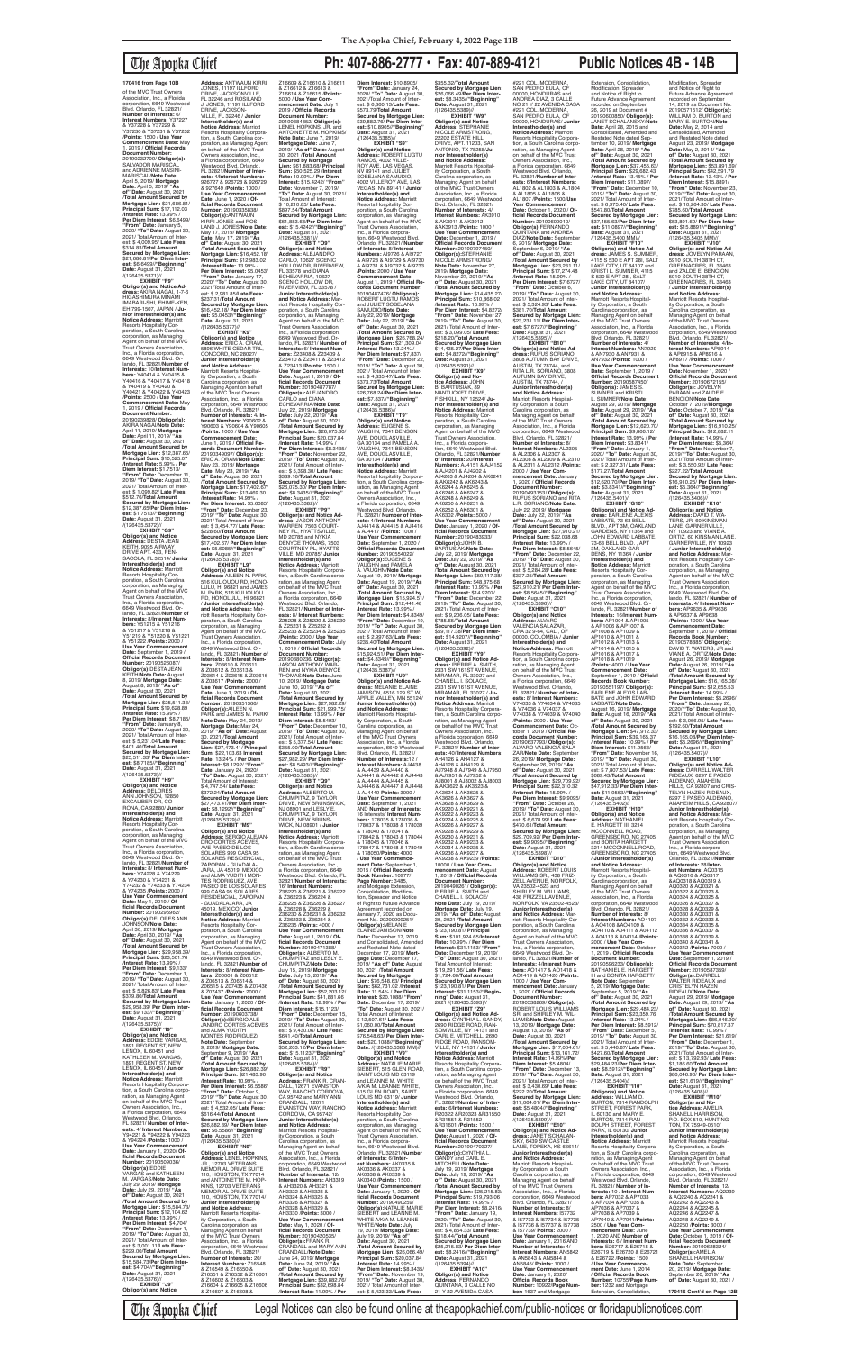**170416 from Page 10B**

of the MVC Trust Owners Association, Inc., a Florida corporation, 6649 Westwood Blvd. Orlando, FL 32821/ **Number of Interests:** 6/ **Interest Numbers:** Y37227 & Y37228 & Y37229 & Y37230 & Y37231 & Y37232 /**Points:** 1500 / **Use Year Commencement Date:** May 1, 2019 / **Official Records Document Number:** 20190220790/ **Obligor(s):** SALVADOR MARISCAL and ADRIENNE MADNI-MARISCAL/**Note Date:** April 5, 2019/ **Mortgage Date:** April 5, 2019/ **"As of" Date:** August 30, 2021 /**Total Amount Secured by Mortgage Lien:** $21,686.81/ **Principal Sum:** $17,112.00 /**Interest Rate:** 13.99% / **Per Diem Interest:** $6.6499/ **"From" Date:** January 5, 2020/ **"To" Date:** August 30, 2021/ Total Amount of Interest: $ 4,009.95/ Late Fees: $314.63/**Total Amount Secured by Mortgage Lien:** $21,686.81/**Per Diem Interest:** $6.6499//**"Beginning" Date:** August 31, 2021 /(126435.5371)//

**EXHIBIT "F9"**

**Obligor(s) and Notice Address:** AKIRA NAGAI, 1-7-6 HIGASHIMINAMINAMI-MABASHI-SHI, EHIME-KEN, EH 799-1507, JAPAN / **Junior Interestholder(s) and Notice Address:** Marriott Resorts Hospitality Corporation, a South Carolina corporation, as Managing Agent on behalf of the MVC Trust Owners Association, Inc., a Florida corporation, 6649 Westwood Blvd. Orlando, FL 32821/**Number of Interests:** 10/**Interest Numbers:** Y40414 & Y40415 & Y40416 & Y40417 & Y40418 & Y40419 & Y40420 & Y40421 & Y40422 & Y40423 /**Points:** 2500 / **Use Year Commencement Date:** May 1, 2019 / **Official Records Document Number:** 20190239828/ **Obligor(s):** AKIRA NAGAI/**Note Date:** April 11, 2019/ **Mortgage Date:** April 11, 2019/ **"As of" Date:** August 30, 2021 /**Total Amount Secured by Mortgage Lien:** $12,387.65/ **Principal Sum:** $10,525.07 /**Interest Rate:** 5.99% / **Per Diem Interest:** $1.7513/ **"From" Date:** December 11, 2019/ **"To" Date:** August 30, 2021/ Total Amount of Interest: $ 1,099.82/ Late Fees: $512.76/**Total Amount Secured by Mortgage Lien:** $12,387.65/**Per Diem Interest:** $1.7513//**"Beginning" Date:** August 31, 2021 /(126435.5372)//

**EXHIBIT "G9"**

**Obligor(s) and Notice Address:** VESTA JEAN KEITH, 9095 ARWAY DRIVE APT. 433, PENSACOLA, FL 32514/ **Junior Interestholder(s) and Notice Address:** Marriott Resorts Hospitality Corporation, a South Carolina corporation, as Managing Agent on behalf of the MVC Trust Owners Association, Inc., a Florida corporation, 6649 Westwood Blvd. Orlando, FL 32821/**Number of Interests:** 8/**Interest Numbers:** Y51215 & Y51216 & Y51217 & Y51218 & Y51219 & Y51220 & Y51221 & Y51222 /**Points:** 2000 / **Use Year Commencement Date:** September 1, 2019 / **Official Records Document Number:** 20190282087/ **Obligor(s):**VESTA JEAN KEITH/**Note Date:** August 8, 2019/ **Mortgage Date:** August 8, 2019/ **"As of" Date:** August 30, 2021 /**Total Amount Secured by Mortgage Lien:** $25,511.33/ **Principal Sum:** $19,628.89 /**Interest Rate:** 13.99% / **Per Diem Interest:** $7.7780/ **"From" Date:** January 8, 2020/ **"To" Date:** August 30, 2021/ Total Amount of Interest: $ 5,203.04/ Late Fees: $431.40/**Total Amount Secured by Mortgage Lien:** $25,511.33/ **Per Diem Interest:** $7.7780//**"Beginning" Date:** August 31, 2021 /(126435.5373)//

**EXHIBIT "H9"**

**Obligor(s) and Notice Address:** DELORES ANN JOHNSON, 12850 EXCALIBER DR, CORONA, CA 92880/ **Junior Interestholder(s) and Notice Address:** Marriott Resorts Hospitality Corporation, a South Carolina corporation, as Managing Agent on behalf of the MVC Trust Owners Association, Inc., a Florida corporation, 6649 Westwood Blvd. Orlando, FL 32821/**Number of Interests:** 8/**Interest Numbers:** Y74228 & Y74229 & Y74230 & Y74231 & Y74232 & Y74233 & Y74234 & Y74235 /**Points:** 2000 / **Use Year Commencement Date:** May 1, 2019 / **Official Records Document Number:** 20190296962/ **Obligor(s):**DELORES ANN JOHNSON/**Note Date:** April 30, 2019/ **Mortgage Date:** April 30, 2019/ **"As of" Date:** August 30, 2021 /**Total Amount Secured by Mortgage Lien:** $29,058.39/ **Principal Sum:** $23,501.76 /**Interest Rate:** 13.99% / **Per Diem Interest:** $9.133/ **"From" Date:** December 1, 2019/ **"To" Date:** August 30, 2021/ Total Amount of Interest: $ 5,826.80/ Late Fees: $479.80/**Total Amount Secured by Mortgage Lien:** $29,058.39/**Per Diem Interest:** $9.133//**"Beginning" Date:** August 31, 2021 /(126435.5375)//

**EXHIBIT "I9"**

**Obligor(s) and Notice Address:** EDDIE VARGAS, 1801 REGENT ST, NEW LENOX, IL 60451 and KATHLEEN M. VARGAS, 1801 REGENT ST, NEW LENOX, IL 60451/ **Junior Interestholder(s) and Notice Address:** Marriott Resorts Hospitality Corporation, a South Carolina corporation, as Managing Agent on behalf of the MVC Trust Owners Association, Inc., a Florida corporation, 6649 Westwood Blvd. Orlando, FL 32821/ **Number of Interests:** 4/ **Interest Numbers:** Y94221 & Y94222 & Y94223 & Y94224 /**Points:** 1000 / **Use Year Commencement Date:** January 1, 2020/ **Official Records Document Number:** 20190506790/ **Obligor(s):**EDDIE VARGAS and KATHLEEN M. VARGAS/**Note Date:** July 29, 2019/ **Mortgage Date:** July 29, 2019/ **"As of" Date:** August 30, 2021 /**Total Amount Secured by Mortgage Lien:** $15,584.73/ **Principal Sum:** $12,104.62 /**Interest Rate:** 13.99% / **Per Diem Interest:** $4.704/ **"From" Date:** December 1, 2019/ **"To" Date:** August 30, 2021/ Total Amount of Interest: $ 3,001.11/ Late Fees: $229.00/**Total Amount Secured by Mortgage Lien:** $15,584.73/**Per Diem Interest:** $4.704//**"Beginning" Date:** August 31, 2021 /(126435.5376)//

**EXHIBIT "J9"**

**Obligor(s) and Notice Address:** ANTWAUN KIRRI JONES, 11197 ILLFORD DRIVE, JACKSONVILLE, FL 32246 and ROSILAND J. JONES, 11197 ILLFORD DRIVE, JACKSONVILLE, FL 32246 / **Junior Interestholder(s) and Notice Address:** Marriott Resorts Hospitality Corporation, a South Carolina corporation, as Managing Agent on behalf of the MVC Trust Owners Association, Inc., a Florida corporation, 6649 Westwood Blvd. Orlando, FL 32821/**Number of Interests:** 4/**Interest Numbers:** 926727 & 926728 & 926729 & 927549 /**Points:** 1000 / **Use Year Commencement Date:** June 1, 2020 / **Official Records Document Number:** 20190335838/ **Obligor(s):**ANTWAUN KIRRI JONES and ROSILAND J. JONES/**Note Date:** May 17, 2019/ **Mortgage Date:** May 17, 2019/ **"As of" Date:** August 30, 2021 /**Total Amount Secured by Mortgage Lien:** $16,452.18/ **Principal Sum:** $12,983.92 /**Interest Rate:** 13.99% / **Per Diem Interest:** $5.0453/ **"From" Date:** January 17, 2020/ **"To" Date:** August 30, 2021/Total Amount of Interest: $ 2,981.85/**Late Fees:** $237.31/**Total Amount Secured by Mortgage Lien:** $16,452.18/ **Per Diem Interest:** $5.0453//**"Beginning" Date:** August 31, 2021 /(126435.5377)//

**EXHIBIT "K9"**

**Obligor(s) and Notice Address:** ERIC A. ORAM, 5806 WHITE CEDAR TRL, CONCORD, NC 28027/ **Junior Interestholder(s) and Notice Address:** Marriott Resorts Hospitality Corporation, a South Carolina corporation, as Managing Agent on behalf of the MVC Trust Owners Association, Inc., a Florida corporation, 6649 Westwood Blvd. Orlando, FL 32821/ **Number of Interests:** 4/ **Interest Numbers:** Y90602 & Y90603 & Y90604 & Y90605 /**Points:** 1000 / **Use Year Commencement Date:** June 1, 2019 / **Official Records Document Number:** 20190340925/ **Obligor(s):** ERIC A. ORAM/**Note Date:** May 23, 2019/ **Mortgage Date:** May 23, 2019/ **"As of" Date:** August 30, 2021 /**Total Amount Secured by Mortgage Lien:** $17,402.67/ **Principal Sum:** $13,469.30 /**Interest Rate:** 14.99% / **Per Diem Interest:** $5.6085/ **"From" Date:** December 23, 2019/ **"To" Date:** August 30, 2021/ Total Amount of Interest: $ 3,454.77/ **Late Fees:** $228.60/**Total Amount Secured by Mortgage Lien:** $17,402.67/ **Per Diem Interest:** $5.6085//**"Beginning" Date:** August 31, 2021 /(126435.5378)//

**EXHIBIT "L9"**

**Obligor(s) and Notice Address:** AILEEN N. PARK, 516 KULIOUOU RD, HONOLULU, HI 96821 and JAMES M. PARK, 516 KULIOUOU RD, HONOLULU, HI 96821 / **Junior Interestholder(s) and Notice Address:** Marriott Resorts Hospitality Corporation, a South Carolina corporation, as Managing Agent on behalf of the MVC Trust Owners Association, Inc., a Florida corporation, 6649 Westwood Blvd. Orlando, FL 32821/ **Number of Interests:** 8/ **Interest Numbers:** Z03610 & Z03611 & Z03612 & Z03613 & Z03614 & Z03615 & Z03616 & Z03617 /**Points:** 2000 / **Use Year Commencement Date:** June 1, 2019 / **Official Records Document Number:** 20190351366/ **Obligor(s):**AILEEN N. PARK and JAMES M. PARK/ **Note Date:** May 24, 2019/ **Mortgage Date:** May 24, 2019/ **"As of" Date:** August 30, 2021 /**Total Amount Secured by Mortgage Lien:** $27,473.41/ **Principal Sum:** $22,103.63 /**Interest Rate:** 13.24% / **Per Diem Interest:** $8.1292/ **"From" Date:** January 24, 2020/ **"To" Date:** August 30, 2021/ Total Amount of Interest: $ 4,747.54/ **Late Fees:** $372.24/**Total Amount Secured by Mortgage Lien:** $27,473.41/**Per Diem Interest:** $8.1292//**"Beginning" Date:** August 31, 2021 /(126435.5379)//

**EXHIBIT "M9"**

**Obligor(s) and Notice Address:** SERGIO ALEJANDRO CORTES ACEVES, AVE PASEO DE LOS SOLARES 999 CASA 95 SOLARES RESIDENCIAL, ZAPOPAN - GUADALAJARA, JA 45019, MEXICO and ALMA YUDITH MONTES RODRIGUEZ, AVE PASEO DE LOS SOLARES 999 CASA 95 SOLARES RESIDENCIAL, ZAPOPAN - GUADALAJARA, JA 45019, MEXICO/ **Junior Interestholder(s) and Notice Address:** Marriott Resorts Hospitality Corporation, a South Carolina corporation, as Managing Agent on behalf of the MVC Trust Owners Association, Inc., a Florida corporation, 6649 Westwood Blvd. Orlando, FL 32821/**Number of Interests:** 8/**Interest Numbers:** Z00001 & Z06512 & Z06513 & Z06514 & Z06515 & Z07435 & Z07436 & Z07437 /**Points:** 2000 / **Use Year Commencement Date:** January 1, 2020 / **Official Records Document Number:** 20190603738/ **Obligor(s):**SERGIO ALEJANDRO CORTES ACEVES and ALMA YUDITH MONTES RODRIGUEZ/ **Note Date:** September 9, 2019/ **Mortgage Date:** September 9, 2019/ **"As of" Date:** August 30, 2021 /**Total Amount Secured by Mortgage Lien:** $26,882.39/ **Principal Sum:** $21,483.90 /**Interest Rate:** 10.99% / **Per Diem Interest:** $6.5586/ **"From" Date:** October 9, 2019/ **"To" Date:** August 30, 2021/ Total Amount of Interest: $ 4,532.05/ **Late Fees:** $616.44/**Total Amount Secured by Mortgage Lien:** $26,882.39/ **Per Diem Interest:** $6.5586//**"Beginning" Date:** August 31, 2021 /(126435.5380)//

**EXHIBIT "N9"**

**Obligor(s) and Notice Address:** LENEL HOPKINS, JR., 12703 VETERANS MEMORIAL DRIVE SUITE 110, HOUSTON, TX 77014 and ANTOINETTE M. HOPKINS, 12703 VETERANS MEMORIAL DRIVE SUITE 110, HOUSTON, TX 77014/ **Junior Interestholder(s) and Notice Address:** Marriott Resorts Hospitality Corporation, a South Carolina corporation, as Managing Agent on behalf of the MVC Trust Owners Association, Inc., a Florida corporation, 6649 Westwood Blvd. Orlando, FL 32821/ **Number of Interests:** 20/ **Interest Numbers:** Z16548 & Z16549 & Z16550 & Z16551 & Z16552 & Z16601 & Z16602 & Z16603 & Z16604 & Z16605 & Z16606 & Z16607 & Z16608 & Z16609 & Z16610 & Z16611 & Z16612 & Z16613 & Z16614 & Z16615 /**Points:** 5000 / **Use Year Commencement Date:** July 1, 2019 / **Official Records Document Number:** 20190394802/ **Obligor(s):**LENEL HOPKINS, JR. and ANTOINETTE M. HOPKINS/ **Note Date:** June 7, 2019/ **Mortgage Date:** June 7, 2019/ **"As of" Date:** August 30, 2021 /**Total Amount Secured by Mortgage Lien:** $61,863.69/ **Principal Sum:** $50,525.05 /**Interest Rate:** 10.99% / **Per Diem Interest:** $15.4242/ **"From" Date:** November 7, 2019/ **"To" Date:** August 30, 2021/ Total Amount of Interest: $ 10,210.85/ **Late Fees:** $877.59/**Total Amount Secured by Mortgage Lien:** $61,863.69/**Per Diem Interest:** $15.4242//**"Beginning" Date:** August 31, 2021 /(126435.5381)//

**EXHIBIT "O9"**

**Obligor(s) and Notice Address:** ALEJANDRO CARLO, 10627 SCENIC HOLLOW DR, RIVERVIEW, FL 33578 and DIANA ECHEVARRIA, 10627 SCENIC HOLLOW DR, RIVERVIEW, FL 33578 / **Junior Interestholder(s) and Notice Address:** Marriott Resorts Hospitality Corporation, a South Carolina corporation, as Managing Agent on behalf of the MVC Trust Owners Association, Inc., a Florida corporation, 6649 Westwood Blvd. Orlando, FL 32821/ **Number of Interests:** 8/ **Interest Numbers:** Z23408 & Z23409 & Z23410 & Z23411 & Z23412 & Z23413 & Z23414 & Z23415 /**Points:** 2000 / **Use Year Commencement Date:** August 1, 2019 / **Official Records Document Number:** 20190467787/ **Obligor(s):**ALEJANDRO CARLO and DIANA ECHEVARRIA/**Note Date:** July 22, 2019/ **Mortgage Date:** July 22, 2019/ **"As of" Date:** August 30, 2021 /**Total Amount Secured by Mortgage Lien:** $26,070.30/ **Principal Sum:** $20,037.84 /**Interest Rate:** 14.99% / **Per Diem Interest:** $8.3435/ **"From" Date:** November 22, 2019/ **"To" Date:** August 30, 2021/ Total Amount of Interest: $ 5,398.30/ **Late Fees:** $423.75/ **Total Amount Secured by Mortgage Lien:** $26,070.30/ **Per Diem Interest:** $8.3435//**"Beginning" Date:** August 31, 2021 /(126435.5382)//

**EXHIBIT "P9"**

**Obligor(s) and Notice Address:** JASON ANTHONY WARREN, 7505 COURTNEY PL, HYATTSVILLE, MD 20785 and TRINA DENYCE THOMAS, 7503 COURTNEY PL, HYATTSVILLE, MD 20785/ **Junior Interestholder(s) and Notice Address:** Marriott Resorts Hospitality Corporation, a South Carolina corporation, as Managing Agent on behalf of the MVC Trust Owners Association, Inc., a Florida corporation, 6649 Westwood Blvd. Orlando, FL 32821/ **Number of Interests:** 8/ **Interest Numbers:** Z25228 & Z25229 & Z25230 & Z25231 & Z25232 & Z25233 & Z25234 & Z25235 /**Points:** 2000 / **Use Year Commencement Date:** July 1, 2019 / **Official Records Document Number:** 20190380238/ **Obligor(s):**JASON ANTHONY WARREN and TRINA DENYCE THOMAS/**Note Date:** June 10, 2019/ **Mortgage Date:** June 10, 2019/ **"As of" Date:** August 30, 2021 /**Total Amount Secured by Mortgage Lien:** $27,982.29/ **Principal Sum:** $21,969.75 /**Interest Rate:** 13.99% / **Per Diem Interest:** $8.5403/ **"From" Date:** December 10, 2019/ **"To" Date:** August 30, 2021/ Total Amount of Interest: $ 5,201.01/ **Late Fees:** $355.00/**Total Amount Secured by Mortgage Lien:** $27,982.29/ **Per Diem Interest:** $8.5403//**"Beginning" Date:** August 31, 2021 /(126435.5383)//

**EXHIBIT "Q9"**

**Obligor(s) and Notice Address:** ALBERTO M. CHUMPITAZ, 3 TAYLOR DRIVE, NEW BRUNSWICK, NJ 08901 and LESLY E. CHUMPITAZ, 3 TAYLOR DRIVE, NEW BRUNSWICK, NJ 08901 / **Junior Interestholder(s) and Notice Address:** Marriott Resorts Hospitality Corporation, a South Carolina corporation, as Managing Agent on behalf of the MVC Trust Owners Association, Inc., a Florida corporation, 6649 Westwood Blvd. Orlando, FL 32821/ **Number of Interests:** 16/ **Interest Numbers:** Z36220 & Z36221 & Z36222 & Z36223 & Z36224 & Z36225 & Z36226 & Z36227 & Z36228 & Z36229 & Z36230 & Z36231 & Z36232 & Z36233 & Z36234 & Z36235 /**Points:** 4000 / **Use Year Commencement Date:** August 1, 2019 / **Official Records Document Number:** 20190471360/ **Obligor(s):**ALBERTO M. CHUMPITAZ and LESLY E. CHUMPITAZ/**Note Date:** July 15, 2019/ **Mortgage Date:** July 15, 2019/ **"As of" Date:** August 30, 2021 /**Total Amount Secured by Mortgage Lien:** $52,203.12/ **Principal Sum:** $41,881.66 /**Interest Rate:** 12.99% / **Per Diem Interest:** $15.1123/ **"From" Date:** December 15, 2019/ **"To" Date:** August 30, 2021/ Total Amount of Interest: $ 9,430.06/ **Late Fees:** $641.40/**Total Amount Secured by Mortgage Lien:** $52,203.12/**Per Diem Interest:** $15.1123//**"Beginning" Date:** August 31, 2021 /(126435.5384)//

**EXHIBIT "R9"**

**Obligor(s) and Notice Address:** FRANK R. CRANDALL, 12617 EVANSTON WAY, RANCHO CORDOVA, CA 95742 and MARY ANN CRANDALL, 12617 EVANSTON WAY, RANCHO CORDOVA, CA 95742/ **Junior Interestholder(s) and Notice Address:** Marriott Resorts Hospitality Corporation, a South Carolina corporation, as Managing Agent on behalf of the MVC Trust Owners Association, Inc., a Florida corporation, 6649 Westwood Blvd. Orlando, FL 32821/ **Number of Interests:** 12/ **Interest Numbers:** AH3320 & AH3321 & AH3322 & AH3323 & AH3324 & AH3325 & AH3326 & AH3327 & AH3328 & AH3329 & AH3330 & AH3331 /**Points:** 3000 / **Use Year Commencement Date:** May 1, 2020 / **Official Records Document Number:** 20190479900/ **Obligor(s):**FRANK R. CRANDALL and MARY ANN CRANDALL/**Note Date:** June 24, 2019/ **Mortgage Date:** June 24, 2019/ **"As of" Date:** August 30, 2021 /**Total Amount Secured by Mortgage Lien:** $39,862.76/ **Principal Sum:** $32,661.26 /**Interest Rate:** 11.99% / **Per Diem Interest:** $10.8905/ **"From" Date:** January 24, 2020/ **"To" Date:** August 30, 2021/Total Amount of Interest: $ 6,360.13/**Late Fees:** $591.37/**Total Amount Secured by Mortgage Lien:** $39,862.76/ **Per Diem Interest:** $10.8905//**"Beginning" Date:** August 31, 2021 /(126435.5385)//

**EXHIBIT "S9"**

**Obligor(s) and Notice Address:** ROBERT LUISTU RAMOS, 4002 VILLEROY AVE, LAS VEGAS, NV 89141 and JULIET SOBEJANA-RAMOS, 4002 VILLEROY AVE, LAS VEGAS, NV 89141 / **Junior Interestholder(s) and Notice Address:** Marriott Resorts Hospitality Corporation, a South Carolina corporation, as Managing Agent on behalf of the MVC Trust Owners Association, Inc., a Florida corporation, 6649 Westwood Blvd. Orlando, FL 32821/ **Number of Interests:** 8/ **Interest Numbers:** A09726 & A09727 & A09728 & A09729 & A09730 & A09731 & A09732 & A09733 /**Points:** 2000 / **Use Year Commencement Date:** August 1, 2019 / **Official Records Document Number:** 20190487479/ **Obligor(s):** ROBERT LUISTU RAMOS and JULIET SOBEJANA-RAMOS/**Note Date:** July 22, 2019/ **Mortgage Date:** July 22, 2019/ **"As of" Date:** August 30, 2021 /**Total Amount Secured by Mortgage Lien:** $26,768.04/ **Principal Sum:** $21,309.04 /**Interest Rate:** 12.99% / **Per Diem Interest:** $7.6891/ **"From" Date:** December 22, 2019/ **"To" Date:** August 30, 2021/ Total Amount of Interest: $ 4,744.19/ **Late Fees:** $373.73/**Total Amount Secured by Mortgage Lien:** $26,768.04/**Per Diem Interest:** $7.6891//**"Beginning" Date:** August 31, 2021 /(126435.5386)//

**EXHIBIT "T9"**

**Obligor(s) and Notice Address:** EUGENE S. VAUGHN, 7341 BENSON AVE, DOUGLASVILLE, GA 30134 and PAMELA A. VAUGHN, 7341 BENSON AVE, DOUGLASVILLE, GA 30134 / **Junior Interestholder(s) and Notice Address:** Marriott Resorts Hospitality Corporation, a South Carolina corporation, as Managing Agent on behalf of the MVC Trust Owners Association, Inc., a Florida corporation, 6649 Westwood Blvd. Orlando, FL 32821/ **Number of Interests:** 4/ **Interest Numbers:** AJ4414 & AJ4415 & AJ4416 & AJ4417 /**Points:** 1000 / **Use Year Commencement Date:** September 1, 2020 / **Official Records Document Number:** 20190554022/ **Obligor(s):**EUGENE S. VAUGHN and PAMELA A. VAUGHN/**Note Date:** August 19, 2019/ **Mortgage Date:** August 19, 2019/ **"As of" Date:** August 30, 2021 /**Total Amount Secured by Mortgage Lien:** $15,924.61/ **Principal Sum:** $12,439.51 /**Interest Rate:** 13.99% / **Per Diem Interest:** $4.8340/ **"From" Date:** December 19, 2019/ **"To" Date:** August 30, 2021/ Total Amount of Interest: $ 2,897.95/ **Late Fees:** $235.40/**Total Amount Secured by Mortgage Lien:** $15,924.61/ **Per Diem Interest:** $4.8340//**"Beginning" Date:** August 31, 2021 /(126435.5387)//

**EXHIBIT "U9"**

**Obligor(s) and Notice Address:** MELANIE ELAINE JAMIESON, 55 1ST W, APPLE VALLEY, MN 55124/ **Junior Interestholder(s) and Notice Address:** Marriott Resorts Hospitality Corporation, a South Carolina corporation, as Managing Agent on behalf of the MVC Trust Owners Association, Inc., a Florida corporation, 6649 Westwood Blvd. Orlando, FL 32821/ **Number of Interests:** 12/ **Interest Numbers:** AJ4436 & AJ4437 & AJ4438 & AJ4439 & AJ4440 & AJ4441 & AJ4442 & AJ4443 & AJ4444 & AJ4445 & AJ4446 & AJ4447 & AJ4448 & AJ4449 /**Points:** 3000 / **Use Year Commencement Date:** January 1, 2020 / **Official Records Book Number:** 10868 / **Page:** 3393 / Interest Numbers: 178037 & 178038 & 178039 & 178040 & 178041 & 178042 & 178043 & 178044 & 178045 & 178046 & 178047 & 178048 & 178049 & 178050/**Points:** 4000 / **Use Year Commencement Date:** September 1, 2019 / **Official Records Book Number:** 10977 / **Page:** 1227 / (Together with all amendments and supplements thereto, Declaration).

Extension, Consolidation, Modification, Spreader and Notice of Right to Future Advance Agreement recorded on September 26, 2019 as Document # 20190600850/ **Obligor(s):**MELANIE ELAINE JAMIESON/**Note Date:** December 17, 2016 and Consolidated, Amended and Restated Note dated September 17, 2019/ **Mortgage Date:** December 17, 2016/ **"As of" Date:** August 30, 2021 /**Total Amount Secured by Mortgage Lien:** $19,548.60/ **Principal Sum:** $62,731.02 /**Interest Rate:** 11.54% / **Per Diem Interest:** $20.1088/ **"From" Date:** December 17, 2019/ **"To" Date:** August 30, 2021/ Total Amount of Interest: $ 12,507.61/ **Late Fees:** $1,060.00/**Total Amount Secured by Mortgage Lien:** $78,548.60/ **Per Diem Interest:** $20.1088//**"Beginning" Date:** August 31, 2021 /(126435.5388 MM)//

**EXHIBIT "V9"**

**Obligor(s) and Notice Address:** NATALIE MARIE SEIBERT, 515 GLEN ROAD, SAINT LOUIS MO 63119 and LEANNE M. WHITE AKA M. LEANNE WHITE, 515 GLEN ROAD, SAINT LOUIS, MO 63119 / **Junior Interestholder(s) and Notice Address:** Marriott Resorts Hospitality Corporation, a South Carolina corporation, as Managing Agent on behalf of the MVC Trust Owners Association, Inc., a Florida corporation, 6649 Westwood Blvd. Orlando, FL 32821/ **Number of Interests:** 8/ **Interest Numbers:** AK0335 & AK0336 & AK0337 & AK0338 & AK0339 & AK0340 /**Points:** 2000 / **Use Year Commencement Date:** January 1, 2020 / **Official Records Document Number:** 20190490209/ **Obligor(s):**NATALIE MARIE SEIBERT and LEANNE M. WHITE AKA M. LEANNE WHITE/**Note Date:** July 19, 2019/ **Mortgage Date:** July 19, 2019/ **"As of" Date:** August 30, 2021 /**Total Amount Secured by Mortgage Lien:** $26,066.49/ **Principal Sum:** $20,037.84 /**Interest Rate:** 14.99% / **Per Diem Interest:** $8.3435/ **"From" Date:** November 19, 2019/ **"To" Date:** August 30, 2021/ Total Amount of Interest: $ 5,423.33/ **Late Fees:** $355.32/**Total Amount Secured by Mortgage Lien:** $26,066.49/**Per Diem Interest:** $8.3435//**"Beginning" Date:** August 31, 2021 /(126435.5389)//

**EXHIBIT "W9"**

**Obligor(s) and Notice Address:** STEPHANIE NICOLE ARMSTRONG, 22302 MONTERA SUN DRIVE, APT. 11203, SAN ANTONIO, TX 78258/**Junior Interestholder(s) and Notice Address:** Marriott Resorts Hospitality Corporation, a South Carolina corporation, as Managing Agent on behalf of the MVC Trust Owners Association, Inc., a Florida corporation, 6649 Westwood Blvd. Orlando, FL 32821/ **Number of Interests:** 4/ **Interest Numbers:** AK3910 & AK3911 & AK3912 / **Use Year Commencement Date:** January 1, 2020 / **Official Records Document Number:** 20190574700/ **Obligor(s):**STEPHANIE NICOLE ARMSTRONG/ **Note Date:** September 27, 2019/ **Mortgage Date:** September 27, 2019/ **"As of" Date:** August 30, 2021 /**Total Amount Secured by Mortgage Lien:** $14,435.27/ **Principal Sum:** $10,868.02 /**Interest Rate:** 15.99% / **Per Diem Interest:** $4.8272/ **"From" Date:** November 27, 2019/ **"To" Date:** August 30, 2021/ Total Amount of Interest: $ 3,099.05/ **Late Fees:** $218.20/**Total Amount Secured by Mortgage Lien:** $14,435.27/**Per Diem Interest:** $4.8272//**"Beginning" Date:** August 31, 2021 /(126435.5390)//

**EXHIBIT "X9"**

**Obligor(s) and Notice Address:** JOHN B. EARTUSIAK, 80 NANTUCKET DRIVE, FISHKILL, NY 12524/ **Junior Interestholder(s) and Notice Address:** Marriott Resorts Hospitality Corporation, a South Carolina corporation, as Managing Agent on behalf of the MVC Trust Owners Association, Inc., a Florida corporation, 6649 Westwood Blvd. Orlando, FL 32821/**Number of Interests:** 20/**Interest Numbers:** AJ4151 & AJ4152 & AJ4201 & AJ4202 & AJ4203 & AJ4204 & AK6241 & AK6242 & AK6243 & AK6244 & AK6245 & AK6246 & AK6247 & AK6248 & AK6249 & AK6250 & AK6251 & AK6252 & AK6301 & AK6302 /**Points:** 5000 / **Use Year Commencement Date:** January 1, 2020 / **Official Records Document Number:** 20190493903/ **Obligor(s):**JOHN B. EARTUSIAK/**Note Date:** July 22, 2019/ **Mortgage Date:** July 22, 2019/ **"As of" Date:** August 30, 2021 /**Total Amount Secured by Mortgage Lien:** $59,117.36/ **Principal Sum:** $48,875.68 /**Interest Rate:** 10.99% / **Per Diem Interest:** $14.9205/ **"From" Date:** December 22, 2019/ **"To" Date:** August 30, 2021/ Total Amount of Interest: $ 9,206.06/ **Late Fees:** $785.65/**Total Amount Secured by Mortgage Lien:** $59,117.36/**Per Diem Interest:** $14.9205//**"Beginning" Date:** August 31, 2021 /(126435.5392)//

**EXHIBIT "Y9"**

**Obligor(s) and Notice Address:** PIERRE A. SMITH, 2331 SW 161ST AVENUE, MIRAMAR, FL 33027 and CHANELL L. SOLACE, 2331 SW 161ST AVENUE, MIRAMAR, FL 33027/ **Junior Interestholder(s) and Notice Address:** Marriott Resorts Hospitality Corporation, a South Carolina corporation, as Managing Agent on behalf of the MVC Trust Owners Association, Inc., a Florida corporation, 6649 Westwood Blvd. Orlando, FL 32821/ **Number of Interests:** 40/ **Interest Numbers:** AH4126 & AH4127 & AH4128 & AH4129 & AJ7948 & AJ7949 & AJ7950 & AJ7951 & AJ7952 & AK3601 & AK3602 & AK3603 & AK3622 & AK3623 & AK3624 & AK3625 & AK3626 & AK3627 & AK3628 & AK3629 & AK3630 & AK3631 & AK3632 & AK3633 & AK3634 & AK3635 & AK3636 & AK3637 & AK3638 & AK3639 & AK3640 & AK3641 & AK3642 & AK3643 & AK3644 & AK3645 & AK3646 & AK3647 & AK3648 & AK3649 /**Points:** 10000 / **Use Year Commencement Date:** January 1, 2020 / **Official Records Document Number:** 20190491601/ **Obligor(s):**PIERRE A. SMITH and CHANELL L. SOLACE/ **Note Date:** July 19, 2019/ **Mortgage Date:** July 19, 2019/ **"As of" Date:** August 30, 2021 /**Total Amount Secured by Mortgage Lien:** $123,190.91/ **Principal Sum:** $101,924.65/**Interest Rate:** 10.99% / **Per Diem Interest:** $31.1153/ **"From" Date:** December 19, 2019/ **"To" Date:** August 30, 2021/ Total Amount of Interest: $ 19,291.49/ **Late Fees:** $1,724.60/**Total Amount Secured by Mortgage Lien:** $123,190.91/**Per Diem Interest:** $31.1153//**"Beginning" Date:** August 31, 2021 /(126435.5393)//

**EXHIBIT "Z9"**

**Obligor(s) and Notice Address:** CYNTHIA L. GANDY, 2690 RIDGE ROAD, RANSOMVILLE, NY 14131 and CARL E. MITCHELL, 2690 RIDGE ROAD, RANSOMVILLE, NY 14131 / **Junior Interestholder(s) and Notice Address:** Marriott Resorts Hospitality Corporation, a South Carolina corporation, as Managing Agent on behalf of the MVC Trust Owners Association, Inc., a Florida corporation, 6649 Westwood Blvd. Orlando, FL 32821/**Number of Interests:** 4/**Interest Numbers:** R20322 &R20323 &R51550 &R51551 &R51552 &R51601 /**Points:** 1500 / **Use Year Commencement Date:** August 1, 2020 / **Official Records Document Number:** 20190502202/ **Obligor(s):**CYNTHIA L. GANDY and CARL E. MITCHELL/**Note Date:** July 19, 2019/ **Mortgage Date:** July 19, 2019/ **"As of" Date:** August 30, 2021 /**Total Amount Secured by Mortgage Lien:** $25,215.83/ **Principal Sum:** $19,793.06 /**Interest Rate:** 14.99% / **Per Diem Interest:** $8.2416/ **"From" Date:** January 19, 2020/ **"To" Date:** August 30, 2021/ Total Amount of Interest: $ 4,854.25/ **Late Fees:** $318.52/**Total Amount Secured by Mortgage Lien:** $25,215.83/**Per Diem Interest:** $8.2416//**"Beginning" Date:** August 31, 2021 /(126435.5394)//

**EXHIBIT "A10"**

**Obligor(s) and Notice Address:** FERNANDO QUINTANA, CALLE 16 20 Y 22 AVENIDA CASA #221 COL. MODERNA SAN PEDRO SULA, OF 00000, HONDURAS and ANDREA DIAZ, 3 CALLE NO 21 Y 22 AVENIDA CASA #221 COL. MODERNA, SAN PEDRO SULA, OF 00000, HONDURAS/ **Junior Interestholder(s) and Notice Address:** Marriott Resorts Hospitality Corporation, a South Carolina corporation, as Managing Agent on behalf of the MVC Trust Owners Association, Inc., a Florida corporation, 6649 Westwood Blvd. Orlando, FL 32821/**Number of Interests:** 6/**Interest Numbers:** AL1802 & AL1803 & AL1804 & AL1805 & AL1806 & AL1807 /**Points:** 1500/**Use Year Commencement Date:** October 1, 2020 / **Official Records Document Number:** 20190609010/ **Obligor(s):**FERNANDO QUINTANA and ANDREA DIAZ/**Note Date:** September 6, 2019/ **Mortgage Date:** September 6, 2019/ **"As of" Date:** August 30, 2021 /**Total Amount Secured by Mortgage Lien:** $23,231.11/ **Principal Sum:** $17,274.48 /**Interest Rate:** 15.99% / **Per Diem Interest:** $7.6727/ **"From" Date:** October 6, 2019/ **"To" Date:** August 30, 2021/ Total Amount of Interest: $ 5,324.93/ **Late Fees:** $381.70/**Total Amount Secured by Mortgage Lien:** $23,231.11/ **Per Diem Interest:** $7.6727//**"Beginning" Date:** August 31, 2021 /(126435.5395)//

**EXHIBIT "B10"**

**Obligor(s) and Notice Address:** RUFUS SORIANO, 3808 AUTUMN BAY DRIVE, AUSTIN, TX 78744, and RITA L.R. SORIANO, 3808 AUTUMN BAY DRIVE, AUSTIN, TX 78744, / **Junior Interestholder(s) and Notice Address:** Marriott Resorts Hospitality Corporation, a South Carolina corporation, as Managing Agent on behalf of the MVC Trust Owners Association, Inc., a Florida corporation, 6649 Westwood Blvd. Orlando, FL 32821/ **Number of Interests:** 8/ **Interest Numbers:** AL2305 & AL2306 & AL2307 & AL2308 & AL2309 & AL2310 & AL2311 & AL2312 /**Points:** 2000 / **Use Year Commencement Date:** January 1, 2020 / **Official Records Document Number:** 20190493153/ **Obligor(s):** RUFUS SORIANO and RITA L.R. SORIANO/**Note Date:** July 22, 2019/ **Mortgage Date:** July 22, 2019/ **"As of" Date:** August 30, 2021 /**Total Amount Secured by Mortgage Lien:** $27,910.21/ **Principal Sum:** $22,038.68 /**Interest Rate:** 13.99% / **Per Diem Interest:** $8.5645/ **"From" Date:** December 22, 2019/ **"To" Date:** August 30, 2021/ Total Amount of Interest: $ 5,284.28/ **Late Fees:** $337.25/**Total Amount Secured by Mortgage Lien:** $27,910.21/ **Per Diem Interest:** $8.5645//**"Beginning" Date:** August 31, 2021 /(126435.5396)//

**EXHIBIT "C10"**

**Obligor(s) and Notice Address:** ALVARO VALENCIA SALAZAR, CRA 32 #-54, CALI, OF 00000, COLOMBIA / **Junior Interestholder(s) and Notice Address:** Marriott Resorts Hospitality Corporation, a South Carolina corporation, as Managing Agent on behalf of the MVC Trust Owners Association, Inc., a Florida corporation, 6649 Westwood Blvd. Orlando, FL 32821/**Number of Interests:** 8/**Interest Numbers:** V74033 & V74034 & V74035 & V74036 & V74037 & V74038 & V74039 & V74040 /**Points:** 2000 / **Use Year Commencement Date:** October 1, 2019 / **Official Records Document Number:** 20190637793/ **Obligor(s):** ALVARO VALENCIA SALAZAR/**Note Date:** September 26, 2019/ **Mortgage Date:** September 26, 2019/ **"As of" Date:** August 30, 2021 /**Total Amount Secured by Mortgage Lien:** $29,709.92/ **Principal Sum:** $22,310.32 /**Interest Rate:** 15.99% / **Per Diem Interest:** $9.9095/ **"From" Date:** October 26, 2019/ **"To" Date:** August 30, 2021/ Total Amount of Interest: $ 6,678.95/ **Late Fees:** $470.61/**Total Amount Secured by Mortgage Lien:** $29,709.92/**Per Diem Interest:** $9.9095//**"Beginning" Date:** August 31, 2021 /(126435.5398)//

**EXHIBIT "D10"**

**Obligor(s) and Notice Address:** ROBERT LOUIS WILLIAMS SR., 438 FRIZZELL AVENUE, NORFOLK, VA 23502-4523 and SHIRLEY M. WILLIAMS, 438 FRIZZELL AVENUE, NORFOLK, VA 23502-4523/ **Junior Interestholder(s) and Notice Address:** Marriott Resorts Hospitality Corporation, a South Carolina corporation, as Managing Agent on behalf of the MVC Trust Owners Association, Inc., a Florida corporation, 6649 Westwood Blvd. Orlando, FL 32821/**Number of Interests:** 4/**Interest Numbers:** AO1417 & AO1418 & AO1419 & AO1420 /**Points:** 1000 / **Use Year Commencement Date:** January 1, 2020 / **Official Records Document Number:** 20190630260/ **Obligor(s):** ROBERT LOUIS WILLIAMS SR. and SHIRLEY M. WILLIAMS/**Note Date:** August 13, 2019/ **Mortgage Date:** August 13, 2019/ **"As of" Date:** August 30, 2021 /**Total Amount Secured by Mortgage Lien:** $17,064.61/ **Principal Sum:** $13,161.12 /**Interest Rate:** 14.99% / **Per Diem Interest:** $5.4804/ **"From" Date:** December 13, 2019/ **"To" Date:** August 30, 2021/ Total Amount of Interest: $ 3,430.69/ **Late Fees:** $222.80/**Total Amount Secured by Mortgage Lien:** $17,064.61/ **Per Diem Interest:** $5.4804//**"Beginning" Date:** August 31, 2021 /(126435.5399)//

**EXHIBIT "E10"**

**Obligor(s) and Notice Address:** JANET SCHALANSKY, 5405 SW CASTLE LANE, TOPEKA, KS 66614/ **Junior Interestholder(s) and Notice Address:** Marriott Resorts Hospitality Corporation, a South Carolina corporation, as Managing Agent on behalf of the MVC Trust Owners Association, Inc., a Florida corporation, 6649 Westwood Blvd. Orlando, FL 32821/ **Number of Interests:** 8/ **Interest Numbers:** I57732 & I57733 & I57734 & I57735 & I57736 & I57737 & I57738 & I57739/ **Points:** 2000 / **Use Year Commencement Date:** January 1, 2016 AND **Number of Interests:** 4/ **Interest Numbers:** AN8843 & AN8844 & AN8845 & AN8846 /**Points:** 1000 / **Use Year Commencement Date:** January 1, 2020 / **Official Records Book Number:** 10692/**Page Number:** 1637 and Mortgage Extension, Consolidation, Modification, Spreader and Notice of Right to Future Advance Agreement recorded on September 26, 2019 as Document # 20190600850/ **Obligor(s):** JANET SCHALANSKY/**Note Date:** April 28, 2015 and Consolidated, Amended and Restated Note dated September 10, 2019/ **Mortgage Date:** April 28, 2015/ **"As of" Date:** August 30, 2021 /**Total Amount Secured by Mortgage Lien:** $37,455.63/ **Principal Sum:** $30,682.42 /**Interest Rate:** 13.45% / **Per Diem Interest:** $11.0897/ **"From" Date:** December 10, 2019/ **"To" Date:** August 30, 2021/ Total Amount of Interest: $ 6,975.40/ **Late Fees:** $785.80/**Total Amount Secured by Mortgage Lien:** $37,455.63/**Per Diem Interest:** $11.0897//**"Beginning" Date:** August 31, 2021 /(126435.5400 MM)//

**EXHIBIT "F10"**

**Obligor(s) and Notice Address:** JAMES S. SUMNER, 4115 S 530 E APT 28B, SALT LAKE CITY, UT 84107 and KRISTI L. SUMNER, 4115 S 530 E APT 28B, SALT LAKE CITY, UT 84107/ **Junior Interestholder(s) and Notice Address:** Marriott Resorts Hospitality Corporation, a South Carolina corporation, as Managing Agent on behalf of the MVC Trust Owners Association, Inc., a Florida corporation, 6649 Westwood Blvd. Orlando, FL 32821/**Number of Interests:** 4/ **Interest Numbers:** AN7929 & AN7930 & AN7931 & AN7932 /**Points:** 1000 / **Use Year Commencement Date:** September 1, 2019 / **Official Records Document Number:** 20190587450/ **Obligor(s):** JAMES S. SUMNER and KRISTI L. SUMNER/**Note Date:** August 29, 2019/ **Mortgage Date:** August 29, 2019/ **"As of" Date:** August 30, 2021 /**Total Amount Secured by Mortgage Lien:** $12,620.70/ **Principal Sum:** $9,866.12/ **Interest Rate:** 13.99% / **Per Diem Interest:** $3.8341/ **"From" Date:** January 1, 2020/ **"To" Date:** August 30, 2021/ Total Amount of Interest: $ 2,327.31/ **Late Fees:** $177.27/**Total Amount Secured by Mortgage Lien:** $12,620.70/**Per Diem Interest:** $3.8341//**"Beginning" Date:** August 31, 2021 /(126435.5401)//

**EXHIBIT "G10"**

**Obligor(s) and Notice Address:** EARLENE ALEXIS LABBATE, 73-63 BELL BLVD., APT 3M, OAKLAND GARDENS, NY 11364 and JOHN EDWARD LABBATE, 73-63 BELL BLVD., APT 3M, OAKLAND GARDENS, NY 11364 / **Junior Interestholder(s) and Notice Address:** Marriott Resorts Hospitality Corporation, a South Carolina corporation, as Managing Agent on behalf of the MVC Trust Owners Association, Inc., a Florida corporation, 6649 Westwood Blvd. Orlando, FL 32821/**Number of Interests:** 16/**Interest Numbers:** AP1004 & AP1005 & AP1006 & AP1007 & AP1008 & AP1009 & AP1010 & AP1011 & AP1012 & AP1013 & AP1014 & AP1015 & AP1016 & AP1017 & AP1018 & AP1019 /**Points:** 4000 / **Use Year Commencement Date:** September 1, 2019 / **Official Records Document Number:** 20190551197/ **Obligor(s):** EARLENE ALEXIS LABBATE and JOHN EDWARD LABBATE/**Note Date:** August 16, 2019/ **Mortgage Date:** August 16, 2019/ **"As of" Date:** August 30, 2021 /**Total Amount Secured by Mortgage Lien:** $47,912.33/ **Principal Sum:** $39,165.37 /**Interest Rate:** 10.99% / **Per Diem Interest:** $11.9563/ **"From" Date:** December 16, 2019/ **"To" Date:** August 30, 2021/ Total Amount of Interest: $ 7,297.53/ **Late Fees:** $1,024.43/**Total Amount Secured by Mortgage Lien:** $47,912.33/ **Per Diem Interest:** $11.9563//**"Beginning" Date:** August 31, 2021 /(126435.5402)//

**EXHIBIT "H10"**

**Obligor(s) and Notice Address:** NATHANIEL E. HARGETT III, 3214 MCCONNELL ROAD, GREENSBORO, NC 27405 and BONITA HARGETT, 3214 MCCONNELL ROAD, GREENSBORO, NC 27405 / **Junior Interestholder(s) and Notice Address:** Marriott Resorts Hospitality Corporation, a South Carolina corporation, as Managing Agent on behalf of the MVC Trust Owners Association, Inc., a Florida corporation, 6649 Westwood Blvd. Orlando, FL 32821/**Number of Interests:** 8/**Interest Numbers:** AO4107 & AO4108 &AO4109 & AO4110 & AO4111 & AO4112 & AO4113 & AO4114 /**Points:** 2000 / **Use Year Commencement Date:** October 1, 2019 / **Official Records Document Number:** 20190596233/ **Obligor(s):** NATHANIEL E. HARGETT III and BONITA HARGETT/ **Note Date:** September 5, 2019/ **Mortgage Date:** September 5, 2019/ **"As of" Date:** August 30, 2021 /**Total Amount Secured by Mortgage Lien:** $29,484.23/ **Principal Sum:** $23,359.76 /**Interest Rate:** 13.24% / **Per Diem Interest:** $8.5912/ **"From" Date:** December 5, 2019/ **"To" Date:** August 30, 2021/ Total Amount of Interest: $ 5,445.87/ **Late Fees:** $427.60/**Total Amount Secured by Mortgage Lien:** $29,484.23/**Per Diem Interest:** $8.5912//**"Beginning" Date:** August 31, 2021 /(126435.5403)//

**EXHIBIT "I10"**

**Obligor(s) and Notice Address:** WILLIAM D. BURTON, 7314 RANDOLPH STREET, FOREST PARK, IL 60130 and MARY E. BURTON, 7314 RANDOLPH STREET, FOREST PARK, IL 60130/ **Junior Interestholder(s) and Notice Address:** Marriott Resorts Hospitality Corporation, a South Carolina corporation, as Managing Agent on behalf of the MVC Trust Owners Association, Inc., a Florida corporation, 6649 Westwood Blvd. Orlando, FL 32821/ **Number of Interests:** 8/ **Interest Numbers:** AP7032 & AP7033 & AP7034 & AP7035 & AP7036 & AP7037 & AP7038 & AP7039 & AP7040 & AP7041/**Points:** 2500 / **Use Year Commencement Date:** January 1, 2015 AND **Number of Interests:** 8/ **Interest Numbers:** E26717 & E26718 & E26719 & E26720 & E26721 & E26722 /**Points:** 1500 / **Use Year Commencement Date:** June 1, 2014 / **Official Records Book Number:** 10755/**Page Number:** 1232 and Mortgage Extension, Consolidation, Modification, Spreader and Notice of Right to Future Advance Agreement recorded on September 14, 2019 as Document No. 20190571332/**Obligor(s):** WILLIAM D. BURTON and MARY E. BURTON/**Note Date:** May 2, 2014 and Consolidated, Amended and Restated Note dated August 23, 2019/ **Mortgage Date:** May 2, 2014/ **"As of" Date:** August 30, 2021 /**Total Amount Secured by Mortgage Lien:** $53,891.65/ **Principal Sum:** $42,931.79 /**Interest Rate:** 12.99% / **Per Diem Interest:** $15.8910/ **"From" Date:** November 23, 2019/ **"To" Date:** August 30, 2021/ Total Amount of Interest: $ 10,264.30/ **Late Fees:** $445.56/**Total Amount Secured by Mortgage Lien:** $53,891.65/**Per Diem Interest:** $15.8910//**"Beginning" Date:** August 31, 2021 /(126435.5404 MM)//

**EXHIBIT "J10"**

**Obligor(s) and Notice Address:** JOVELYN PARAAN, 5910 SOUTH 36TH CT, GREENACRES, FL 33463 and ZALDIE E. BENZON, 5910 SOUTH 36TH CT, GREENACRES, FL 33463 / **Junior Interestholder(s) and Notice Address:** Marriott Resorts Hospitality Corporation, a South Carolina corporation, as Managing Agent on behalf of the MVC Trust Owners Association, Inc., a Florida corporation, 6649 Westwood Blvd. Orlando, FL 32821/ **Number of Interests:** 4/**Interest Numbers:** APR614 & APR615 & APR616 & APR617 /**Points:** 1000 / **Use Year Commencement Date:** November 1, 2020 / **Official Records Document Number:** 20190621155/ **Obligor(s):** JOVELYN PARAAN and ZALDIE E. BENZON/**Note Date:** October 7, 2019/ **Mortgage Date:** October 7, 2019/ **"As of" Date:** August 30, 2021 /**Total Amount Secured by Mortgage Lien:** $16,910.25/ **Principal Sum:** $12,882.11 /**Interest Rate:** 14.99% / **Per Diem Interest:** $5.364/ **"From" Date:** November 7, 2019/ **"To" Date:** August 30, 2021/ Total Amount of Interest: $ 3,487.33/ **Late Fees:** $227.02/**Total Amount Secured by Mortgage Lien:** $16,910.25/ **Per Diem Interest:** $5.364//**"Beginning" Date:** August 31, 2021 /(126435.5405)//

**EXHIBIT "K10"**

**Obligor(s) and Notice Address:** DAVID T. WATERS, JR, 60 KINSMAN LANE, GARNERVILLE, NY 10923 and VIANE A. ORTIZ, 60 KINSMAN LANE, GARNERVILLE, NY 10923 / **Junior Interestholder(s) and Notice Address:** Marriott Resorts Hospitality Corporation, a South Carolina corporation, as Managing Agent on behalf of the MVC Trust Owners Association, Inc., a Florida corporation, 6649 Westwood Blvd. Orlando, FL 32821/ **Number of Interests:** 4/ **Interest Numbers:** APR626 & APR636 & APR637 & APR638 /**Points:** 1000 / **Use Year Commencement Date:** September 1, 2019 / **Official Records Document Number:** 20190558578/ **Obligor(s):** DAVID T. WATERS, JR and VIANE A. ORTIZ/**Note Date:** August 26, 2019/ **Mortgage Date:** August 26, 2019/ **"As of" Date:** August 30, 2021 /**Total Amount Secured by Mortgage Lien:** $16,165.08/ **Principal Sum:** $12,655.53 /**Interest Rate:** 14.99% / **Per Diem Interest:** $5.2696/ **"From" Date:** January 26, 2020/ **"To" Date:** August 30, 2021/ Total Amount of Interest: $ 3,066.91/ **Late Fees:** $192.64/**Total Amount Secured by Mortgage Lien:** $16,165.08/**Per Diem Interest:** $5.2696//**"Beginning" Date:** August 31, 2021 /(126435.5407)//

**EXHIBIT "L10"**

**Obligor(s) and Notice Address:** DARRELL WALTER RIDEAUX, 8297 E PASEO ALDEANO, ANAHEIM HILLS, CA 92807 and CRISTELYN HAZEN RIDEAUX, 8297 E PASEO ALDEANO, ANAHEIM HILLS, CA 92807/ **Junior Interestholder(s) and Notice Address:** Marriott Resorts Hospitality Corporation, a South Carolina corporation, as Managing Agent on behalf of the MVC Trust Owners Association, Inc., a Florida corporation, 6649 Westwood Blvd. Orlando, FL 32821/**Number of Interests:** 28/**Interest Numbers:** AQ0315 & AQ0316 & AQ0317 & AQ0318 & AQ0319 & AQ0320 & AQ0321 & AQ0322 & AQ0323 & AQ0324 & AQ0325 & AQ0326 & AQ0327 & AQ0328 & AQ0329 & AQ0330 & AQ0331 & AQ0332 & AQ0333 & AQ0334 & AQ0335 & AQ0336 & AQ0337 & AQ0338 & AQ0339 & AQ0340 & AQ0341 & AQ0342 /**Points:** 7000 / **Use Year Commencement Date:** January 1, 2020 / **Official Records Document Number:** 20190566826/ **Obligor(s):**DARRELL WALTER RIDEAUX and CRISTELYN HAZEN RIDEAUX/**Note Date:** August 20, 2019/ **Mortgage Date:** August 20, 2019/ **"As of" Date:** August 30, 2021 /**Total Amount Secured by Mortgage Lien:** $86,046.90/ **Principal Sum:** $70,817.37 /**Interest Rate:** 10.99% / **Per Diem Interest:** $21.619/ **"From" Date:** December 20, 2019/ **"To" Date:** August 30, 2021/ Total Amount of Interest: $ 13,360.60/ **Late Fees:** $1,618.93/**Total Amount Secured by Mortgage Lien:** $86,046.90/**Per Diem Interest:** $21.619//**"Beginning" Date:** August 31, 2021 /(126435.5408)//

**EXHIBIT "M10"**

**Obligor(s) and Notice Address:** AMELIA SHANELL HARRISON, P.O. BOX 516, HURON, TX 75949-0516/ **Junior Interestholder(s) and Notice Address:** Marriott Resorts Hospitality Corporation, a South Carolina corporation, as Managing Agent on behalf of the MVC Trust Owners Association, Inc., a Florida corporation, 6649 Westwood Blvd. Orlando, FL 32821/ **Number of Interests:** 12/ **Interest Numbers:** AQ2239 & AQ2240 & AQ2241 & AQ2242 & AQ2243 & AQ2244 & AQ2245 & AQ2246 & AQ2247 & AQ2248 & AQ2249 & AQ2250 /**Points:** 3000 / **Use Year Commencement Date:** January 1, 2020 / **Official Records Document Number:** 20190583299/ **Obligor(s):**AMELIA SHANELL HARRISON/ **Note Date:** September 20, 2019/ **Mortgage Date:** September 20, 2019/ **"As of" Date:** August 30, 2021 /

**170416 Cont'd on Page 12B**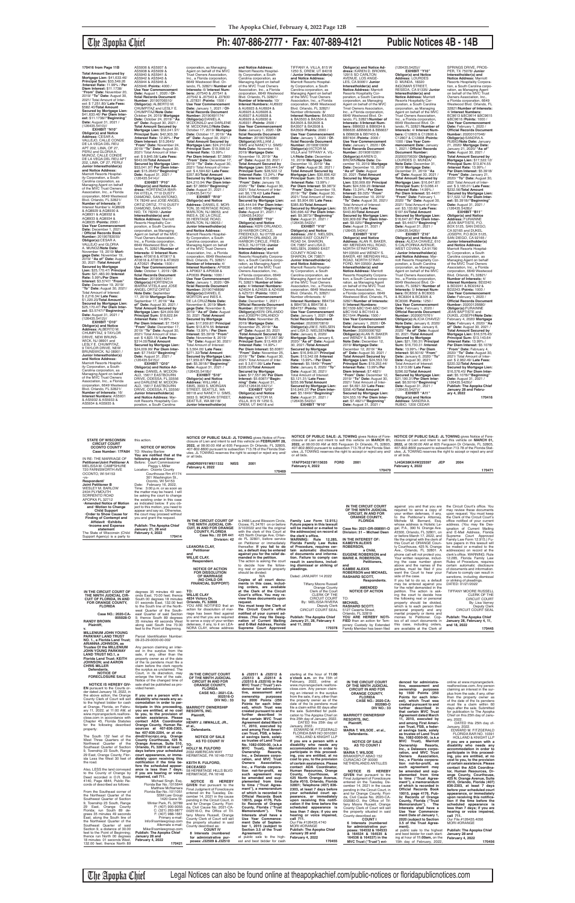**170416 from Page 11B**

**Total Amount Secured by Mortgage Lien:** $41,633.46/ **Principal Sum:** $33,549.26 /**Interest Rate:** 11.99% / **Per Diem Interest:** $11.1738/ **"From" Date:** November 20, 2019/ **"To" Date:** August 30, 2021/ Total Amount of Interest: $ 7,251.80/ **Late Fees:** $582.40/**Total Amount Secured by Mortgage Lien:** $41,633.46/ **Per Diem Interest:** $11.1738//**"Beginning" Date:** August 31, 2021 / (126435.5410)//

**EXHIBIT "N10"**

**Obligor(s) and Notice Address:** CESAR A. VALLEJO, CALLE CONDE DE LA VEGA DEL REU APT 202, LIMA, OF 27, PERU and GLORIA A. MUNOZ, CALLE CONDE DE LA VEGA DEL REU APT 202, LIMA, OF 27, PERU/ **Junior Interestholder(s) and Notice Address:** Marriott Resorts Hospitality Corporation, a South Carolina corporation, as Managing Agent on behalf of the MVC Trust Owners Association, Inc., a Florida corporation, 6649 Westwood Blvd. Orlando, FL 32821/ **Number of Interests:** 8/ **Interest Number:** AQ8928 & AQ8929 & AQ8930 & AQ8931 & AQ8932 & AQ8933 & AQ8934 & AQ8935 /**Points:** 2000 / **Use Year Commencement Date:** December 1, 2021 / **Official Records Book Number:** 20190780055/ **Obligor(s):**CESAR A. VALLEJO and GLORIA A. MUNOZ/**Note Date:** November 19, 2019/ **Mortgage Date:** November 19, 2019/ **"As of" Date:** August 30, 2021 /**Total Amount Secured by Mortgage Lien:** $25,170.47/ **Principal Sum:** $21,463.30 /**Interest Rate:** 12.99% / **Per Diem Interest:** $3.5747/ **"From" Date:** December 19, 2019/ **"To" Date:** August 30, 2021/ Total Amount of Interest: $ 2,216.34/ **Late Fees:** $1,240.83/**Total Amount Secured by Mortgage Lien:** $25,170.47/ **Per Diem Interest:** $3.5747//**"Beginning" Date:** August 31, 2021 / (126435.5412)//

**EXHIBIT "O10"**

**Obligor(s) and Notice Address:** ALBERTO M. CHUMPITAZ, 9 TAYLOR DRIVE, NEW BRUNSWICK, NJ 08901 and LESLY E. CHUMPITAZ, 9 TAYLOR DRIVE, NEW BRUNSWICK, NJ 08901 / **Junior Interestholder(s) and Notice Address:** Marriott Resorts Hospitality Corporation, a South Carolina corporation, as Managing Agent on behalf of the MVC Trust Owners Association, Inc., a Florida corporation, 6649 Westwood Blvd. Orlando, FL 32821/ **Number of Interests:** 16/ **Interest Numbers:** AS5931 & AS5932 & AS5933 & AS5934 & AS5935 & AS5936 & AS5937 & AS5938 & AS5939 & AS5940 & AS5941 & AS5942 & AS5943 & AS5944 & AS5945 & AS5946 /**Points:** 4000 / **Use Year Commencement Date:** August 1, 2020 / **Official Records Document Number:** 20190706510/ **Obligor(s):**ALBERTO M. CHUMPITAZ and LESLY E. CHUMPITAZ/**Note Date:** October 24, 2019/ **Mortgage Date:** October 24, 2019/ **"As of" Date:** August 30, 2021 /**Total Amount Secured by Mortgage Lien:** $53,041.97/ **Principal Sum:** $42,303.39 /**Interest Rate:** 12.99% / **Per Diem Interest:** $15.2645/ **"From" Date:** November 24, 2019/ **"To" Date:** August 30, 2021/ Total Amount of Interest: $ 9,645.58/ **Late Fees:** $843.00/**Total Amount Secured by Mortgage Lien:** $53,041.97/ **Per Diem Interest:** $15.2645//**"Beginning" Date:** August 31, 2021 / (126435.5414)//

**EXHIBIT "P10"**

**Obligor(s) and Notice Address:** HORTENCIA IBARRA VITELA, 7710 DUSTY DIAMOND, SAN ANTONIO, TX 78249 and JOSE ANGEL ORTIZ ORTIZ, 7710 DUSTY DIAMOND, SAN ANTONIO, TX 78249 / **Junior Interestholder(s) and Notice Address:** Marriott Resorts Hospitality Corporation, a South Carolina corporation, as Managing Agent on behalf of the MVC Trust Owners Association, Inc., a Florida corporation, 6649 Westwood Blvd. Orlando, FL 32821/**Number of Interests:** 6/ **Interest Numbers:** AT0616 & AT0617 & AT0618 & AT0619 & AT0620 & AT0621 /**Points:** 1500 / **Use Year Commencement Date:** October 1, 2019 / **Official Records Document Number:** 20190614244/ **Obligor(s):**HORTENCIA IBARRA VITELA and JOSE ANGEL ORTIZ ORTIZ/**Note Date:** September 17, 2019/ **Mortgage Date:** September 17, 2019/ **"As of" Date:** August 30, 2021 /**Total Amount Secured by Mortgage Lien:** $24,009.99/ **Principal Sum:** $18,622.84 /**Interest Rate:** 14.99% / **Per Diem Interest:** $7.7543/ **"From" Date:** December 17, 2019/ **"To" Date:** August 30, 2021/ Total Amount of Interest: $ 4,623.15/ **Late Fees:** $314.00/**Total Amount Secured by Mortgage Lien:** $24,009.99/ **Per Diem Interest:** $7.7543//**"Beginning" Date:** August 31, 2021 / (126435.5415)//

**EXHIBIT "Q10"**

**Obligor(s) and Notice Address:** DANIEL A. MCDONALD, 15617 EASTBOURN DRIVE, ODESSA, FL 33556 and DARLENE M. MCDONALD, 15617 EASTBOURN DRIVE, ODESSA, FL 33556/ **Junior Interestholder(s) and Notice Address:** Marriott Resorts Hospitality Corporation, a South Carolina corporation, as Managing Agent on behalf of the MVC Trust Owners Association, Inc., a Florida corporation, 6649 Westwood Blvd. Orlando, FL 32821/**Number of Interests:** 8/ **Interest Numbers:** J07540 & J07541 & J07542 & J07543 & J07630 & J07631 /**Points:** 1500 / **Use Year Commencement Date:** January 1, 2021 / **Official Records Document Number:** 20190691174/ **Obligor(s):**DANIEL A. MCDONALD and DARLENE M. MCDONALD/**Note Date:** October 17, 2019/ **Mortgage Date:** October 17, 2019/ **"As of" Date:** August 30, 2021 /**Total Amount Secured by Mortgage Lien:** $24,210.94/ **Principal Sum:** $19,008.52 /**Interest Rate:** 13.99% / **Per Diem Interest:** $7.3869/ **"From" Date:** December 17, 2019/ **"To" Date:** August 30, 2021/ Total Amount of Interest: $ 4,594.62/ **Late Fees:** $357.80/**Total Amount Secured by Mortgage Lien:** $24,210.94/ **Per Diem Interest:** $7.3869//**"Beginning" Date:** August 31, 2021 / (126435.5417)//

**EXHIBIT "R10"**

**Obligor(s) and Notice Address:** DANIEL E. MORTON, 35 HERITAGE ROAD, MARLTON, NJ 08053 and INES A. DE LA CRUZ, 35 HERITAGE ROAD, MARLTON, NJ 08053 / **Junior Interestholder(s) and Notice Address:** Marriott Resorts Hospitality Corporation, a South Carolina corporation, as Managing Agent on behalf of the MVC Trust Owners Association, Inc., a Florida corporation, 6649 Westwood Blvd. Orlando, FL 32821/ **Number of Interests:** 4/ **Interest Numbers:** AP0636 & AP0637 & AP0638 & AP0639 /**Points:** 1000 / **Use Year Commencement Date:** January 1, 2020 / **Official Records Document Number:** 20190748898/ **Obligor(s):**DANIEL E. MORTON and INES A. DE LA CRUZ/**Note Date:** November 8, 2019/ **Mortgage Date:** November 8, 2019/ **"As of" Date:** August 30, 2021 /**Total Amount Secured by Mortgage Lien:** $17,859.87/ **Principal Sum:** $13,874.53 /**Interest Rate:** 13.99% / **Per Diem Interest:** $5.3918/ **"From" Date:** November 8, 2019/ **"To" Date:** August 30, 2021/ Total Amount of Interest: $ 3,564.00/ **Late Fees:** $271.34/**Total Amount Secured by Mortgage Lien:** $17,859.87/ **Per Diem Interest:** $5.3918//**"Beginning" Date:** August 31, 2021 / (126435.5418)//

**EXHIBIT "S10"**

**Obligor(s) and Notice Address:** WILLIAM J. SIMS, 3933 S. MORGAN STREET, SEATTLE, WA 98118 and NANCY U. SIMS, 3933 S. MORGAN STREET, SEATTLE, WA 98118/ **Junior Interestholder(s) and Notice Address:** Marriott Resorts Hospitality Corporation, a South Carolina corporation, as Managing Agent on behalf of the MVC Trust Owners Association, Inc., a Florida corporation, 6649 Westwood Blvd. Orlando, FL 32821/ **Number of Interests:** 10/ **Interest Numbers:** AU8922 & AU8923 & AU8924 & AU8925 & AU8926 & AU8927 & AU8928 & AU8929 & AU8930 & AU8931 /**Points:** 2500 / **Use Year Commencement Date:** January 1, 2020 / **Official Records Document Number:** 20190782838/ **Obligor(s):**WILLIAM J. SIMS and NANCY U. SIMS/ **Note Date:** November 19, 2019/ **Mortgage Date:** November 19, 2019/ **"As of" Date:** August 30, 2021 /**Total Amount Secured by Mortgage Lien:** $35,444.54/ **Principal Sum:** $28,522.12 /**Interest Rate:** 13.24% / **Per Diem Interest:** $10.4898/ **"From" Date:** January 19, 2020/ **"To" Date:** August 30, 2021/ Total Amount of Interest: $ 6,178.40/ **Late Fees:** $494.00/**Total Amount Secured by Mortgage Lien:** $35,444.54/ **Per Diem Interest:** $10.4898//**"Beginning" Date:** August 31, 2021 / (126435.5420)//

**EXHIBIT "T10"**

**Obligor(s) and Notice Address:** KERI ORLANDO, 29 HARBOR CIRCLE, FREEHOLD, NJ 07728 and JOSEPH ORLANDO, 29 HARBOR CIRCLE, FREEHOLD, NJ 07728 /**Junior Interestholder(s) and Notice Address:** Marriott Resorts Hospitality Corporation, a South Carolina corporation, as Managing Agent on behalf of the MVC Trust Owners Association, Inc., a Florida corporation, 6649 Westwood Blvd. Orlando, FL 32821/ **Number of Interests:** 4/ **Interest Numbers:** AZ4524 & AZ4525 & AZ4526 & AZ5731 /**Points:** 1000 / **Use Year Commencement Date:** December 1, 2021 / **Official Records Document Number:** 20190750219/ **Obligor(s):**KERI ORLANDO and JOSEPH ORLANDO/ **Note Date:** November 25, 2019/ **Mortgage Date:** November 25, 2019/ **"As of" Date:** August 30, 2021 /**Total Amount Secured by Mortgage Lien:** $17,557.96/ **Principal Sum:** $13,469.97 /**Interest Rate:** 14.49% / **Per Diem Interest:** $5.6067/ **"From" Date:** November 25, 2019/ **"To" Date:** August 30, 2021/ Total Amount of Interest: $ 3,611.99/ **Late Fees:** $226.00/**Total Amount Secured by Mortgage Lien:** $17,557.96/ **Per Diem Interest:** $5.6067//**"Beginning" Date:** August 31, 2021/(126435.5421)//

**EXHIBIT "U10"**

**Obligor(s) and Notice Address:** VICTOR W. VILLA, 815 W 1250 S, OREM, UT 84018 and TIFFANY A. VILLA, 815 W 1250 S, OREM, UT 84018 /**Junior Interestholder(s) and Notice Address:** Marriott Resorts Hospitality Corporation, a South Carolina corporation, as Managing Agent on behalf of the MVC Trust Owners Association, Inc., a Florida corporation, 6649 Westwood Blvd. Orlando, FL 32821/ Number of Interests: 8/ **Interest Numbers:** BA3502 & BA3503 & BA3504 & BA3505 & BA3506 & BA3507 & BA3508 & BA3509 /**Points:** 2000 / **Use Year Commencement Date:** January 1, 2020 / **Official Records Document Number:** 20190810030/ **Obligor(s):**VICTOR W. VILLA and TIFFANY A. VILLA/**Note Date:** December 10, 2019/ **Mortgage Date:** December 10, 2019/ **"As of" Date:** August 30, 2021 /**Total Amount Secured by Mortgage Lien:** $30,696.42/ **Principal Sum:** $24,175.96 /**Interest Rate:** 13.99% / **Per Diem Interest:** $9.3873/ **"From" Date:** December 10, 2019/ **"To" Date:** August 30, 2021/ Total Amount of Interest: $ 5,904.06/ **Late Fees:** $385.80/**Total Amount Secured by Mortgage Lien:** $30,696.42/ **Per Diem Interest:** $9.3873//**"Beginning" Date:** August 31, 2021 / (126435.5422)//

**EXHIBIT "V10"**

**Obligor(s) and Notice Address:** JIM E. NIELSEN, 206660 EAST COUNTY ROAD 54, SHARON, OK 73857 and LISA D. NIELSEN, 206660 EAST COUNTY ROAD 54, SHARON, OK 73857/ **Junior Interestholder(s) and Notice Address:** Marriott Resorts Hospitality Corporation, a South Carolina corporation, as Managing Agent on behalf of the MVC Trust Owners Association, Inc., a Florida corporation, 6649 Westwood Blvd. Orlando, FL 32821/ Number of Interests: 6/ **Interest Numbers:** BB4734 & BB4735 & BB4736 & BB4737 /**Points:** 1000 / **Use Year Commencement Date:** January 1, 2021 / **Official Records Document Number:** 20190708016/ **Obligor(s):**JIM E. NIELSEN and LISA D. NIELSEN/**Note Date:** January 6, 2020/ **Mortgage Date:** January 6, 2020/ **"As of" Date:** August 30, 2021 /**Total Amount Secured by Mortgage Lien:** $16,949.37/ **Principal Sum:** $13,342.08 /**Interest Rate:** 13.99% / **Per Diem Interest:** $5.1849/ **"From" Date:** January 6, 2020/ **"To" Date:** August 30, 2021/ Total Amount of Interest: $3,121.31/ **Late Fees:** $235.98/**Total Amount Secured by Mortgage Lien:** $16,949.37/ **Per Diem Interest:** $5.1849//**"Beginning" Date:** August 31, 2021 / (126435.5423)//

**EXHIBIT "W10"**

**Obligor(s) and Notice Address:** KAREN D. BROWN, 12915 SO CARLTON AVENUE, LOS ANGELES, CA 90061/ **Junior Interestholder(s) and Notice Address:** Marriott Resorts Hospitality Corporation, a South Carolina corporation, as Managing Agent on behalf of the MVC Trust Owners Association, Inc., a Florida corporation, 6649 Westwood Blvd. Orlando, FL 32821/**Number of Interests:** 8/ **Interest Numbers:** BB6633 & BB6634 & BB6635 &BB6636 & BB6637 & BB6638 & BB7403 & BB7404 /**Points:** 2000 / **Use Year Commencement Date:** January 1, 2020 / **Official Records Document Number:** 20190810281/ **Obligor(s):**KAREN D. BROWN/**Note Date:** December 10, 2019/**Mortgage Date:** December 10, 2019/ **"As of" Date:** August 30, 2021 /**Total Amount Secured by Mortgage Lien:** $30,909.69/ **Principal Sum:** $24,338.23 /**Interest Rate:** 13.24% / **Per Diem Interest:** $9.025/ **"From" Date:** December 10, 2019/ **"To" Date:** August 30, 2021/ Total Amount of Interest: $ 5,676.69/ **Late Fees:** $443.80/**Total Amount Secured by Mortgage Lien:** $30,909.69/ **Per Diem Interest:** $9.025//**"Beginning" Date:** August 31, 2021 / (126435.5424)//

**EXHIBIT "X10"**

**Obligor(s) and Notice Address:** ALAN R. BAKER, 481 MERIDIAN HILL ROAD, NORTH STRATFORD, NH 03590 and WENDY S. BAKER, 481 MERIDIAN HILL ROAD, NORTH STRATFORD, NH 03590/ **Junior Interestholder(s) and Notice Address:** Marriott Resorts Hospitality Corporation, a South Carolina corporation, as Managing Agent on behalf of the MVC Trust Owners Association, Inc., a Florida corporation, 6649 Westwood Blvd. Orlando, FL 32821/**Number of Interests:** 6/ **Interest Numbers:** BC1539 &BC1540 &BC1541 &BC1542 & BC1543 & BC1544 /**Points:** 1500 / **Use Year Commencement Date:** January 1, 2020 / **Official Records Document Number:** 20200067162/ **Obligor(s):**ALAN R. BAKER and WENDY S. BAKER/ **Note Date:** December 12, 2019/ **Mortgage Date:** December 12, 2019/ **"As of" Date:** August 30, 2021 /**Total Amount Secured by Mortgage Lien:** $24,553.16/ **Principal Sum:** $19,253.44/ **Interest Rate:** 13.99% /**Per Diem Interest:** $7.4821/ **"From" Date:** December 12, 2019/ **"To" Date:** August 30, 2021/ Total Amount of Interest: $ 4,691.32/ **Late Fees:** $358.40/**Total Amount Secured by Mortgage Lien:** $24,553.16/ **Per Diem Interest:** $7.4821//**"Beginning" Date:** August 31, 2021 / (126435.5425)//

**EXHIBIT "Y10"**

**Obligor(s) and Notice Address:** SANDRA A. RUBIO, 1200 CEDAR D. MUNDA, 16320 INGOMAR STREET, RESEDA, CA 91335/ **Junior Interestholder(s) and Notice Address:** Marriott Resorts Hospitality Corporation, a South Carolina corporation, as Managing Agent on behalf of the MVC Trust Owners Association, Inc., a Florida corporation, 6649 Westwood Blvd. Orlando, FL 32821/**Number of Interests:** 4/ **Interest Numbers:** C12805 & C12806 & C12807 & C12808 /**Points:** 1000 / **Use Year Commencement Date:** January 1, 2021 / **Official Records Document Number:** 20200076520/ **Obligor(s):**LOURDES D. MUNDA/ **Note Date:** December 31, 2019/ **Mortgage Date:** December 31, 2019/ **"As of" Date:** August 30, 2021 /**Total Amount Secured by Mortgage Lien:** $16,647.87/ **Principal Sum:** $13,068.41 /**Interest Rate:** 14.99% / **Per Diem Interest:** $5.4407/ **"From" Date:** February 1, 2020/ **"To" Date:** August 30, 2021/ Total Amount of Interest: $ 3,133.82/ **Late Fees:** $197.64/**Total Amount Secured by Mortgage Lien:** $16,647.87/ **Per Diem Interest:** $5.4407//**"Beginning" Date:** August 31, 2021 / (126435.5426)//

**EXHIBIT "Z10"**

**Obligor(s) and Notice Address:** ALICIA CHAVEZ, 610 S CALIFORNIA AVENUE, WEST COVINA, CA 91790 / **Junior Interestholder(s) and Notice Address:** Marriott Resorts Hospitality Corporation, a South Carolina corporation, as Managing Agent on behalf of the MVC Trust Owners Association, Inc., a Florida corporation, 6649 Westwood Blvd. Orlando, FL 32821/ **Number of Interests:** 5/ **Interest Numbers:** BC8302 & BC8303 & BC8304 & BC8305 & BC8306 /**Points:** 1250 / **Use Year Commencement Date:** February 1, 2020 / **Official Records Document Number:** 20200070761/ **Obligor(s):**ALICIA CHAVEZ/ **Note Date:** January 6, 2020/ **Mortgage Date:** January 6, 2020/ **"As of" Date:** August 30, 2021 /**Total Amount Secured by Mortgage Lien:** $21,190.31/ **Principal Sum:** $16,730.31 /**Interest Rate:** 13.99% / **Per Diem Interest:** $6.5016/ **"From" Date:** January 6, 2020/ **"To" Date:** August 30, 2021/ Total Amount of Interest: $ 3,913.98/ **Late Fees:** $296.02/**Total Amount Secured by Mortgage Lien:** $21,190.31/**Per Diem Interest:** $6.5016//**"Beginning" Date:** August 31, 2021 / (126435.5427)//

**EXHIBIT "A11"**

**Obligor(s) and Notice Address:** SANDRA A. RUBIO, 1200 CEDAR SPRINGS DRIVE, PROSPER, TX 75078/ **Junior Interestholder(s) and Notice Address:** Marriott Resorts Hospitality Corporation, a South Carolina corporation, as Managing Agent on behalf of the MVC Trust Owners Association, Inc., a Florida corporation, 6649 Westwood Blvd. Orlando, FL 32821/**Number of Interests:** 4/ **Interest Numbers:** BC9613 &BC9614 &BC9615 &BC9616 /**Points:** 1000 / **Use Year Commencement Date:** January 1, 2021 / **Official Records Document Number:** 20200107046/ **Obligor(s):**SANDRA A. RUBIO/**Note Date:** January 21, 2020/ **Mortgage Date:** January 21, 2020/ **"As of" Date:** August 30, 2021 /**Total Amount Secured by Mortgage Lien:** $17,522.12/ **Principal Sum:** $13,874.55 /**Interest Rate:** 13.99% / **Per Diem Interest:** $5.3918/ **"From" Date:** January 21, 2020/ **"To" Date:** August 30, 2021/ Total Amount of Interest: $ 3,165.01/ **Late Fees:** $232.56/**Total Amount Secured by Mortgage Lien:** $17,522.12/ **Per Diem Interest:** $5.3918//**"Beginning" Date:** August 31, 2021 / (126435.5428)//

**EXHIBIT "B11"**

**Obligor(s) and Notice Address:** JEAN BAPTISTE, P.O. BOX 5125, SAN DIEGO, CA 92165 and DUKEL JOSEPH, P.O. BOX 5125, SAN DIEGO, CA 92165 / **Junior Interestholder(s) and Notice Address:** Marriott Resorts Hospitality Corporation, a South Carolina corporation, as Managing Agent on behalf of the MVC Trust Owners Association, Inc., a Florida corporation, 6649 Westwood Blvd. Orlando, FL 32821/ **Number of Interests:** 4/ **Interest Numbers:** BD2240 & BD2241 & BD2242 & BD2243 /**Points:** 1000 / **Use Year Commencement Date:** February 1, 2020 / **Official Records Document Number:** 20200126680/ **Obligor(s):**JEAN BAPTISTE and DUKEL JOSEPH/**Note Date:** February 4, 2020/ **Mortgage Date:** February 4, 2020/ **"As of" Date:** August 30, 2021 /**Total Amount Secured by Mortgage Lien:** $16,576.45/ **Principal Sum:** $13,143.64 /**Interest Rate:** 13.99% / **Per Diem Interest:** $5.1076/ **"From" Date:** February 4, 2020/ **"To" Date:** August 30, 2021/ Total Amount of Interest: $ 2,962.49/ **Late Fees:** $220.32/**Total Amount Secured by Mortgage Lien:** $16,576.45/ **Per Diem Interest:** $5.1076//**"Beginning" Date:** August 31, 2021 / (126435.5429)//

**Publish: The Apopka Chief January 28 and February 4, 2022**

**170416**

---

**STATE OF WISCONSIN CIRCUIT COURT OCONTO COUNTY**

**Case Number: 17FA84**

IN RE: THE MARRIAGE OF **Petitioner/Joint Petitioner A** MELISSA M. CAMPSHURE 720 FARNSWORTH AVE OCONTO, WI 54153 -vs- **Respondent/ Joint Petitioner B** WESLEY M. BARLOW 2404 PLYMOUTH SORRENTO ROAD APOPKA FL 32712 ☐**Amended Notice of Motion and** ☐**Motion to Change** ☐**Child Support** ☐**Order to Show Cause for Finding of Contempt and Affidavit** ☐**Exhibits** ☐**Income and Expense statement** The State of Wisconsin (Child Support Agency) is a party to this action.

**NOTICE OF MOTION**

TO: Wesley Barlow

**You are notified that at the following date and time:**

Before: Court Commissioner Peggy L Miller

Location: Oconto County Courthouse Rm #174 301 Washington St, Oconto, WI 54153

Date: February 16, 2022, Time: 3:00 p.m. or as soon as the matter may be heard. I will be asking the court to change the existing order in this case as indicated below. If you object to this motion, you need to appear and say so. Otherwise, the court may proceed without you and grant the request.

**Publish: The Apopka Chief January 21, 28 and February 4, 2022**

**170414**

---

**NOTICE OF PUBLIC SALE: JL TOWING** gives Notice of Foreclosure of Lien and intent to sell this vehicle on **FEBRUARY 28, 2022**, at 08:00:00 AM at 605 Ferguson Dr Orlando, FL 32805. 407-802-8600 pursuant to subsection 713.78 of the Florida Statutes. JL TOWING reserves the right to accept or reject any and/ or all bids.

**JN8DR09Y61W611332 NISS 2001**

**February 4, 2022**

**170469**

---

**NOTICE OF PUBLIC SALE: JL TOWING** gives Notice of Foreclosure of Lien and intent to sell this vehicle on **MARCH 01, 2022**, at 08:00:00 AM at 605 Ferguson Dr Orlando, FL 32805. 407-802-8600 pursuant to subsection 713.78 of the Florida Statutes. JL TOWING reserves the right to accept or reject any and/ or all bids.

**1FAFP34311W115635 FORD 2001**

**February 4, 2022**

**170470**

---

**NOTICE OF PUBLIC SALE: JL TOWING** gives Notice of Foreclosure of Lien and intent to sell this vehicle on **MARCH 01, 2022**, at 08:00:00 AM at 605 Ferguson Dr Orlando, FL 32805. 407-802-8600 pursuant to subsection 713.78 of the Florida Statutes. JL TOWING reserves the right to accept or reject any and/ or all bids.

**1J4GK58KX4W225597 JEP 2004**

**February 4, 2022**

**170471**

---

**IN THE CIRCUIT COURT OF THE NINTH JUDICIAL CIRCUIT, IN AND FOR ORANGE COUNTY, FLORIDA**

**Case No.: 22 DR 441**

**Division: 42**

**LEANORA CLAY, Petitioner and WILLIE CLAY, Respondent.**

**NOTICE OF ACTION FOR DISSOLUTION OF MARRIAGE (NO CHILD OR FINANCIAL SUPPORT)**

**TO: WILLIE CLAY 4824 Victory Dr. Orlando, FL 32808**

YOU ARE NOTIFIED that an action for dissolution of marriage has been filed against you and that you are required to serve a copy of your written defenses, if any, to it on LEANORA CLAY, whose address is 2466 Laurel Blossom Circle, Ocoee, FL 34761 on or before 3/10/2022 and file the original with the clerk of this Court at 425 North Orange Ave. Orlando FL 32801, before service on Petitioner or immediately thereafter. **If you fail to do so, a default may be entered against you for the relief demanded in the petition.**

The action is asking the court to decide how the following real or personal property should be divided: N/A

**Copies of all court documents in this case, including orders, are available at the Clerk of the Circuit Court's office. You may review these documents upon request.**

**You must keep the Clerk of the Circuit Court's office notified of your current address. (You may file Designation of Current Mailing and E-Mail Address, Florida Supreme Court Approved Family Law Form 12.915.) Future papers in this lawsuit will be mailed or e-mailed to the address(es) on record at the clerk's office.**

**WARNING: Rule 12.285, Florida Family Law Rules of Procedure, requires certain automatic disclosure of documents and information. Failure to comply can result in sanctions, including dismissal or striking of pleadings.**

Dated: JANUARY 14 2022

Tiffany Moore Russell
Orange County
Clerk of the Court
CLERK OF THE CIRCUIT COURT
By: MELISSA RIVERA
Deputy Clerk
CIRCUIT COURT SEAL

**Publish: The Apopka Chief January 21, 28, February 4 and 11, 2022**

**170378**

---

**IN THE CIRCUIT COURT OF THE NINTH JUDICIAL CIRCUIT, IN AND FOR ORANGE COUNTY, FLORIDA**

**Case No: 2021-DR-008891-O**

**Division: 31 – Michael Deen**

**IN THE INTEREST OF: KAMDYN ALEXIS ROBERSON, a Child, EUGENE ROBERSON and MARIE A. ROBERSON, Petitioners, and KAMBE ALEXIS ROBERSON and MICHAEL RASHARD SCOTT, Respondents.**

**AMENDED NOTICE OF ACTION**

**TO: MICHAEL RASHARD SCOTT: 5127 Caserta Street, Orlando, FL 32819**

**YOU ARE HEREBY NOTIFIED** than an action for Temporary Custody by Extended Family Member has been filed against you and you are required to serve a copy of your written defenses, if any, to the Petitioner's Attorney, Michelle M. Bernard, Esq. whose address is Holistic Legal, P.A., 390 N. Orange Ave. #2300, Orlando, FL 32801, on or before March 17, 2022, and file the original with the clerk of this Court at Orange County Courthouse, 425 N. Orange Ave., Orlando, FL 32801. A phone call will not protect you. Your written response, including the case number given above and the names of the parties, must be filed if you want the Court to hear your side of the case.

If you fail to do so, a default may be entered against you for the relief demanded in the petition. The action is asking the court to decide how the following real or personal property should be divided, which is to each person their personal property and any marital property or items and monies to Petitioner. Copies of all court documents in this case, including orders, are available at the Clerk of the Circuit Court's office. You may review these documents upon request. You must keep the Clerk of the Circuit Court's office notified of your current address. (You may file Designation of Current Mailing and E-Mail Address, Florida Supreme Court Approved Family Law Form 12.915.) Future papers in this lawsuit will be mailed or e-mailed to the address(es) on record at the clerk's office. WARNING: Rule 12.285, Florida Family Law Rules of Procedure, requires certain automatic disclosure of documents and information. Failure to comply can result in sanctions, including dismissal or striking of pleadings.

DATED: 01/21/2022

TIFFANY MOORE RUSSELL
CLERK OF THE CIRCUIT COURT
By: Lisa Varney
Deputy Clerk
CIRCUIT COURT SEAL

**Publish: The Apopka Chief January 28, February 4, 11, and 18, 2022**

**170445**

---

**IN THE CIRCUIT COURT OF THE NINTH JUDICIAL CIRCUIT OF FLORIDA, IN AND FOR ORANGE COUNTY, FLORIDA**

**Case NO.: 2021-CA-005028-O**

**RANDY BROWN Plaintiff, v. MILLENIUM JOHN YOUNG PARKWAY LAND TRUST NO. 1, a Florida Land Trust; ARIANNA JOHNSON, as Trustee Of the MILLENIUM JOHN YOUNG PARKWAY LAND TRUST NO.1, a Florida Land Trust; KEITH JOHNSON; and AARON CHRIS MILLER Defendants.**

**NOTICE OF FORECLOSURE SALE**

**NOTICE IS HEREBY GIVEN** pursuant to the Consent Order dated January 18, 2022, in the above action, the Orange County Clerk of Court will sell to the highest bidder for cash at Orange, Florida, on February 11, 2022, at 11:00 AM, at www.myorangeclerk.realforeclose.com Chapter 45, Florida Statutes for the following described property:

The South 132 feet of the West Three Quarters of the Southeast Quarter of the Southwest Quarter of Section 9, Township 23 South, Range 29 East, Orange County, Florida Less the West 30 feet of the road.

Also, LESS the land conveyed to the County of Orange by Deed recorded in O.R. Book 4140, Page 4846, Public Records of described as follows:

From the Southeast corner of the Northeast Quarter of the Southwest Quarter of Section 9, Township 23 South, Range 29 East, Orange County Florida; run South 89 degrees 35 minutes 46 seconds West along the South line of the Northeast Quarter of the Southwest Quarter of said Section 9, a distance of 30.00 feet to the Point of Beginning; thence run North 00 degrees 18 minutes 01 seconds West, 132.00 feet; thence North 89 degrees 35 minutes 49 seconds East, 70.00 feet; thence South 00 degrees 18 minutes 01 seconds East, 132.00 feet to the South line of the Northwest Quarter of the Southeast Quarter of said Section 9, thence South 89 degrees 35 minutes 49 seconds West along said South line 70.00 feet to the Point of Beginning.

Parcel Identification Number: 09-23-29-0000-00-002

Any person claiming an interest in the surplus from the sale, if any, other than the property owner as of the date of the lis pendens must file a claim before the clerk reports the surplus as unclaimed. The Court, in its discretion, may enlarge the time of the sale. Notice of the changed time of sale shall be published as provided herein.

**If you are a person with a disability who needs any accommodation in order to participate in this proceeding, you are entitled, at no cost to you, to the provision of certain assistance. Please contact ADA Coordinator Orange County, Human Resources at 407-836-2303, fax: 407-836-2204, or at ctadmd2@ocnjcc.org, Orange County Courthouse, 425 N. Orange Avenue, Suite 510, Orlando, FL 32810 at least 7 days before your scheduled court appearance, or immediately upon receiving this notification if the time before the scheduled appearance is less than 7 days; if you are hearing or voice impaired, call 711.**

Michael Singh, Esq.
Florida Bar No.: 1015644
Matthew McNamara
Florida Bar No. 1011051
SSM Law Group
1420 Gene St.
Winter Park, FL 32789
P: (407) 900-9055
C: (321) 263-9877
F: (407) 669-1661
Primary e-mail:
Info@ssmlawgroup.com
Alternate e-mail:
Mike@ssmlawgroup.com

**Publish: The Apopka Chief January 28 and February 4, 2022**

**170421**

---

**IN THE CIRCUIT COURT OF THE NINTH JUDICIAL CIRCUIT IN AND FOR ORANGE COUNTY, FLORIDA**

**CASE NO.: 2021-CA-002516-O DIV NO.: 33**

**MARRIOTT OWNERSHIP RESORTS, INC. Plaintiff, vs. HENRY J. IMWALLE, JR., et al., Defendants.**

**NOTICE OF SALE AS TO COUNT IV**

**TO: HOLLY M. FULFORD** 2032 AMERICAN WAY HERMITAGE, PA 16148-7732

**KEITH R. FULFORD, DECEASED** 88 HERMITAGE HILLS BLVD HERMITAGE, PA 16148

**NOTICE IS HEREBY GIVEN** that pursuant to the Final Judgment of Foreclosure entered on the Tuesday, December 14, 2021 in the cause pending in the Circuit Court, in and for Orange County, Florida, Civil Cause No. 2021-CA-002516-O, the Office of Tiffany Moore Russell, Orange County Clerk of Court will sell the property situated in said County described as:

**COUNT IV**

**8 Interests (numbered for administrative purposes: J32509 & J32510 & J32511 & J32512 & J32513 & J32514 & J32515 & J32516) in the MVC Trust ("Trust") evidenced for administrative, assessment and ownership purposes by 2000 Points (250 Points for each Interest), which Trust was created pursuant to and further described in that certain MVC Trust Agreement dated March 11, 2010, executed by and among First American Trust, FSB, a federal savings bank, solely as trustee of Land Trust No. 1082-0300-00, (a.k.a MVC Trust), Marriott Ownership Resorts, Inc., a Delaware corporation, and MVC Trust Owners Association, Inc., a Florida corporation not-for-profit, as such agreement may be amended and supplemented from time to time ("Trust Agreement"), a memorandum of which is recorded in Official Records Book 10015, page 4176, Public Records of Orange County, Florida ("Trust Memorandum"). The Interests shall have a Use Year Commencement Date of September 1, 2016 (subject to Section 3.5 of the Trust Agreement).**

at public sale to the highest and best bidder for cash starting at the hour of **11:00 o'clock a.m.** on the 15th of February, 2022, online at www.myorangeclerk.realforeclose.com. Any person claiming an interest in the surplus from the sale, if any, other than the property owner as of the date of the lis pendens must file a claim within 60 days after the sale. Submitted for publication to The Apopka Chief on this 25th day of January, 2022.

DATED this 25th day of January, 2022.

EDWARD M. FITZGERALD
FLORIDA BAR NO 0010391
HOLLAND & KNIGHT LLP

**If you are a person with a disability who needs any accommodation in order to participate in this proceeding, you are entitled, at no cost to you, to the provision of certain assistance. Please contact ADA Coordinator, Human Resources, Orange County Courthouse, 425 N. Orange Avenue, Suite #510, Orlando, Florida 32801; Telephone (407) 836-2303, at least 7 days before your scheduled court appearance, or immediately upon receiving this notification if the time before the scheduled appearance is less than 7 days; if you are hearing or voice impaired, call 711.**

Our File #126435.4740
MORI #DWANE

**Publish: The Apopka Chief January 28 and February 4, 2022**

**170455**

---

**IN THE CIRCUIT COURT OF THE NINTH JUDICIAL CIRCUIT IN AND FOR ORANGE COUNTY, FLORIDA**

**CASE NO.: 2020-CA-002080-O DIV NO.: 33**

**MARRIOTT OWNERSHIP RESORTS, INC. Plaintiff, vs. MARIA T. WILSOE , et al., Defendants.**

**NOTICE OF SALE AS TO COUNT I**

**TO: MARIA T. WILSOE** BRAKKEPUT ABAO 152 CURACAO OF 00000 NETHERLANDS ANTILLES

**NOTICE IS HEREBY GIVEN** that pursuant to the Final Judgment of Foreclosure entered on the Tuesday, December 14, 2021 in the cause pending in the Circuit Court, in and for Orange County, Florida, Civil Cause No. 2020-CA-002080-O, the Office of Tiffany Moore Russell, Orange County Clerk of Court will sell the property situated in said County described as:

**COUNT I**

**6 Interests (numbered for administrative purposes: 164633 & 164634 & 164635 & 164636 & 164637) in the MVC Trust ("Trust") evidenced for administrative, assessment and ownership purposes by 1500 Points (250 Points for each Interest), which Trust was created pursuant to and further described in that certain MVC Trust Agreement dated March 11, 2010, executed by and among First American Trust, FSB, a federal savings bank, solely as trustee of Land Trust No. 1082-0300-00, (a.k.a MVC Trust), Marriott Ownership Resorts, Inc., a Delaware corporation, and MVC Trust Owners Association, Inc., a Florida corporation not-for-profit, as such agreement may be amended and supplemented from time to time ("Trust Agreement"), a memorandum of which is recorded in Official Records Book 10015, page 4176, Public Records of Orange County, Florida ("Trust Memorandum"). The Interests shall have a Use Year Commencement Date of February 1, 2020 (subject to Section 3.5 of the Trust Agreement).**

at public sale to the highest and best bidder for cash starting at hour of **11:00am**, on the 15th day of February, 2022, online at www.myorangeclerk.realforeclose.com. Any person claiming an interest in the surplus from the sale, if any, other than the property owner as of the date of the lis pendens must file a claim within 60 days after the sale. Submitted for publication to The Apopka Chief on this 25th day of January, 2022.

DATED this 25th day of January, 2022.

EDWARD M. FITZGERALD
FLORIDA BAR NO. 10391
HOLLAND & KNIGHT LLP

**If you are a person with a disability who needs any accommodation in order to participate in this proceeding, you are entitled, at no cost to you, to the provision of certain assistance. Please contact the ADA Coordinator, Human Resources, Orange County Courthouse, 425 N. Orange Avenue, Suite #510, Orlando, Florida (407) 836-2303, at least 7 days before your scheduled court appearance, or immediately upon receiving this notification if the time before the scheduled appearance is less than 7 days; if you are hearing or voice impaired, call 711.**

Our File #126435.4286
MORI #DWANE

**Publish: The Apopka Chief January 28 and February 4, 2022**

**170456**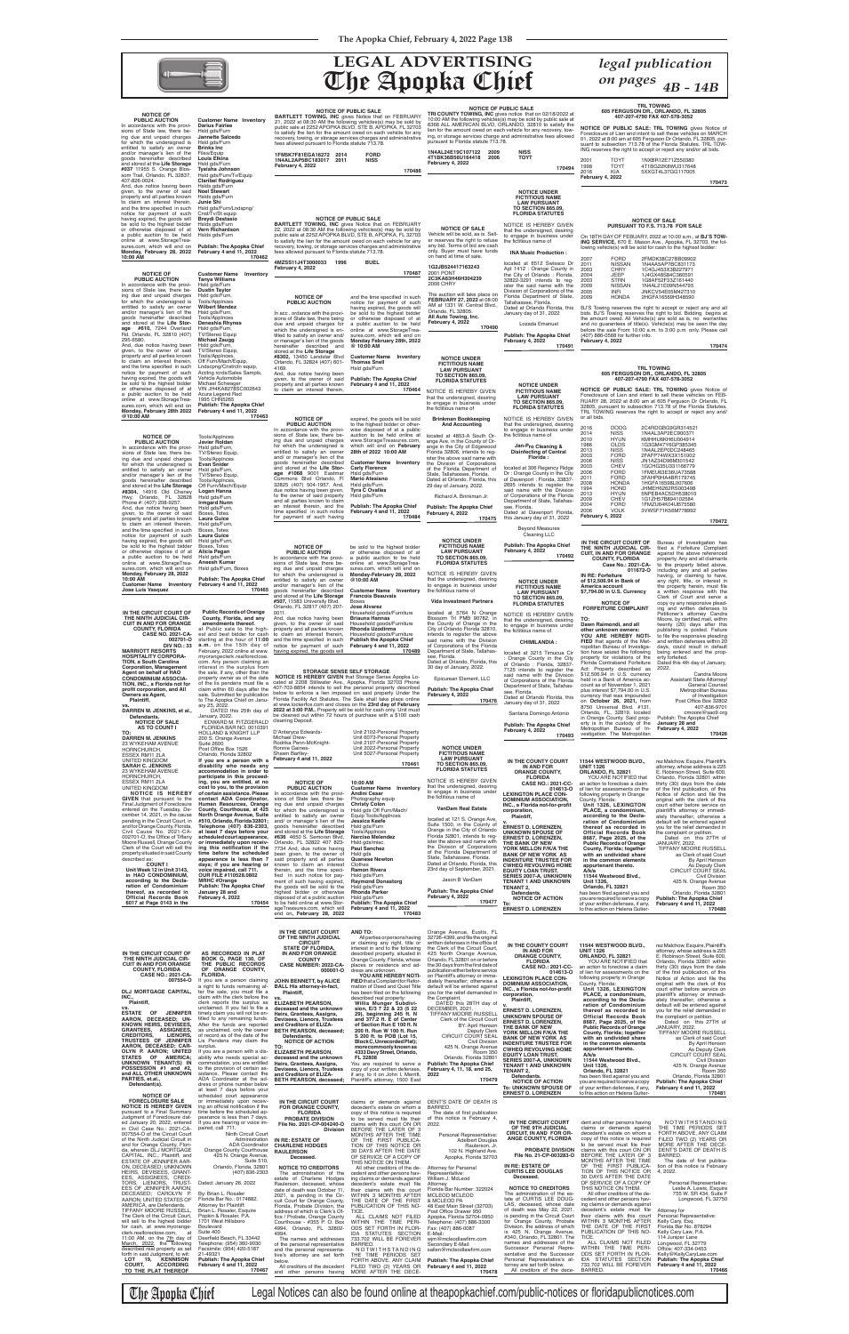# LEGAL ADVERTISING
# The Apopka Chief

*legal publication on pages 4B - 14B*

**NOTICE OF PUBLIC AUCTION**

In accordance with the provisions of State law, there being due and unpaid charges for which the undersigned is entitled to satisfy an owner and/or manager's lien of the goods hereinafter described and stored at the **Life Storage #037** 11955 S. Orange Blossom Trail, Orlando, FL 32837, 407-820-0524.

And, due notice having been given, to the owner of said property and all parties known to claim an interest therein, and the time specified in such notice for payment of such having expired, the goods will be sold to the highest bidder or otherwise disposed of at a public auction to be held online at www.StorageTreasures.com, which will end on **Monday, February 28, 2022 10:00 AM**

**Customer Name Inventory**
Darius Fairlee — Hsld gds/Furn
Jannette Salcedo — Hsld gds/Furn
Brinks Inc — Files/Equip
Louis Elkins — Hsld gds/Furn
Tyeisha Johnson — Hsld gds/Furn/TV/Equip
Maribel Rodriguez — Hsld gds/Furn
Noel Stewart — Hslds gd/Furn
Junie Shi — Hsld gds/Furn/Lndscp/Crsl/TV/St equip
Breydi Desilasio — Hslds gds/Furn
Vern Richardson — Hslds gd/Furn

**Publish: The Apopka Chief**
**February 4 and 11, 2022**
**170462**

---

**NOTICE OF PUBLIC AUCTION**

In accordance with the provisions of State law, there being due and unpaid charges for which the undersigned is entitled to satisfy an owner and/or manager's lien of the goods hereinafter described and stored at the **Life Storage #610,** 7244 Overland Rd., Orlando, FL 32810 (407) 295-6580.

And, due notice having been given, to the owner of said property and all parties known to claim an interest therein, and the time specified in such notice for payment of such having expired, the goods will be sold to the highest bidder or otherwise disposed of at a public auction to be held online at www.StorageTreasures.com, which will end on **Monday, February 28th 2022 @10:00 AM**

**Customer Name Inventory**
Tanya Williams — Hsld gds/Furn
Dustin Taylor — Hsld gds/Furn, Tools/Appliances
Wilbert Mendez — Hsld gds/Furn
Denashia Rhynes — Hsld gds/Furn, TV/Stereo Equip
Michael Zauggg — Hsld gds/Furn, TV/Stereo Equip, Tools/Appliances, Off Furn/Mach/Equip, Lndscpng/Cnstrctn equip, Acctng rcrds/Sales Smpls, Vehicle Automobile
Michael Schwager — VIN JHK4K8278SC002643, Acura Legend Red 1995 CHN5265

**Publish: The Apopka Chief**
**February 4 and 11, 2022**
**170463**

---

**NOTICE OF PUBLIC AUCTION**

In accordance with the provisions of State law, there being due and unpaid charges for which the undersigned is entitled to satisfy an owner and/or manager's lien of the goods hereinafter described and stored at the **Life Storage #8304,** 10910 Old Cheney Hwy., Orlando, FL 32828 Phone #: (407) 208-9257.

And, due notice having been given, to the owner of said property and all parties known to claim an interest therein, and the time specified in such notice for payment of such having expired, the goods will be sold to the highest bidder or otherwise disposed of at a public auction to be held online at www.StorageTreasures.com, which will end on **Monday, February 28, 2022 10:00 AM**

**Customer Name Inventory**
Jose Luis Vasquez — Tools/Appliances
Javier Roldan — Hsld gds/Furn, TV/Stereo Equip, Tools/Appliances
Evan Snider — Hsld gds/Furn, TV/Stereo Equip, Tools/Appliances, Off Furn/Mach/Equip
Logan Hanna — Hsld gds/Furn
Irmgard Nunn — Hsld gds/Furn, Boxes, Totes
Laura Guice — Hsld gds/Furn, Boxes, Totes
Laura Guice — Hsld gds/Furn, Boxes, Totes
Alicia Pagan — Hsld gds/Furn
Aneesh Kumar — Hsld gds/Furn, Boxes

**Publish: The Apopka Chief**
**February 4 and 11, 2022**
**170465**

---

**NOTICE OF PUBLIC SALE**

**BARTLETT TOWING, INC** gives Notice that on FEBRUARY 21, 2022 at 08:30 AM the following vehicles(s) may be sold by public sale at 2252 APOPKA BLVD. STE B. APOPKA, FL 32703 to satisfy the lien for the amount owed on each vehicle for any recovery, towing, or storage services charges and administrative fees allowed pursuant to Florida statute 713.78.

1FM5K7F81EGA16272 2014 FORD
1N4AL2AP5BC183017 2011 NISS

**February 4, 2022**
**170486**

---

**NOTICE OF PUBLIC SALE**

**BARTLETT TOWING, INC** gives Notice that on FEBRUARY 22, 2022 at 08:30 AM the following vehicles(s) may be sold by public sale at 2252 APOPKA BLVD. STE B. APOPKA, FL 32703 to satisfy the lien for the amount owed on each vehicle for any recovery, towing, or storage services charges and administrative fees allowed pursuant to Florida statute 713.78.

4MZS51J4T3000033 1996 BUEL

**February 4, 2022**
**170487**

---

**NOTICE OF PUBLIC AUCTION**

In acc., ordance with the provisions of State law, there being due and unpaid charges for which the undersigned is entitled to satisfy an owner and/ or manager's lien of the goods hereinafter described and stored at the **Life Storage #8302,** 10450 Landstar Blvd Orlando, FL 32824 (407) 601-4169.

And, due notice having been given, to the owner of said property and all parties known to claim an interest therein, and the time specified in such notice for payment of such having expired, the goods will be sold to the highest bidder or otherwise disposed of at a public auction to be held online at www.StorageTreasures.com, which will end on **Monday February 28th, 2022 @ 10:00 AM**

**Customer Name Inventory**
Thomas Snell — Hsld gds/Furn

**Publish: The Apopka Chief**
**February 4 and 11, 2022**
**170464**

---

**NOTICE OF PUBLIC AUCTION**

In accordance with the provisions of State law, there being due and unpaid charges for which the undersigned is entitled to satisfy an owner and/or manager's lien of the goods hereinafter described and stored at the **Life Storage #8305,** 4853-A South Orange Blossom Trail Orlando, FL 32839 (407) 240-2800.

And, due notice having been given, to the owner of said property and all parties known to claim an interest therein, and the time specified in such notice for payment of such having expired, the goods will be sold to the highest bidder or otherwise disposed of at a public auction to be held online at www.StorageTreasures.com, which will end on **February 28th of 2022 10:00 AM**

**Customer Name Inventory**
Carly Florence — Hsld gds/Furn
Mario Ateaiano — Hsld gds/Furn
Tyra C Ovalles — Hsld gds/Furn

**Publish: The Apopka Chief**
**February 4 and 11, 2022**
**170484**

---

**NOTICE OF PUBLIC AUCTION**

In accordance with the provisions of State law, there being due and unpaid charges for which the undersigned is entitled to satisfy an owner and/or manager's lien of the goods hereinafter described and stored at the **Life Storage #507,** 11583 University Blvd. Orlando, FL 32817 (407) 207-0011.

And, due notice having been given, to the owner of said property and all parties known to claim an interest therein, and the time specified in such notice for payment of such having expired, the goods will be sold to the highest bidder or otherwise disposed of at a public auction to be held online at www.StorageTreasures.com, which will end on **Monday-February 28, 2022 @10:00 AM**

**Customer Name Inventory**
Francina Beauvais — Boxes
Jose Alvarez — Household goods/Furniture
Brieuna Hanna — Household goods/Furniture
Rhonda Goodman — Household goods/Furniture

**Publish the Apopka Chief**
**February 4 and 11, 2022**
**170489**

---

**STORAGE SENSE SELF STORAGE**

NOTICE IS HEREBY GIVEN that Storage Sense Apopka Located at 2208 Sillinder Ave., Apopka, Florida 32703 Phone 407-703-8884 intends to sell the personal property described below to enforce a lien imposed on said property Under the Florida Facility Act Statutes. The sale shall take place online at www.lockerfox.com and closes on the **23rd day of February 2022 at 3:00 P.M.**. Property will be sold for cash only. Unit must be cleaned out within 72 hours of purchase with a $100 cash cleaning Deposit.

D'Anteyca Edwards-Michael Drew — Unit 2102-Personal Property
Rodrika Penn-McKnight-Ronnie Gaines — Unit 6073-Personal Property
Shawn Bartley — Unit 2107-Personal Property
 — Unit 2022-Personal Property
 — Unit 5027-Personal Property

**February 4 and 11, 2022**
**170461**

---

**NOTICE OF PUBLIC AUCTION**

In accordance with the provisions of State law, there being due and unpaid charges for which the undersigned is entitled to satisfy an owner and/or manager's lien of the goods hereinafter described and stored at the **Life Storage #836** 4650 S. Semoran Blvd, Orlando, FL 32822 407 823-7734 And, due notice having been given, to the owner of said property and all parties known to claim an interest therein, and the time specified in such notice for payment of such having expired, the goods will be sold to the highest bidder or otherwise disposed of at a public auction to be held online at www.StorageTreasures.com, which will end on, **February 28, 2022 10:00 AM**

**Customer Name Inventory**
Andre' Cesar — Photography equip
Christy Colon — Hsld gds Off Furn/Mach/Equip Tools/Appliances
Jason Keefe — Hsld gds/Furn
Tools/Appliances
Narciso Melendez — Hsld gds/Furn
Paul Sanchez — Hsld gds
Queenee Newton — Hsld gds
Carmelo Rivera — Hsld gds/Furn
Raymond Demastus — Hsld gds/Furn
Rhonda Parker — Hsld gds/Furn

**Publish: The Apopka Chief**
**February 4 and 11, 2022**
**170483**

---

**NOTICE OF PUBLIC SALE**

**TRI COUNTY TOWING, INC** gives notice that on 02/18/2022 at 10:00 AM the following vehicles(s) may be sold by public sale at 6366 ALL AMERICAN BLVD. ORLANDO, 32810 to satisfy the lien for the amount owed on each vehicle for any recovery, towing, or storage services charges and administrative fees allowed pursuant to Florida statute 713.78.

1N4AL2AP1NC107122 2009 NISS
4T1BK36B9KU54418 2006 TOYT

**February 4, 2022**
**170494**

---

**NOTICE OF SALE**

Vehicle will be sold, as is. Seller reserves the right to refuse any bid. Terms of bid are cash only. Buyer must have funds on hand at time of sale.

1G2JB5244T7163243 2001 PONT
2C3KA63H46H304239 2006 CHRY

The auction will take place on **FEBRUARY 27, 2022** at 08:00 AM at 1331 W. Central Blvd., Orlando, FL 32805.

**All Auto Towing, Inc.**
**February 4, 2022**
**170490**

---

**NOTICE UNDER FICTITIOUS NAME LAW PURSUANT TO SECTION 865.09, FLORIDA STATUTES**

NOTICE IS HEREBY GIVEN that the undersigned, desiring to engage in business under the fictitious name of

**Brinkman Bookkeeping And Accounting**

located at 1500 Ocean Beach Ln, in the County of Orange, in the City of Edgewood Florida 32806, intends to register the above said name with the Division of Corporations of the Florida Department of State, Tallahassee, Florida. Dated at Orlando, Florida, this 29 day of January, 2022.

Richard A. Brinkman Jr.

**Publish: The Apopka Chief**
**February 4, 2022**
**170475**

---

**NOTICE UNDER FICTITIOUS NAME LAW PURSUANT TO SECTION 865.09, FLORIDA STATUTES**

NOTICE IS HEREBY GIVEN that the undersigned, desiring to engage in business under the fictitious name of

**Vida Investment Partners**

located at 5764 N Orange Blossom Trl PMB 90782, in the County of Orange in the City of Orlando Florida 32810, intends to register the above said name with the Division of Corporations of the Florida Department of State, Tallahassee, Florida.
Dated at Orlando, Florida, this 30 day of January, 2022.

Epicurean Element, LLC

**Publish: The Apopka Chief**
**February 4, 2022**
**170482**

---

**NOTICE UNDER FICTITIOUS NAME LAW PURSUANT TO SECTION 865.09, FLORIDA STATUTES**

NOTICE IS HEREBY GIVEN that the undersigned, desiring to engage in business under the fictitious name of

**VanDam Real Estate**

located at 121 S. Orange Ave, Suite 1500, in the County of Orange in the City of Orlando Florida 32801, intends to register the above said name with the Division of Corporations of the Florida Department of State, Tallahassee, Florida.
Dated at Orlando, Florida, this 23rd day of September, 2021.

Jason B VanDam

**Publish: The Apopka Chief**
**February 4, 2022**
**170477**

---

**NOTICE UNDER FICTITIOUS NAME LAW PURSUANT TO SECTION 865.09, FLORIDA STATUTES**

NOTICE IS HEREBY GIVEN that the undersigned, desiring to engage in business under the fictitious name of

**INA Music Production :**

located at 6512 Swissco Dr Apt 1412 : Orange County in the City of Orlando : Florida, 32822-3251 intends to register the said name with the Division of Corporations of the Florida Department of State, Tallahassee, Florida.
Dated at Orlando Florida, this January day of 31, 2022

Lozada Emanuel

**Publish: The Apopka Chief**
**February 4, 2022**
**170491**

---

**NOTICE UNDER FICTITIOUS NAME LAW PURSUANT TO SECTION 865.09, FLORIDA STATUTES**

NOTICE IS HEREBY GIVEN that the undersigned, desiring to engage in business under the fictitious name of

**Jan-Pro Cleaning & Disinfecting of Central Florida :**

located at 306 Regency Ridge Dr : Orange County in the City of Davenport : Florida, 33837-2695 intends to register the said name with the Division of Corporations of the Florida Department of State, Tallahassee, Florida.
Dated at Davenport Florida, this January day of 31, 2022

Beyond Measures Cleaning LLC

**Publish: The Apopka Chief**
**February 4, 2022**
**170492**

---

**NOTICE UNDER FICTITIOUS NAME LAW PURSUANT TO SECTION 865.09, FLORIDA STATUTES**

NOTICE IS HEREBY GIVEN that the undersigned, desiring to engage in business under the fictitious name of

**CHIMILANDIA :**

located at 3215 Timucua Cir : Orange County in the City of Orlando : Florida, 32837-7125 intends to register the said name with the Division of Corporations of the Florida Department of State, Tallahassee, Florida.
Dated at Orlando Florida, this January day of 31, 2022

Santana Domingo Antonio

**Publish: The Apopka Chief**
**February 4, 2022**
**170493**

---

**TRL TOWING**
**605 FERGUSON DR., ORLANDO, FL 32805**
**407-207-4790 FAX 407-578-3052**

**NOTICE OF PUBLIC SALE: TRL TOWING** gives Notice of Foreclosure of Lien and intent to sell these vehicles on MARCH 01, 2022 at 8:00 am at 605 Ferguson Dr Orlando, FL 32805, pursuant to subsection 713.78 of the Florida Statutes. TRL TOWING reserves the right to accept or reject any and/or all bids.

| | | |
|---|---|---|
| 2001 | TOYT | 1NXBR12E71Z558380 |
| 1998 | TOYT | 4T1BG22K6WU317848 |
| 2016 | KIA | 5XXGT4L37GG117005 |

**February 4, 2022**
**170473**

---

**NOTICE OF SALE PURSUANT TO F.S. 713.78 FOR SALE**

On 18TH DAY OF FEBRUARY, 2022 at 10:00 a.m., at **BJ'S TOWING SERVICE,** 670 E. Mason Ave., Apopka, FL 32703, the following vehicle(s) will be sold for cash to the highest bidder:

| | | |
|---|---|---|
| 2007 | FORD | 2FMDK38C27BB09902 |
| 2011 | NISSAN | 1N4AA5AP7BC831173 |
| 2003 | CHRY | 1C4GJ45X53B207971 |
| 2012 | JEEP | 1J4GX48S84C366591 |
| 2003 | STRN | 1G8AF52F53Z161440 |
| 2009 | NISSAN | 1N4AL21E09N544795 |
| 2005 | INFI | JNKCV54E05M427310 |
| 2009 | HONDA | 2HGFA165S9H546590 |

BJ'S Towing reserves the right to accept or reject any and all bids. BJ'S Towing reserves the right to bid. Bidding begins at the amount owed. All Vehicle(s) are sold as is, no warranties and no guarantees of title(s). Vehicle(s) may be seen the day before the sale From 10:00 a.m. to 3:00 p.m. only. Please call (407) 886-0568 for further info.

**February 4, 2022**
**170474**

---

**TRL TOWING**
**605 FERGUSON DR., ORLANDO, FL 32805**
**407-207-4790 FAX 407-578-3052**

**NOTICE OF PUBLIC SALE: TRL TOWING** gives Notice of Foreclosure of Lien and intent to sell these vehicles on FEBRUARY 28, 2022 at 8:00 am at 605 Ferguson Dr Orlando, FL 32805, pursuant to subsection 713.78 of the Florida Statutes. TRL TOWING reserves the right to accept or reject any and/or all bids.

| | | |
|---|---|---|
| 2016 | DODG | 2C4RDGBG9GR314521 |
| 2014 | NISS | 1N4AL3AP2EC900371 |
| 2010 | HYUN | KMHHU6KH6U004914 |
| 1986 | OLDS | 1G3GM47Y6GP385345 |
| 2013 | NISS | 1N4AL2EP0DC248465 |
| 2003 | FORD | 2FAFP74WX3X131902 |
| 2006 | NISS | JN1AZ34D96M341542 |
| 2003 | CHEV | 1GCHG35U331166779 |
| 2006 | FORD | 1FMEU63E36UA73588 |
| 2011 | FORD | 3FAHP0HA4BR179745 |
| 2008 | HONDA | 1HGFA16508L007506 |
| 1994 | HOND | JHMEH9262RS003498 |
| 2013 | HYUN | 5NPEB4AC5DH538010 |
| 2009 | CHEV | 1G1ZH57B894192584 |
| 2004 | FORD | 1FMZU66K04UB75580 |
| 2006 | VOLK | 3VWSF71K56M779992 |

**February 4, 2022**
**170472**

---

**IN THE CIRCUIT COURT OF THE NINTH JUDICIAL CIRCUIT, IN AND FOR ORANGE COUNTY, FLORIDA**
**CASE NO.: 2021-CA-002701-O**
**DIV NO.: 33**

**MARRIOTT RESORTS HOSPITALITY CORPORATION, a South Carolina Corporation, Management Agent on behalf of HAO CONDOMINIUM ASSOCIATION, INC., a Florida not for profit corporation, and All Owners as Agent,**
**Plaintiff,**
**vs.**
**DARREN M. JENKINS, et al.,**
**Defendants.**

**NOTICE OF SALE AS TO COUNT I**

**TO:**
**DARREN M. JENKINS**
23 WYKEHAM AVENUE
HORNCHURCH,
ESSEX RM11 2LA
UNITED KINGDOM
**SARAH C. JENKINS**
23 WYKEHAM AVENUE
HORNCHURCH,
ESSEX RM11 2LA
UNITED KINGDOM

**NOTICE IS HEREBY GIVEN** that pursuant to the Final Judgment of Foreclosure entered on the Tuesday, December 14, 2021, in the cause pending in the Circuit Court, in and for Orange County, Florida, Civil Case No. 2021-CA-002701-O, the Office of Tiffany Moore Russell, Orange County Clerk of the Court will sell the property situated in said County described as:

**COUNT I**
**Unit Week 12 in Unit 3143, in HAO CONDOMINIUM, according to the Declaration of Condominium thereof, as recorded in Official Records Book 6017 at Page 0143 in the**

**Public Records of Orange County, Florida, and any amendments thereof.**

at Public sale to the highest and best bidder for cash starting at the hour of **11:00 a.m.** on the 15th day of February, 2022 online at www.myorangeclerk.realforeclose.com. Any person claiming an interest in the surplus from the sale, if any, other than the property owner as of the date of the lis pendens must file a claim within 60 days after the sale. Submitted for publication to The Apopka Chief on January 25, 2022.

DATED this 25th day of January 2022.
EDWARD M. FITZGERALD
FLORIDA BAR NO. 0010391
HOLLAND & KNIGHT LLP
200 S. Orange Avenue
Suite 2600
Post Office Box 1526
Orlando, Florida 32802

**If you are a person with a disability who needs any accommodation in order to participate in this proceeding, you are entitled, at no cost to you, to the provision of certain assistance. Please contact ADA Coordinator, Human Resources, Orange County Courthouse, at 425 North Orange Avenue, Suite #510, Orlando, Florida 32801; Telephone (407) 836-2303, at least 7 days before your scheduled court appearance, or immediately upon receiving this notification if the time before the scheduled appearance is less than 7 days; if you are hearing or voice impaired, call 711.**
**OUR FILE #110528.0602**
**MRHC #Orange**

**Publish: The Apopka Chief**
**January 28 and February 4, 2022**
**170454**

---

**IN THE CIRCUIT COURT OF THE NINTH JUDICIAL CIRCUIT, IN AND FOR ORANGE COUNTY, FLORIDA**
**Case No.: 2021-CA-011872-O**

**IN RE: Forfeiture of $12,506.94 in Bank of America account**
**$7,794.00 in U.S. Currency**

**NOTICE OF FORFEITURE COMPLAINT**

**TO:**
**Dawn Raimondi, and all other unknown owners:**

**YOU ARE HEREBY NOTIFIED** that agents of the Metropolitan Bureau of Investigation have seized the following property in violations of the Florida Contraband Forfeiture Act: Property described as $12,506.94 in U.S. currency held in a Bank of America account as of November 1, 2021, plus interest $7,794.00 in U.S. currency that was impounded on **October 26, 2021,** from 8750 Universal Blvd. #131, Orlando, FL, 32819, located in Orange County. Said property is in the custody of the Metropolitan Bureau of Investigation. The Metropolitan

Bureau of Investigation has filed a Forfeiture Complaint against the above referenced property. Any and all claimants to the property listed above, including any and all parties having, or claiming to have, any right, title, or interest in the property herein, must file a written response with the Clerk of Court and serve a copy of any responsive pleadings and written defenses to Petitioner's attorney Candra Moore, by certified mail, within twenty (20) days after this publishing is posted. Failure to file the responsive pleading and written defenses within 20 days, could result in default being entered and the property forfeited.
Dated this 4th day of January, 2022.

Candra Moore
Assistant State Attorney/
General Counsel
Metropolitan Bureau
of Investigation
Post Office Box 32802
407-836-9701
cmoore@sao9.org

**Publish: The Apopka Chief**
**January 28 and February 4, 2022**
**170426**

---

**IN THE COUNTY COURT IN AND FOR ORANGE COUNTY, FLORIDA**
**CASE NO.: 2021-CC-014613-O**

**LEXINGTON PLACE CONDOMINIUM ASSOCIATION, INC., a Florida not-for-profit corporation,**
**Plaintiff,**
**v.**
**ERNEST D. LORENZEN, UNKNOWN SPOUSE OF ERNEST D. LORENZEN, THE BANK OF NEW YORK MELLON F/K/A THE BANK OF NEW YORK AS INDENTURE TRUSTEE FOR CWHEQ REVOLVING HOME EQUITY LOAN TRUST, SERIES 2007-A, UNKNOWN TENANT 1 AND UNKNOWN TENANT 2,**
**Defendants.**

**NOTICE OF ACTION**
**To:**
**ERNEST D. LORENZEN**

**11544 WESTWOOD BLVD., UNIT 1326**
**ORLANDO, FL 32821**

YOU ARE NOTIFIED that an action to foreclose a claim of lien for assessments on the following property in Orange County, Florida:

**Unit 1326, LEXINGTON PLACE, a condominium, according to the Declaration of Condominium thereof as recorded in Official Records Book 8687, Page 2025, of the Public Records of Orange County, Florida; together with an undivided share in the common elements appurtenant thereto.**
**A/k/a**
**11544 Westwood Blvd., Unit 1326,**
**Orlando, FL 32821**

has been filed against you and you are required to serve a copy of your written defenses, if any, to this action on Helena Gutierrez Malchow, Esquire, Plaintiff's attorney, whose address is 225 E. Robinson Street, Suite 600, Orlando, Florida 32801 within thirty (30) days from the date of the first publication, of this Notice of Action and file the original with the clerk of this court either before service on plaintiff's attorney or immediately thereafter; otherwise a default will be entered against you for the relief demanded in the complaint or petition.

Dated on this 27TH of JANUARY, 2022.
TIFFANY MOORE RUSSELL
as Clerk of said Court
By: April Henson
As Deputy Clerk
CIRCUIT COURT SEAL
Civil Division
425 N. Orange Avenue
Room 350
Orlando, Florida 32801

**Publish: The Apopka Chief**
**February 4 and 11, 2022**
**170480**

---

**IN THE CIRCUIT COURT OF THE NINTH JUDICIAL CIRCUIT IN AND FOR ORANGE COUNTY, FLORIDA**
**CASE NO.: 2021-CA-007554-O**

**DLJ MORTGAGE CAPITAL, INC.,**
**Plaintiff,**
**vs.**
**ESTATE OF JENNIFER AARON, DECEASED; UNKNOWN HEIRS, DEVISEES, GRANTEES, ASSIGNEES, CREDITORS, LIENORS, TRUSTEES OF JENNIFER AARON, DECEASED; CAROLYN P. AARON; UNITED STATES OF AMERICA; UNKNOWN TENANT(S) IN POSSESSION #1 and #2, and ALL OTHER UNKNOWN PARTIES, et.al.,**
**Defendant(s).**

**NOTICE OF FORECLOSURE SALE**

**NOTICE IS HEREBY GIVEN** pursuant to a Final Summary Judgment of Foreclosure dated January 20, 2022, entered in Civil Case No.: 2021-CA-007554-O of the Circuit Court of the Ninth Judicial Circuit in and for Orange County, Florida, wherein DLJ MORTGAGE CAPITAL, INC., Plaintiff, and ESTATE OF JENNIFER AARON, DECEASED; UNKNOWN HEIRS, DEVISEES, GRANTEES, ASSIGNEES, CREDITORS, LIENORS, TRUSTEES OF JENNIFER AARON, DECEASED; CAROLYN P. AARON; UNITED STATES OF AMERICA, are Defendants.

TIFFANY MOORE RUSSELL, The Clerk of the Circuit Court, will sell to the highest bidder for cash, at www.myorangeclerk.realforeclose.com, at 11:00 AM, on the 7th day of March, 2022, the following described real property as set forth in said Judgment, to wit:

**LOT 19, KENNISON COURT, ACCORDING TO THE PLAT THEREOF**

**AS RECORDED IN PLAT BOOK Q, PAGE 136, OF THE PUBLIC RECORDS OF ORANGE COUNTY, FLORIDA.**

If you are a person claiming a right to funds remaining after the sale, you must file a claim with the clerk before the clerk reports the surplus as unclaimed. If you fail to file a timely claim you will not be entitled to any remaining funds. After the funds are reported as unclaimed, only the owner of record as of the date of the Lis Pendens may claim the surplus.

If you are a person with a disability who needs special accommodation, you are entitled to the provision of certain assistance. Please contact the ADA Coordinator at the address or phone number below at least 7 days before your scheduled court appearance, or immediately upon receiving an official notification if the time before the scheduled appearance is less than 7 days. If you are hearing or voice impaired, call 711.

Ninth Circuit Court
Administration
ADA Coordinator
Orange County Courthouse
425 N. Orange Avenue,
Suite 510,
Orlando, Florida, 32801
(407) 836-2303

Dated: January 26, 2022

By: Brian L. Rosaler
Florida Bar No.: 0174882.
Attorney for Plaintiff:
Brian L. Rosaler, Esquire
Popkin & Rosaler, P.A.
1701 West Hillsboro
Boulevard
Suite 400
Deerfield Beach, FL 33442
Telephone: (954) 360-9030
Facsimile: (954) 420-5187
21-49321

**Publish: The Apopka Chief**
**February 4 and 11, 2022**
**170476**

---

**IN THE CIRCUIT COURT OF THE NINTH JUDICIAL CIRCUIT STATE OF FLORIDA, IN AND FOR ORANGE COUNTY**
**CASE NUMBER: 2022-CA-000601-O**

**JOHN BENNETT, by ALICE BALL His attorney-in-fact,**
**Plaintiff,**
**v.**
**ELIZABETH PEARSON, deceased and the unknown Heirs, Grantees, Assigns, Devisees, Lienors, Trustees and Creditors of ELIZABETH PEARSON, deceased;**
**Defendants.**

**NOTICE OF ACTION**
**TO:**
**ELIZABETH PEARSON, deceased and the unknown Heirs, Grantees, Assigns, Devisees, Lienors, Trustees and Creditors of ELIZABETH PEARSON, deceased;**

**AND TO:**
All parties or persons having or claiming any right, title or interest in and to the following described property, situated in Orange County, Florida, whose places or residences and addresses are unknown.

**YOU ARE HEREBY NOTIFIED** that a Complaint for Reformation of Deed and Quiet Title has been filed on the following described real property:

**Wills Munger Subdivision Lot 7 22 & 23 (Lot 29), beginning 245 ft. N and 272 ft. E of Center of Section Run E 100 ft N 205 ft. Run W 100 ft. Run S 200 ft. to POB (Lot 15, Block C, Unrecorded Plat) more commonly known as 4353 Davy Street, Orlando, FL 32808**

You are required to serve a copy of your written defenses, if any, to it on John I. Merritt, Plaintiff's attorney, 1500 East

Orange Avenue, Eustis, FL 32726-4399, and file the original written defenses in the office of the Clerk of the Circuit Court, 425 North Orange Avenue, Orlando, FL 32801 on or before the 30 days from the first date of publication either before service on Plaintiff's attorney or immediately thereafter; otherwise, a default will be entered against you for the relief demanded in the Complaint.

DATED this 26TH day of JANUARY, 2022.
TIFFANY MOORE RUSSELL
Clerk of the Circuit Court
By: April Henson
Deputy Clerk
CIRCUIT COURT SEAL
Civil Division
425 N. Orange Avenue
Room 350
Orlando, Florida 32801

**Publish: The Apopka Chief**
**February 4, 11, 18, and 25, 2022**
**170479**

---

**IN THE CIRCUIT COURT FOR ORANGE COUNTY, FLORIDA**
**PROBATE DIVISION**
**File No. 2021-CP-004240-O**
**Division**

**IN RE: ESTATE OF CHARLENE HODGES RAULERSON**
**Deceased.**

**NOTICE TO CREDITORS**

The administration of the estate of Charlene Hodges Raulerson, deceased, whose date of death was October 11, 2021, is pending in the Circuit Court for Orange County, Florida, Probate Division, the address of which is Clerk's Office / Probate, Orange County Courthouse - #355 P. O. Box 4994, Orlando, FL 32802-4994.

The names and addresses of the personal representative and the personal representative's attorney are set forth below.

All creditors of the decedent and other persons having claims or demands against decedent's estate on whom a copy of this notice is required to be served must file their claims with this court ON OR BEFORE THE LATER OF 3 MONTHS AFTER THE TIME OF THE FIRST PUBLICATION OF THIS NOTICE OR 30 DAYS AFTER THE DATE OF SERVICE OF A COPY OF THIS NOTICE ON THEM.

All other creditors of the decedent and other persons having claims or demands against decedent's estate must file their claims with this court WITHIN 3 MONTHS AFTER THE DATE OF THE FIRST PUBLICATION OF THIS NOTICE.

ALL CLAIMS NOT FILED WITHIN THE TIME PERIODS SET FORTH IN FLORIDA STATUTES SECTION 733.702 WILL BE FOREVER BARRED.

NOTWITHSTANDING THE TIME PERIOD SET FORTH ABOVE, ANY CLAIM FILED TWO (2) YEARS OR MORE AFTER THE DECEDENT'S DATE OF DEATH IS BARRED.

The date of first publication of this notice is February 4, 2022.

Personal Representative:
Ashford Douglas
Raulerson, Jr.
102 N. Highland Ave.
Apopka, Florida 32703

Attorney for Personal
Representative:
William J. McLeod
Attorney
Florida Bar Number: 322024
MCLEOD MCLEOD
& MCLEOD PA
48 East Main Street (32703)
Post Office Drawer 950
Apopka, Florida 32704-0950
Telephone: (407) 886-3300
Fax: (407) 886-0087
E-Mail:
wjm@mcleodlawfirm.com
Secondary E-Mail:
sallen@mcleodlawfirm.com

**Publish: The Apopka Chief**
**February 4 and 11, 2022**
**170478**

---

**IN THE COUNTY COURT IN AND FOR ORANGE COUNTY, FLORIDA**
**CASE NO.: 2021-CC-014613-O**

**LEXINGTON PLACE CONDOMINIUM ASSOCIATION, INC., a Florida not-for-profit corporation,**
**Plaintiff,**
**v.**
**ERNEST D. LORENZEN, UNKNOWN SPOUSE OF ERNEST D. LORENZEN, THE BANK OF NEW YORK MELLON F/K/A THE BANK OF NEW YORK AS INDENTURE TRUSTEE FOR CWHEQ REVOLVING HOME EQUITY LOAN TRUST, SERIES 2007-A, UNKNOWN TENANT 1 AND UNKNOWN TENANT 2,**
**Defendants.**

**NOTICE OF ACTION**
**To: UNKNOWN SPOUSE OF ERNEST D. LORENZEN**

**11544 WESTWOOD BLVD., UNIT 1326**
**ORLANDO, FL 32821**

YOU ARE NOTIFIED that an action to foreclose a claim of lien for assessments on the following property in Orange County, Florida:

**Unit 1326, LEXINGTON PLACE, a condominium, according to the Declaration of Condominium thereof as recorded in Official Records Book 8687, Page 2025, of the Public Records of Orange County, Florida; together with an undivided share in the common elements appurtenant thereto.**
**A/k/a**
**11544 Westwood Blvd., Unit 1326,**
**Orlando, FL 32821**

has been filed against you and you are required to serve a copy of your written defenses, if any, to this action on Helena Gutierrez Malchow, Esquire, Plaintiff's attorney, whose address is 225 E. Robinson Street, Suite 600, Orlando, Florida 32801 within thirty (30) days from the date of the first publication, of this Notice of Action and file the original with the clerk of this court either before service on plaintiff's attorney or immediately thereafter; otherwise a default will be entered against you for the relief demanded in the complaint or petition.

Dated on this 27TH of JANUARY, 2022.
TIFFANY MOORE RUSSELL
as Clerk of said Court
By: April Henson
As Deputy Clerk
CIRCUIT COURT SEAL
Civil Division
425 N. Orange Avenue
Room 350
Orlando, Florida 32801

**Publish: The Apopka Chief**
**February 4 and 11, 2022**
**170481**

---

**IN THE CIRCUIT COURT OF THE 9TH JUDICIAL CIRCUIT, IN AND FOR ORANGE COUNTY, FLORIDA**

**PROBATE DIVISION**
**File No. 21-CP-003283-O**

**IN RE: ESTATE OF CURTIS LEE DOUGLAS**
**Deceased.**

**NOTICE TO CREDITORS**

The administration of the estate of CURTIS LEE DOUGLAS, deceased, whose date of death was May 22, 2021, is pending in the Circuit Court for Orange County, Probate Division, the address of which is 425 N. Orange Avenue, #340, Orlando, FL 32801. The names and addresses of the Successor Personal Representative and the Successor Personal Representative's attorney are set forth below.

All creditors of the decedent and other persons having claims or demands against decedent's estate on whom a copy of this notice is required to be served must file their claims with this court ON OR BEFORE THE LATER OF 3 MONTHS AFTER THE TIME OF THE FIRST PUBLICATION OF THIS NOTICE OR 30 DAYS AFTER THE DATE OF SERVICE OF A COPY OF THIS NOTICE ON THEM.

All other creditors of the decedent and other persons having claims or demands against decedent's estate must file their claims with this court WITHIN 3 MONTHS AFTER THE DATE OF THE FIRST PUBLICATION OF THIS NOTICE.

ALL CLAIMS NOT FILED WITHIN THE TIME PERIODS SET FORTH IN FLORIDA STATUTES SECTION 733.702 WILL BE FOREVER BARRED.

NOTWITHSTANDING THE TIME PERIODS SET FORTH ABOVE, ANY CLAIM FILED TWO (2) YEARS OR MORE AFTER THE DECEDENT'S DATE OF DEATH IS BARRED.

The date of first publication of this Notice is February 4, 2022.

Personal Representative:
Leslie A. Lewis, Esquire
755 W. SR 434, Suite F
Longwood, FL 32750

Attorney for
Personal Representative:
Kelly Cary, Esq.
Florida Bar No. 878294
Lewis & Cary, P.A.
114 Juniper Lane
Longwood, FL 32779
Office: 407-334-0453
Kelly@KellyCaryLaw.com

**Publish: The Apopka Chief**
**February 4 and 11, 2022**
**170466**

---

Legal Notices can also be found online at theapopkachief.com/public-notices or floridapublicnotices.com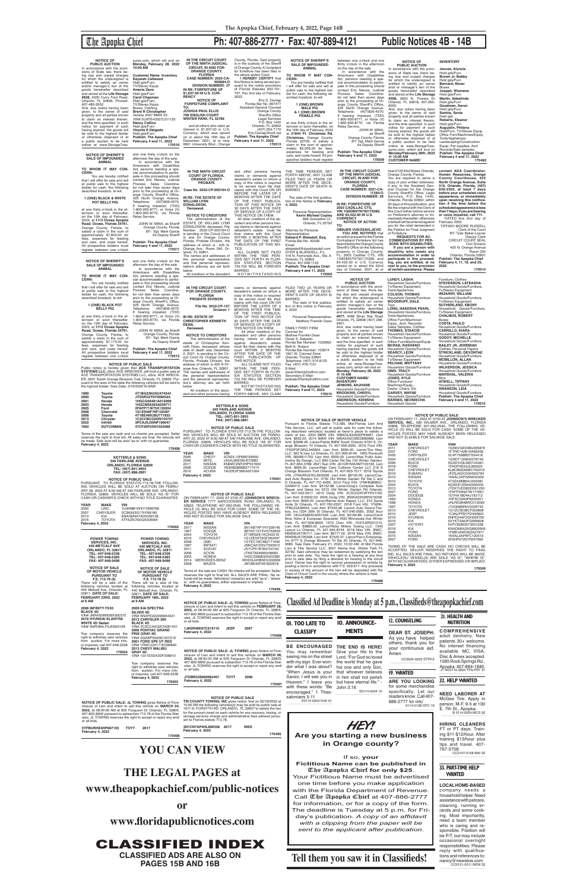# The Apopka Chief

Ph: 407-886-2777 • Fax: 407-889-4121

Public Notices 4B - 14B

**NOTICE OF PUBLIC AUCTION**

In accordance with the provisions of State law, there being due and unpaid charges for which the undersigned is entitled to satisfy an owner and/or manager's lien of the goods hereinafter described and stored at the **Life Storage #626**, 4020 Curry Ford Road, Orlando, FL 32806, Phone#: 407-480-2932.

And, due notice having been given, to the owner of said property and all parties known to claim an interest therein, and the time specified in such notice for payment of such having expired, the goods will be sold to the highest bidder or otherwise disposed of at a public auction to be held online at www.StorageTreasures.com, which will end on **Monday, February 28, 2022 10:00 AM**

**Customer Name Inventory**
**Keyarah Callwood**
Hsld gds/Furn, TV/Stereo Equip
**Amerie Zeno**
Hsld gds/Furn
**Carol Chapman**
Hsld gds/Furn, TV/Stereo Equip, Boxes, Clothing
**Brent R Christopher**
Vehicle 2007 BMW X5 VIN# 5UXFE43557L011125
**Nancy Collins**
Hsld gds/Furn
**Vicente E Delgado**
Hsld gds/Furn

**Publish: The Apopka Chief**
**February 4 and 11, 2022**
**170516**

**IN THE CIRCUIT COURT OF THE NINTH JUDICIAL CIRCUIT, IN AND FOR ORANGE COUNTY, FLORIDA**
**CASE NUMBER: 2022-CA-000684-O**
**DIVISION NUMBER: 37**

**IN RE: FORFEITURE OF $1,637.00 IN U.S. CURRENCY**

**NOTICE OF FORFEITURE COMPLAINT**

**TO: JOSHUA PAUL ELLIS**
**798 ENGLISH COURT**
**WINTER PARK, FL 32789**

and all others who claim an interest in $1,637.00 in U.S. Currency, which was seized on or about the 16th day of December, 2021, at or near 9991 University Blvd., Orange County, Florida. Said property is in the custody of the Sheriff of Orange County. A Complaint for forfeiture has been filed in the above-styled Court.

**I HEREBY CERTIFY** that this Notice is being served pursuant to the notice provisions of Florida Statutes 932.701-707, this 2nd day of February, 2022.

Eric D. Dunlap
Florida Bar No. 897477
Assistant General Counsel
Orange County
Sheriff's Office
Legal Services
P.O. Box 1440
Orlando, FL 32802
(407) 254-7170
Eric.Dunlap@ocfl.net

**Publish: The Apopka Chief**
**February 4 and 11, 2022**
**170513**

**NOTICE OF SHERIFF'S SALE OF IMPOUNDED ANIMAL**

**TO WHOM IT MAY CONCERN:**

You are hereby notified that I will offer for sale and sell at public sale to the highest bidder for cash, the following described livestock, to-wit:

**1 (ONE) BROWN MALE PIG**
**& 1 (ONE) BROWN FEMALE PIG**

at one thirty o'clock in the afternoon or soon thereafter, on the 16th day of February, 2022 at **21644 Ft. Christmas Rd, Christmas, Orange County, Florida 32709**, to satisfy a claim in the sum of approximately $2,508.00 for fees, expenses for feeding and care, and costs hereof. All prospective bidders must register between one o'clock and one thirty o'clock in the afternoon on the day of the sale.

In accordance with the Americans with Disabilities Act, persons needing a special accommodation to participate in this proceeding should contact Eric Nieves, Judicial Process Sales Coordinator not later than seven days prior to the proceeding at Orange County Sheriff's Office, 425 North Orange Avenue, Telephone: (407)836-4570; If hearing impaired, (TDD) 1-800-955-8771, or Voice (V) 1-800-955-8770, via Florida Relay Service.

JOHN W. MINA, as Sheriff
Orange County, Florida
BY: Sgt. Mark Garcia
As Deputy Sheriff

**Publish: The Apopka Chief**
**February 4 and 11, 2022**
**170509**

**NOTICE OF PUBLIC AUCTION**

In accordance with the provisions of State law, there being due and unpaid charges for which the undersigned is entitled to satisfy an owner and/or manager's lien of the goods hereinafter described and stored at the **Life Storage #508**, 2650 N. Powers Dr Orlando, FL 32818, 407-293-6005.

And, due notice having been given, to the owner of said property and all parties known to claim an interest therein, and the time specified in such notice for payment of such having expired, the goods will be sold to the highest bidder or otherwise disposed of at a public auction to be held online at www.StorageTreasures.com, which will end on **Monday/February 28th, 2022 @ 10:00 AM**

**CUSTOMER NAME/ INVENTORY**

**Jacuss, Alyncia**
Hsld gds/Furn
**Brown Jr, Bobby**
Hsld gds/Furn
**Bernard, Abner**
Boxes
**Joseph, Wisnerne**
Hsld gds/Furn
**Martin, Adashinda**
Hsld gds/Furn
**Goodman, Aaron**
Hsld gds/Furn
**Santos, Sonia**
Hsld gds/Furn
**Roberts, Eleanor**
Hsld gds/Furn
**Augustin, Philome**
Hsld/Furn, TV/Stereo Equip, Office Furn/Machines/Equip, Tools/Appliances, Landscaping/Construction Equip, Pet supplies, Acct Records/Sale samples

**Publish: The Apopka Chief**
**February 4 and 11, 2022**
**170482**

**NOTICE OF SHERIFF'S SALE OF IMPOUNDED ANIMAL**

**TO WHOM IT MAY CONCERN:**

You are hereby notified that I will offer for sale and sell at public sale to the highest bidder for cash, the following described livestock, to-wit:

**1 (ONE) BLACK & WHITE POT BELLY PIG**

at one thirty o'clock in the afternoon or soon thereafter, on the 13th day of February, 2022, at **1113 Ocoee Apopka Road, Ocoee, Florida 34761**, Orange County, Florida, to satisfy a claim in the sum of approximately $1,654.00 for fees, expenses for feeding and care, and costs hereof. All prospective bidders must register between one o'clock and one thirty o'clock in the afternoon the day of the sale.

In accordance with the Americans with Disabilities Act, persons needing a special accommodation to participate in this proceeding should contact Eric Nieves, Judicial Process Sales Coordinator not later than seven days prior to the proceeding at Orange County Sheriff's Office, 425 North Orange Avenue, Telephone: (407)836-4570; If hearing impaired, (TDD) 1-800-955-8771, or Voice (V) 1-800-955-8770, via Florida Relay Service.

JOHN W. MINA, as Sheriff
Orange County, Florida
BY: Sgt. Mark Garcia
As Deputy Sheriff

**Publish: The Apopka Chief**
**February 4 and 11, 2022**
**170511**

**IN THE NINTH CIRCUIT COURT OF FLORIDA, ORANGE COUNTY PROBATE**

**Case No. 2022-CP-000164-O**

**IN RE: THE ESTATE OF WILLIAM LYNN DONALDSON, Deceased.**

**NOTICE TO CREDITORS**

The administration of the ESTATE OF WILLIAM LYNN DONALDSON, deceased, File Number 2022-CP-000164-O is pending in the Circuit Court in and for Orange County, Florida, Probate Division, the address of which is 425 N. Orange Ave., Room 340, Orlando, FL 32801.

The names and addresses of the personal representative and that personal representative's attorney are set forth below.

All creditors of the decedent and other persons having claims or demands against decedent's estate on whom a copy of this notice is required to be served must file their claims with this Court ON OR BEFORE THE LATER OF 3 MONTHS AFTER THE TIME OF THE FIRST PUBLICATION OF THIS NOTICE OR 30 DAYS AFTER THE DATE OF SERVICE OF A COPY OF THIS NOTICE ON THEM.

All other creditors of the decedent and other persons having claims or demands against decedent's estate must file their claims with this Court WITHIN 3 MONTHS AFTER THE DATE OF THE FIRST PUBLICATION OF THIS NOTICE.

ALL CLAIMS NOT FILED WITHIN THE TIME PERIODS SET FORTH IN FLORIDA STATUTES SECTION 733.702 WILL BE FOREVER BARRED.

NOTWITHSTANDING THE TIME PERIODS SET FORTH ABOVE, ANY CLAIM FILED TWO (2) YEARS OR MORE AFTER THE DECEDENT'S DATE OF DEATH IS BARRED.

The date of first publication of this Notice is **February 4, 2022.**

Personal Representative:
**Kevin Michael Copley**
668 Greenside Ct.,
Orlando, FL 32792

Attorney for Personal Representative:
**Edward P. Bleasdell, Esq.**
Florida Bar No. 43336
E-mail:
ebleasdell@dyerbleasdell.com
DYER & BLEASDELL, PL
416 N. Ferncreek Ave., Ste. A
Orlando, FL 32803
Phone: 407-648-1153

**Publish: The Apopka Chief**
**February 4 and 11, 2022**
**170505**

**IN THE CIRCUIT COURT OF THE NINTH JUDICIAL CIRCUIT, IN AND FOR ORANGE COUNTY, FLORIDA**
**CASE NUMBER: 2021-CA-11384-O**
**DIVISION NUMBER: 39**

**IN RE: FORFEITURE OF 2003 CADILLAC CTS, VIN: 1G6DM57N730175289, AND $4,422.00 IN U.S. CURRENCY**

**NOTICE OF ACTION**

**TO: OBINJEN VUKOSAVLJEVIC**

**YOU ARE NOTIFIED** that an action pursuant to the Florida Contraband Forfeiture Act has been filed by the Orange County Sheriff's Office on the following property in Orange County, FL: 2003 Cadillac CTS, VIN 1G6DM57N730175289, and $4,422.00 in U.S. Currency seized on or about the 22nd day of October, 2021 at or near 2122 33rd Street, Orlando, Orange County, Florida.

You are required to serve a copy of your written defenses, if any, to the Assistant General Counsel for the Orange County Sheriff's Office, Legal Services, P.O. Box 1440, Orlando, Florida 32802, within 30 days of this publication, and file the original with the Clerk of this Court either before service on Petitioner's attorney or immediately thereafter; otherwise a default will be entered against you for the relief demanded in the Petition for Final Judgment of Forfeiture.

**REQUESTS FOR ACCOMMODATIONS BY PERSONS WITH DISABILITIES.**

**If you are a person with disability who needs any accommodation in order to participate in this proceeding, you are entitled, at no cost to you, to the provision of certain assistance. Please contact ADA Coordinator, Human Resources, Orange County Courthouse, 425 North Orange Avenue, Suite 510, Orlando, Florida, (407) 836-2303, at least 7 days before your scheduled court appearance, or immediately upon receiving this notification if the time before the scheduled appearance is less than 7 days; if you are hearing or voice impaired, call 711.**

DATED this 2nd day of February 2022.

TIFFANY MOORE RUSSELL
Clerk of the Court
BY: Tyler Baker-Lasser
Deputy Clerk
CIRCUIT COURT SEAL
Civil Division
425 N. Orange Avenue
Room 350
Orlando, Florida 32801

**Publish: The Apopka Chief**
**February 4, 11, 18 and 25, 2022**
**170514**

**NOTICE OF SHERIFF'S SALE OF IMPOUNDED ANIMAL**

**TO WHOM IT MAY CONCERN:**

You are hereby notified that I will offer for sale and sell at public sale to the highest bidder for cash, the following described livestock, to-wit:

**1 (ONE) BLACK POT BELLY PIG**

at one thirty o'clock in the afternoon or soon thereafter, on the 13th day of February, 2022, at **1113 Ocoee Apopka Road, Ocoee, Florida 34761**, Orange County, Florida, to satisfy a claim in the sum of approximately $1,175.00 for fees, expenses for feeding and care, and costs hereof. All prospective bidders must register between one o'clock and one thirty o'clock in the afternoon on the day of the sale.

In accordance with the Americans with Disabilities Act, persons needing a special accommodation to participate in this proceeding should contact Eric Nieves, Judicial Process Sales Coordinator not later than seven days prior to the proceeding at Orange County Sheriff's Office, 425 North Orange Avenue, Telephone: (407)836-4570; If hearing impaired, (TDD) 1-800-955-8771, or Voice (V) 1-800-955-8770, via Florida Relay Service.

JOHN W. MINA, as Sheriff
Orange County, Florida
BY: Sgt. Mark Garcia
As Deputy Sheriff

**Publish: The Apopka Chief**
**February 4 and 11, 2022**
**170512**

**IN THE CIRCUIT COURT FOR ORANGE COUNTY, FLORIDA PROBATE DIVISION**

**File No. 2022-CP-157**
**Division 1**

**IN RE: ESTATE OF CHRISTOPHER KENNETH DEAN, Deceased.**

**NOTICE TO CREDITORS**

The administration of the estate of Christopher Kenneth Dean, deceased, whose date of death was December 2, 2021, is pending in the Circuit Court for Orange County, Florida, Probate Division, the address of which is 425 N. Orange Ave, Orlando, FL 32801. The names and addresses of the personal representative and the personal representative's attorney are set forth below.

All creditors of the decedent and other persons having claims or demands against decedent's estate on whom a copy of this notice is required to be served must file their claims with this court ON OR BEFORE THE LATER OF 3 MONTHS AFTER THE TIME OF THE FIRST PUBLICATION OF THIS NOTICE OR 30 DAYS AFTER THE DATE OF SERVICE OF A COPY OF THIS NOTICE ON THEM.

All other creditors of the decedent and other persons having claims or demands against decedent's estate must file their claims with this court WITHIN 3 MONTHS AFTER THE DATE OF THE FIRST PUBLICATION OF THIS NOTICE.

ALL CLAIMS NOT FILED WITHIN THE TIME PERIODS SET FORTH IN FLORIDA STATUTES SECTION 733.702 WILL BE FOREVER BARRED.

NOTWITHSTANDING THE TIME PERIODS SET FORTH ABOVE, ANY CLAIM FILED TWO (2) YEARS OR MORE AFTER THE DECEDENT'S DATE OF DEATH IS BARRED.

The date of first publication of this notice is February 4, 2022.

Personal Representative:
Matthew Franklin Dean

FAMILY FIRST FIRM
Counsel for Personal Representative
Matthew Franklin Dean
Oscar S. Salgado
Florida Bar Number: 1025662
**Beth K. Roland**
Florida Bar Number: 103874
1901 W. Colonial Drive
Orlando, Florida 32804
Telephone: (407) 574-8125
Fax: (407) 476-1101
E-Mail:
beth.roland@familyfirstfirm.com
Secondary E-Mail:
probate@familyfirstfirm.com

**Publish: The Apopka Chief**
**February 4 and 11, 2022**
**170515**

**NOTICE OF PUBLIC AUCTION**

In accordance with the provisions of State law, there being due and unpaid charges for which the undersigned is entitled to satisfy an owner and/or manager's lien of the goods hereinafter described and stored at the **Life Storage #077**, 4066 Silver Star Road Orlando, FL 32808 (407) 298-9451.

And, due notice having been given, to the owner of said property and all parties known to claim an interest therein, and the time specified in such notice for payment of such having expired, the goods will be sold to the highest bidder or otherwise disposed of at a public auction to be held online at www.StorageTreasures.com, which will end on **Monday, February 28, 2022 @ 10 AM**

**CUSTOMER NAME/ INVENTORY**

**JENKINS, AHJHANE**
Household Goods/Furniture
**BROOKINS, CHERYL**
Household Goods/Furniture
**ANDRESON, KENISHA**
Household Goods/Furniture
**LUNDY, LASHA**
Household Goods/Furniture, Tv/Stereo Equipment, Tools/Appliances
**COLSON, THOMAS**
Household Goods/Furniture
**WOODRUFF, DALE**
Toys
**LONG, NAKESHA PEARL**
Household Goods/Furniture, Tools/Appliances, Office Furn/Machines/Equip., Acct. Records/Sales Samples, Clothes
**THOMAS, STAACIE**
Household Goods/Furniture, Tv/Stereo Equipment, Office Furn/Machines/Equip.
**MCRAE, RASHANO**
Household Goods/Furniture
**SEARCY, LEON**
Household Goods/Furniture, Tv/Stereo Equipment
**PELHAM, BRITTANY**
Household Goods/Furniture
**SIMS, TRACY**
Household Goods/Furniture
**JONES, KYLE**
Office Furniture/Machines/Equip., Desks, Chairs, Etc
**GARVEY, WAYNE**
Household Goods/Furniture
**BARNES, NEONIECHA**
Household Goods/Furniture, Clothes
**STEVENSON, LATEASHA**
Household Goods/Furniture, Tv/Stereo Equipment
**IRIZARRY, WILLIAM**
Household Goods/Furniture, Tv/Stereo Equipment
**SUTHERLAND, EBONY**
Household Goods/Furniture, Tv/Stereo Equipment
**CHALMUS, ROBERT**
Boxes
**COSTA, PAULO**
Household Goods/Furniture
**CARRILLO, KIARA**
Household Goods/Furniture
**GODOY, MICHELLE**
Household Goods/Furniture
**BAILEY JR, JERMIAH**
Household Goods/Furniture
**STRICKLAND, DEVONTAE**
Household Goods/Furniture
**MCMILLON, ALLAN**
Household Goods/Furniture
**WILKERSON, JESSICA**
Household Goods/Furniture
**MARSHAL, VALERIA**
Boxes
**ATWELL, TIFFANY**
Household Goods/Furniture
**SWANSON, LISA**
Household Goods/Furniture

**Publish: The Apopka Chief**
**February 4 and 11, 2022**
**170510**

**NOTICE OF PUBLIC SALE**

Public notice is hereby given that **ACE TRANSPORTATION SYSTEMS LLC**, d/b/a ACE WRECKER, will hold a public sale at ACE TRANSPORTATION SYSTEMS LLC, d/b/a ACE WRECKER, 5601 South Orange Blossom Trail, Orlando, FL 32839. Pursuant to the laws of the state the following vehicles will be sold to the highest bidder. Sale Date: 2/16/2022 At 8AM

| | | | |
|---|---|---|---|
| 1999 | Toyota | 4T1BG22K0XU474544 | |
| 2000 | Toyota | JTDDR32T9Y0060323 | |
| 2001 | Honda | 1HGCG56481A010269 | |
| 2003 | Honda | 1HGCM56363A039711 | |
| 2005 | Ford | 2FAFP71W75X139204 | |
| 2008 | Chevrolet | 1G1ZS58F78F125487 | |
| 2008 | Toyota | 4T1BE46K28U771652 | |
| 2013 | Chrysler | 1C3CCBCG5DN744747 | |
| 2012 | Infiniti | 3PCAJ5J39HF100047 | |
| 1992 | DUTCHMAN | 47CF20P2XN1024088 | |

Terms of the sale are cash and no checks are accepted. Seller reserves the right to final bid. All sales are final. No refunds will be made. Sale auto will be sold "as-is" with no guarantee.
**February 4, 2022**
**170496**

**KETTERLE & SONS**
**340 FAIRLANE AVENUE**
**ORLANDO, FLORIDA 32809**
**TEL: (407) 851-3953**
**FAX: (407) 888-2891**

**NOTICE OF PUBLIC SALE**

PURSUANT TO FLORIDA STATUTE-713.78-THE FOLLOWING VEHICLES WILL BE SOLD AT AUCTION ON FEBRUARY 28, 2022 AT 8:00 AM AT 340 FAIRLANE AVE. ORLANDO, FLORIDA, 32809. VEHICLES WILL BE SOLD "AS IS" FOR CASH OR CASHIER'S CHECK WITH NO TITLE GUARANTEE.

| YEAR | MAKE | VIN |
|---|---|---|
| 2000 | LINC. | 1LNHM81WXYY898768 |
| 2007 | CHRYSLER | 2C3KA53G17H766180 |
| 2013 | KIA | KNAGM4A74D5391128 |
| 2016 | TOYOTA | 5TFAZ5CNXGX006064 |

**February 4, 2022**
**170502**

**KETTERLE & SONS**
**340 FAIRLANE AVENUE**
**ORLANDO, FLORIDA 32809**
**TEL: (407) 851-3953**
**FAX: (407) 888-2891**

**NOTICE OF PUBLIC SALE**

PURSUANT TO FLORIDA STATUTE-713.78-THE FOLLOWING VEHICLES WILL BE SOLD AT AUCTION ON FEBRUARY 22, 2022 AT 8:00 AM AT 340 FAIRLANE AVE. ORLANDO, FLORIDA, 32809. VEHICLES WILL BE SOLD "AS IS" FOR CASH OR CASHIER'S CHECK WITH NO TITLE GUARANTEE.

| YEAR | MAKE | VIN |
|---|---|---|
| 2006 | CHEVY | 2CNDL13F866169550 |
| 2006 | MITS. | JA3AJ26E56U072683 |
| 2017 | NISSAN | KNMAT2MT0HP551003 |
| 2008 | DODGE | 1B3HB28B68D717474 |
| 2019 | ACURA | 19UDE2F36KA001264 |

**February 4, 2022**
**170501**

**NOTICE OF PUBLIC SALE**

ON FEBRUARY 17, 2022 AT 0700 AT **JOHNSON'S WRECKER SERVICE** 7777 NARCOOSSEE ROAD ORLANDO, FL 32822, TELEPHONE 407-293-2640, THE FOLLOWING VEHICLE (S) WILL BE SOLD FOR CASH. SOME OF THE VEHICLES POSTED MAY HAVE ALREADY BEEN RELEASED AND NOT ELIGIBLE FOR SALVAGE SALE.

| YEAR | MAKE | VIN |
|---|---|---|
| 2017 | NISSAN | 3N1AB7AP1HY328146 |
| 1997 | DODGE | 3B7HC13YXVG759632 |
| 2004 | TOYOTA | 2T1BR32E14C242316 |
| 2016 | CHEVROLET | 1G1ZE5ST9GF262497 |
| 2008 | GMC | 1GTEC19C68Z171040 |
| 1997 | INFINITI | JNKCA21D0VT500912 |
| 2011 | SUZUKI | JS1GT81B8B2100194 |
| 2006 | SCION | JTKKT604860096064 |
| 2002 | HONDA | 1HGCG56652A085385 |
| 2014 | MERCEDES-BENZ | WDDGJ4HB5EG302669 |
| 2008 | MAZDA | JM1BK32F481822618 |

Terms of the sale are CASH. No checks will be accepted. Seller reserves the right to final bid. ALL SALES ARE FINAL. No refunds will be made. Vehicle(s)/ vessel(s) are sold "as is", "where is", with no guarantees, either expressed or implied.
**February 4, 2022**
**170499**

**POWER TOWING SERVICES, INC.**
**440 METCALF AVE**
**ORLANDO, FL 32811**
**TEL: 407-948-2338**
**TEL: 407-948-2283**
**FAX: 407-948-9498**

**NOTICE OF SALE OF MOTOR VEHICLE PURSUANT TO F.S. 713.78 (5)**

There will be a sale of the following vehicles located at 440 Metcalf Ave. Orlando, FL 32811. **DATE OF SALE: FEBRUARY 23RD, 2022 at 9 AM**

**2008 INFINITY FX35**
**BLACK 4D**
VIN# JNRAS08W28X200372
**2018 HYUNDAI ELANTRA WHITE 4D Sedan**
VIN# 5NPD84LF1JH293198

Tow company reserves the right to withdraw said vehicles from auction. For more info, or inquiries, call 407-948-2338
**February 4, 2022**
**170504**

**POWER TOWING SERVICES, INC.**
**440 METCALF AVE**
**ORLANDO, FL 32811**
**TEL: 407-948-2338**
**TEL: 407-948-2283**
**FAX: 407-948-9498**

**NOTICE OF SALE OF MOTOR VEHICLE PURSUANT TO F.S. 713.78 (5)**

There will be a sale of the following vehicles located at 440 Metcalf Ave. Orlando, FL 32811. **DATE OF SALE: FEBRUARY 16th, 2022 at 9 AM**

**2009 KIA SPECTRA SILVER 4D**
VIN# KNAFE222295636321
**2012 CHRYSLER 300 BLACK 4D**
VIN# 2C3CCAAG2CH261401
**2006 PONTIAC GRAND PRIX GRAY 4D**
VIN# 2G2WP552561207319
**2001 FORD SPE UT RED**
VIN# 1FMCU04171KD06840
**2013 CHEVY MALIBU GRAY 4D**
VIN# 1G11E5SA2DF256810

Tow company reserves the right to withdraw said vehicles from auction. For more info, or inquiries, call 407-948-2338
**February 4, 2022**
**170503**

**NOTICE OF PUBLIC SALE: JL TOWING** gives Notice of Foreclosure of Lien and intent to sell this vehicle on **FEBRUARY 28, 2022**, at 08:00:00 AM at 605 Ferguson Dr Orlando, FL 32805, 407-802-8600 pursuant to subsection 713.78 of the Florida Statutes. JL TOWING reserves the right to accept or reject any and/or all bids.

| | | | |
|---|---|---|---|
| 1J8GR48K67C619110 | JEEP | 2007 | |

**February 4, 2022**
**170468**

**NOTICE OF PUBLIC SALE: JL TOWING** gives Notice of Foreclosure of Lien and intent to sell this vehicle on **MARCH 06, 2022**, at 08:00:00 AM at 605 Ferguson Dr Orlando, FL 32805, 407-802-8600 pursuant to subsection 713.78 of the Florida Statutes. JL TOWING reserves the right to accept or reject any and/or all bids.

| | | | |
|---|---|---|---|
| JTDBR32E660082401 | TOYT | 2006 | |

**February 4, 2022**
**170497**

**NOTICE OF PUBLIC SALE: JL TOWING** gives Notice of Foreclosure of Lien and intent to sell this vehicle on **MARCH 04, 2022**, at 08:00:00 AM at 605 Ferguson Dr Orlando, FL 32805, 407-802-8600 pursuant to subsection 713.78 of the Florida Statutes. JL TOWING reserves the right to accept or reject any and/or all bids.

| | | | |
|---|---|---|---|
| 5YFBURHE4HP667155 | TOYT | 2017 | |

**February 4, 2022**
**170498**

**NOTICE OF PUBLIC SALE**

**TRI COUNTY TOWING, INC** gives notice that on 02/18/2022 at 10:00 AM the following vehicles(s) may be sold by public sale at 1611 N. FORSYTH RD, ORLANDO, FL 32807 to satisfy the lien for the amount owed on each vehicle for any recovery, towing, or storage services charges and administrative fees allowed pursuant to Florida statute 713.78.

| | | | |
|---|---|---|---|
| 3N1CN7AP4HL890328 | 2017 | NISS | |

**February 4, 2022**
**170495**

**NOTICE OF SALE OF MOTOR VEHICLE**

Pursuant to Florida Statute 713.585, Mid-Florida Lien And Title Service, LLC. will sell at public sale for cash the following described vehicle(s) located at lienor's place to satisfy a claim of lien. 2003 BMW VIN: WBAGL63483DP69397. Lien Amt:$5550.20. 2014 BMW VIN: WBAXA5C56ED689989. Lien Amt: $2998.26. Lienor/Fields BMW South Orlando 9750 S. Orange Blossom Trl Orlando, FL 407-856-6300. 2016 Ford VIN: 1FADP3F29GL340804. Lien Amt: $695.00. Lienor/Tire Max, LLC. 363 N Ivey Ln Orlando, FL 321-800-8145. 1995 Plymouth VIN: 3B5BB1H7YS5 Lien Amt: $695.00. Lienor/Wes Pullin Automotive By Design, LLC 690 Carter Rd Ste 100 Winter Garden, FL 407-654-3768. 2021 Suzi VIN: JS1GR7MA4M7100193. Lien Amt: $695.00. Lienor/High Care Collision Center LLC 219 S Orange Blossom Trail Orlando, FL 407-953-7517. 2016 Toyota VIN: JTNKARJEXGJ509596. Lien Amt: $8100.00. Lienor/Caswell Auto Repair Inc. 3730 Old Winter Garden Rd Ste C and D Orlando, FL 407-731-6495. 2012 Ford VIN: 1FMFK8D88DCGA8973. Lien Amt: $5152.88. Lienor/Greg's Complete Auto Repair and Sales Inc 5210 Old Winter Garden Rd Orlando, FL 407-523-5917. 2015 Dodg VIN: 2C3CDXAT2FH701193. Lien Amt: $19682.00. 2006 Dodg VIN: 2B3KA53H26H219226. Lien Amt: $595.00. Lienor/Benito Auto Repair, LLC. 910 Santa Anita St Orlando, FL 407-760-2297. 2018 Ford VIN: 1FM5K7F8XJGA36653. Lien Amt: $7955.96. Lienor/ Auto Sound Factory, Inc.1234 29th St Orlando, FL 407-246-0345. 2002 Acur VIN: 19UUA56612A057430. Lien Amt: $3199.66. Lienor/Castro Bros Volvo & European Specialist 1633 Minnesota Ave Winter Park, FL 407-628-9699. 1972 Chev VIN: 1D37U2R521013. Lien Amt: $9865.50. Lienor/Ricky Millers Towing LLC. 1343 Lescot Ln Orlando, FL 321-594-8744. 2018 Niss VIN: 3N6CM0KN0JK700117. Lien Amt: $6777.00. 2018 Niss VIN: 3N6CM0KN0JK705355. Lien Amt: $7520.37. Lienor/Paco's Enterprise, Inc 9777 S Orange Blossom Trl Ste 25 Orlando, FL 321-946-0880. Sale Date: February 21, 2022, 10:00 AM. At Mid Florida Lien & Title Service, LLC. 3001 Aloma Ave. Winter Park FL 32792. Said vehicle(s) may be redeemed by satisfying the lien prior to sale date. You have the right to a hearing at any time prior to sale date by filing a demand for hearing in the circuit court. Owner has the right to recover possession of vehicle by posting a bond in accordance with F.S. 559.917. Any proceeds in excess of the amount of the lien will be deposited with the Clerk of Circuit Court in the county where the vehicle is held.
**February 4, 2022**
**170488**

**NOTICE OF PUBLIC SALE**

ON FEBRUARY 17, 2022 AT 0700 AT **JOHNSON'S WRECKER SERVICE, INC.**, 580 WILMER AVE., ORLANDO, FLORIDA 32808, TELEPHONE 407-293-2540, THE FOLLOWING VEHICLE (S) WILL BE SOLD FOR CASH. SOME OF THE VEHICLES POSTED MAY HAVE ALREADY BEEN RELEASED AND NOT ELIGIBLE FOR SALVAGE SALE.

| YEAR | MAKE | VIN# |
|---|---|---|
| 2011 | CHEVROLET | 1GNKVGED9BJ365876 |
| 2005 | FORD | 1FTYR14E85PA66256 |
| 2006 | CHRYSLER | 3C4FY58B57T554418 |
| 2004 | CHEVROLET | 1G1ND71S84G219142 |
| 2006 | BUICK | KL4CJCSB3MB124281 |
| 2018 | FORD | 1FADP3E25JL285032 |
| 2000 | CHEVROLET | 1GJBEG5R3E792319 |
| 2016 | SUBARU | JF2SJAGC0GH402794 |
| 2010 | NISSAN | 1N4AL2AP9AN542339 |
| 2010 | KIA | 4T3ZA3BB6AU032061 |
| 2004 | BUICK | 5GADS13S642393203 |
| 2013 | TOYOTA | JTDKTUD30DD561250 |
| 2007 | FORD | 1FAFP34N27W177661 |
| 2004 | DODGE | 1D7HA18D44J183112 |
| 1999 | HONDA | 1HFSC2204XA700381 |
| 2005 | HONDA | JHLRD68996C010030 |
| 1997 | TOYOTA | JT3GN86R6V0029742 |
| 2012 | CHEVROLET | 1G1ZC5E08CF302828 |
| 2015 | JEEP | 1C4NJPFB1FD426822 |
| 2016 | HYUNDAI | 5NPE24AF2GH326700 |
| 2015 | KIA | 5XYKT4A67FG680576 |
| 2016 | VICTORY | 5VPCB26D0F3001638 |
| 2016 | KIA | KNADM4A30G6609993 |
| 2006 | FORD | 1FMEU64E06ZA27571 |
| 2015 | NISSAN | 1N4AL3APXFC125519 |
| 2002 | FORD | 1FAFP56U12A242283 |

TERMS OF THE SALE ARE CASH. NO CHECKS WILL BE ACCEPTED. SELLER RESERVES THE RIGHT TO FINAL BID. ALL SALES ARE FINAL. NO REFUNDS WILL BE MADE. VEHICLE(S)/ VESSEL(S) ARE SOLD "AS IS", "WHERE IS", WITH NO GUARANTEES, EITHER EXPRESSED OR IMPLIED.
**February 4, 2022**
**170500**

# YOU CAN VIEW THE LEGAL PAGES at www.theapopkachief.com/public-notices or www.floridapublicnotices.com

# CLASSIFIED INDEX
**CLASSIFIED ADS ARE ALSO ON PAGES 15B AND 16B**

# Classified Ad Deadline is Monday at 5 p.m., Classifieds@theapopkachief.com

## 01. TOO LATE TO CLASSIFY

**BE ENCOURAGED**
You may remember seeing me on the street with my sign. Ever wonder what I was about? "When Jesus is your Savior, I will see you in Heaven." I leave you with these words: "Be encouraged." 1 Thessalonians 5:11
E0114-0204 DAY 01

## 10. ANNOUNCEMENTS

**THE END IS HERE!**
Give your life to the Lord. "For God so loved the world that he gave his one and only Son, that whoever believes in him shall not perish but have eternal life." - John 3:16
E0114-0204 10

## 12. COUNSELING

**DEAR ST. JOSEPH:**
As you have helped others, thank you for your continuous aid. Amen
CC0204-0225 STR12

## 19. WANTED

**ARE YOU LOOKING** for some merchandise specifically. Let our readers know. Call 407-886-2777 for info!
0114-0128 OFC 19

## 21. HEALTH AND NUTRITION

**COMPREHENSIVE** adult dentistry. New patients 30+ welcome. No interest financing available. MC, VISA, Disc & Amex accepted. 1585 Rock Springs Rd, Apopka. 407-884-1846.
JT NEO114-0204 TFN PET 21

## 32. HELP WANTED

**NEED LABORER AT** McGee Tire. Apply in person. M-F, 9-5 at 130 E. 7th St., Apopka.
B 0114-0204 MCG 32

**HIRING CLEANERS** FT or PT days. Training $11-$12/hour, After training $13/hour plus tips and travel. 407-767-5758.
CC0107-0128 MAI 32

## 33. PART-TIME HELP WANTED

**LOCAL HOME-BASED** company needs a household helper. Need assistance with petcare, cleaning, running errands and some cooking. Most importantly, need a team member who is caring and responsible. Position will be P/T, but may include occasional overnight responsibilities. Please reply with qualifications and references to: nancy@newelow.com
CC0121-0211 NEW 33

**HEY! Are you starting a new business in Orange county?**

If so, **your Fictitious Name can be published in The Apopka Chief for only $25**. Your Fictitious Name must be advertised one time before you make application with the Florida Department of Revenue. Call **The Apopka Chief** at 407-886-2777 for information, or for a copy of the form. The deadline is Tuesday at 5 p.m. for Friday's publication. *A copy of an affidavit with a clipping from the paper will be sent to the applicant after publication.*

# Tell them you saw it in Classifieds!